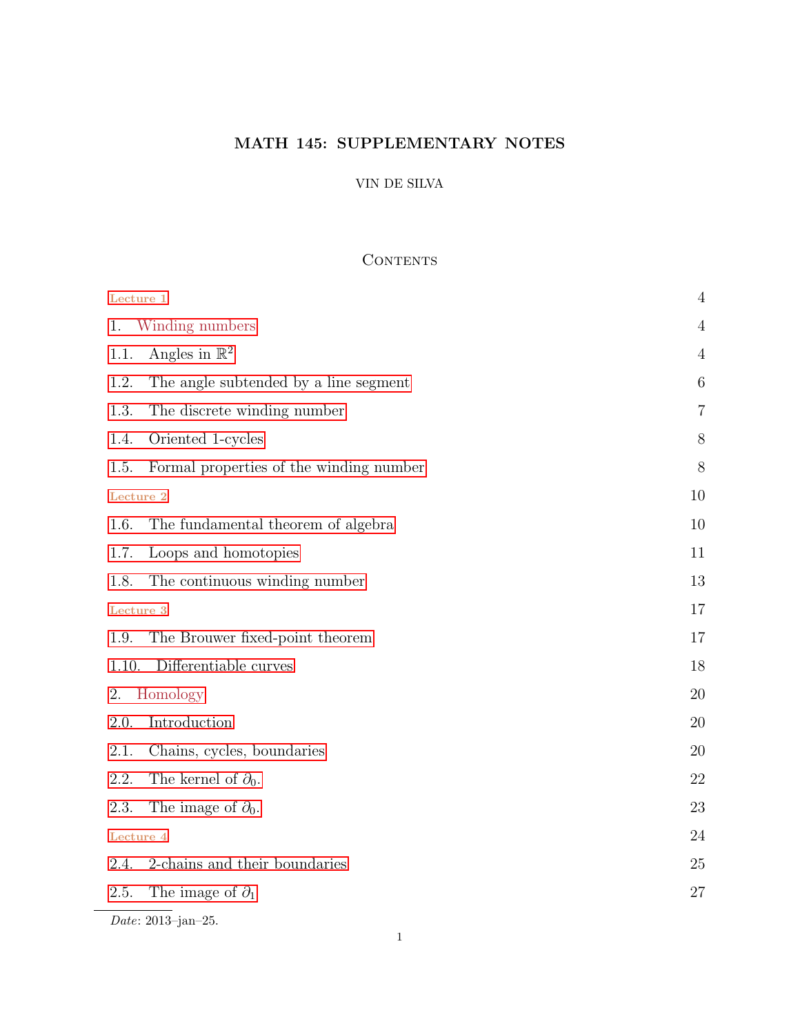# MATH 145: SUPPLEMENTARY NOTES

VIN DE SILVA

## Contents

| | |
|---|---|
| Lecture 1 | 4 |
| 1. Winding numbers | 4 |
| 1.1. Angles in $\mathbb{R}^2$ | 4 |
| 1.2. The angle subtended by a line segment | 6 |
| 1.3. The discrete winding number | 7 |
| 1.4. Oriented 1-cycles | 8 |
| 1.5. Formal properties of the winding number | 8 |
| Lecture 2 | 10 |
| 1.6. The fundamental theorem of algebra | 10 |
| 1.7. Loops and homotopies | 11 |
| 1.8. The continuous winding number | 13 |
| Lecture 3 | 17 |
| 1.9. The Brouwer fixed-point theorem | 17 |
| 1.10. Differentiable curves | 18 |
| 2. Homology | 20 |
| 2.0. Introduction | 20 |
| 2.1. Chains, cycles, boundaries | 20 |
| 2.2. The kernel of $\partial_0$. | 22 |
| 2.3. The image of $\partial_0$. | 23 |
| Lecture 4 | 24 |
| 2.4. 2-chains and their boundaries | 25 |
| 2.5. The image of $\partial_1$ | 27 |

*Date*: 2013–jan–25.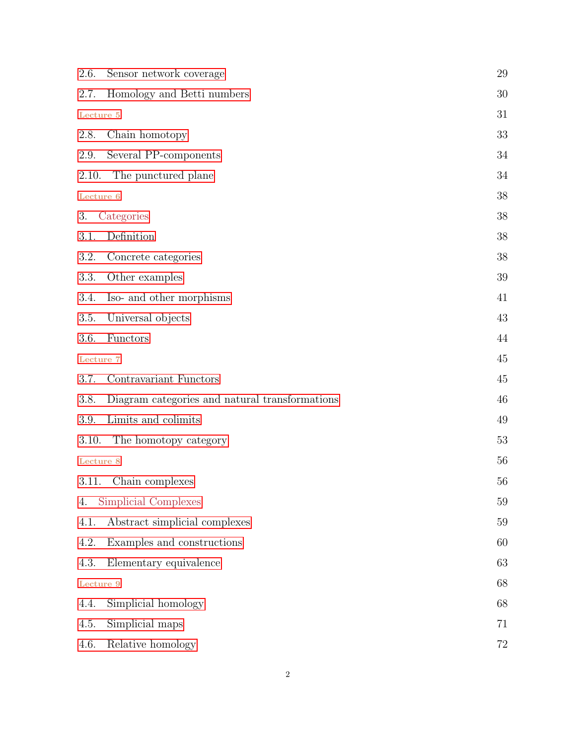2.6. Sensor network coverage 29

2.7. Homology and Betti numbers 30

Lecture 5 31

2.8. Chain homotopy 33

2.9. Several PP-components 34

2.10. The punctured plane 34

Lecture 6 38

3. Categories 38

3.1. Definition 38

3.2. Concrete categories 38

3.3. Other examples 39

3.4. Iso- and other morphisms 41

3.5. Universal objects 43

3.6. Functors 44

Lecture 7 45

3.7. Contravariant Functors 45

3.8. Diagram categories and natural transformations 46

3.9. Limits and colimits 49

3.10. The homotopy category 53

Lecture 8 56

3.11. Chain complexes 56

4. Simplicial Complexes 59

4.1. Abstract simplicial complexes 59

4.2. Examples and constructions 60

4.3. Elementary equivalence 63

Lecture 9 68

4.4. Simplicial homology 68

4.5. Simplicial maps 71

4.6. Relative homology 72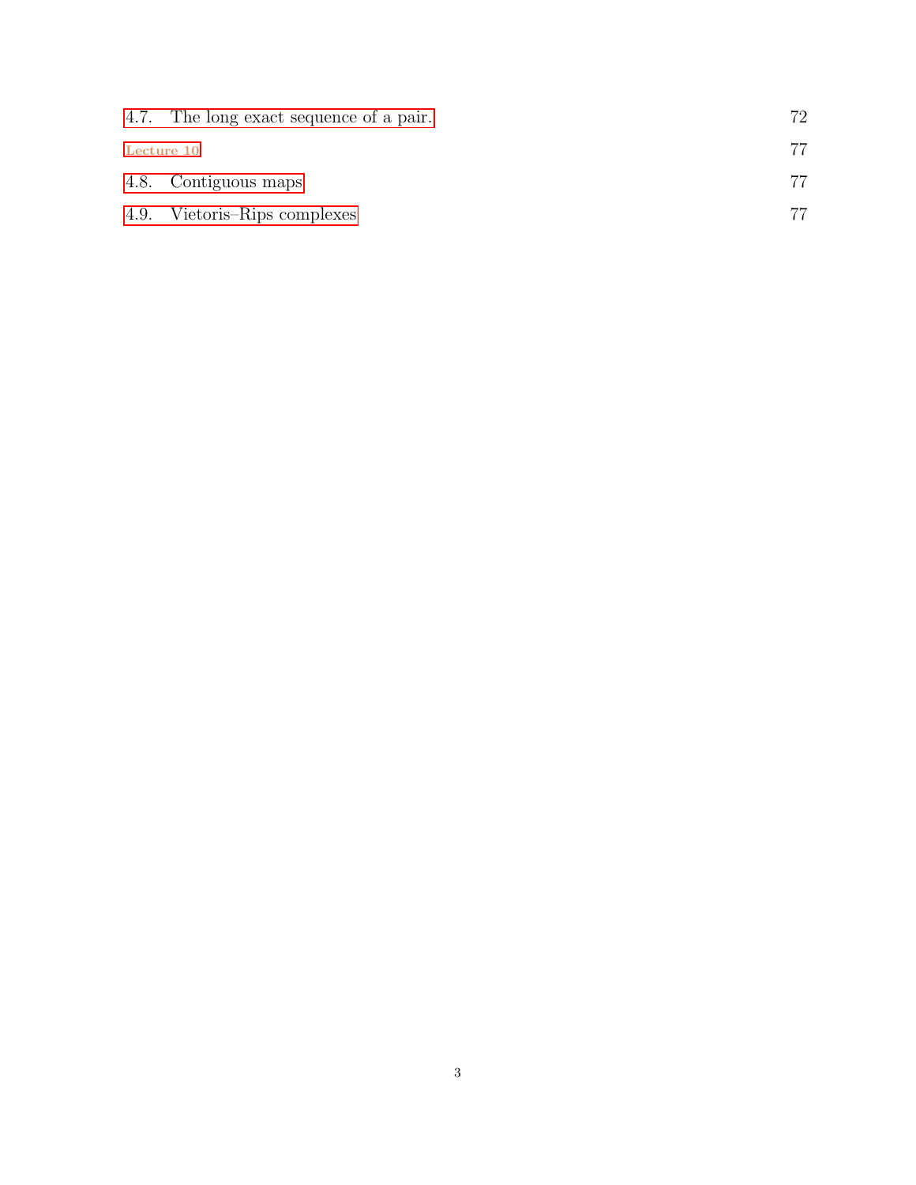4.7. The long exact sequence of a pair. 72

Lecture 10 77

4.8. Contiguous maps 77

4.9. Vietoris–Rips complexes 77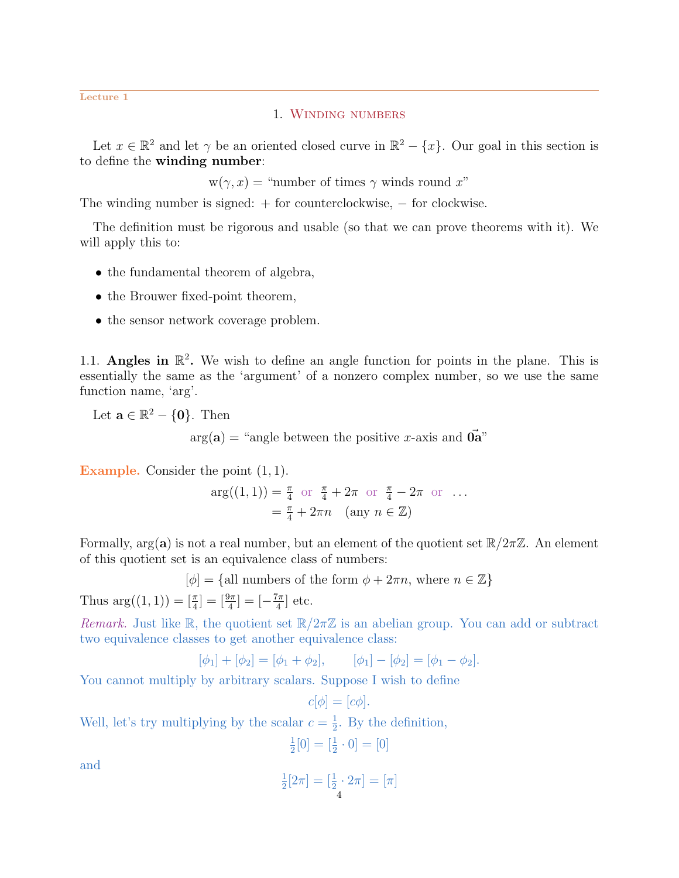Lecture 1

# 1. Winding numbers

Let $x \in \mathbb{R}^2$ and let $\gamma$ be an oriented closed curve in $\mathbb{R}^2 - \{x\}$. Our goal in this section is to define the **winding number**:

$$\mathrm{w}(\gamma, x) = \text{"number of times } \gamma \text{ winds round } x\text{"}$$

The winding number is signed: + for counterclockwise, − for clockwise.

The definition must be rigorous and usable (so that we can prove theorems with it). We will apply this to:

- the fundamental theorem of algebra,
- the Brouwer fixed-point theorem,
- the sensor network coverage problem.

## 1.1. Angles in $\mathbb{R}^2$.

We wish to define an angle function for points in the plane. This is essentially the same as the 'argument' of a nonzero complex number, so we use the same function name, 'arg'.

Let $\mathbf{a} \in \mathbb{R}^2 - \{\mathbf{0}\}$. Then

$$\arg(\mathbf{a}) = \text{"angle between the positive } x\text{-axis and } \vec{\mathbf{0a}}\text{"}$$

**Example.** Consider the point $(1, 1)$.

$$\begin{aligned}\arg((1,1)) &= \tfrac{\pi}{4} \text{ or } \tfrac{\pi}{4} + 2\pi \text{ or } \tfrac{\pi}{4} - 2\pi \text{ or } \dots \\ &= \tfrac{\pi}{4} + 2\pi n \quad (\text{any } n \in \mathbb{Z})\end{aligned}$$

Formally, $\arg(\mathbf{a})$ is not a real number, but an element of the quotient set $\mathbb{R}/2\pi\mathbb{Z}$. An element of this quotient set is an equivalence class of numbers:

$$[\phi] = \{\text{all numbers of the form } \phi + 2\pi n, \text{ where } n \in \mathbb{Z}\}$$

Thus $\arg((1,1)) = [\frac{\pi}{4}] = [\frac{9\pi}{4}] = [-\frac{7\pi}{4}]$ etc.

*Remark.* Just like $\mathbb{R}$, the quotient set $\mathbb{R}/2\pi\mathbb{Z}$ is an abelian group. You can add or subtract two equivalence classes to get another equivalence class:

$$[\phi_1] + [\phi_2] = [\phi_1 + \phi_2], \qquad [\phi_1] - [\phi_2] = [\phi_1 - \phi_2].$$

You cannot multiply by arbitrary scalars. Suppose I wish to define

$$c[\phi] = [c\phi].$$

Well, let's try multiplying by the scalar $c = \frac{1}{2}$. By the definition,

$$\tfrac{1}{2}[0] = [\tfrac{1}{2} \cdot 0] = [0]$$

and

$$\tfrac{1}{2}[2\pi] = [\tfrac{1}{2} \cdot 2\pi] = [\pi]$$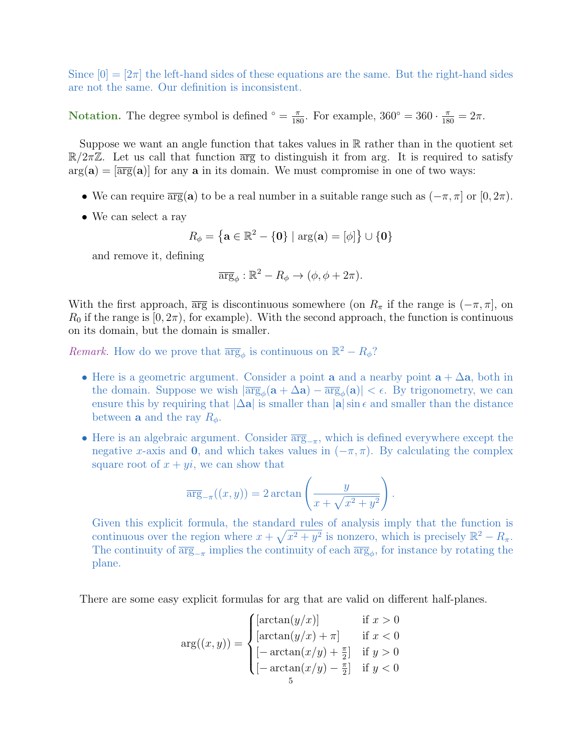Since $[0] = [2\pi]$ the left-hand sides of these equations are the same. But the right-hand sides are not the same. Our definition is inconsistent.

**Notation.** The degree symbol is defined $^\circ = \frac{\pi}{180}$. For example, $360^\circ = 360 \cdot \frac{\pi}{180} = 2\pi$.

Suppose we want an angle function that takes values in $\mathbb{R}$ rather than in the quotient set $\mathbb{R}/2\pi\mathbb{Z}$. Let us call that function $\overline{\arg}$ to distinguish it from arg. It is required to satisfy $\arg(\mathbf{a}) = [\overline{\arg}(\mathbf{a})]$ for any $\mathbf{a}$ in its domain. We must compromise in one of two ways:

- We can require $\overline{\arg}(\mathbf{a})$ to be a real number in a suitable range such as $(-\pi, \pi]$ or $[0, 2\pi)$.
- We can select a ray
$$R_\phi = \{\mathbf{a} \in \mathbb{R}^2 - \{\mathbf{0}\} \mid \arg(\mathbf{a}) = [\phi]\} \cup \{\mathbf{0}\}$$
and remove it, defining
$$\overline{\arg}_\phi : \mathbb{R}^2 - R_\phi \to (\phi, \phi + 2\pi).$$

With the first approach, $\overline{\arg}$ is discontinuous somewhere (on $R_\pi$ if the range is $(-\pi, \pi]$, on $R_0$ if the range is $[0, 2\pi)$, for example). With the second approach, the function is continuous on its domain, but the domain is smaller.

*Remark.* How do we prove that $\overline{\arg}_\phi$ is continuous on $\mathbb{R}^2 - R_\phi$?

- Here is a geometric argument. Consider a point $\mathbf{a}$ and a nearby point $\mathbf{a} + \Delta\mathbf{a}$, both in the domain. Suppose we wish $|\overline{\arg}_\phi(\mathbf{a} + \Delta\mathbf{a}) - \overline{\arg}_\phi(\mathbf{a})| < \epsilon$. By trigonometry, we can ensure this by requiring that $|\Delta\mathbf{a}|$ is smaller than $|\mathbf{a}| \sin \epsilon$ and smaller than the distance between $\mathbf{a}$ and the ray $R_\phi$.
- Here is an algebraic argument. Consider $\overline{\arg}_{-\pi}$, which is defined everywhere except the negative $x$-axis and $\mathbf{0}$, and which takes values in $(-\pi, \pi)$. By calculating the complex square root of $x + yi$, we can show that
$$\overline{\arg}_{-\pi}((x, y)) = 2 \arctan\left(\frac{y}{x + \sqrt{x^2 + y^2}}\right).$$
Given this explicit formula, the standard rules of analysis imply that the function is continuous over the region where $x + \sqrt{x^2 + y^2}$ is nonzero, which is precisely $\mathbb{R}^2 - R_\pi$. The continuity of $\overline{\arg}_{-\pi}$ implies the continuity of each $\overline{\arg}_\phi$, for instance by rotating the plane.

There are some easy explicit formulas for arg that are valid on different half-planes.

$$\arg((x, y)) = \begin{cases} [\arctan(y/x)] & \text{if } x > 0 \\ [\arctan(y/x) + \pi] & \text{if } x < 0 \\ [-\arctan(x/y) + \frac{\pi}{2}] & \text{if } y > 0 \\ [-\arctan(x/y) - \frac{\pi}{2}] & \text{if } y < 0 \end{cases}$$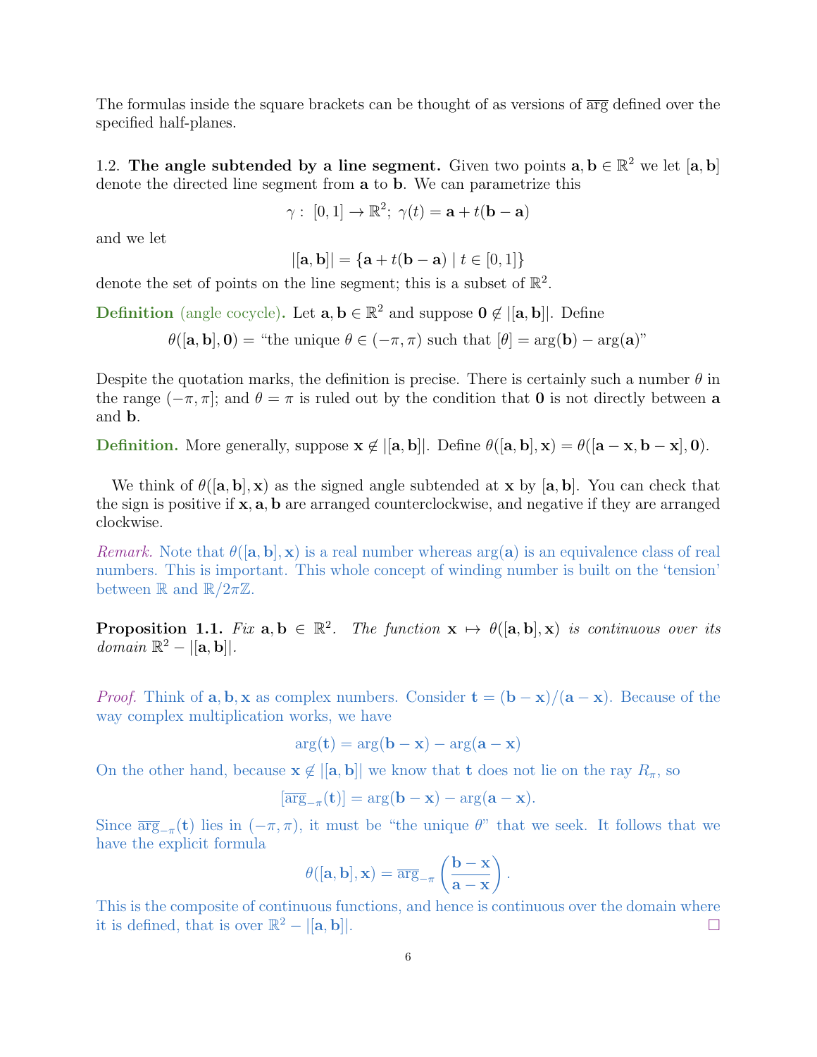The formulas inside the square brackets can be thought of as versions of $\overline{\arg}$ defined over the specified half-planes.

1.2. **The angle subtended by a line segment.** Given two points $\mathbf{a}, \mathbf{b} \in \mathbb{R}^2$ we let $[\mathbf{a}, \mathbf{b}]$ denote the directed line segment from $\mathbf{a}$ to $\mathbf{b}$. We can parametrize this

$$\gamma : [0, 1] \to \mathbb{R}^2; \ \gamma(t) = \mathbf{a} + t(\mathbf{b} - \mathbf{a})$$

and we let

$$|[\mathbf{a}, \mathbf{b}]| = \{\mathbf{a} + t(\mathbf{b} - \mathbf{a}) \mid t \in [0, 1]\}$$

denote the set of points on the line segment; this is a subset of $\mathbb{R}^2$.

**Definition** (angle cocycle)**.** Let $\mathbf{a}, \mathbf{b} \in \mathbb{R}^2$ and suppose $\mathbf{0} \notin |[\mathbf{a}, \mathbf{b}]|$. Define

$$\theta([\mathbf{a}, \mathbf{b}], \mathbf{0}) = \text{“the unique } \theta \in (-\pi, \pi) \text{ such that } [\theta] = \arg(\mathbf{b}) - \arg(\mathbf{a})\text{”}$$

Despite the quotation marks, the definition is precise. There is certainly such a number $\theta$ in the range $(-\pi, \pi]$; and $\theta = \pi$ is ruled out by the condition that $\mathbf{0}$ is not directly between $\mathbf{a}$ and $\mathbf{b}$.

**Definition.** More generally, suppose $\mathbf{x} \notin |[\mathbf{a}, \mathbf{b}]|$. Define $\theta([\mathbf{a}, \mathbf{b}], \mathbf{x}) = \theta([\mathbf{a} - \mathbf{x}, \mathbf{b} - \mathbf{x}], \mathbf{0})$.

We think of $\theta([\mathbf{a}, \mathbf{b}], \mathbf{x})$ as the signed angle subtended at $\mathbf{x}$ by $[\mathbf{a}, \mathbf{b}]$. You can check that the sign is positive if $\mathbf{x}, \mathbf{a}, \mathbf{b}$ are arranged counterclockwise, and negative if they are arranged clockwise.

*Remark.* Note that $\theta([\mathbf{a}, \mathbf{b}], \mathbf{x})$ is a real number whereas $\arg(\mathbf{a})$ is an equivalence class of real numbers. This is important. This whole concept of winding number is built on the ‘tension’ between $\mathbb{R}$ and $\mathbb{R}/2\pi\mathbb{Z}$.

**Proposition 1.1.** *Fix $\mathbf{a}, \mathbf{b} \in \mathbb{R}^2$. The function $\mathbf{x} \mapsto \theta([\mathbf{a}, \mathbf{b}], \mathbf{x})$ is continuous over its domain $\mathbb{R}^2 - |[\mathbf{a}, \mathbf{b}]|$.*

*Proof.* Think of $\mathbf{a}, \mathbf{b}, \mathbf{x}$ as complex numbers. Consider $\mathbf{t} = (\mathbf{b} - \mathbf{x})/(\mathbf{a} - \mathbf{x})$. Because of the way complex multiplication works, we have

$$\arg(\mathbf{t}) = \arg(\mathbf{b} - \mathbf{x}) - \arg(\mathbf{a} - \mathbf{x})$$

On the other hand, because $\mathbf{x} \notin |[\mathbf{a}, \mathbf{b}]|$ we know that $\mathbf{t}$ does not lie on the ray $R_\pi$, so

$$[\overline{\arg}_{-\pi}(\mathbf{t})] = \arg(\mathbf{b} - \mathbf{x}) - \arg(\mathbf{a} - \mathbf{x}).$$

Since $\overline{\arg}_{-\pi}(\mathbf{t})$ lies in $(-\pi, \pi)$, it must be “the unique $\theta$” that we seek. It follows that we have the explicit formula

$$\theta([\mathbf{a}, \mathbf{b}], \mathbf{x}) = \overline{\arg}_{-\pi}\left(\frac{\mathbf{b} - \mathbf{x}}{\mathbf{a} - \mathbf{x}}\right).$$

This is the composite of continuous functions, and hence is continuous over the domain where it is defined, that is over $\mathbb{R}^2 - |[\mathbf{a}, \mathbf{b}]|$. □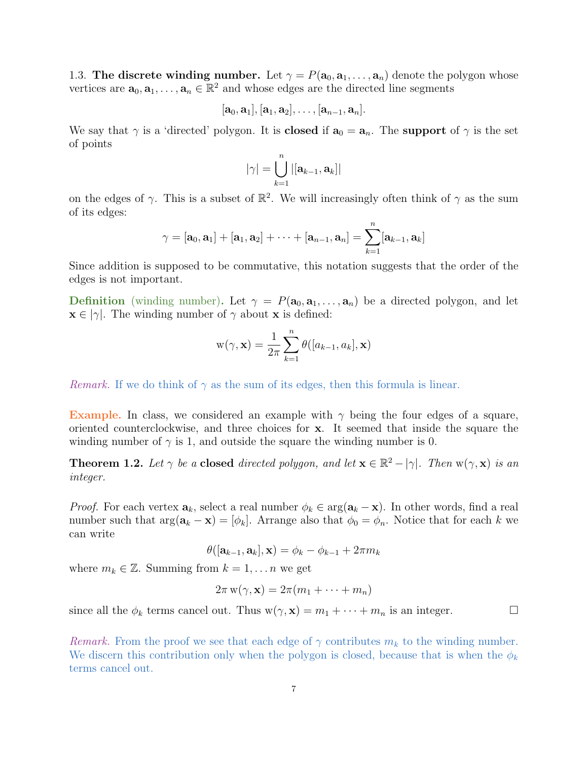1.3. **The discrete winding number.** Let $\gamma = P(\mathbf{a}_0, \mathbf{a}_1, \ldots, \mathbf{a}_n)$ denote the polygon whose vertices are $\mathbf{a}_0, \mathbf{a}_1, \ldots, \mathbf{a}_n \in \mathbb{R}^2$ and whose edges are the directed line segments

$$[\mathbf{a}_0, \mathbf{a}_1], [\mathbf{a}_1, \mathbf{a}_2], \ldots, [\mathbf{a}_{n-1}, \mathbf{a}_n].$$

We say that $\gamma$ is a 'directed' polygon. It is **closed** if $\mathbf{a}_0 = \mathbf{a}_n$. The **support** of $\gamma$ is the set of points

$$|\gamma| = \bigcup_{k=1}^{n} |[\mathbf{a}_{k-1}, \mathbf{a}_k]|$$

on the edges of $\gamma$. This is a subset of $\mathbb{R}^2$. We will increasingly often think of $\gamma$ as the sum of its edges:

$$\gamma = [\mathbf{a}_0, \mathbf{a}_1] + [\mathbf{a}_1, \mathbf{a}_2] + \cdots + [\mathbf{a}_{n-1}, \mathbf{a}_n] = \sum_{k=1}^{n} [\mathbf{a}_{k-1}, \mathbf{a}_k]$$

Since addition is supposed to be commutative, this notation suggests that the order of the edges is not important.

**Definition** (winding number). Let $\gamma = P(\mathbf{a}_0, \mathbf{a}_1, \ldots, \mathbf{a}_n)$ be a directed polygon, and let $\mathbf{x} \in |\gamma|$. The winding number of $\gamma$ about $\mathbf{x}$ is defined:

$$\mathrm{w}(\gamma, \mathbf{x}) = \frac{1}{2\pi} \sum_{k=1}^{n} \theta([a_{k-1}, a_k], \mathbf{x})$$

*Remark.* If we do think of $\gamma$ as the sum of its edges, then this formula is linear.

**Example.** In class, we considered an example with $\gamma$ being the four edges of a square, oriented counterclockwise, and three choices for $\mathbf{x}$. It seemed that inside the square the winding number of $\gamma$ is 1, and outside the square the winding number is 0.

**Theorem 1.2.** *Let $\gamma$ be a* **closed** *directed polygon, and let $\mathbf{x} \in \mathbb{R}^2 - |\gamma|$. Then $\mathrm{w}(\gamma, \mathbf{x})$ is an integer.*

*Proof.* For each vertex $\mathbf{a}_k$, select a real number $\phi_k \in \arg(\mathbf{a}_k - \mathbf{x})$. In other words, find a real number such that $\arg(\mathbf{a}_k - \mathbf{x}) = [\phi_k]$. Arrange also that $\phi_0 = \phi_n$. Notice that for each $k$ we can write

$$\theta([\mathbf{a}_{k-1}, \mathbf{a}_k], \mathbf{x}) = \phi_k - \phi_{k-1} + 2\pi m_k$$

where $m_k \in \mathbb{Z}$. Summing from $k = 1, \ldots n$ we get

$$2\pi\, \mathrm{w}(\gamma, \mathbf{x}) = 2\pi(m_1 + \cdots + m_n)$$

since all the $\phi_k$ terms cancel out. Thus $\mathrm{w}(\gamma, \mathbf{x}) = m_1 + \cdots + m_n$ is an integer. □

*Remark.* From the proof we see that each edge of $\gamma$ contributes $m_k$ to the winding number. We discern this contribution only when the polygon is closed, because that is when the $\phi_k$ terms cancel out.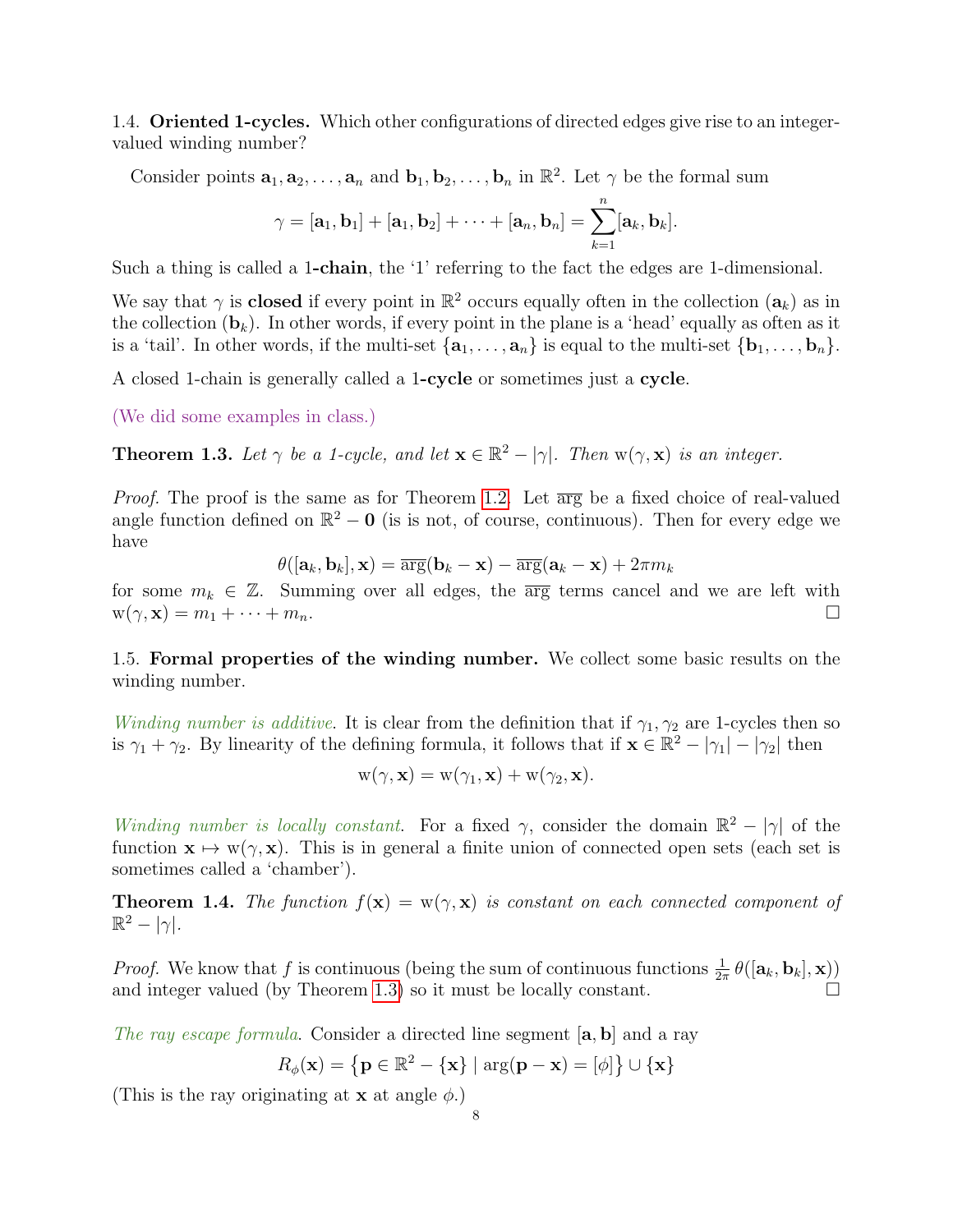1.4. **Oriented 1-cycles.** Which other configurations of directed edges give rise to an integer-valued winding number?

Consider points $\mathbf{a}_1, \mathbf{a}_2, \ldots, \mathbf{a}_n$ and $\mathbf{b}_1, \mathbf{b}_2, \ldots, \mathbf{b}_n$ in $\mathbb{R}^2$. Let $\gamma$ be the formal sum

$$\gamma = [\mathbf{a}_1, \mathbf{b}_1] + [\mathbf{a}_1, \mathbf{b}_2] + \cdots + [\mathbf{a}_n, \mathbf{b}_n] = \sum_{k=1}^{n} [\mathbf{a}_k, \mathbf{b}_k].$$

Such a thing is called a **1-chain**, the '1' referring to the fact the edges are 1-dimensional.

We say that $\gamma$ is **closed** if every point in $\mathbb{R}^2$ occurs equally often in the collection $(\mathbf{a}_k)$ as in the collection $(\mathbf{b}_k)$. In other words, if every point in the plane is a 'head' equally as often as it is a 'tail'. In other words, if the multi-set $\{\mathbf{a}_1, \ldots, \mathbf{a}_n\}$ is equal to the multi-set $\{\mathbf{b}_1, \ldots, \mathbf{b}_n\}$.

A closed 1-chain is generally called a **1-cycle** or sometimes just a **cycle**.

(We did some examples in class.)

**Theorem 1.3.** *Let $\gamma$ be a 1-cycle, and let $\mathbf{x} \in \mathbb{R}^2 - |\gamma|$. Then $\mathrm{w}(\gamma, \mathbf{x})$ is an integer.*

*Proof.* The proof is the same as for Theorem 1.2. Let $\overline{\arg}$ be a fixed choice of real-valued angle function defined on $\mathbb{R}^2 - \mathbf{0}$ (is is not, of course, continuous). Then for every edge we have

$$\theta([\mathbf{a}_k, \mathbf{b}_k], \mathbf{x}) = \overline{\arg}(\mathbf{b}_k - \mathbf{x}) - \overline{\arg}(\mathbf{a}_k - \mathbf{x}) + 2\pi m_k$$

for some $m_k \in \mathbb{Z}$. Summing over all edges, the $\overline{\arg}$ terms cancel and we are left with $\mathrm{w}(\gamma, \mathbf{x}) = m_1 + \cdots + m_n$. □

1.5. **Formal properties of the winding number.** We collect some basic results on the winding number.

*Winding number is additive.* It is clear from the definition that if $\gamma_1, \gamma_2$ are 1-cycles then so is $\gamma_1 + \gamma_2$. By linearity of the defining formula, it follows that if $\mathbf{x} \in \mathbb{R}^2 - |\gamma_1| - |\gamma_2|$ then

$$\mathrm{w}(\gamma, \mathbf{x}) = \mathrm{w}(\gamma_1, \mathbf{x}) + \mathrm{w}(\gamma_2, \mathbf{x}).$$

*Winding number is locally constant.* For a fixed $\gamma$, consider the domain $\mathbb{R}^2 - |\gamma|$ of the function $\mathbf{x} \mapsto \mathrm{w}(\gamma, \mathbf{x})$. This is in general a finite union of connected open sets (each set is sometimes called a 'chamber').

**Theorem 1.4.** *The function $f(\mathbf{x}) = \mathrm{w}(\gamma, \mathbf{x})$ is constant on each connected component of $\mathbb{R}^2 - |\gamma|$.*

*Proof.* We know that $f$ is continuous (being the sum of continuous functions $\frac{1}{2\pi}\theta([\mathbf{a}_k, \mathbf{b}_k], \mathbf{x})$) and integer valued (by Theorem 1.3) so it must be locally constant. □

*The ray escape formula.* Consider a directed line segment $[\mathbf{a}, \mathbf{b}]$ and a ray

$$R_\phi(\mathbf{x}) = \{\mathbf{p} \in \mathbb{R}^2 - \{\mathbf{x}\} \mid \arg(\mathbf{p} - \mathbf{x}) = [\phi]\} \cup \{\mathbf{x}\}$$

(This is the ray originating at $\mathbf{x}$ at angle $\phi$.)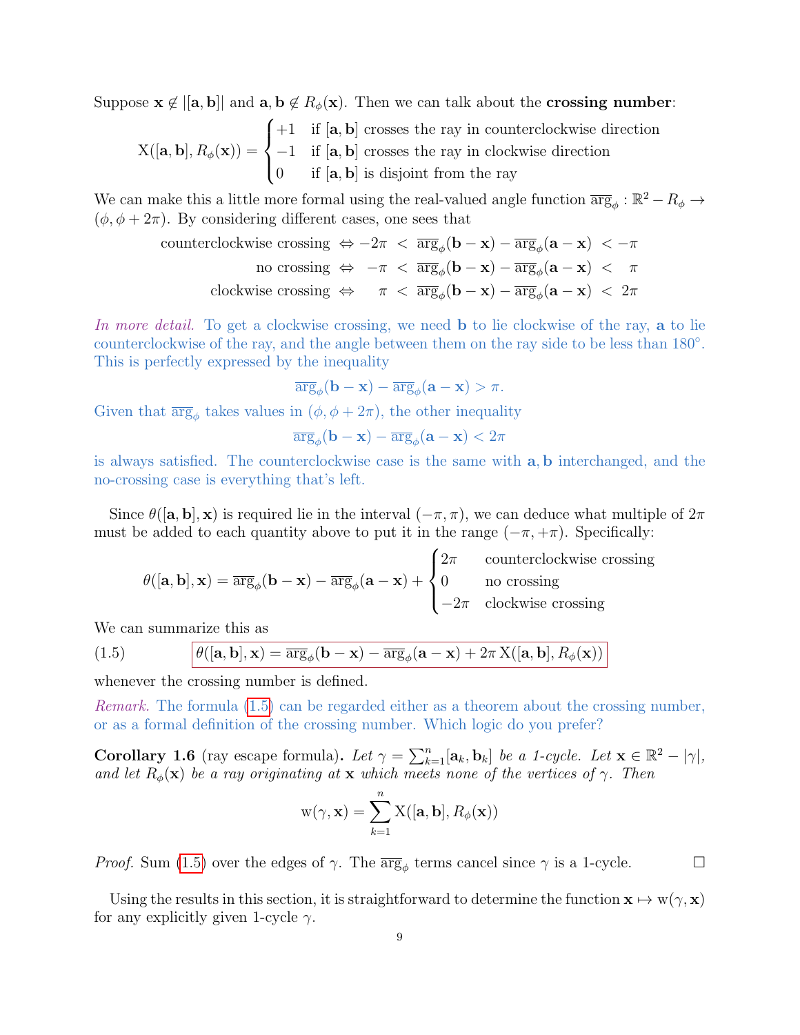Suppose $\mathbf{x} \notin |[\mathbf{a}, \mathbf{b}]|$ and $\mathbf{a}, \mathbf{b} \notin R_\phi(\mathbf{x})$. Then we can talk about the **crossing number**:

$$\mathrm{X}([\mathbf{a}, \mathbf{b}], R_\phi(\mathbf{x})) = \begin{cases} +1 & \text{if } [\mathbf{a}, \mathbf{b}] \text{ crosses the ray in counterclockwise direction} \\ -1 & \text{if } [\mathbf{a}, \mathbf{b}] \text{ crosses the ray in clockwise direction} \\ 0 & \text{if } [\mathbf{a}, \mathbf{b}] \text{ is disjoint from the ray} \end{cases}$$

We can make this a little more formal using the real-valued angle function $\overline{\arg}_\phi : \mathbb{R}^2 - R_\phi \to (\phi, \phi + 2\pi)$. By considering different cases, one sees that

$$\begin{aligned} \text{counterclockwise crossing} &\Leftrightarrow -2\pi < \overline{\arg}_\phi(\mathbf{b} - \mathbf{x}) - \overline{\arg}_\phi(\mathbf{a} - \mathbf{x}) < -\pi \\ \text{no crossing} &\Leftrightarrow \ \ -\pi < \overline{\arg}_\phi(\mathbf{b} - \mathbf{x}) - \overline{\arg}_\phi(\mathbf{a} - \mathbf{x}) < \pi \\ \text{clockwise crossing} &\Leftrightarrow \quad \pi < \overline{\arg}_\phi(\mathbf{b} - \mathbf{x}) - \overline{\arg}_\phi(\mathbf{a} - \mathbf{x}) < 2\pi \end{aligned}$$

*In more detail.* To get a clockwise crossing, we need $\mathbf{b}$ to lie clockwise of the ray, $\mathbf{a}$ to lie counterclockwise of the ray, and the angle between them on the ray side to be less than $180°$. This is perfectly expressed by the inequality

$$\overline{\arg}_\phi(\mathbf{b} - \mathbf{x}) - \overline{\arg}_\phi(\mathbf{a} - \mathbf{x}) > \pi.$$

Given that $\overline{\arg}_\phi$ takes values in $(\phi, \phi + 2\pi)$, the other inequality

$$\overline{\arg}_\phi(\mathbf{b} - \mathbf{x}) - \overline{\arg}_\phi(\mathbf{a} - \mathbf{x}) < 2\pi$$

is always satisfied. The counterclockwise case is the same with $\mathbf{a}, \mathbf{b}$ interchanged, and the no-crossing case is everything that's left.

Since $\theta([\mathbf{a}, \mathbf{b}], \mathbf{x})$ is required lie in the interval $(-\pi, \pi)$, we can deduce what multiple of $2\pi$ must be added to each quantity above to put it in the range $(-\pi, +\pi)$. Specifically:

$$\theta([\mathbf{a}, \mathbf{b}], \mathbf{x}) = \overline{\arg}_\phi(\mathbf{b} - \mathbf{x}) - \overline{\arg}_\phi(\mathbf{a} - \mathbf{x}) + \begin{cases} 2\pi & \text{counterclockwise crossing} \\ 0 & \text{no crossing} \\ -2\pi & \text{clockwise crossing} \end{cases}$$

We can summarize this as

$$\theta([\mathbf{a}, \mathbf{b}], \mathbf{x}) = \overline{\arg}_\phi(\mathbf{b} - \mathbf{x}) - \overline{\arg}_\phi(\mathbf{a} - \mathbf{x}) + 2\pi\, \mathrm{X}([\mathbf{a}, \mathbf{b}], R_\phi(\mathbf{x})) \tag{1.5}$$

whenever the crossing number is defined.

*Remark.* The formula (1.5) can be regarded either as a theorem about the crossing number, or as a formal definition of the crossing number. Which logic do you prefer?

**Corollary 1.6** (ray escape formula)**.** *Let $\gamma = \sum_{k=1}^{n} [\mathbf{a}_k, \mathbf{b}_k]$ be a 1-cycle. Let $\mathbf{x} \in \mathbb{R}^2 - |\gamma|$, and let $R_\phi(\mathbf{x})$ be a ray originating at $\mathbf{x}$ which meets none of the vertices of $\gamma$. Then*

$$\mathrm{w}(\gamma, \mathbf{x}) = \sum_{k=1}^{n} \mathrm{X}([\mathbf{a}, \mathbf{b}], R_\phi(\mathbf{x}))$$

*Proof.* Sum (1.5) over the edges of $\gamma$. The $\overline{\arg}_\phi$ terms cancel since $\gamma$ is a 1-cycle. □

Using the results in this section, it is straightforward to determine the function $\mathbf{x} \mapsto \mathrm{w}(\gamma, \mathbf{x})$ for any explicitly given 1-cycle $\gamma$.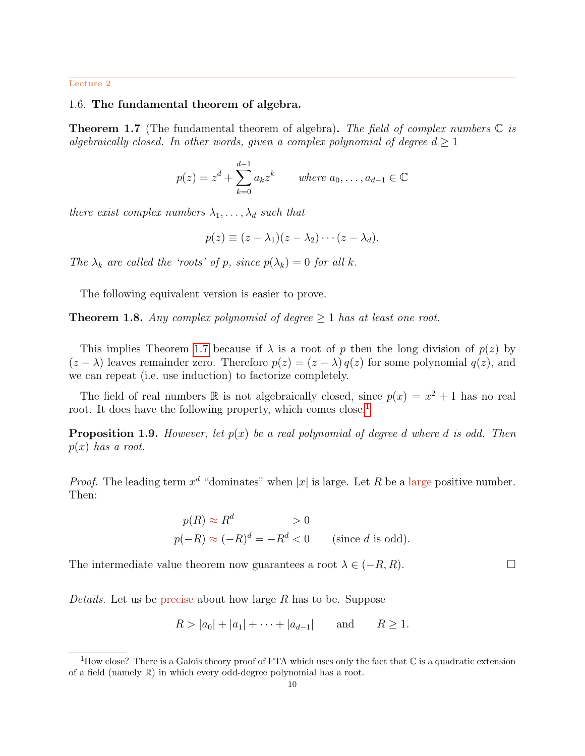Lecture 2

### 1.6. **The fundamental theorem of algebra.**

**Theorem 1.7** (The fundamental theorem of algebra)**.** *The field of complex numbers $\mathbb{C}$ is algebraically closed. In other words, given a complex polynomial of degree $d \geq 1$*

$$p(z) = z^d + \sum_{k=0}^{d-1} a_k z^k \qquad \text{where } a_0, \dots, a_{d-1} \in \mathbb{C}$$

*there exist complex numbers $\lambda_1, \dots, \lambda_d$ such that*

$$p(z) \equiv (z - \lambda_1)(z - \lambda_2) \cdots (z - \lambda_d).$$

*The $\lambda_k$ are called the 'roots' of $p$, since $p(\lambda_k) = 0$ for all $k$.*

The following equivalent version is easier to prove.

**Theorem 1.8.** *Any complex polynomial of degree $\geq 1$ has at least one root.*

This implies Theorem 1.7 because if $\lambda$ is a root of $p$ then the long division of $p(z)$ by $(z - \lambda)$ leaves remainder zero. Therefore $p(z) = (z - \lambda)\, q(z)$ for some polynomial $q(z)$, and we can repeat (i.e. use induction) to factorize completely.

The field of real numbers $\mathbb{R}$ is not algebraically closed, since $p(x) = x^2 + 1$ has no real root. It does have the following property, which comes close.[1]

**Proposition 1.9.** *However, let $p(x)$ be a real polynomial of degree $d$ where $d$ is odd. Then $p(x)$ has a root.*

*Proof.* The leading term $x^d$ "dominates" when $|x|$ is large. Let $R$ be a large positive number. Then:

$$\begin{aligned} p(R) &\approx R^d && > 0 \\ p(-R) &\approx (-R)^d = -R^d < 0 && \text{(since } d \text{ is odd).} \end{aligned}$$

The intermediate value theorem now guarantees a root $\lambda \in (-R, R)$. □

*Details.* Let us be precise about how large $R$ has to be. Suppose

$$R > |a_0| + |a_1| + \cdots + |a_{d-1}| \qquad \text{and} \qquad R \geq 1.$$

[1] How close? There is a Galois theory proof of FTA which uses only the fact that $\mathbb{C}$ is a quadratic extension of a field (namely $\mathbb{R}$) in which every odd-degree polynomial has a root.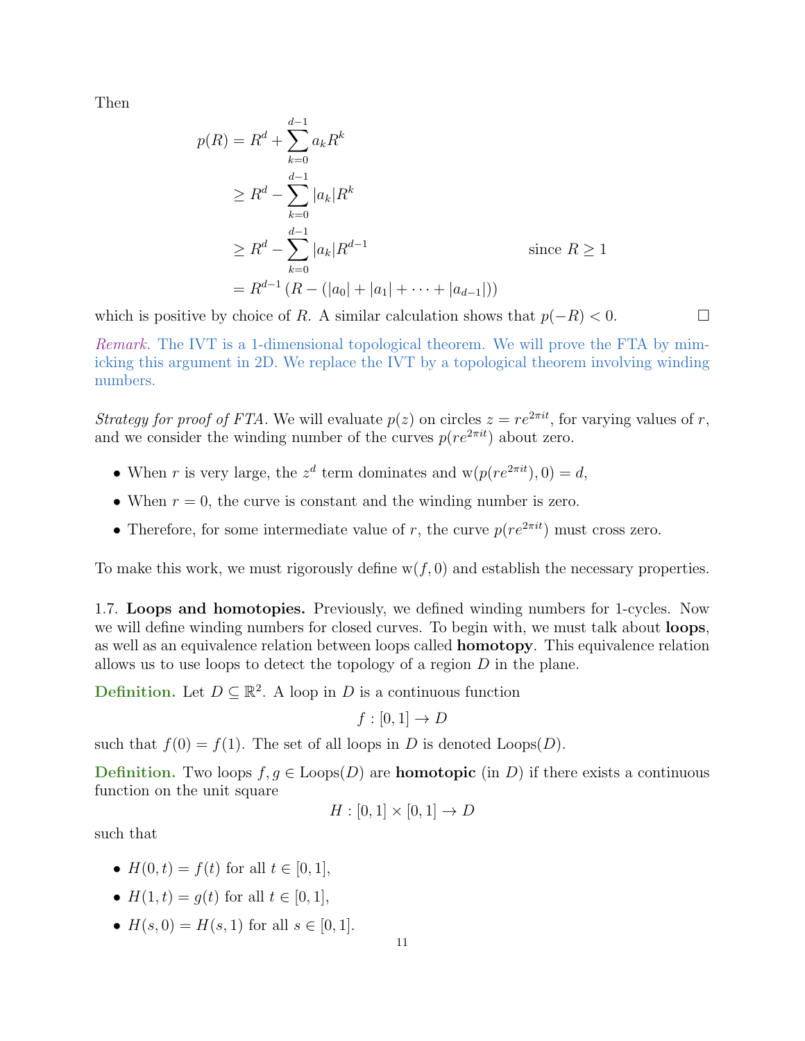Then

$$
\begin{aligned}
p(R) &= R^d + \sum_{k=0}^{d-1} a_k R^k \\
&\geq R^d - \sum_{k=0}^{d-1} |a_k| R^k \\
&\geq R^d - \sum_{k=0}^{d-1} |a_k| R^{d-1} && \text{since } R \geq 1 \\
&= R^{d-1} \left( R - (|a_0| + |a_1| + \cdots + |a_{d-1}|) \right)
\end{aligned}
$$

which is positive by choice of $R$. A similar calculation shows that $p(-R) < 0$. □

*Remark.* The IVT is a 1-dimensional topological theorem. We will prove the FTA by mimicking this argument in 2D. We replace the IVT by a topological theorem involving winding numbers.

*Strategy for proof of FTA.* We will evaluate $p(z)$ on circles $z = re^{2\pi i t}$, for varying values of $r$, and we consider the winding number of the curves $p(re^{2\pi i t})$ about zero.

- When $r$ is very large, the $z^d$ term dominates and $\mathrm{w}(p(re^{2\pi i t}), 0) = d$,
- When $r = 0$, the curve is constant and the winding number is zero.
- Therefore, for some intermediate value of $r$, the curve $p(re^{2\pi i t})$ must cross zero.

To make this work, we must rigorously define $\mathrm{w}(f, 0)$ and establish the necessary properties.

1.7. **Loops and homotopies.** Previously, we defined winding numbers for 1-cycles. Now we will define winding numbers for closed curves. To begin with, we must talk about **loops**, as well as an equivalence relation between loops called **homotopy**. This equivalence relation allows us to use loops to detect the topology of a region $D$ in the plane.

**Definition.** Let $D \subseteq \mathbb{R}^2$. A loop in $D$ is a continuous function

$$f : [0, 1] \to D$$

such that $f(0) = f(1)$. The set of all loops in $D$ is denoted $\mathrm{Loops}(D)$.

**Definition.** Two loops $f, g \in \mathrm{Loops}(D)$ are **homotopic** (in $D$) if there exists a continuous function on the unit square

$$H : [0, 1] \times [0, 1] \to D$$

such that

- $H(0, t) = f(t)$ for all $t \in [0, 1]$,
- $H(1, t) = g(t)$ for all $t \in [0, 1]$,
- $H(s, 0) = H(s, 1)$ for all $s \in [0, 1]$.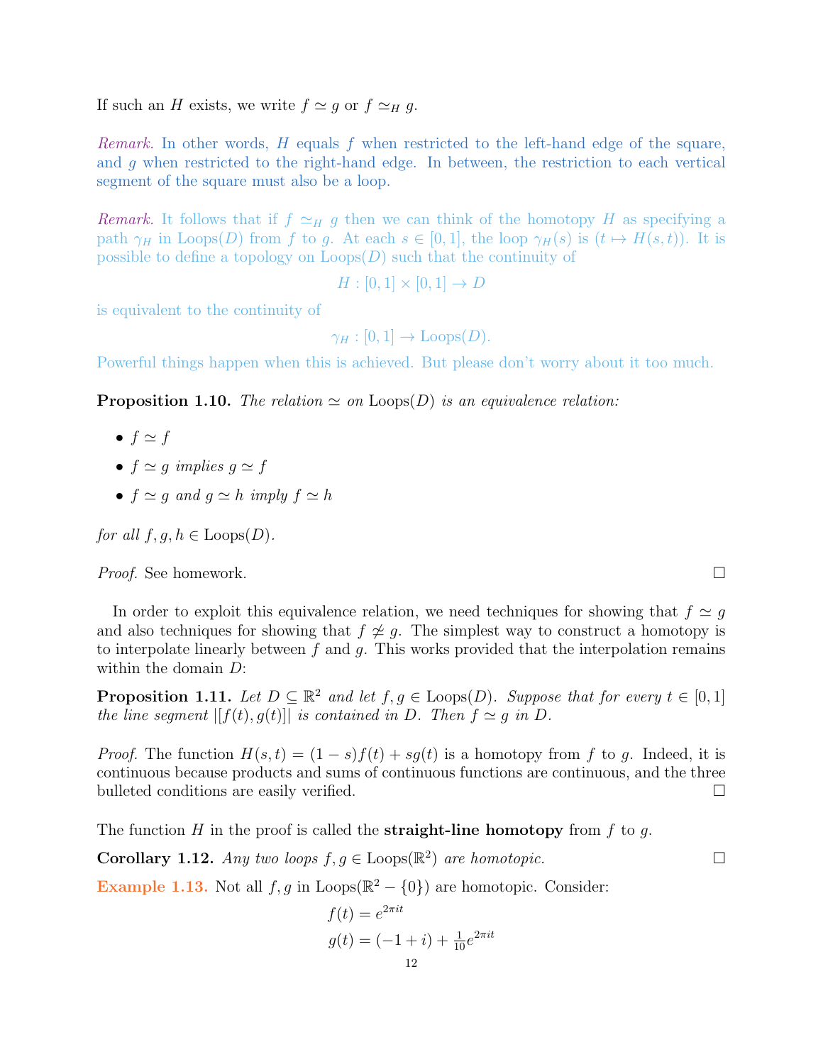If such an $H$ exists, we write $f \simeq g$ or $f \simeq_H g$.

*Remark.* In other words, $H$ equals $f$ when restricted to the left-hand edge of the square, and $g$ when restricted to the right-hand edge. In between, the restriction to each vertical segment of the square must also be a loop.

*Remark.* It follows that if $f \simeq_H g$ then we can think of the homotopy $H$ as specifying a path $\gamma_H$ in $\mathrm{Loops}(D)$ from $f$ to $g$. At each $s \in [0,1]$, the loop $\gamma_H(s)$ is $(t \mapsto H(s,t))$. It is possible to define a topology on $\mathrm{Loops}(D)$ such that the continuity of

$$H : [0,1] \times [0,1] \to D$$

is equivalent to the continuity of

$$\gamma_H : [0,1] \to \mathrm{Loops}(D).$$

Powerful things happen when this is achieved. But please don't worry about it too much.

**Proposition 1.10.** *The relation $\simeq$ on $\mathrm{Loops}(D)$ is an equivalence relation:*

- $f \simeq f$
- $f \simeq g$ *implies* $g \simeq f$
- $f \simeq g$ *and* $g \simeq h$ *imply* $f \simeq h$

*for all $f, g, h \in \mathrm{Loops}(D)$.*

*Proof.* See homework. □

In order to exploit this equivalence relation, we need techniques for showing that $f \simeq g$ and also techniques for showing that $f \not\simeq g$. The simplest way to construct a homotopy is to interpolate linearly between $f$ and $g$. This works provided that the interpolation remains within the domain $D$:

**Proposition 1.11.** *Let $D \subseteq \mathbb{R}^2$ and let $f, g \in \mathrm{Loops}(D)$. Suppose that for every $t \in [0,1]$ the line segment $|[f(t), g(t)]|$ is contained in $D$. Then $f \simeq g$ in $D$.*

*Proof.* The function $H(s,t) = (1-s)f(t) + sg(t)$ is a homotopy from $f$ to $g$. Indeed, it is continuous because products and sums of continuous functions are continuous, and the three bulleted conditions are easily verified. □

The function $H$ in the proof is called the **straight-line homotopy** from $f$ to $g$.

**Corollary 1.12.** *Any two loops $f, g \in \mathrm{Loops}(\mathbb{R}^2)$ are homotopic.* □

**Example 1.13.** Not all $f, g$ in $\mathrm{Loops}(\mathbb{R}^2 - \{0\})$ are homotopic. Consider:

$$f(t) = e^{2\pi i t}$$
$$g(t) = (-1 + i) + \tfrac{1}{10} e^{2\pi i t}$$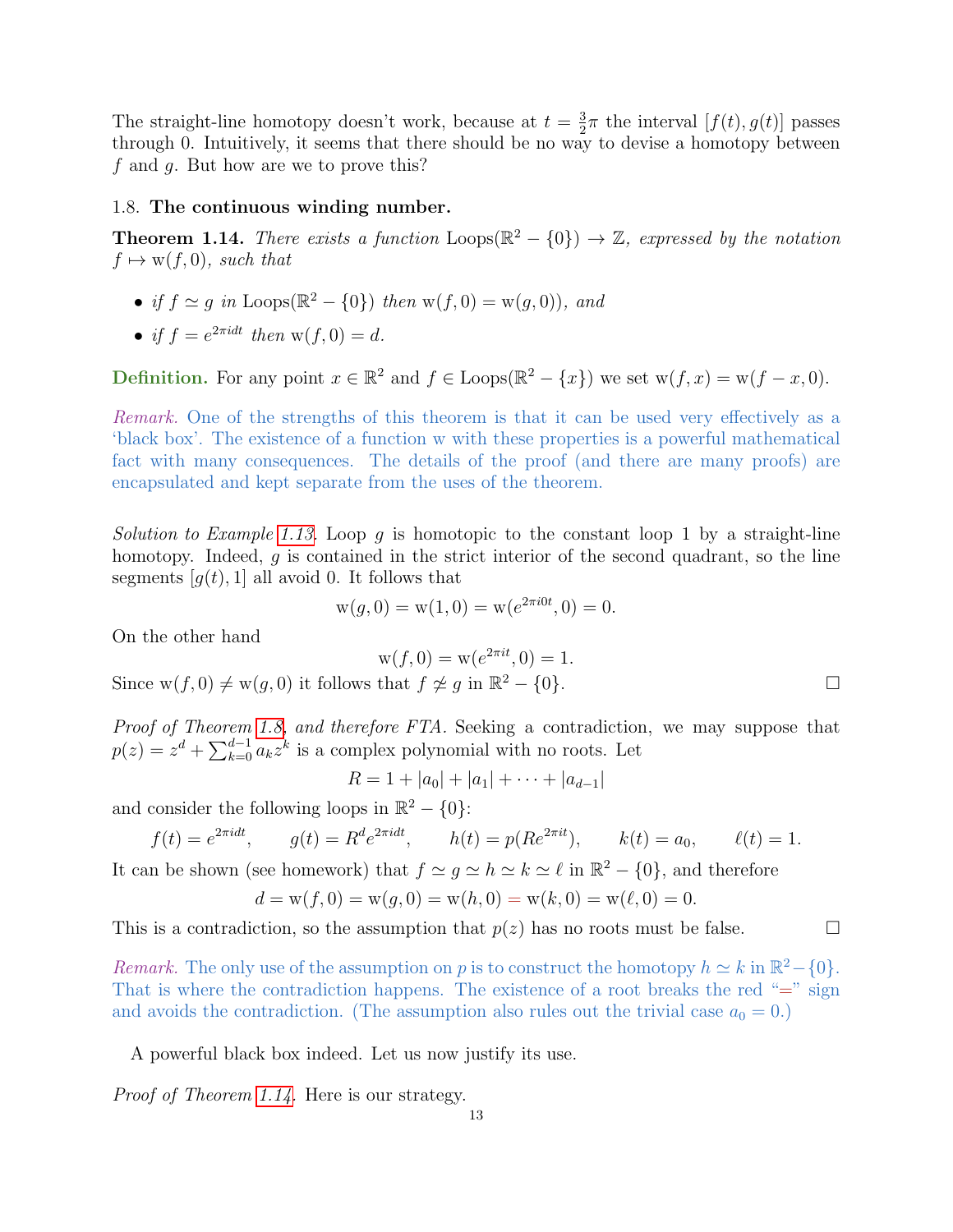The straight-line homotopy doesn't work, because at $t = \frac{3}{2}\pi$ the interval $[f(t), g(t)]$ passes through 0. Intuitively, it seems that there should be no way to devise a homotopy between $f$ and $g$. But how are we to prove this?

### 1.8. **The continuous winding number.**

**Theorem 1.14.** *There exists a function* $\text{Loops}(\mathbb{R}^2 - \{0\}) \to \mathbb{Z}$*, expressed by the notation* $f \mapsto \text{w}(f, 0)$*, such that*

- *if* $f \simeq g$ *in* $\text{Loops}(\mathbb{R}^2 - \{0\})$ *then* $\text{w}(f, 0) = \text{w}(g, 0))$*, and*
- *if* $f = e^{2\pi i d t}$ *then* $\text{w}(f, 0) = d$.

**Definition.** For any point $x \in \mathbb{R}^2$ and $f \in \text{Loops}(\mathbb{R}^2 - \{x\})$ we set $\text{w}(f, x) = \text{w}(f - x, 0)$.

*Remark.* One of the strengths of this theorem is that it can be used very effectively as a 'black box'. The existence of a function w with these properties is a powerful mathematical fact with many consequences. The details of the proof (and there are many proofs) are encapsulated and kept separate from the uses of the theorem.

*Solution to Example 1.13.* Loop $g$ is homotopic to the constant loop 1 by a straight-line homotopy. Indeed, $g$ is contained in the strict interior of the second quadrant, so the line segments $[g(t), 1]$ all avoid 0. It follows that

$$\text{w}(g, 0) = \text{w}(1, 0) = \text{w}(e^{2\pi i 0 t}, 0) = 0.$$

On the other hand

$$\text{w}(f, 0) = \text{w}(e^{2\pi i t}, 0) = 1.$$

Since $\text{w}(f, 0) \neq \text{w}(g, 0)$ it follows that $f \not\simeq g$ in $\mathbb{R}^2 - \{0\}$. □

*Proof of Theorem 1.8, and therefore FTA.* Seeking a contradiction, we may suppose that $p(z) = z^d + \sum_{k=0}^{d-1} a_k z^k$ is a complex polynomial with no roots. Let

$$R = 1 + |a_0| + |a_1| + \cdots + |a_{d-1}|$$

and consider the following loops in $\mathbb{R}^2 - \{0\}$:

$$f(t) = e^{2\pi i d t}, \qquad g(t) = R^d e^{2\pi i d t}, \qquad h(t) = p(Re^{2\pi i t}), \qquad k(t) = a_0, \qquad \ell(t) = 1.$$

It can be shown (see homework) that $f \simeq g \simeq h \simeq k \simeq \ell$ in $\mathbb{R}^2 - \{0\}$, and therefore

$$d = \text{w}(f, 0) = \text{w}(g, 0) = \text{w}(h, 0) = \text{w}(k, 0) = \text{w}(\ell, 0) = 0.$$

This is a contradiction, so the assumption that $p(z)$ has no roots must be false. □

*Remark.* The only use of the assumption on $p$ is to construct the homotopy $h \simeq k$ in $\mathbb{R}^2 - \{0\}$. That is where the contradiction happens. The existence of a root breaks the red "=" sign and avoids the contradiction. (The assumption also rules out the trivial case $a_0 = 0$.)

A powerful black box indeed. Let us now justify its use.

*Proof of Theorem 1.14.* Here is our strategy.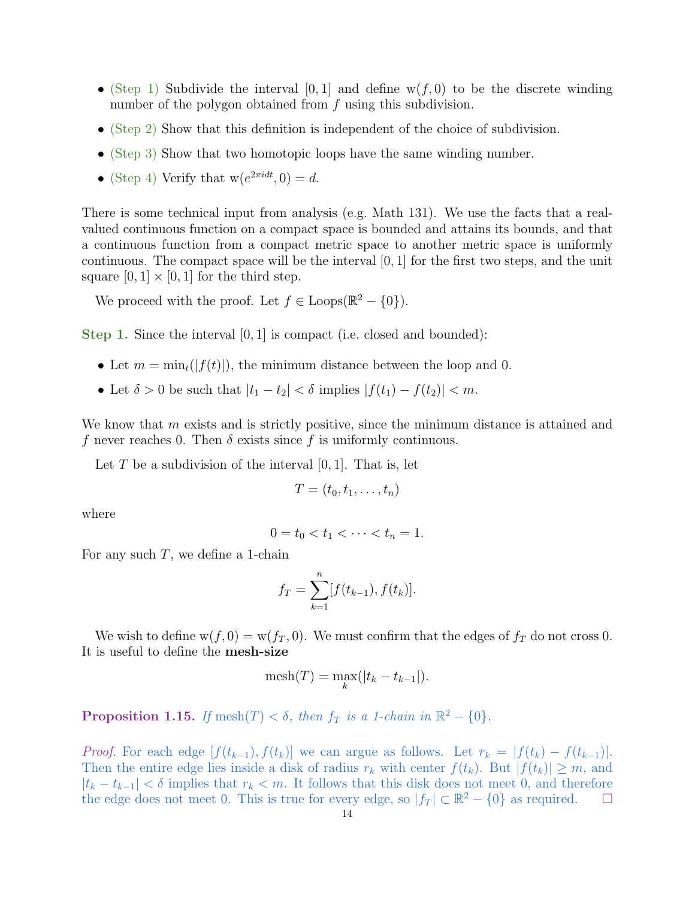- (Step 1) Subdivide the interval $[0, 1]$ and define $\mathrm{w}(f, 0)$ to be the discrete winding number of the polygon obtained from $f$ using this subdivision.
- (Step 2) Show that this definition is independent of the choice of subdivision.
- (Step 3) Show that two homotopic loops have the same winding number.
- (Step 4) Verify that $\mathrm{w}(e^{2\pi i d t}, 0) = d$.

There is some technical input from analysis (e.g. Math 131). We use the facts that a real-valued continuous function on a compact space is bounded and attains its bounds, and that a continuous function from a compact metric space to another metric space is uniformly continuous. The compact space will be the interval $[0, 1]$ for the first two steps, and the unit square $[0, 1] \times [0, 1]$ for the third step.

We proceed with the proof. Let $f \in \mathrm{Loops}(\mathbb{R}^2 - \{0\})$.

**Step 1.** Since the interval $[0, 1]$ is compact (i.e. closed and bounded):

- Let $m = \min_t(|f(t)|)$, the minimum distance between the loop and 0.
- Let $\delta > 0$ be such that $|t_1 - t_2| < \delta$ implies $|f(t_1) - f(t_2)| < m$.

We know that $m$ exists and is strictly positive, since the minimum distance is attained and $f$ never reaches 0. Then $\delta$ exists since $f$ is uniformly continuous.

Let $T$ be a subdivision of the interval $[0, 1]$. That is, let

$$T = (t_0, t_1, \dots, t_n)$$

where

$$0 = t_0 < t_1 < \cdots < t_n = 1.$$

For any such $T$, we define a 1-chain

$$f_T = \sum_{k=1}^{n} [f(t_{k-1}), f(t_k)].$$

We wish to define $\mathrm{w}(f, 0) = \mathrm{w}(f_T, 0)$. We must confirm that the edges of $f_T$ do not cross 0. It is useful to define the **mesh-size**

$$\mathrm{mesh}(T) = \max_k(|t_k - t_{k-1}|).$$

**Proposition 1.15.** *If $\mathrm{mesh}(T) < \delta$, then $f_T$ is a 1-chain in $\mathbb{R}^2 - \{0\}$.*

*Proof.* For each edge $[f(t_{k-1}), f(t_k)]$ we can argue as follows. Let $r_k = |f(t_k) - f(t_{k-1})|$. Then the entire edge lies inside a disk of radius $r_k$ with center $f(t_k)$. But $|f(t_k)| \geq m$, and $|t_k - t_{k-1}| < \delta$ implies that $r_k < m$. It follows that this disk does not meet 0, and therefore the edge does not meet 0. This is true for every edge, so $|f_T| \subset \mathbb{R}^2 - \{0\}$ as required. □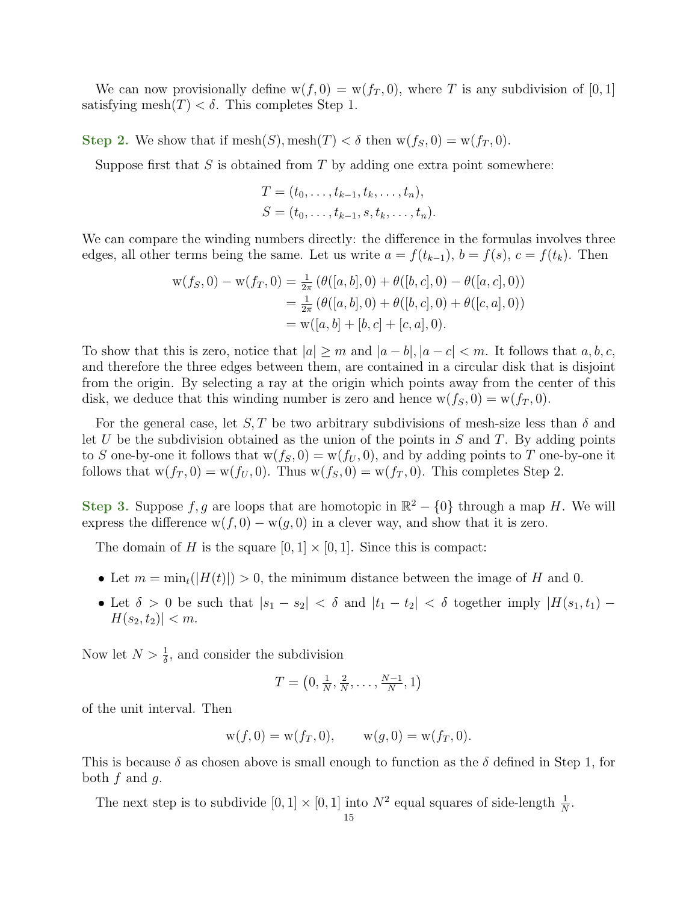We can now provisionally define $\mathrm{w}(f,0) = \mathrm{w}(f_T,0)$, where $T$ is any subdivision of $[0,1]$ satisfying $\mathrm{mesh}(T) < \delta$. This completes Step 1.

**Step 2.** We show that if $\mathrm{mesh}(S), \mathrm{mesh}(T) < \delta$ then $\mathrm{w}(f_S,0) = \mathrm{w}(f_T,0)$.

Suppose first that $S$ is obtained from $T$ by adding one extra point somewhere:

$$
\begin{aligned}
T &= (t_0, \dots, t_{k-1}, t_k, \dots, t_n),\\
S &= (t_0, \dots, t_{k-1}, s, t_k, \dots, t_n).
\end{aligned}
$$

We can compare the winding numbers directly: the difference in the formulas involves three edges, all other terms being the same. Let us write $a = f(t_{k-1})$, $b = f(s)$, $c = f(t_k)$. Then

$$
\begin{aligned}
\mathrm{w}(f_S,0) - \mathrm{w}(f_T,0) &= \tfrac{1}{2\pi}\left(\theta([a,b],0) + \theta([b,c],0) - \theta([a,c],0)\right)\\
&= \tfrac{1}{2\pi}\left(\theta([a,b],0) + \theta([b,c],0) + \theta([c,a],0)\right)\\
&= \mathrm{w}([a,b] + [b,c] + [c,a], 0).
\end{aligned}
$$

To show that this is zero, notice that $|a| \geq m$ and $|a-b|, |a-c| < m$. It follows that $a, b, c$, and therefore the three edges between them, are contained in a circular disk that is disjoint from the origin. By selecting a ray at the origin which points away from the center of this disk, we deduce that this winding number is zero and hence $\mathrm{w}(f_S,0) = \mathrm{w}(f_T,0)$.

For the general case, let $S, T$ be two arbitrary subdivisions of mesh-size less than $\delta$ and let $U$ be the subdivision obtained as the union of the points in $S$ and $T$. By adding points to $S$ one-by-one it follows that $\mathrm{w}(f_S,0) = \mathrm{w}(f_U,0)$, and by adding points to $T$ one-by-one it follows that $\mathrm{w}(f_T,0) = \mathrm{w}(f_U,0)$. Thus $\mathrm{w}(f_S,0) = \mathrm{w}(f_T,0)$. This completes Step 2.

**Step 3.** Suppose $f, g$ are loops that are homotopic in $\mathbb{R}^2 - \{0\}$ through a map $H$. We will express the difference $\mathrm{w}(f,0) - \mathrm{w}(g,0)$ in a clever way, and show that it is zero.

The domain of $H$ is the square $[0,1] \times [0,1]$. Since this is compact:

- Let $m = \min_t(|H(t)|) > 0$, the minimum distance between the image of $H$ and $0$.
- Let $\delta > 0$ be such that $|s_1 - s_2| < \delta$ and $|t_1 - t_2| < \delta$ together imply $|H(s_1,t_1) - H(s_2,t_2)| < m$.

Now let $N > \frac{1}{\delta}$, and consider the subdivision

$$
T = \left(0, \tfrac{1}{N}, \tfrac{2}{N}, \dots, \tfrac{N-1}{N}, 1\right)
$$

of the unit interval. Then

$$
\mathrm{w}(f,0) = \mathrm{w}(f_T,0), \qquad \mathrm{w}(g,0) = \mathrm{w}(f_T,0).
$$

This is because $\delta$ as chosen above is small enough to function as the $\delta$ defined in Step 1, for both $f$ and $g$.

The next step is to subdivide $[0,1] \times [0,1]$ into $N^2$ equal squares of side-length $\frac{1}{N}$.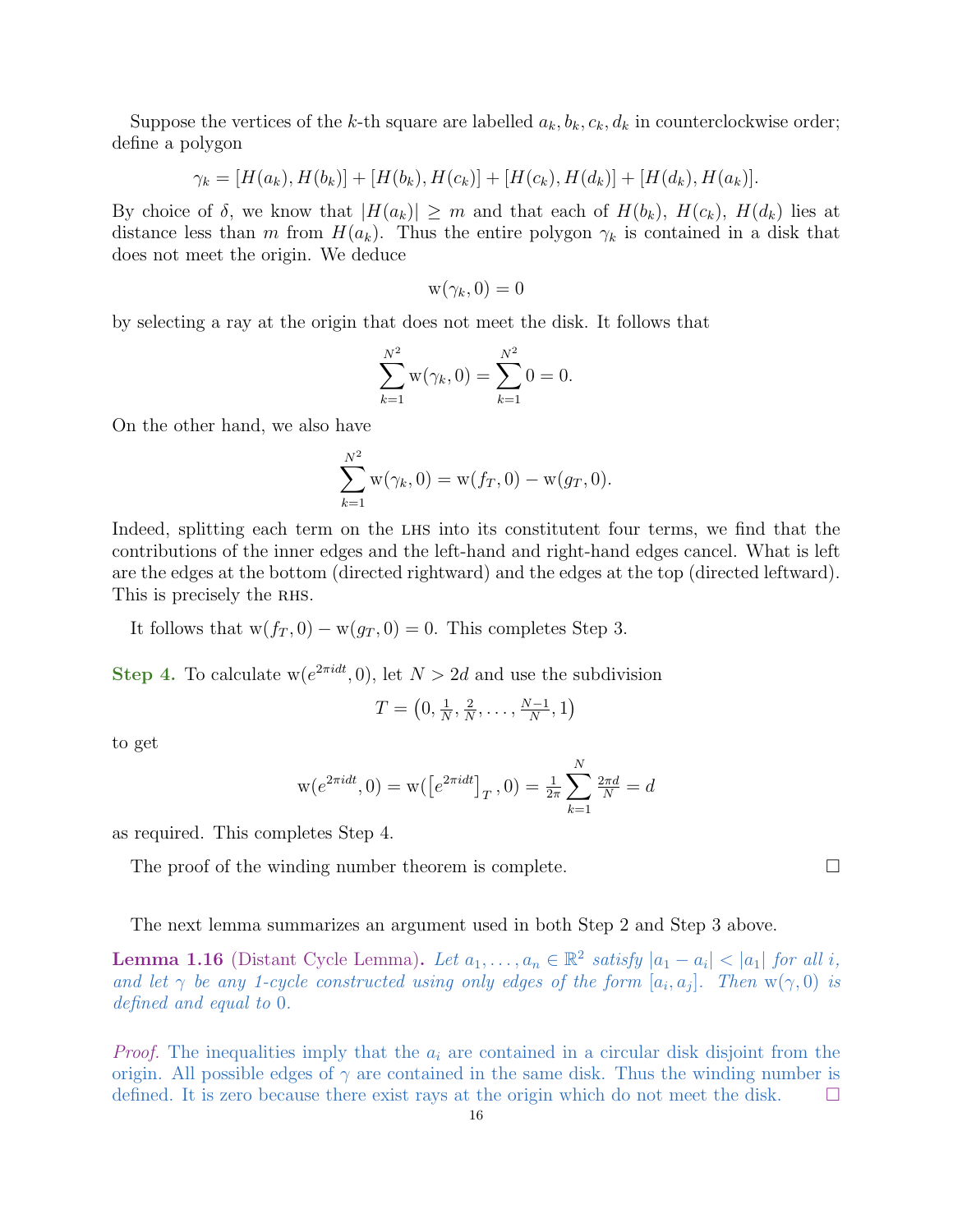Suppose the vertices of the $k$-th square are labelled $a_k, b_k, c_k, d_k$ in counterclockwise order; define a polygon

$$\gamma_k = [H(a_k), H(b_k)] + [H(b_k), H(c_k)] + [H(c_k), H(d_k)] + [H(d_k), H(a_k)].$$

By choice of $\delta$, we know that $|H(a_k)| \geq m$ and that each of $H(b_k)$, $H(c_k)$, $H(d_k)$ lies at distance less than $m$ from $H(a_k)$. Thus the entire polygon $\gamma_k$ is contained in a disk that does not meet the origin. We deduce

$$\mathrm{w}(\gamma_k, 0) = 0$$

by selecting a ray at the origin that does not meet the disk. It follows that

$$\sum_{k=1}^{N^2} \mathrm{w}(\gamma_k, 0) = \sum_{k=1}^{N^2} 0 = 0.$$

On the other hand, we also have

$$\sum_{k=1}^{N^2} \mathrm{w}(\gamma_k, 0) = \mathrm{w}(f_T, 0) - \mathrm{w}(g_T, 0).$$

Indeed, splitting each term on the LHS into its constitutent four terms, we find that the contributions of the inner edges and the left-hand and right-hand edges cancel. What is left are the edges at the bottom (directed rightward) and the edges at the top (directed leftward). This is precisely the RHS.

It follows that $\mathrm{w}(f_T, 0) - \mathrm{w}(g_T, 0) = 0$. This completes Step 3.

**Step 4.** To calculate $\mathrm{w}(e^{2\pi i d t}, 0)$, let $N > 2d$ and use the subdivision

$$T = \left(0, \tfrac{1}{N}, \tfrac{2}{N}, \ldots, \tfrac{N-1}{N}, 1\right)$$

to get

$$\mathrm{w}(e^{2\pi i d t}, 0) = \mathrm{w}(\left[e^{2\pi i d t}\right]_T, 0) = \tfrac{1}{2\pi} \sum_{k=1}^{N} \tfrac{2\pi d}{N} = d$$

as required. This completes Step 4.

The proof of the winding number theorem is complete. □

The next lemma summarizes an argument used in both Step 2 and Step 3 above.

**Lemma 1.16** (Distant Cycle Lemma). *Let $a_1, \ldots, a_n \in \mathbb{R}^2$ satisfy $|a_1 - a_i| < |a_1|$ for all $i$, and let $\gamma$ be any 1-cycle constructed using only edges of the form $[a_i, a_j]$. Then $\mathrm{w}(\gamma, 0)$ is defined and equal to 0.*

*Proof.* The inequalities imply that the $a_i$ are contained in a circular disk disjoint from the origin. All possible edges of $\gamma$ are contained in the same disk. Thus the winding number is defined. It is zero because there exist rays at the origin which do not meet the disk. □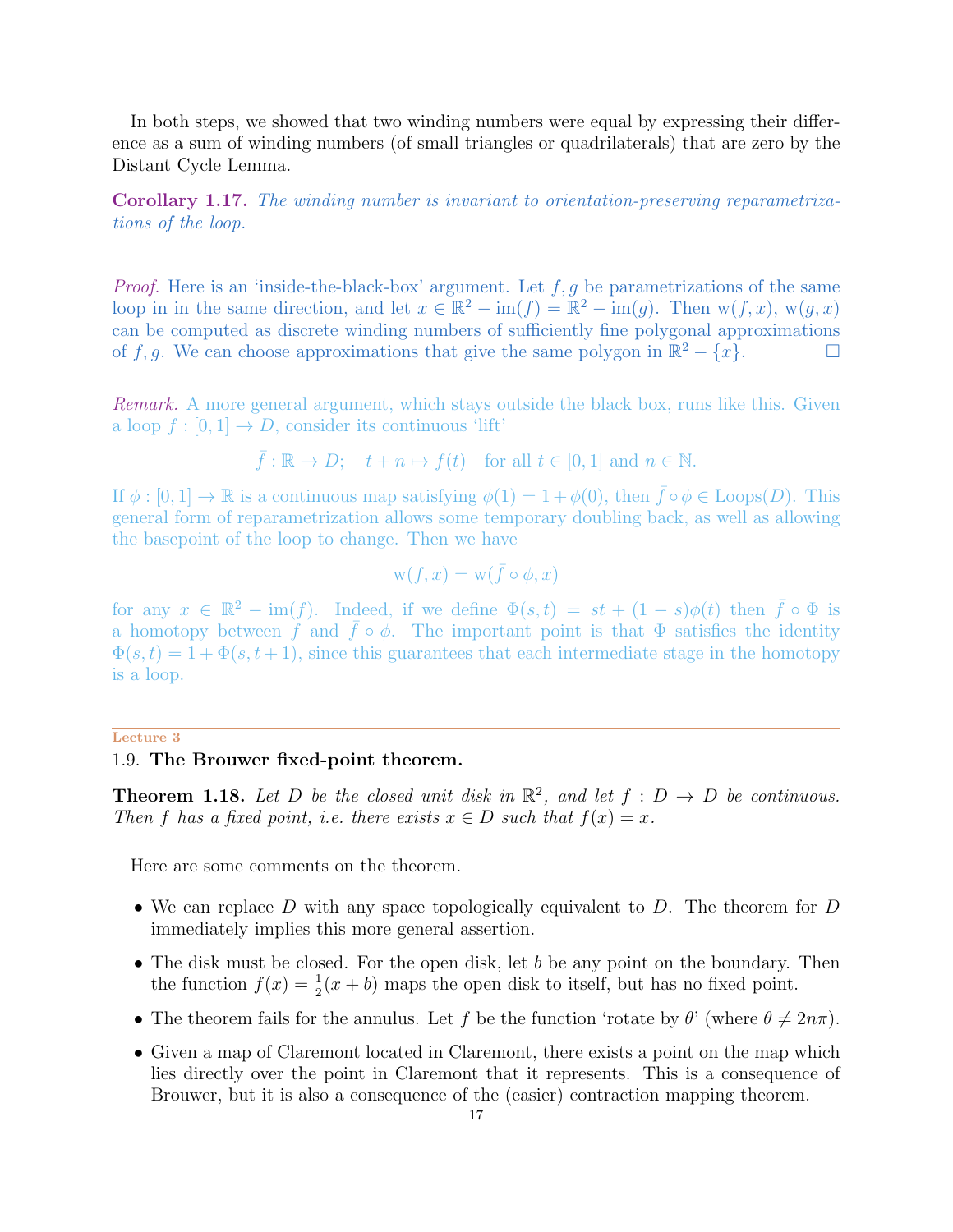In both steps, we showed that two winding numbers were equal by expressing their difference as a sum of winding numbers (of small triangles or quadrilaterals) that are zero by the Distant Cycle Lemma.

**Corollary 1.17.** *The winding number is invariant to orientation-preserving reparametrizations of the loop.*

*Proof.* Here is an 'inside-the-black-box' argument. Let $f, g$ be parametrizations of the same loop in in the same direction, and let $x \in \mathbb{R}^2 - \mathrm{im}(f) = \mathbb{R}^2 - \mathrm{im}(g)$. Then $\mathrm{w}(f, x)$, $\mathrm{w}(g, x)$ can be computed as discrete winding numbers of sufficiently fine polygonal approximations of $f, g$. We can choose approximations that give the same polygon in $\mathbb{R}^2 - \{x\}$. □

*Remark.* A more general argument, which stays outside the black box, runs like this. Given a loop $f : [0, 1] \to D$, consider its continuous 'lift'

$$\bar{f} : \mathbb{R} \to D; \quad t + n \mapsto f(t) \quad \text{for all } t \in [0, 1] \text{ and } n \in \mathbb{N}.$$

If $\phi : [0, 1] \to \mathbb{R}$ is a continuous map satisfying $\phi(1) = 1 + \phi(0)$, then $\bar{f} \circ \phi \in \mathrm{Loops}(D)$. This general form of reparametrization allows some temporary doubling back, as well as allowing the basepoint of the loop to change. Then we have

$$\mathrm{w}(f, x) = \mathrm{w}(\bar{f} \circ \phi, x)$$

for any $x \in \mathbb{R}^2 - \mathrm{im}(f)$. Indeed, if we define $\Phi(s, t) = st + (1 - s)\phi(t)$ then $\bar{f} \circ \Phi$ is a homotopy between $f$ and $\bar{f} \circ \phi$. The important point is that $\Phi$ satisfies the identity $\Phi(s, t) = 1 + \Phi(s, t + 1)$, since this guarantees that each intermediate stage in the homotopy is a loop.

Lecture 3

## 1.9. The Brouwer fixed-point theorem.

**Theorem 1.18.** *Let $D$ be the closed unit disk in $\mathbb{R}^2$, and let $f : D \to D$ be continuous. Then $f$ has a fixed point, i.e. there exists $x \in D$ such that $f(x) = x$.*

Here are some comments on the theorem.

- We can replace $D$ with any space topologically equivalent to $D$. The theorem for $D$ immediately implies this more general assertion.
- The disk must be closed. For the open disk, let $b$ be any point on the boundary. Then the function $f(x) = \frac{1}{2}(x + b)$ maps the open disk to itself, but has no fixed point.
- The theorem fails for the annulus. Let $f$ be the function 'rotate by $\theta$' (where $\theta \neq 2n\pi$).
- Given a map of Claremont located in Claremont, there exists a point on the map which lies directly over the point in Claremont that it represents. This is a consequence of Brouwer, but it is also a consequence of the (easier) contraction mapping theorem.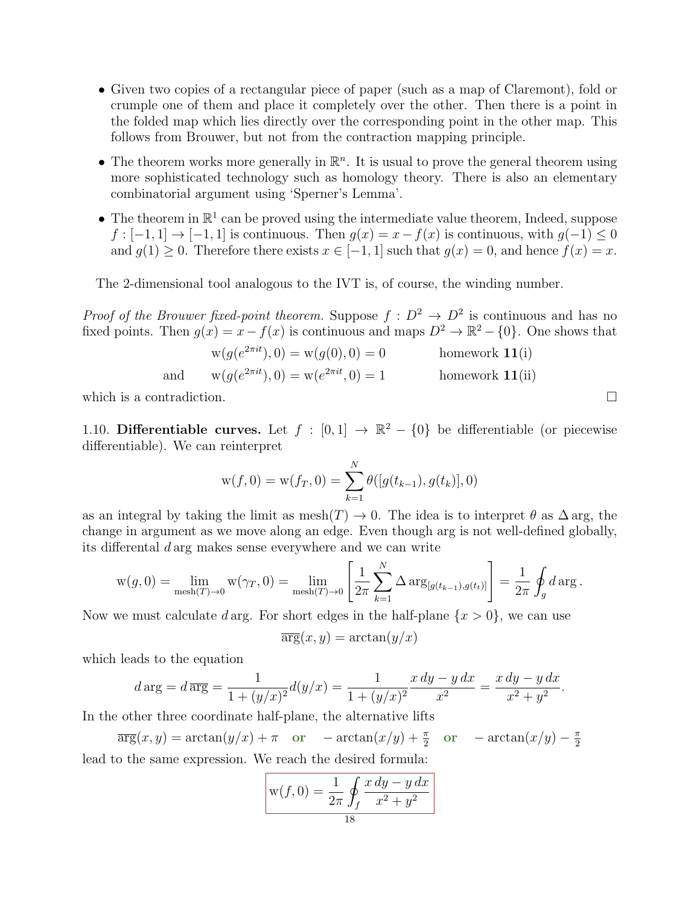- Given two copies of a rectangular piece of paper (such as a map of Claremont), fold or crumple one of them and place it completely over the other. Then there is a point in the folded map which lies directly over the corresponding point in the other map. This follows from Brouwer, but not from the contraction mapping principle.
- The theorem works more generally in $\mathbb{R}^n$. It is usual to prove the general theorem using more sophisticated technology such as homology theory. There is also an elementary combinatorial argument using 'Sperner's Lemma'.
- The theorem in $\mathbb{R}^1$ can be proved using the intermediate value theorem, Indeed, suppose $f : [-1, 1] \to [-1, 1]$ is continuous. Then $g(x) = x - f(x)$ is continuous, with $g(-1) \le 0$ and $g(1) \ge 0$. Therefore there exists $x \in [-1, 1]$ such that $g(x) = 0$, and hence $f(x) = x$.

The 2-dimensional tool analogous to the IVT is, of course, the winding number.

*Proof of the Brouwer fixed-point theorem.* Suppose $f : D^2 \to D^2$ is continuous and has no fixed points. Then $g(x) = x - f(x)$ is continuous and maps $D^2 \to \mathbb{R}^2 - \{0\}$. One shows that

$$\mathrm{w}(g(e^{2\pi i t}), 0) = \mathrm{w}(g(0), 0) = 0 \qquad \text{homework } \mathbf{11}\text{(i)}$$

$$\text{and} \qquad \mathrm{w}(g(e^{2\pi i t}), 0) = \mathrm{w}(e^{2\pi i t}, 0) = 1 \qquad \text{homework } \mathbf{11}\text{(ii)}$$

which is a contradiction. □

1.10. **Differentiable curves.** Let $f : [0, 1] \to \mathbb{R}^2 - \{0\}$ be differentiable (or piecewise differentiable). We can reinterpret

$$\mathrm{w}(f, 0) = \mathrm{w}(f_T, 0) = \sum_{k=1}^{N} \theta([g(t_{k-1}), g(t_k)], 0)$$

as an integral by taking the limit as $\mathrm{mesh}(T) \to 0$. The idea is to interpret $\theta$ as $\Delta \arg$, the change in argument as we move along an edge. Even though arg is not well-defined globally, its differental $d \arg$ makes sense everywhere and we can write

$$\mathrm{w}(g, 0) = \lim_{\mathrm{mesh}(T) \to 0} \mathrm{w}(\gamma_T, 0) = \lim_{\mathrm{mesh}(T) \to 0} \left[ \frac{1}{2\pi} \sum_{k=1}^{N} \Delta \arg_{[g(t_{k-1}), g(t_t)]} \right] = \frac{1}{2\pi} \oint_g d \arg .$$

Now we must calculate $d \arg$. For short edges in the half-plane $\{x > 0\}$, we can use

$$\overline{\arg}(x, y) = \arctan(y/x)$$

which leads to the equation

$$d \arg = d \,\overline{\arg} = \frac{1}{1 + (y/x)^2} d(y/x) = \frac{1}{1 + (y/x)^2} \frac{x\, dy - y\, dx}{x^2} = \frac{x\, dy - y\, dx}{x^2 + y^2}.$$

In the other three coordinate half-plane, the alternative lifts

$$\overline{\arg}(x, y) = \arctan(y/x) + \pi \quad \textbf{or} \quad -\arctan(x/y) + \tfrac{\pi}{2} \quad \textbf{or} \quad -\arctan(x/y) - \tfrac{\pi}{2}$$

lead to the same expression. We reach the desired formula:

$$\boxed{\mathrm{w}(f, 0) = \frac{1}{2\pi} \oint_f \frac{x\, dy - y\, dx}{x^2 + y^2}}$$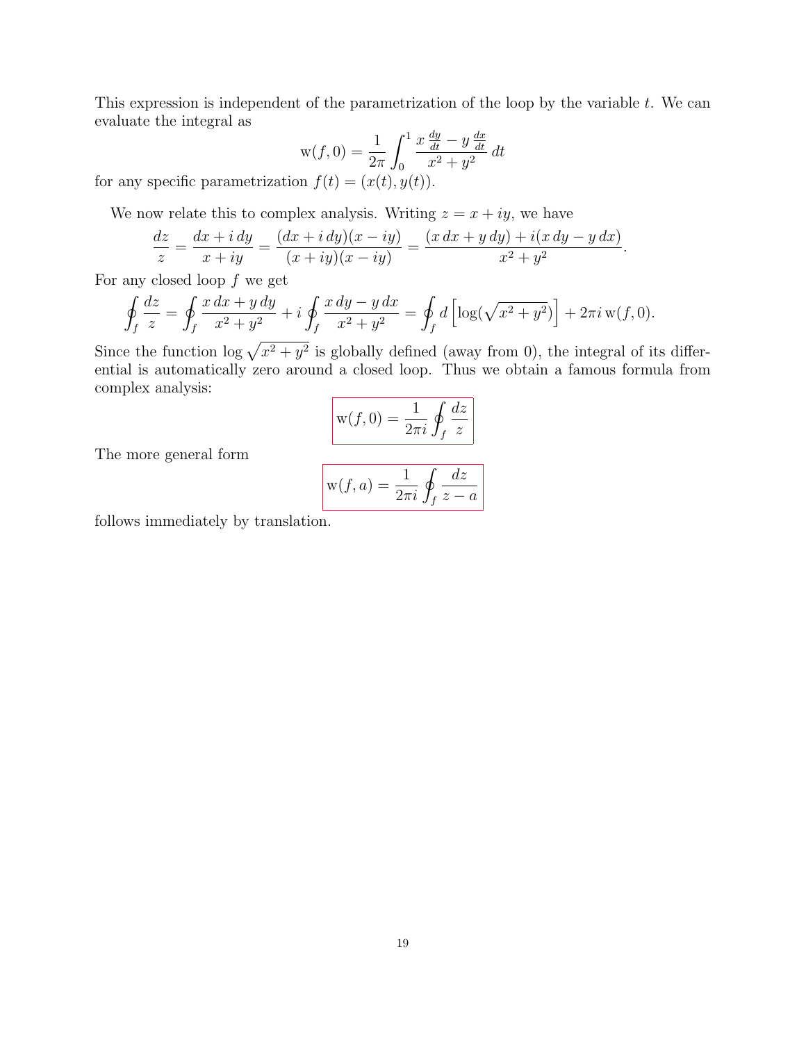This expression is independent of the parametrization of the loop by the variable $t$. We can evaluate the integral as

$$\mathrm{w}(f,0) = \frac{1}{2\pi}\int_0^1 \frac{x\,\frac{dy}{dt} - y\,\frac{dx}{dt}}{x^2+y^2}\,dt$$

for any specific parametrization $f(t) = (x(t), y(t))$.

We now relate this to complex analysis. Writing $z = x + iy$, we have

$$\frac{dz}{z} = \frac{dx + i\,dy}{x+iy} = \frac{(dx+i\,dy)(x-iy)}{(x+iy)(x-iy)} = \frac{(x\,dx + y\,dy) + i(x\,dy - y\,dx)}{x^2+y^2}.$$

For any closed loop $f$ we get

$$\oint_f \frac{dz}{z} = \oint_f \frac{x\,dx + y\,dy}{x^2+y^2} + i\oint_f \frac{x\,dy - y\,dx}{x^2+y^2} = \oint_f d\left[\log(\sqrt{x^2+y^2})\right] + 2\pi i\,\mathrm{w}(f,0).$$

Since the function $\log\sqrt{x^2+y^2}$ is globally defined (away from 0), the integral of its differential is automatically zero around a closed loop. Thus we obtain a famous formula from complex analysis:

$$\boxed{\mathrm{w}(f,0) = \frac{1}{2\pi i}\oint_f \frac{dz}{z}}$$

The more general form

$$\boxed{\mathrm{w}(f,a) = \frac{1}{2\pi i}\oint_f \frac{dz}{z-a}}$$

follows immediately by translation.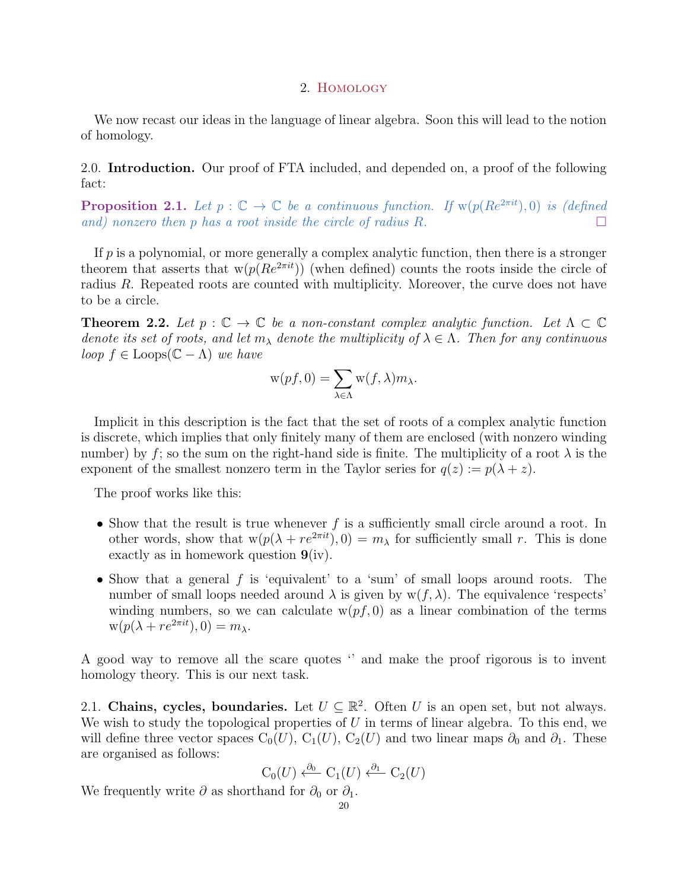## 2. Homology

We now recast our ideas in the language of linear algebra. Soon this will lead to the notion of homology.

2.0. **Introduction.** Our proof of FTA included, and depended on, a proof of the following fact:

**Proposition 2.1.** *Let $p : \mathbb{C} \to \mathbb{C}$ be a continuous function. If $\mathrm{w}(p(Re^{2\pi it}), 0)$ is (defined and) nonzero then $p$ has a root inside the circle of radius $R$.* □

If $p$ is a polynomial, or more generally a complex analytic function, then there is a stronger theorem that asserts that $\mathrm{w}(p(Re^{2\pi it}))$ (when defined) counts the roots inside the circle of radius $R$. Repeated roots are counted with multiplicity. Moreover, the curve does not have to be a circle.

**Theorem 2.2.** *Let $p : \mathbb{C} \to \mathbb{C}$ be a non-constant complex analytic function. Let $\Lambda \subset \mathbb{C}$ denote its set of roots, and let $m_\lambda$ denote the multiplicity of $\lambda \in \Lambda$. Then for any continuous loop $f \in \mathrm{Loops}(\mathbb{C} - \Lambda)$ we have*

$$\mathrm{w}(pf, 0) = \sum_{\lambda \in \Lambda} \mathrm{w}(f, \lambda) m_\lambda.$$

Implicit in this description is the fact that the set of roots of a complex analytic function is discrete, which implies that only finitely many of them are enclosed (with nonzero winding number) by $f$; so the sum on the right-hand side is finite. The multiplicity of a root $\lambda$ is the exponent of the smallest nonzero term in the Taylor series for $q(z) := p(\lambda + z)$.

The proof works like this:

- Show that the result is true whenever $f$ is a sufficiently small circle around a root. In other words, show that $\mathrm{w}(p(\lambda + re^{2\pi it}), 0) = m_\lambda$ for sufficiently small $r$. This is done exactly as in homework question **9**(iv).
- Show that a general $f$ is 'equivalent' to a 'sum' of small loops around roots. The number of small loops needed around $\lambda$ is given by $\mathrm{w}(f, \lambda)$. The equivalence 'respects' winding numbers, so we can calculate $\mathrm{w}(pf, 0)$ as a linear combination of the terms $\mathrm{w}(p(\lambda + re^{2\pi it}), 0) = m_\lambda$.

A good way to remove all the scare quotes ‘’ and make the proof rigorous is to invent homology theory. This is our next task.

2.1. **Chains, cycles, boundaries.** Let $U \subseteq \mathbb{R}^2$. Often $U$ is an open set, but not always. We wish to study the topological properties of $U$ in terms of linear algebra. To this end, we will define three vector spaces $\mathrm{C}_0(U)$, $\mathrm{C}_1(U)$, $\mathrm{C}_2(U)$ and two linear maps $\partial_0$ and $\partial_1$. These are organised as follows:

$$\mathrm{C}_0(U) \xleftarrow{\partial_0} \mathrm{C}_1(U) \xleftarrow{\partial_1} \mathrm{C}_2(U)$$

We frequently write $\partial$ as shorthand for $\partial_0$ or $\partial_1$.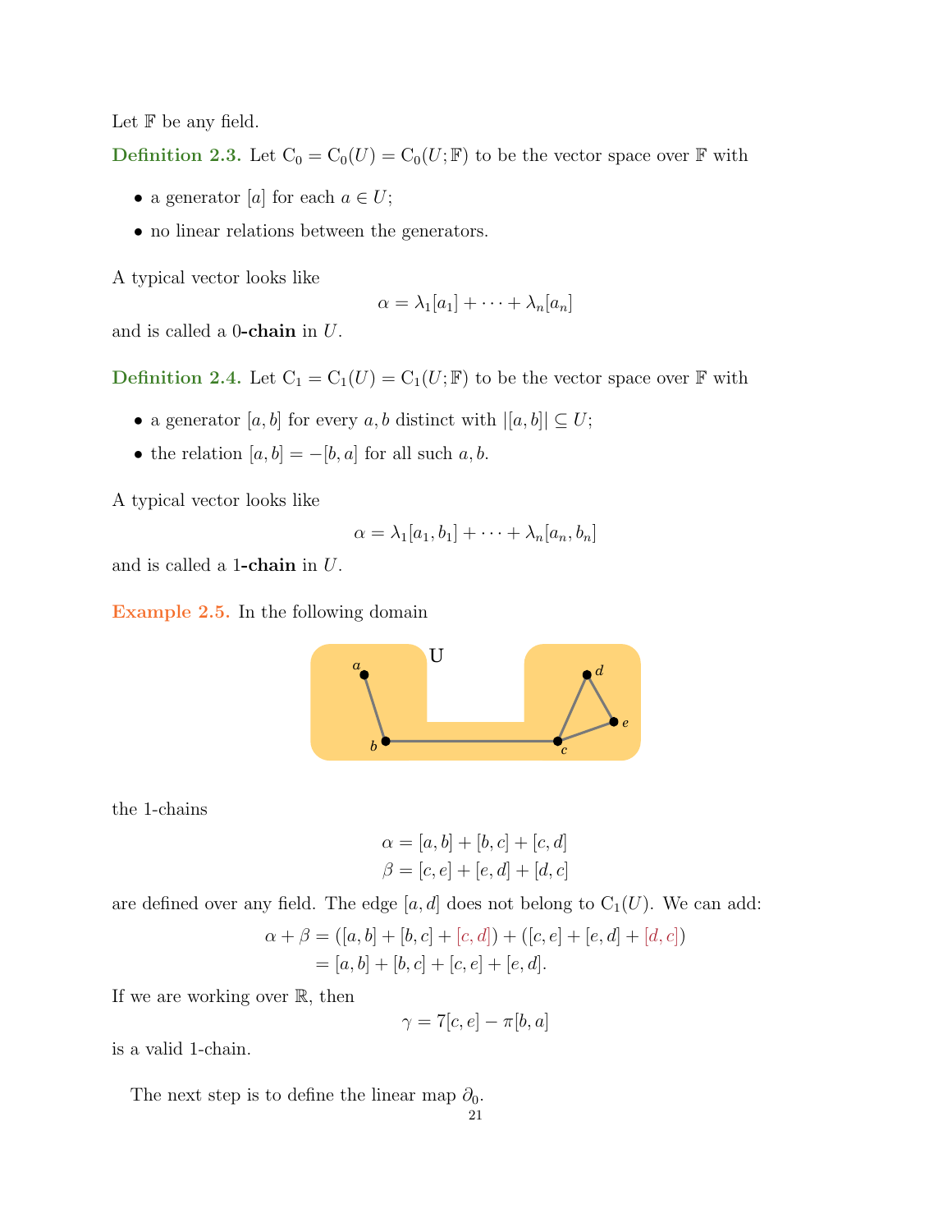Let $\mathbb{F}$ be any field.

**Definition 2.3.** Let $\mathrm{C}_0 = \mathrm{C}_0(U) = \mathrm{C}_0(U; \mathbb{F})$ to be the vector space over $\mathbb{F}$ with

- a generator $[a]$ for each $a \in U$;
- no linear relations between the generators.

A typical vector looks like

$$\alpha = \lambda_1[a_1] + \cdots + \lambda_n[a_n]$$

and is called a **0-chain** in $U$.

**Definition 2.4.** Let $\mathrm{C}_1 = \mathrm{C}_1(U) = \mathrm{C}_1(U; \mathbb{F})$ to be the vector space over $\mathbb{F}$ with

- a generator $[a, b]$ for every $a, b$ distinct with $|[a, b]| \subseteq U$;
- the relation $[a, b] = -[b, a]$ for all such $a, b$.

A typical vector looks like

$$\alpha = \lambda_1[a_1, b_1] + \cdots + \lambda_n[a_n, b_n]$$

and is called a **1-chain** in $U$.

**Example 2.5.** In the following domain

the 1-chains

$$\alpha = [a, b] + [b, c] + [c, d]$$
$$\beta = [c, e] + [e, d] + [d, c]$$

are defined over any field. The edge $[a, d]$ does not belong to $\mathrm{C}_1(U)$. We can add:

$$\begin{aligned}\alpha + \beta &= ([a, b] + [b, c] + [c, d]) + ([c, e] + [e, d] + [d, c]) \\ &= [a, b] + [b, c] + [c, e] + [e, d].\end{aligned}$$

If we are working over $\mathbb{R}$, then

$$\gamma = 7[c, e] - \pi[b, a]$$

is a valid 1-chain.

The next step is to define the linear map $\partial_0$.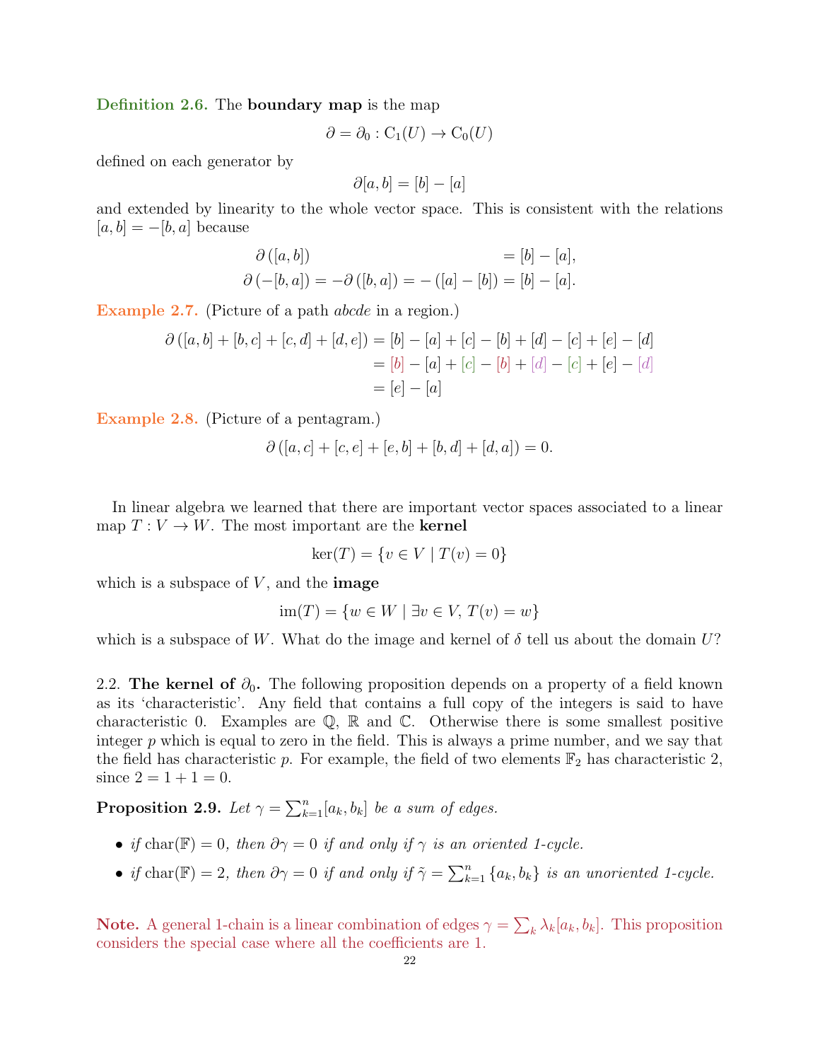**Definition 2.6.** The **boundary map** is the map

$$\partial = \partial_0 : \mathrm{C}_1(U) \to \mathrm{C}_0(U)$$

defined on each generator by

$$\partial[a,b] = [b] - [a]$$

and extended by linearity to the whole vector space. This is consistent with the relations $[a,b] = -[b,a]$ because

$$\begin{aligned} \partial\left([a,b]\right) &= [b]-[a], \\ \partial\left(-[b,a]\right) = -\partial\left([b,a]\right) = -\left([a]-[b]\right) &= [b]-[a]. \end{aligned}$$

**Example 2.7.** (Picture of a path $abcde$ in a region.)

$$\begin{aligned} \partial\left([a,b]+[b,c]+[c,d]+[d,e]\right) &= [b]-[a]+[c]-[b]+[d]-[c]+[e]-[d] \\ &= [b]-[a]+[c]-[b]+[d]-[c]+[e]-[d] \\ &= [e]-[a] \end{aligned}$$

**Example 2.8.** (Picture of a pentagram.)

$$\partial\left([a,c]+[c,e]+[e,b]+[b,d]+[d,a]\right) = 0.$$

In linear algebra we learned that there are important vector spaces associated to a linear map $T : V \to W$. The most important are the **kernel**

$$\ker(T) = \{v \in V \mid T(v) = 0\}$$

which is a subspace of $V$, and the **image**

$$\mathrm{im}(T) = \{w \in W \mid \exists v \in V,\, T(v) = w\}$$

which is a subspace of $W$. What do the image and kernel of $\delta$ tell us about the domain $U$?

## 2.2. The kernel of $\partial_0$.

The following proposition depends on a property of a field known as its 'characteristic'. Any field that contains a full copy of the integers is said to have characteristic 0. Examples are $\mathbb{Q}$, $\mathbb{R}$ and $\mathbb{C}$. Otherwise there is some smallest positive integer $p$ which is equal to zero in the field. This is always a prime number, and we say that the field has characteristic $p$. For example, the field of two elements $\mathbb{F}_2$ has characteristic 2, since $2 = 1 + 1 = 0$.

**Proposition 2.9.** *Let $\gamma = \sum_{k=1}^{n}[a_k, b_k]$ be a sum of edges.*

- *if $\mathrm{char}(\mathbb{F}) = 0$, then $\partial\gamma = 0$ if and only if $\gamma$ is an oriented 1-cycle.*
- *if $\mathrm{char}(\mathbb{F}) = 2$, then $\partial\gamma = 0$ if and only if $\tilde{\gamma} = \sum_{k=1}^{n}\{a_k, b_k\}$ is an unoriented 1-cycle.*

**Note.** A general 1-chain is a linear combination of edges $\gamma = \sum_k \lambda_k[a_k, b_k]$. This proposition considers the special case where all the coefficients are 1.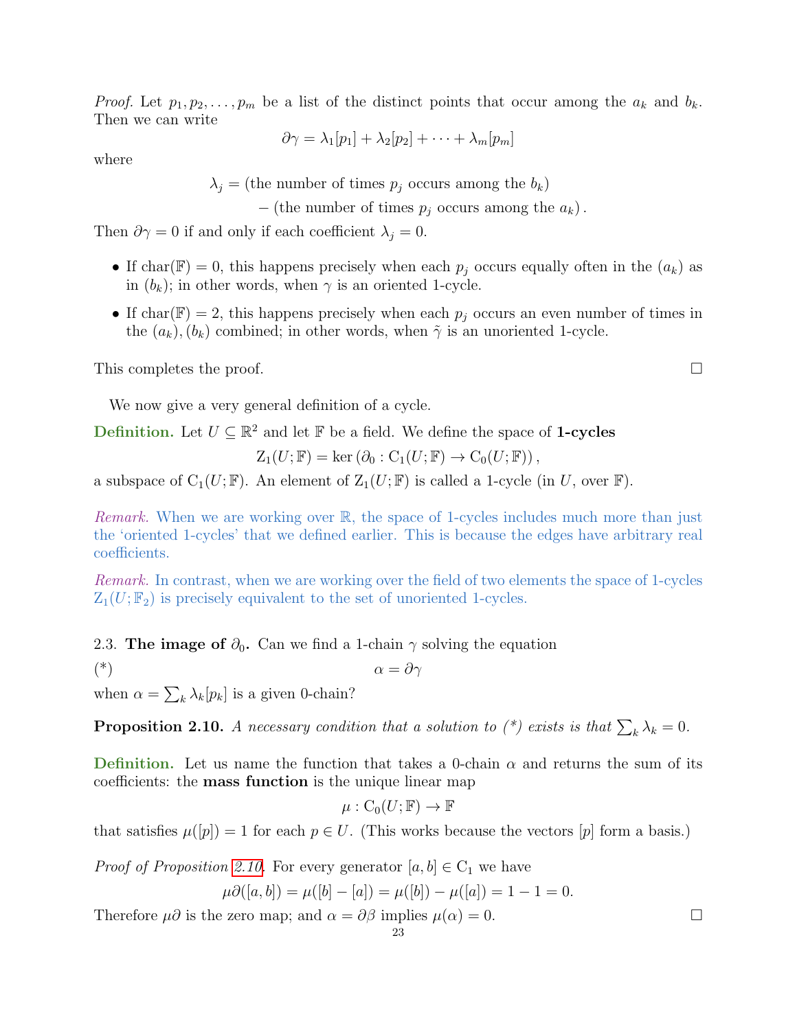*Proof.* Let $p_1, p_2, \dots, p_m$ be a list of the distinct points that occur among the $a_k$ and $b_k$. Then we can write

$$\partial\gamma = \lambda_1[p_1] + \lambda_2[p_2] + \cdots + \lambda_m[p_m]$$

where

$$\begin{aligned}\lambda_j = &\text{(the number of times } p_j \text{ occurs among the } b_k) \\ &- \text{(the number of times } p_j \text{ occurs among the } a_k).\end{aligned}$$

Then $\partial\gamma = 0$ if and only if each coefficient $\lambda_j = 0$.

- If $\mathrm{char}(\mathbb{F}) = 0$, this happens precisely when each $p_j$ occurs equally often in the $(a_k)$ as in $(b_k)$; in other words, when $\gamma$ is an oriented 1-cycle.
- If $\mathrm{char}(\mathbb{F}) = 2$, this happens precisely when each $p_j$ occurs an even number of times in the $(a_k), (b_k)$ combined; in other words, when $\tilde{\gamma}$ is an unoriented 1-cycle.

This completes the proof. □

We now give a very general definition of a cycle.

**Definition.** Let $U \subseteq \mathbb{R}^2$ and let $\mathbb{F}$ be a field. We define the space of **1-cycles**

$$\mathrm{Z}_1(U;\mathbb{F}) = \ker\left(\partial_0 : \mathrm{C}_1(U;\mathbb{F}) \to \mathrm{C}_0(U;\mathbb{F})\right),$$

a subspace of $\mathrm{C}_1(U;\mathbb{F})$. An element of $\mathrm{Z}_1(U;\mathbb{F})$ is called a 1-cycle (in $U$, over $\mathbb{F}$).

*Remark.* When we are working over $\mathbb{R}$, the space of 1-cycles includes much more than just the 'oriented 1-cycles' that we defined earlier. This is because the edges have arbitrary real coefficients.

*Remark.* In contrast, when we are working over the field of two elements the space of 1-cycles $\mathrm{Z}_1(U;\mathbb{F}_2)$ is precisely equivalent to the set of unoriented 1-cycles.

2.3. **The image of $\partial_0$.** Can we find a 1-chain $\gamma$ solving the equation

$$(*) \qquad \alpha = \partial\gamma$$

when $\alpha = \sum_k \lambda_k[p_k]$ is a given 0-chain?

**Proposition 2.10.** *A necessary condition that a solution to (\*) exists is that $\sum_k \lambda_k = 0$.*

**Definition.** Let us name the function that takes a 0-chain $\alpha$ and returns the sum of its coefficients: the **mass function** is the unique linear map

$$\mu : \mathrm{C}_0(U;\mathbb{F}) \to \mathbb{F}$$

that satisfies $\mu([p]) = 1$ for each $p \in U$. (This works because the vectors $[p]$ form a basis.)

*Proof of Proposition 2.10.* For every generator $[a,b] \in \mathrm{C}_1$ we have

$$\mu\partial([a,b]) = \mu([b] - [a]) = \mu([b]) - \mu([a]) = 1 - 1 = 0.$$

Therefore $\mu\partial$ is the zero map; and $\alpha = \partial\beta$ implies $\mu(\alpha) = 0$. □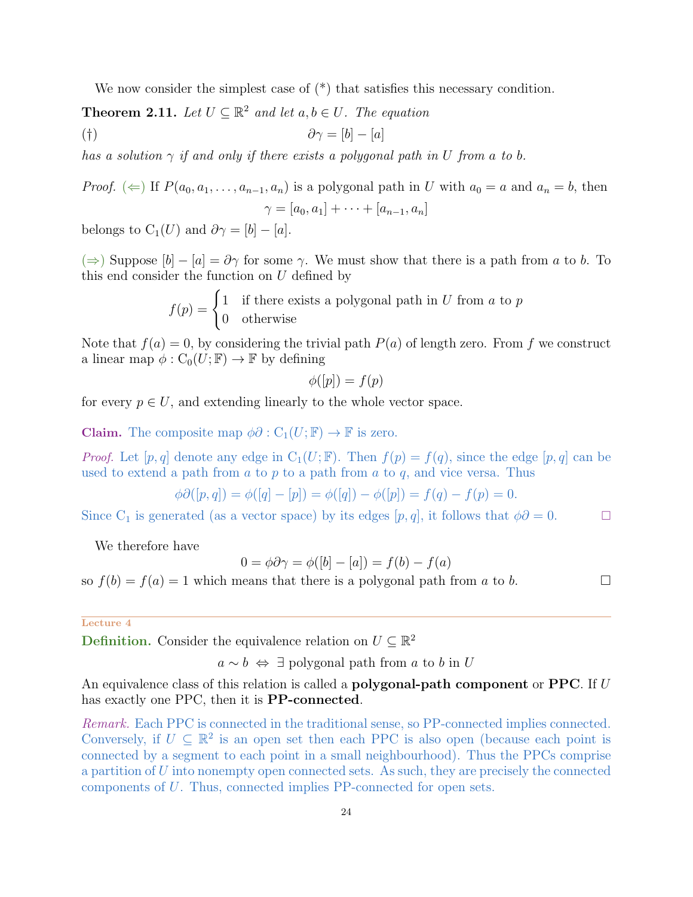We now consider the simplest case of (*) that satisfies this necessary condition.

**Theorem 2.11.** *Let $U \subseteq \mathbb{R}^2$ and let $a, b \in U$. The equation*

$$(\dagger) \qquad \partial\gamma = [b] - [a]$$

*has a solution $\gamma$ if and only if there exists a polygonal path in $U$ from $a$ to $b$.*

*Proof.* ($\Leftarrow$) If $P(a_0, a_1, \dots, a_{n-1}, a_n)$ is a polygonal path in $U$ with $a_0 = a$ and $a_n = b$, then

$$\gamma = [a_0, a_1] + \cdots + [a_{n-1}, a_n]$$

belongs to $\mathrm{C}_1(U)$ and $\partial\gamma = [b] - [a]$.

($\Rightarrow$) Suppose $[b] - [a] = \partial\gamma$ for some $\gamma$. We must show that there is a path from $a$ to $b$. To this end consider the function on $U$ defined by

$$f(p) = \begin{cases} 1 & \text{if there exists a polygonal path in } U \text{ from } a \text{ to } p \\ 0 & \text{otherwise} \end{cases}$$

Note that $f(a) = 0$, by considering the trivial path $P(a)$ of length zero. From $f$ we construct a linear map $\phi : \mathrm{C}_0(U; \mathbb{F}) \to \mathbb{F}$ by defining

$$\phi([p]) = f(p)$$

for every $p \in U$, and extending linearly to the whole vector space.

**Claim.** The composite map $\phi\partial : \mathrm{C}_1(U; \mathbb{F}) \to \mathbb{F}$ is zero.

*Proof.* Let $[p, q]$ denote any edge in $\mathrm{C}_1(U; \mathbb{F})$. Then $f(p) = f(q)$, since the edge $[p, q]$ can be used to extend a path from $a$ to $p$ to a path from $a$ to $q$, and vice versa. Thus

$$\phi\partial([p, q]) = \phi([q] - [p]) = \phi([q]) - \phi([p]) = f(q) - f(p) = 0.$$

Since $\mathrm{C}_1$ is generated (as a vector space) by its edges $[p, q]$, it follows that $\phi\partial = 0$. □

We therefore have

$$0 = \phi\partial\gamma = \phi([b] - [a]) = f(b) - f(a)$$

so $f(b) = f(a) = 1$ which means that there is a polygonal path from $a$ to $b$. □

---

Lecture 4

**Definition.** Consider the equivalence relation on $U \subseteq \mathbb{R}^2$

$$a \sim b \iff \exists \text{ polygonal path from } a \text{ to } b \text{ in } U$$

An equivalence class of this relation is called a **polygonal-path component** or **PPC**. If $U$ has exactly one PPC, then it is **PP-connected**.

*Remark.* Each PPC is connected in the traditional sense, so PP-connected implies connected. Conversely, if $U \subseteq \mathbb{R}^2$ is an open set then each PPC is also open (because each point is connected by a segment to each point in a small neighbourhood). Thus the PPCs comprise a partition of $U$ into nonempty open connected sets. As such, they are precisely the connected components of $U$. Thus, connected implies PP-connected for open sets.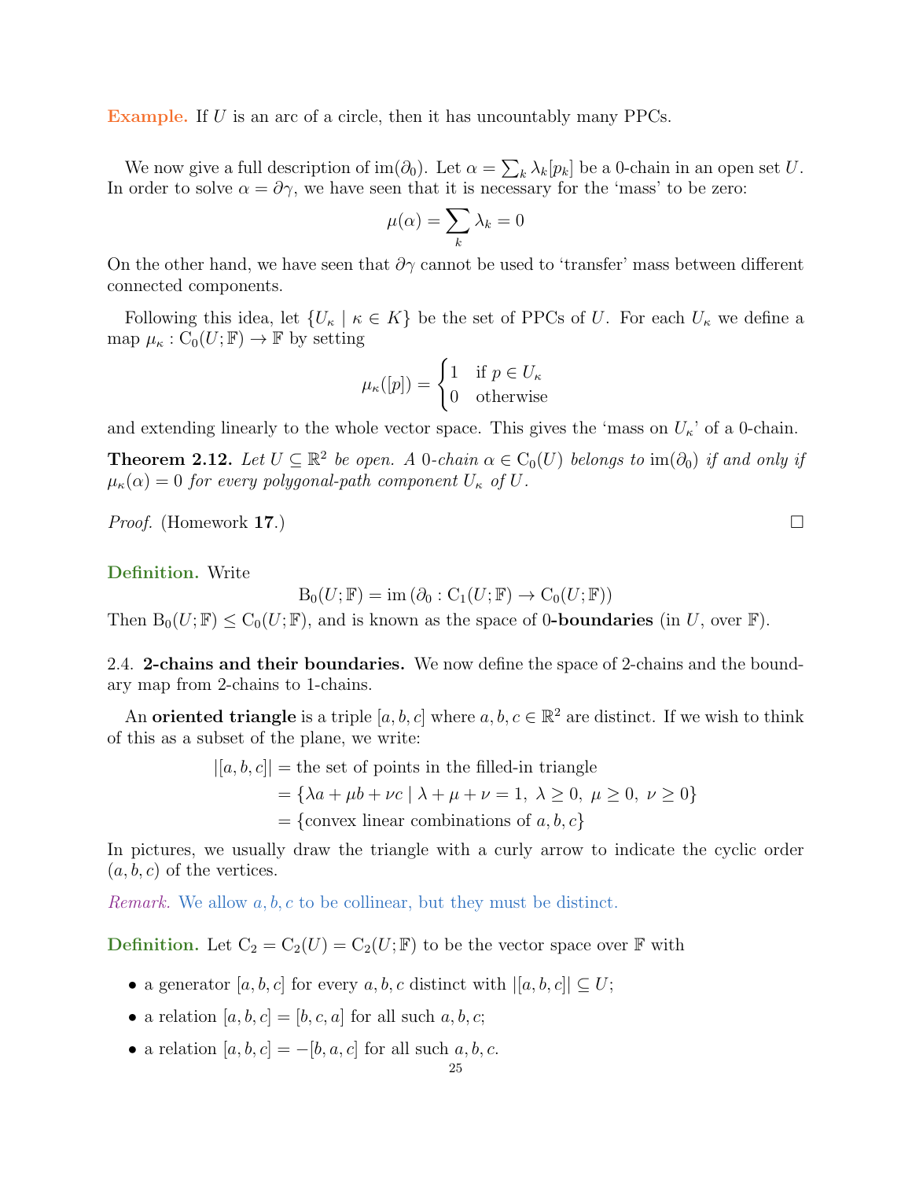**Example.** If $U$ is an arc of a circle, then it has uncountably many PPCs.

We now give a full description of $\mathrm{im}(\partial_0)$. Let $\alpha = \sum_k \lambda_k [p_k]$ be a 0-chain in an open set $U$. In order to solve $\alpha = \partial\gamma$, we have seen that it is necessary for the 'mass' to be zero:

$$\mu(\alpha) = \sum_k \lambda_k = 0$$

On the other hand, we have seen that $\partial\gamma$ cannot be used to 'transfer' mass between different connected components.

Following this idea, let $\{U_\kappa \mid \kappa \in K\}$ be the set of PPCs of $U$. For each $U_\kappa$ we define a map $\mu_\kappa : \mathrm{C}_0(U; \mathbb{F}) \to \mathbb{F}$ by setting

$$\mu_\kappa([p]) = \begin{cases} 1 & \text{if } p \in U_\kappa \\ 0 & \text{otherwise} \end{cases}$$

and extending linearly to the whole vector space. This gives the 'mass on $U_\kappa$' of a 0-chain.

**Theorem 2.12.** *Let $U \subseteq \mathbb{R}^2$ be open. A 0-chain $\alpha \in \mathrm{C}_0(U)$ belongs to $\mathrm{im}(\partial_0)$ if and only if $\mu_\kappa(\alpha) = 0$ for every polygonal-path component $U_\kappa$ of $U$.*

*Proof.* (Homework **17**.) ∎

**Definition.** Write

$$\mathrm{B}_0(U; \mathbb{F}) = \mathrm{im}\left(\partial_0 : \mathrm{C}_1(U; \mathbb{F}) \to \mathrm{C}_0(U; \mathbb{F})\right)$$

Then $\mathrm{B}_0(U; \mathbb{F}) \leq \mathrm{C}_0(U; \mathbb{F})$, and is known as the space of 0-**boundaries** (in $U$, over $\mathbb{F}$).

2.4. **2-chains and their boundaries.** We now define the space of 2-chains and the boundary map from 2-chains to 1-chains.

An **oriented triangle** is a triple $[a, b, c]$ where $a, b, c \in \mathbb{R}^2$ are distinct. If we wish to think of this as a subset of the plane, we write:

$$\begin{aligned} |[a, b, c]| &= \text{the set of points in the filled-in triangle} \\ &= \{\lambda a + \mu b + \nu c \mid \lambda + \mu + \nu = 1,\ \lambda \geq 0,\ \mu \geq 0,\ \nu \geq 0\} \\ &= \{\text{convex linear combinations of } a, b, c\} \end{aligned}$$

In pictures, we usually draw the triangle with a curly arrow to indicate the cyclic order $(a, b, c)$ of the vertices.

*Remark.* We allow $a, b, c$ to be collinear, but they must be distinct.

**Definition.** Let $\mathrm{C}_2 = \mathrm{C}_2(U) = \mathrm{C}_2(U; \mathbb{F})$ to be the vector space over $\mathbb{F}$ with

- a generator $[a, b, c]$ for every $a, b, c$ distinct with $|[a, b, c]| \subseteq U$;
- a relation $[a, b, c] = [b, c, a]$ for all such $a, b, c$;
- a relation $[a, b, c] = -[b, a, c]$ for all such $a, b, c$.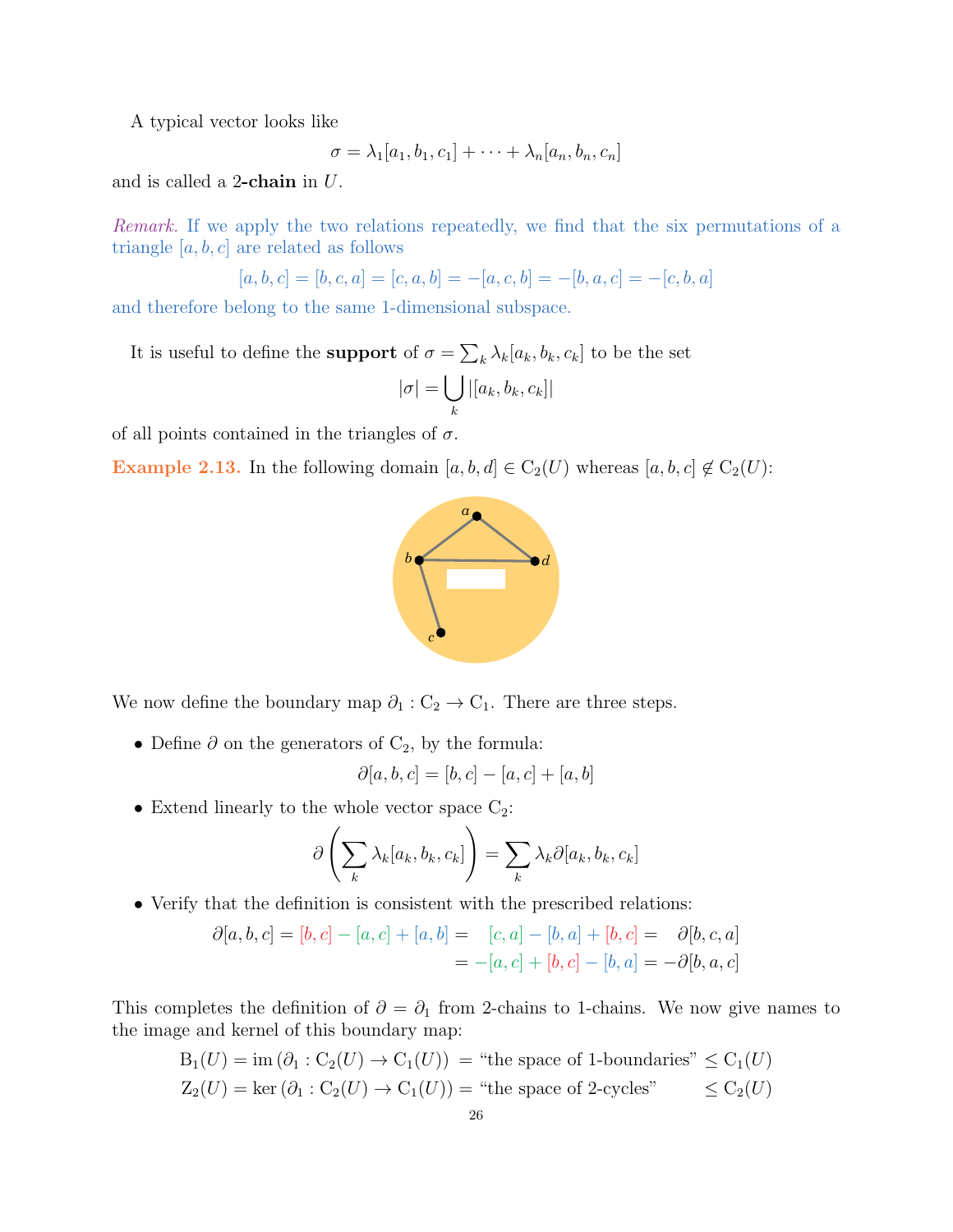A typical vector looks like

$$\sigma = \lambda_1[a_1, b_1, c_1] + \cdots + \lambda_n[a_n, b_n, c_n]$$

and is called a **2-chain** in $U$.

*Remark.* If we apply the two relations repeatedly, we find that the six permutations of a triangle $[a, b, c]$ are related as follows

$$[a, b, c] = [b, c, a] = [c, a, b] = -[a, c, b] = -[b, a, c] = -[c, b, a]$$

and therefore belong to the same 1-dimensional subspace.

It is useful to define the **support** of $\sigma = \sum_k \lambda_k[a_k, b_k, c_k]$ to be the set

$$|\sigma| = \bigcup_k |[a_k, b_k, c_k]|$$

of all points contained in the triangles of $\sigma$.

**Example 2.13.** In the following domain $[a, b, d] \in \mathrm{C}_2(U)$ whereas $[a, b, c] \notin \mathrm{C}_2(U)$:

We now define the boundary map $\partial_1 : \mathrm{C}_2 \to \mathrm{C}_1$. There are three steps.

- Define $\partial$ on the generators of $\mathrm{C}_2$, by the formula:
$$\partial[a, b, c] = [b, c] - [a, c] + [a, b]$$
- Extend linearly to the whole vector space $\mathrm{C}_2$:
$$\partial\left(\sum_k \lambda_k[a_k, b_k, c_k]\right) = \sum_k \lambda_k \partial[a_k, b_k, c_k]$$
- Verify that the definition is consistent with the prescribed relations:
$$\begin{aligned}\partial[a, b, c] = [b, c] - [a, c] + [a, b] &= [c, a] - [b, a] + [b, c] = \partial[b, c, a] \\ &= -[a, c] + [b, c] - [b, a] = -\partial[b, a, c]\end{aligned}$$

This completes the definition of $\partial = \partial_1$ from 2-chains to 1-chains. We now give names to the image and kernel of this boundary map:

$$\begin{aligned}\mathrm{B}_1(U) &= \mathrm{im}\,(\partial_1 : \mathrm{C}_2(U) \to \mathrm{C}_1(U)) = \text{“the space of 1-boundaries”} \le \mathrm{C}_1(U) \\ \mathrm{Z}_2(U) &= \ker\,(\partial_1 : \mathrm{C}_2(U) \to \mathrm{C}_1(U)) = \text{“the space of 2-cycles”} \le \mathrm{C}_2(U)\end{aligned}$$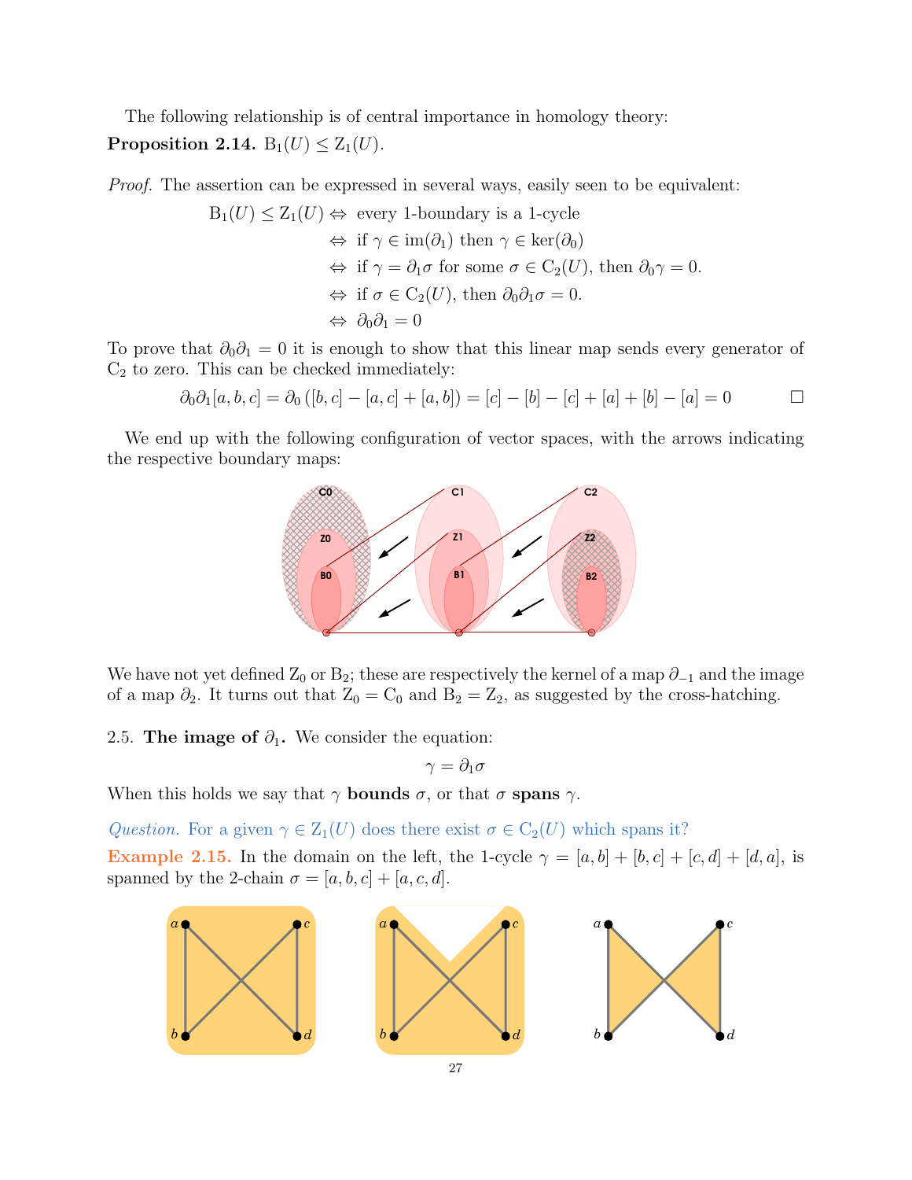The following relationship is of central importance in homology theory:

**Proposition 2.14.** $\mathrm{B}_1(U) \leq \mathrm{Z}_1(U)$.

*Proof.* The assertion can be expressed in several ways, easily seen to be equivalent:

$$
\begin{aligned}
\mathrm{B}_1(U) \leq \mathrm{Z}_1(U) &\Leftrightarrow \text{ every 1-boundary is a 1-cycle} \\
&\Leftrightarrow \text{ if } \gamma \in \mathrm{im}(\partial_1) \text{ then } \gamma \in \ker(\partial_0) \\
&\Leftrightarrow \text{ if } \gamma = \partial_1 \sigma \text{ for some } \sigma \in \mathrm{C}_2(U), \text{ then } \partial_0 \gamma = 0. \\
&\Leftrightarrow \text{ if } \sigma \in \mathrm{C}_2(U), \text{ then } \partial_0 \partial_1 \sigma = 0. \\
&\Leftrightarrow \partial_0 \partial_1 = 0
\end{aligned}
$$

To prove that $\partial_0 \partial_1 = 0$ it is enough to show that this linear map sends every generator of $\mathrm{C}_2$ to zero. This can be checked immediately:

$$\partial_0 \partial_1 [a,b,c] = \partial_0 \left( [b,c] - [a,c] + [a,b] \right) = [c] - [b] - [c] + [a] + [b] - [a] = 0 \qquad \square$$

We end up with the following configuration of vector spaces, with the arrows indicating the respective boundary maps:

We have not yet defined $\mathrm{Z}_0$ or $\mathrm{B}_2$; these are respectively the kernel of a map $\partial_{-1}$ and the image of a map $\partial_2$. It turns out that $\mathrm{Z}_0 = \mathrm{C}_0$ and $\mathrm{B}_2 = \mathrm{Z}_2$, as suggested by the cross-hatching.

2.5. **The image of $\partial_1$.** We consider the equation:

$$\gamma = \partial_1 \sigma$$

When this holds we say that $\gamma$ **bounds** $\sigma$, or that $\sigma$ **spans** $\gamma$.

*Question.* For a given $\gamma \in \mathrm{Z}_1(U)$ does there exist $\sigma \in \mathrm{C}_2(U)$ which spans it?

**Example 2.15.** In the domain on the left, the 1-cycle $\gamma = [a,b] + [b,c] + [c,d] + [d,a]$, is spanned by the 2-chain $\sigma = [a,b,c] + [a,c,d]$.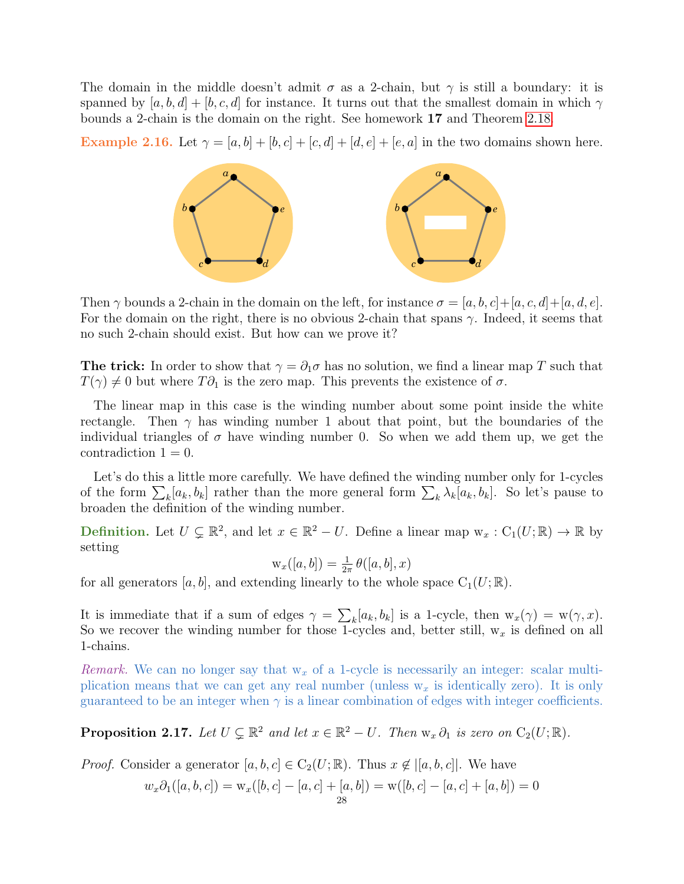The domain in the middle doesn't admit $\sigma$ as a 2-chain, but $\gamma$ is still a boundary: it is spanned by $[a, b, d] + [b, c, d]$ for instance. It turns out that the smallest domain in which $\gamma$ bounds a 2-chain is the domain on the right. See homework **17** and Theorem 2.18.

**Example 2.16.** Let $\gamma = [a, b] + [b, c] + [c, d] + [d, e] + [e, a]$ in the two domains shown here.

Then $\gamma$ bounds a 2-chain in the domain on the left, for instance $\sigma = [a, b, c]+[a, c, d]+[a, d, e]$. For the domain on the right, there is no obvious 2-chain that spans $\gamma$. Indeed, it seems that no such 2-chain should exist. But how can we prove it?

**The trick:** In order to show that $\gamma = \partial_1\sigma$ has no solution, we find a linear map $T$ such that $T(\gamma) \neq 0$ but where $T\partial_1$ is the zero map. This prevents the existence of $\sigma$.

The linear map in this case is the winding number about some point inside the white rectangle. Then $\gamma$ has winding number 1 about that point, but the boundaries of the individual triangles of $\sigma$ have winding number 0. So when we add them up, we get the contradiction $1 = 0$.

Let's do this a little more carefully. We have defined the winding number only for 1-cycles of the form $\sum_k [a_k, b_k]$ rather than the more general form $\sum_k \lambda_k[a_k, b_k]$. So let's pause to broaden the definition of the winding number.

**Definition.** Let $U \subsetneq \mathbb{R}^2$, and let $x \in \mathbb{R}^2 - U$. Define a linear map $\mathrm{w}_x : \mathrm{C}_1(U; \mathbb{R}) \to \mathbb{R}$ by setting

$$\mathrm{w}_x([a, b]) = \tfrac{1}{2\pi}\,\theta([a, b], x)$$

for all generators $[a, b]$, and extending linearly to the whole space $\mathrm{C}_1(U; \mathbb{R})$.

It is immediate that if a sum of edges $\gamma = \sum_k [a_k, b_k]$ is a 1-cycle, then $\mathrm{w}_x(\gamma) = \mathrm{w}(\gamma, x)$. So we recover the winding number for those 1-cycles and, better still, $\mathrm{w}_x$ is defined on all 1-chains.

*Remark.* We can no longer say that $\mathrm{w}_x$ of a 1-cycle is necessarily an integer: scalar multiplication means that we can get any real number (unless $\mathrm{w}_x$ is identically zero). It is only guaranteed to be an integer when $\gamma$ is a linear combination of edges with integer coefficients.

**Proposition 2.17.** *Let $U \subsetneq \mathbb{R}^2$ and let $x \in \mathbb{R}^2 - U$. Then $\mathrm{w}_x\,\partial_1$ is zero on $\mathrm{C}_2(U; \mathbb{R})$.*

*Proof.* Consider a generator $[a, b, c] \in \mathrm{C}_2(U; \mathbb{R})$. Thus $x \notin |[a, b, c]|$. We have

$$w_x\partial_1([a, b, c]) = \mathrm{w}_x([b, c] - [a, c] + [a, b]) = \mathrm{w}([b, c] - [a, c] + [a, b]) = 0$$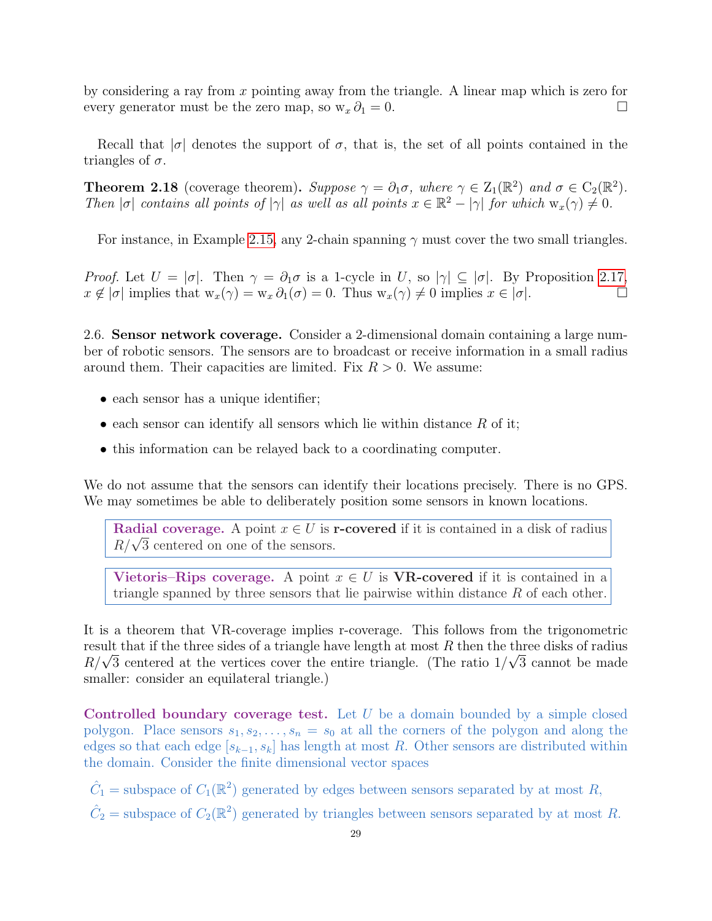by considering a ray from $x$ pointing away from the triangle. A linear map which is zero for every generator must be the zero map, so $\mathrm{w}_x \, \partial_1 = 0$. $\square$

Recall that $|\sigma|$ denotes the support of $\sigma$, that is, the set of all points contained in the triangles of $\sigma$.

**Theorem 2.18** (coverage theorem)**.** *Suppose $\gamma = \partial_1 \sigma$, where $\gamma \in \mathrm{Z}_1(\mathbb{R}^2)$ and $\sigma \in \mathrm{C}_2(\mathbb{R}^2)$. Then $|\sigma|$ contains all points of $|\gamma|$ as well as all points $x \in \mathbb{R}^2 - |\gamma|$ for which $\mathrm{w}_x(\gamma) \neq 0$.*

For instance, in Example 2.15, any 2-chain spanning $\gamma$ must cover the two small triangles.

*Proof.* Let $U = |\sigma|$. Then $\gamma = \partial_1 \sigma$ is a 1-cycle in $U$, so $|\gamma| \subseteq |\sigma|$. By Proposition 2.17, $x \notin |\sigma|$ implies that $\mathrm{w}_x(\gamma) = \mathrm{w}_x \, \partial_1(\sigma) = 0$. Thus $\mathrm{w}_x(\gamma) \neq 0$ implies $x \in |\sigma|$. $\square$

2.6. **Sensor network coverage.** Consider a 2-dimensional domain containing a large number of robotic sensors. The sensors are to broadcast or receive information in a small radius around them. Their capacities are limited. Fix $R > 0$. We assume:

- each sensor has a unique identifier;
- each sensor can identify all sensors which lie within distance $R$ of it;
- this information can be relayed back to a coordinating computer.

We do not assume that the sensors can identify their locations precisely. There is no GPS. We may sometimes be able to deliberately position some sensors in known locations.

**Radial coverage.** A point $x \in U$ is **r-covered** if it is contained in a disk of radius $R/\sqrt{3}$ centered on one of the sensors.

**Vietoris–Rips coverage.** A point $x \in U$ is **VR-covered** if it is contained in a triangle spanned by three sensors that lie pairwise within distance $R$ of each other.

It is a theorem that VR-coverage implies r-coverage. This follows from the trigonometric result that if the three sides of a triangle have length at most $R$ then the three disks of radius $R/\sqrt{3}$ centered at the vertices cover the entire triangle. (The ratio $1/\sqrt{3}$ cannot be made smaller: consider an equilateral triangle.)

**Controlled boundary coverage test.** Let $U$ be a domain bounded by a simple closed polygon. Place sensors $s_1, s_2, \ldots, s_n = s_0$ at all the corners of the polygon and along the edges so that each edge $[s_{k-1}, s_k]$ has length at most $R$. Other sensors are distributed within the domain. Consider the finite dimensional vector spaces

$\hat{C}_1$ = subspace of $C_1(\mathbb{R}^2)$ generated by edges between sensors separated by at most $R$,

$\hat{C}_2$ = subspace of $C_2(\mathbb{R}^2)$ generated by triangles between sensors separated by at most $R$.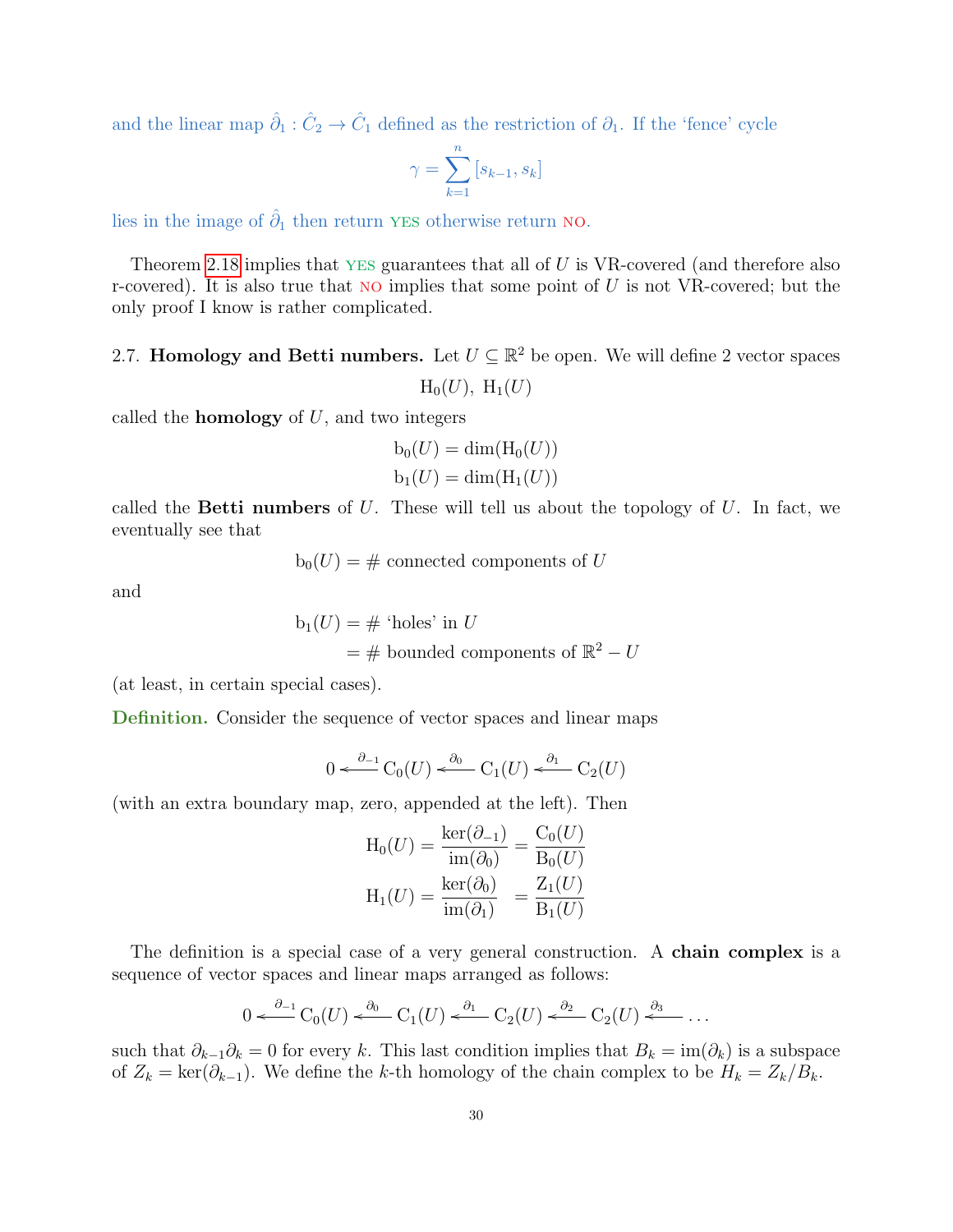and the linear map $\hat{\partial}_1 : \hat{C}_2 \to \hat{C}_1$ defined as the restriction of $\partial_1$. If the 'fence' cycle

$$\gamma = \sum_{k=1}^{n} [s_{k-1}, s_k]$$

lies in the image of $\hat{\partial}_1$ then return YES otherwise return NO.

Theorem 2.18 implies that YES guarantees that all of $U$ is VR-covered (and therefore also r-covered). It is also true that NO implies that some point of $U$ is not VR-covered; but the only proof I know is rather complicated.

## 2.7. Homology and Betti numbers.

Let $U \subseteq \mathbb{R}^2$ be open. We will define 2 vector spaces

$$\mathrm{H}_0(U),\ \mathrm{H}_1(U)$$

called the **homology** of $U$, and two integers

$$\mathrm{b}_0(U) = \dim(\mathrm{H}_0(U))$$
$$\mathrm{b}_1(U) = \dim(\mathrm{H}_1(U))$$

called the **Betti numbers** of $U$. These will tell us about the topology of $U$. In fact, we eventually see that

$$\mathrm{b}_0(U) = \#\text{ connected components of } U$$

and

$$\begin{aligned} \mathrm{b}_1(U) &= \#\text{ 'holes' in } U \\ &= \#\text{ bounded components of } \mathbb{R}^2 - U \end{aligned}$$

(at least, in certain special cases).

**Definition.** Consider the sequence of vector spaces and linear maps

$$0 \xleftarrow{\partial_{-1}} \mathrm{C}_0(U) \xleftarrow{\partial_0} \mathrm{C}_1(U) \xleftarrow{\partial_1} \mathrm{C}_2(U)$$

(with an extra boundary map, zero, appended at the left). Then

$$\mathrm{H}_0(U) = \frac{\ker(\partial_{-1})}{\mathrm{im}(\partial_0)} = \frac{\mathrm{C}_0(U)}{\mathrm{B}_0(U)}$$
$$\mathrm{H}_1(U) = \frac{\ker(\partial_0)}{\mathrm{im}(\partial_1)} = \frac{\mathrm{Z}_1(U)}{\mathrm{B}_1(U)}$$

The definition is a special case of a very general construction. A **chain complex** is a sequence of vector spaces and linear maps arranged as follows:

$$0 \xleftarrow{\partial_{-1}} \mathrm{C}_0(U) \xleftarrow{\partial_0} \mathrm{C}_1(U) \xleftarrow{\partial_1} \mathrm{C}_2(U) \xleftarrow{\partial_2} \mathrm{C}_2(U) \xleftarrow{\partial_3} \dots$$

such that $\partial_{k-1}\partial_k = 0$ for every $k$. This last condition implies that $B_k = \mathrm{im}(\partial_k)$ is a subspace of $Z_k = \ker(\partial_{k-1})$. We define the $k$-th homology of the chain complex to be $H_k = Z_k/B_k$.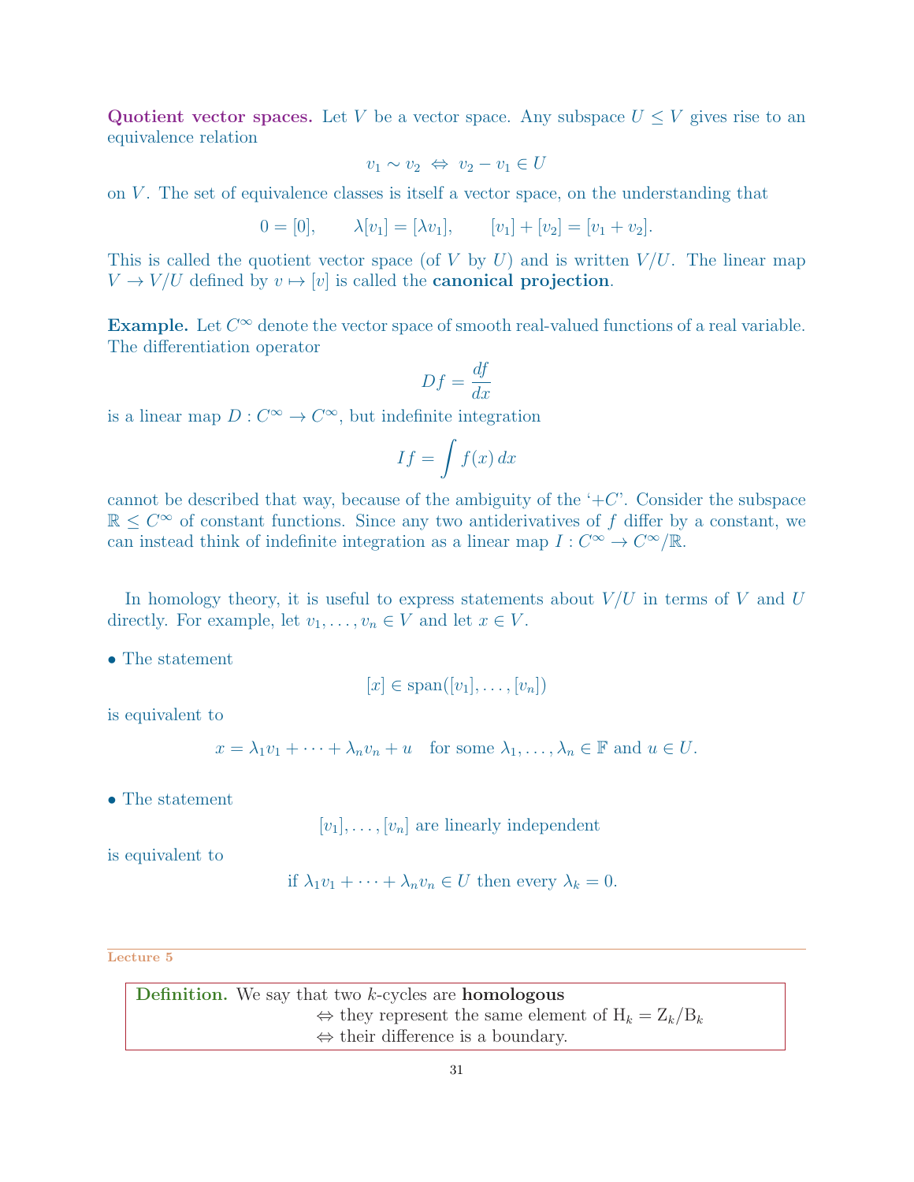**Quotient vector spaces.** Let $V$ be a vector space. Any subspace $U \leq V$ gives rise to an equivalence relation

$$v_1 \sim v_2 \iff v_2 - v_1 \in U$$

on $V$. The set of equivalence classes is itself a vector space, on the understanding that

$$0 = [0], \qquad \lambda[v_1] = [\lambda v_1], \qquad [v_1] + [v_2] = [v_1 + v_2].$$

This is called the quotient vector space (of $V$ by $U$) and is written $V/U$. The linear map $V \to V/U$ defined by $v \mapsto [v]$ is called the **canonical projection**.

**Example.** Let $C^\infty$ denote the vector space of smooth real-valued functions of a real variable. The differentiation operator

$$Df = \frac{df}{dx}$$

is a linear map $D : C^\infty \to C^\infty$, but indefinite integration

$$If = \int f(x)\,dx$$

cannot be described that way, because of the ambiguity of the '$+C$'. Consider the subspace $\mathbb{R} \leq C^\infty$ of constant functions. Since any two antiderivatives of $f$ differ by a constant, we can instead think of indefinite integration as a linear map $I : C^\infty \to C^\infty/\mathbb{R}$.

In homology theory, it is useful to express statements about $V/U$ in terms of $V$ and $U$ directly. For example, let $v_1, \ldots, v_n \in V$ and let $x \in V$.

- The statement

$$[x] \in \operatorname{span}([v_1], \ldots, [v_n])$$

is equivalent to

$$x = \lambda_1 v_1 + \cdots + \lambda_n v_n + u \quad \text{for some } \lambda_1, \ldots, \lambda_n \in \mathbb{F} \text{ and } u \in U.$$

- The statement

$$[v_1], \ldots, [v_n] \text{ are linearly independent}$$

is equivalent to

$$\text{if } \lambda_1 v_1 + \cdots + \lambda_n v_n \in U \text{ then every } \lambda_k = 0.$$

---

Lecture 5

**Definition.** We say that two $k$-cycles are **homologous**
$\Leftrightarrow$ they represent the same element of $\mathrm{H}_k = \mathrm{Z}_k/\mathrm{B}_k$
$\Leftrightarrow$ their difference is a boundary.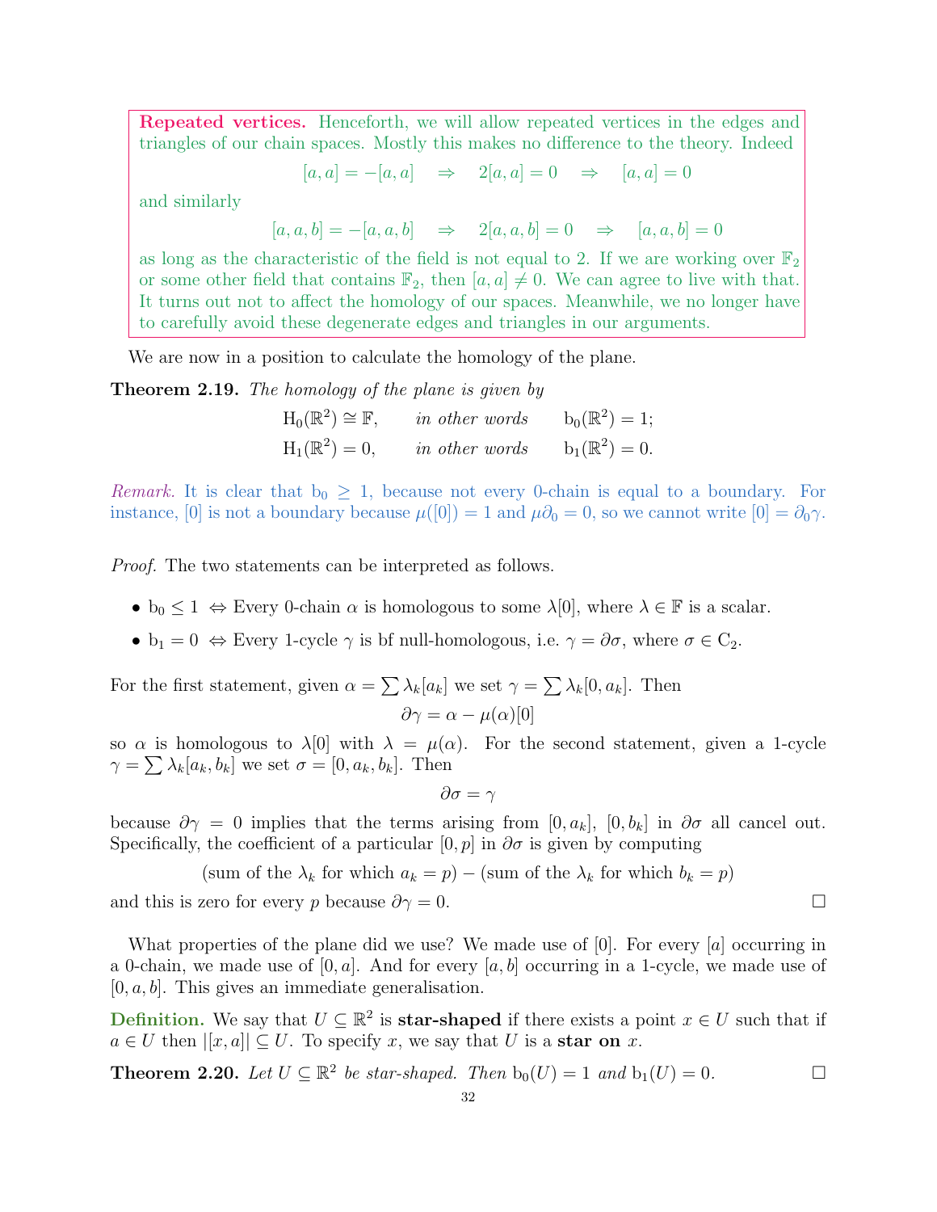**Repeated vertices.** Henceforth, we will allow repeated vertices in the edges and triangles of our chain spaces. Mostly this makes no difference to the theory. Indeed

$$[a,a] = -[a,a] \quad \Rightarrow \quad 2[a,a] = 0 \quad \Rightarrow \quad [a,a] = 0$$

and similarly

$$[a,a,b] = -[a,a,b] \quad \Rightarrow \quad 2[a,a,b] = 0 \quad \Rightarrow \quad [a,a,b] = 0$$

as long as the characteristic of the field is not equal to 2. If we are working over $\mathbb{F}_2$ or some other field that contains $\mathbb{F}_2$, then $[a,a] \neq 0$. We can agree to live with that. It turns out not to affect the homology of our spaces. Meanwhile, we no longer have to carefully avoid these degenerate edges and triangles in our arguments.

We are now in a position to calculate the homology of the plane.

**Theorem 2.19.** *The homology of the plane is given by*

$$\begin{aligned} \mathrm{H}_0(\mathbb{R}^2) &\cong \mathbb{F}, \qquad \textit{in other words} \qquad \mathrm{b}_0(\mathbb{R}^2) = 1; \\ \mathrm{H}_1(\mathbb{R}^2) &= 0, \qquad \textit{in other words} \qquad \mathrm{b}_1(\mathbb{R}^2) = 0. \end{aligned}$$

*Remark.* It is clear that $\mathrm{b}_0 \geq 1$, because not every 0-chain is equal to a boundary. For instance, $[0]$ is not a boundary because $\mu([0]) = 1$ and $\mu\partial_0 = 0$, so we cannot write $[0] = \partial_0\gamma$.

*Proof.* The two statements can be interpreted as follows.

- $\mathrm{b}_0 \leq 1 \iff$ Every 0-chain $\alpha$ is homologous to some $\lambda[0]$, where $\lambda \in \mathbb{F}$ is a scalar.
- $\mathrm{b}_1 = 0 \iff$ Every 1-cycle $\gamma$ is bf null-homologous, i.e. $\gamma = \partial\sigma$, where $\sigma \in \mathrm{C}_2$.

For the first statement, given $\alpha = \sum \lambda_k[a_k]$ we set $\gamma = \sum \lambda_k[0, a_k]$. Then

$$\partial\gamma = \alpha - \mu(\alpha)[0]$$

so $\alpha$ is homologous to $\lambda[0]$ with $\lambda = \mu(\alpha)$. For the second statement, given a 1-cycle $\gamma = \sum \lambda_k[a_k, b_k]$ we set $\sigma = [0, a_k, b_k]$. Then

$$\partial\sigma = \gamma$$

because $\partial\gamma = 0$ implies that the terms arising from $[0, a_k]$, $[0, b_k]$ in $\partial\sigma$ all cancel out. Specifically, the coefficient of a particular $[0, p]$ in $\partial\sigma$ is given by computing

$$(\text{sum of the } \lambda_k \text{ for which } a_k = p) - (\text{sum of the } \lambda_k \text{ for which } b_k = p)$$

and this is zero for every $p$ because $\partial\gamma = 0$. □

What properties of the plane did we use? We made use of $[0]$. For every $[a]$ occurring in a 0-chain, we made use of $[0, a]$. And for every $[a, b]$ occurring in a 1-cycle, we made use of $[0, a, b]$. This gives an immediate generalisation.

**Definition.** We say that $U \subseteq \mathbb{R}^2$ is **star-shaped** if there exists a point $x \in U$ such that if $a \in U$ then $|[x, a]| \subseteq U$. To specify $x$, we say that $U$ is a **star on** $x$.

**Theorem 2.20.** *Let $U \subseteq \mathbb{R}^2$ be star-shaped. Then $\mathrm{b}_0(U) = 1$ and $\mathrm{b}_1(U) = 0$.* □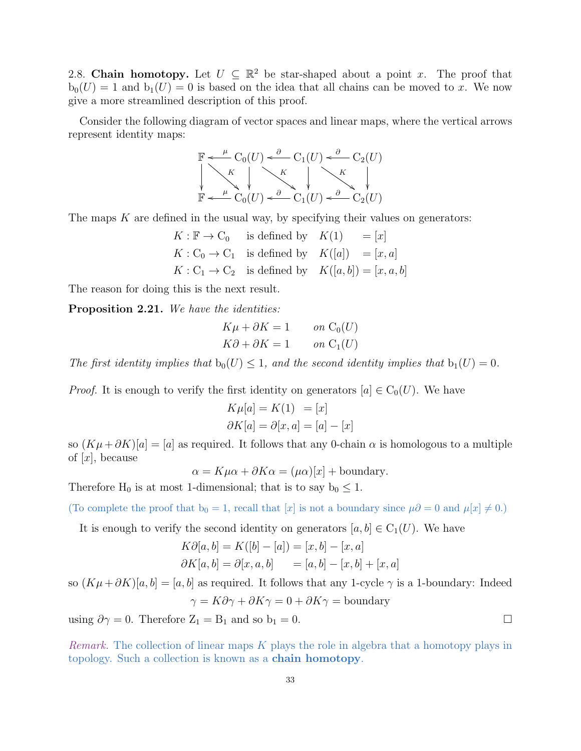2.8. **Chain homotopy.** Let $U \subseteq \mathbb{R}^2$ be star-shaped about a point $x$. The proof that $\mathrm{b}_0(U) = 1$ and $\mathrm{b}_1(U) = 0$ is based on the idea that all chains can be moved to $x$. We now give a more streamlined description of this proof.

Consider the following diagram of vector spaces and linear maps, where the vertical arrows represent identity maps:

$$
\begin{array}{ccccccc}
\mathbb{F} & \xleftarrow{\mu} & \mathrm{C}_0(U) & \xleftarrow{\partial} & \mathrm{C}_1(U) & \xleftarrow{\partial} & \mathrm{C}_2(U) \\
\downarrow & \searrow^{K} & \downarrow & \searrow^{K} & \downarrow & \searrow^{K} & \downarrow \\
\mathbb{F} & \xleftarrow{\mu} & \mathrm{C}_0(U) & \xleftarrow{\partial} & \mathrm{C}_1(U) & \xleftarrow{\partial} & \mathrm{C}_2(U)
\end{array}
$$

The maps $K$ are defined in the usual way, by specifying their values on generators:

$$
\begin{array}{lll}
K : \mathbb{F} \to \mathrm{C}_0 & \text{is defined by} & K(1) = [x] \\
K : \mathrm{C}_0 \to \mathrm{C}_1 & \text{is defined by} & K([a]) = [x, a] \\
K : \mathrm{C}_1 \to \mathrm{C}_2 & \text{is defined by} & K([a, b]) = [x, a, b]
\end{array}
$$

The reason for doing this is the next result.

**Proposition 2.21.** *We have the identities:*

$$
\begin{array}{ll}
K\mu + \partial K = 1 & \text{on } \mathrm{C}_0(U) \\
K\partial + \partial K = 1 & \text{on } \mathrm{C}_1(U)
\end{array}
$$

*The first identity implies that $\mathrm{b}_0(U) \leq 1$, and the second identity implies that $\mathrm{b}_1(U) = 0$.*

*Proof.* It is enough to verify the first identity on generators $[a] \in \mathrm{C}_0(U)$. We have

$$
\begin{aligned}
K\mu[a] &= K(1) = [x] \\
\partial K[a] &= \partial[x, a] = [a] - [x]
\end{aligned}
$$

so $(K\mu + \partial K)[a] = [a]$ as required. It follows that any 0-chain $\alpha$ is homologous to a multiple of $[x]$, because

$$
\alpha = K\mu\alpha + \partial K\alpha = (\mu\alpha)[x] + \text{boundary}.
$$

Therefore $\mathrm{H}_0$ is at most 1-dimensional; that is to say $\mathrm{b}_0 \leq 1$.

(To complete the proof that $\mathrm{b}_0 = 1$, recall that $[x]$ is not a boundary since $\mu\partial = 0$ and $\mu[x] \neq 0$.)

It is enough to verify the second identity on generators $[a, b] \in \mathrm{C}_1(U)$. We have

$$
\begin{aligned}
K\partial[a, b] &= K([b] - [a]) = [x, b] - [x, a] \\
\partial K[a, b] &= \partial[x, a, b] \qquad = [a, b] - [x, b] + [x, a]
\end{aligned}
$$

so $(K\mu + \partial K)[a, b] = [a, b]$ as required. It follows that any 1-cycle $\gamma$ is a 1-boundary: Indeed

$$
\gamma = K\partial\gamma + \partial K\gamma = 0 + \partial K\gamma = \text{boundary}
$$

using $\partial\gamma = 0$. Therefore $\mathrm{Z}_1 = \mathrm{B}_1$ and so $\mathrm{b}_1 = 0$. $\square$

*Remark.* The collection of linear maps $K$ plays the role in algebra that a homotopy plays in topology. Such a collection is known as a **chain homotopy**.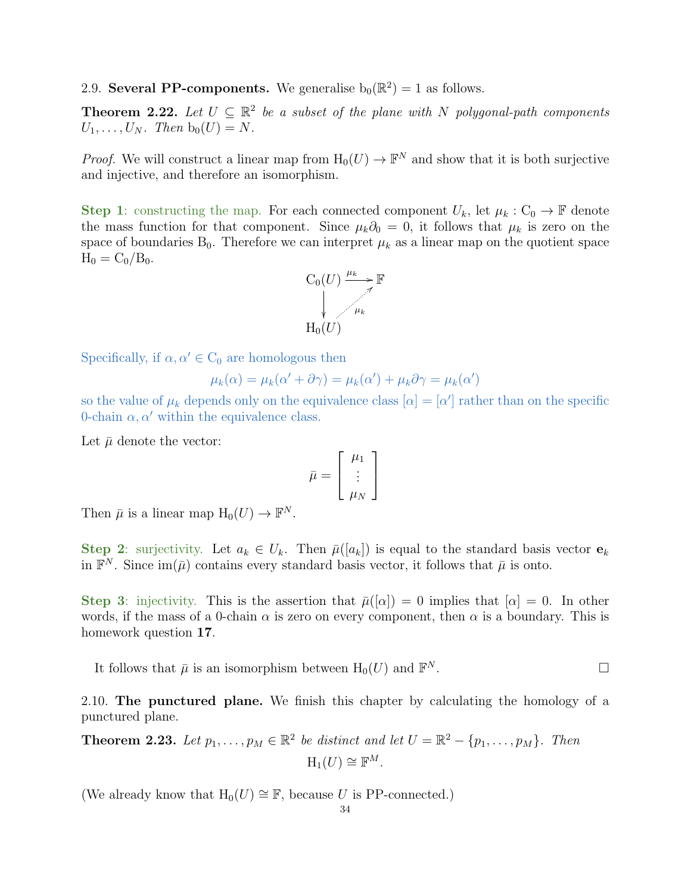2.9. **Several PP-components.** We generalise $\mathrm{b}_0(\mathbb{R}^2) = 1$ as follows.

**Theorem 2.22.** *Let $U \subseteq \mathbb{R}^2$ be a subset of the plane with $N$ polygonal-path components $U_1, \ldots, U_N$. Then $\mathrm{b}_0(U) = N$.*

*Proof.* We will construct a linear map from $\mathrm{H}_0(U) \to \mathbb{F}^N$ and show that it is both surjective and injective, and therefore an isomorphism.

**Step 1**: constructing the map. For each connected component $U_k$, let $\mu_k : \mathrm{C}_0 \to \mathbb{F}$ denote the mass function for that component. Since $\mu_k \partial_0 = 0$, it follows that $\mu_k$ is zero on the space of boundaries $\mathrm{B}_0$. Therefore we can interpret $\mu_k$ as a linear map on the quotient space $\mathrm{H}_0 = \mathrm{C}_0/\mathrm{B}_0$.

$$
\begin{array}{ccc}
\mathrm{C}_0(U) & \xrightarrow{\mu_k} & \mathbb{F} \\
\downarrow & \nearrow_{\mu_k} & \\
\mathrm{H}_0(U) & &
\end{array}
$$

Specifically, if $\alpha, \alpha' \in \mathrm{C}_0$ are homologous then

$$\mu_k(\alpha) = \mu_k(\alpha' + \partial\gamma) = \mu_k(\alpha') + \mu_k\partial\gamma = \mu_k(\alpha')$$

so the value of $\mu_k$ depends only on the equivalence class $[\alpha] = [\alpha']$ rather than on the specific 0-chain $\alpha, \alpha'$ within the equivalence class.

Let $\bar{\mu}$ denote the vector:

$$\bar{\mu} = \begin{bmatrix} \mu_1 \\ \vdots \\ \mu_N \end{bmatrix}$$

Then $\bar{\mu}$ is a linear map $\mathrm{H}_0(U) \to \mathbb{F}^N$.

**Step 2**: surjectivity. Let $a_k \in U_k$. Then $\bar{\mu}([a_k])$ is equal to the standard basis vector $\mathbf{e}_k$ in $\mathbb{F}^N$. Since $\mathrm{im}(\bar{\mu})$ contains every standard basis vector, it follows that $\bar{\mu}$ is onto.

**Step 3**: injectivity. This is the assertion that $\bar{\mu}([\alpha]) = 0$ implies that $[\alpha] = 0$. In other words, if the mass of a 0-chain $\alpha$ is zero on every component, then $\alpha$ is a boundary. This is homework question **17**.

It follows that $\bar{\mu}$ is an isomorphism between $\mathrm{H}_0(U)$ and $\mathbb{F}^N$. □

2.10. **The punctured plane.** We finish this chapter by calculating the homology of a punctured plane.

**Theorem 2.23.** *Let $p_1, \ldots, p_M \in \mathbb{R}^2$ be distinct and let $U = \mathbb{R}^2 - \{p_1, \ldots, p_M\}$. Then*

$$\mathrm{H}_1(U) \cong \mathbb{F}^M.$$

(We already know that $\mathrm{H}_0(U) \cong \mathbb{F}$, because $U$ is PP-connected.)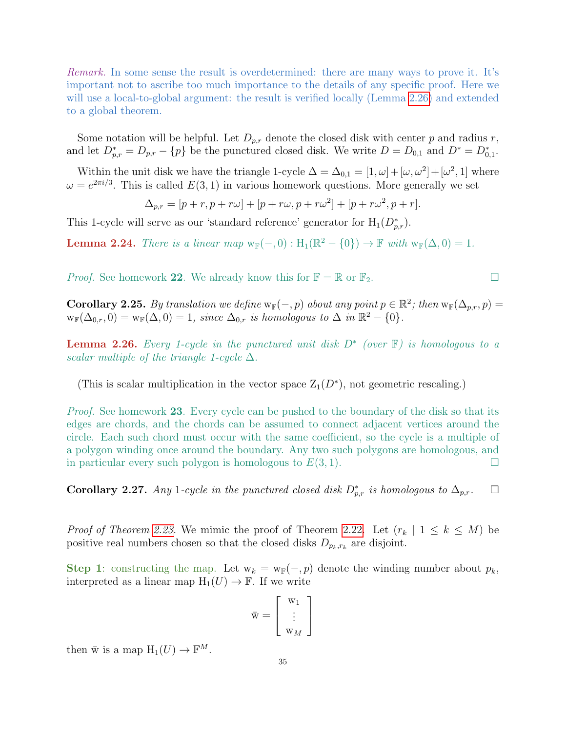*Remark.* In some sense the result is overdetermined: there are many ways to prove it. It's important not to ascribe too much importance to the details of any specific proof. Here we will use a local-to-global argument: the result is verified locally (Lemma 2.26) and extended to a global theorem.

Some notation will be helpful. Let $D_{p,r}$ denote the closed disk with center $p$ and radius $r$, and let $D^*_{p,r} = D_{p,r} - \{p\}$ be the punctured closed disk. We write $D = D_{0,1}$ and $D^* = D^*_{0,1}$.

Within the unit disk we have the triangle 1-cycle $\Delta = \Delta_{0,1} = [1, \omega] + [\omega, \omega^2] + [\omega^2, 1]$ where $\omega = e^{2\pi i/3}$. This is called $E(3,1)$ in various homework questions. More generally we set

$$\Delta_{p,r} = [p + r, p + r\omega] + [p + r\omega, p + r\omega^2] + [p + r\omega^2, p + r].$$

This 1-cycle will serve as our 'standard reference' generator for $\mathrm{H}_1(D^*_{p,r})$.

**Lemma 2.24.** *There is a linear map $\mathrm{w}_{\mathbb{F}}(-, 0) : \mathrm{H}_1(\mathbb{R}^2 - \{0\}) \to \mathbb{F}$ with $\mathrm{w}_{\mathbb{F}}(\Delta, 0) = 1$.*

*Proof.* See homework **22**. We already know this for $\mathbb{F} = \mathbb{R}$ or $\mathbb{F}_2$. □

**Corollary 2.25.** *By translation we define $\mathrm{w}_{\mathbb{F}}(-, p)$ about any point $p \in \mathbb{R}^2$; then $\mathrm{w}_{\mathbb{F}}(\Delta_{p,r}, p) = \mathrm{w}_{\mathbb{F}}(\Delta_{0,r}, 0) = \mathrm{w}_{\mathbb{F}}(\Delta, 0) = 1$, since $\Delta_{0,r}$ is homologous to $\Delta$ in $\mathbb{R}^2 - \{0\}$.*

**Lemma 2.26.** *Every 1-cycle in the punctured unit disk $D^*$ (over $\mathbb{F}$) is homologous to a scalar multiple of the triangle 1-cycle $\Delta$.*

(This is scalar multiplication in the vector space $\mathrm{Z}_1(D^*)$, not geometric rescaling.)

*Proof.* See homework **23**. Every cycle can be pushed to the boundary of the disk so that its edges are chords, and the chords can be assumed to connect adjacent vertices around the circle. Each such chord must occur with the same coefficient, so the cycle is a multiple of a polygon winding once around the boundary. Any two such polygons are homologous, and in particular every such polygon is homologous to $E(3,1)$. □

**Corollary 2.27.** *Any 1-cycle in the punctured closed disk $D^*_{p,r}$ is homologous to $\Delta_{p,r}$.* □

*Proof of Theorem 2.23.* We mimic the proof of Theorem 2.22. Let $(r_k \mid 1 \leq k \leq M)$ be positive real numbers chosen so that the closed disks $D_{p_k, r_k}$ are disjoint.

**Step 1**: constructing the map. Let $\mathrm{w}_k = \mathrm{w}_{\mathbb{F}}(-, p)$ denote the winding number about $p_k$, interpreted as a linear map $\mathrm{H}_1(U) \to \mathbb{F}$. If we write

$$\bar{\mathrm{w}} = \begin{bmatrix} \mathrm{w}_1 \\ \vdots \\ \mathrm{w}_M \end{bmatrix}$$

then $\bar{\mathrm{w}}$ is a map $\mathrm{H}_1(U) \to \mathbb{F}^M$.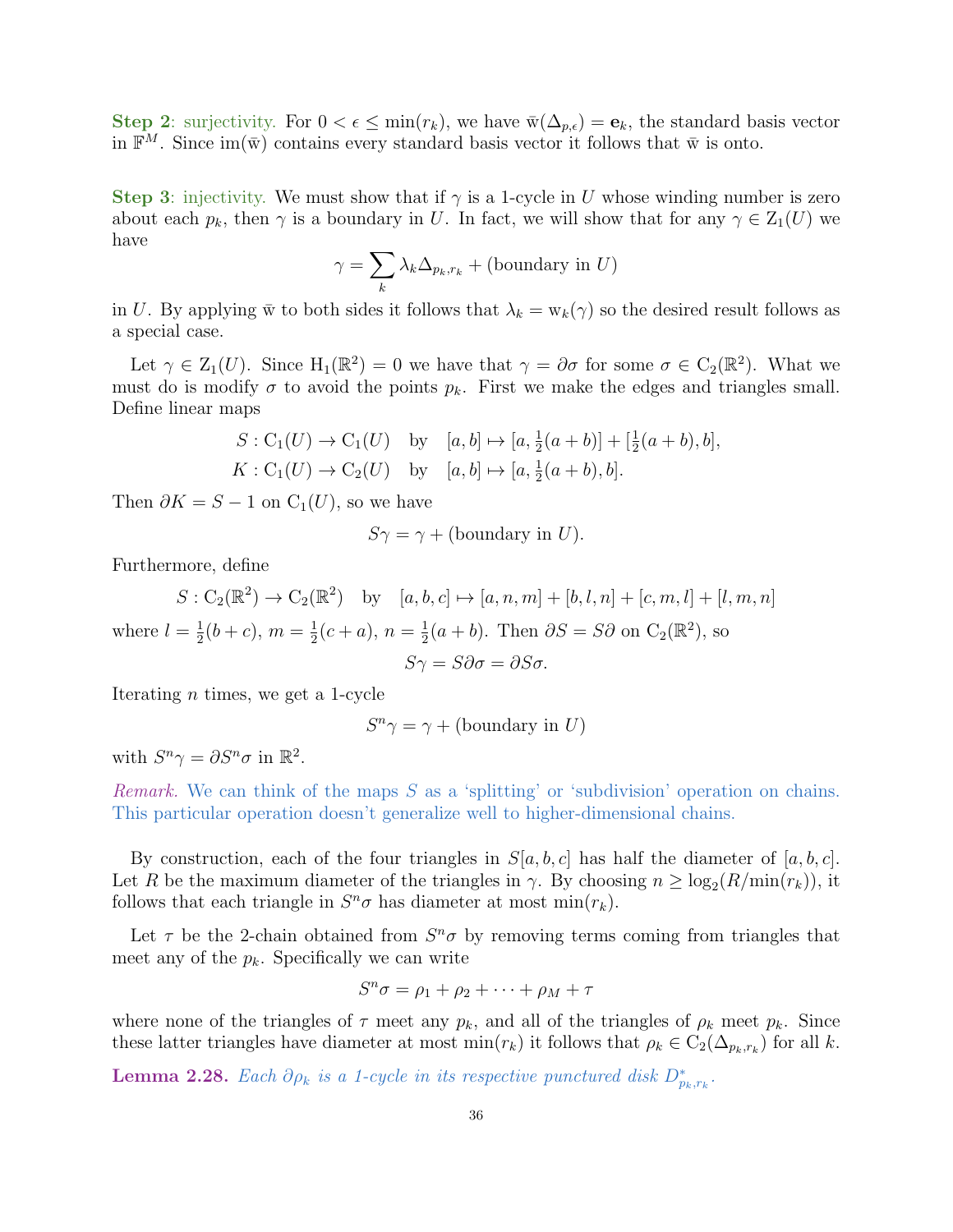**Step 2**: surjectivity. For $0 < \epsilon \le \min(r_k)$, we have $\bar{\mathrm{w}}(\Delta_{p,\epsilon}) = \mathbf{e}_k$, the standard basis vector in $\mathbb{F}^M$. Since $\mathrm{im}(\bar{\mathrm{w}})$ contains every standard basis vector it follows that $\bar{\mathrm{w}}$ is onto.

**Step 3**: injectivity. We must show that if $\gamma$ is a 1-cycle in $U$ whose winding number is zero about each $p_k$, then $\gamma$ is a boundary in $U$. In fact, we will show that for any $\gamma \in \mathrm{Z}_1(U)$ we have

$$\gamma = \sum_k \lambda_k \Delta_{p_k, r_k} + (\text{boundary in } U)$$

in $U$. By applying $\bar{\mathrm{w}}$ to both sides it follows that $\lambda_k = \mathrm{w}_k(\gamma)$ so the desired result follows as a special case.

Let $\gamma \in \mathrm{Z}_1(U)$. Since $\mathrm{H}_1(\mathbb{R}^2) = 0$ we have that $\gamma = \partial \sigma$ for some $\sigma \in \mathrm{C}_2(\mathbb{R}^2)$. What we must do is modify $\sigma$ to avoid the points $p_k$. First we make the edges and triangles small. Define linear maps

$$S : \mathrm{C}_1(U) \to \mathrm{C}_1(U) \quad \text{by} \quad [a,b] \mapsto [a, \tfrac{1}{2}(a+b)] + [\tfrac{1}{2}(a+b), b],$$
$$K : \mathrm{C}_1(U) \to \mathrm{C}_2(U) \quad \text{by} \quad [a,b] \mapsto [a, \tfrac{1}{2}(a+b), b].$$

Then $\partial K = S - 1$ on $\mathrm{C}_1(U)$, so we have

$$S\gamma = \gamma + (\text{boundary in } U).$$

Furthermore, define

$$S : \mathrm{C}_2(\mathbb{R}^2) \to \mathrm{C}_2(\mathbb{R}^2) \quad \text{by} \quad [a,b,c] \mapsto [a,n,m] + [b,l,n] + [c,m,l] + [l,m,n]$$

where $l = \frac{1}{2}(b+c)$, $m = \frac{1}{2}(c+a)$, $n = \frac{1}{2}(a+b)$. Then $\partial S = S\partial$ on $\mathrm{C}_2(\mathbb{R}^2)$, so

$$S\gamma = S\partial\sigma = \partial S\sigma.$$

Iterating $n$ times, we get a 1-cycle

$$S^n\gamma = \gamma + (\text{boundary in } U)$$

with $S^n\gamma = \partial S^n \sigma$ in $\mathbb{R}^2$.

*Remark.* We can think of the maps $S$ as a 'splitting' or 'subdivision' operation on chains. This particular operation doesn't generalize well to higher-dimensional chains.

By construction, each of the four triangles in $S[a,b,c]$ has half the diameter of $[a,b,c]$. Let $R$ be the maximum diameter of the triangles in $\gamma$. By choosing $n \ge \log_2(R/\min(r_k))$, it follows that each triangle in $S^n\sigma$ has diameter at most $\min(r_k)$.

Let $\tau$ be the 2-chain obtained from $S^n\sigma$ by removing terms coming from triangles that meet any of the $p_k$. Specifically we can write

$$S^n\sigma = \rho_1 + \rho_2 + \cdots + \rho_M + \tau$$

where none of the triangles of $\tau$ meet any $p_k$, and all of the triangles of $\rho_k$ meet $p_k$. Since these latter triangles have diameter at most $\min(r_k)$ it follows that $\rho_k \in \mathrm{C}_2(\Delta_{p_k,r_k})$ for all $k$.

**Lemma 2.28.** *Each $\partial\rho_k$ is a 1-cycle in its respective punctured disk $D^*_{p_k,r_k}$.*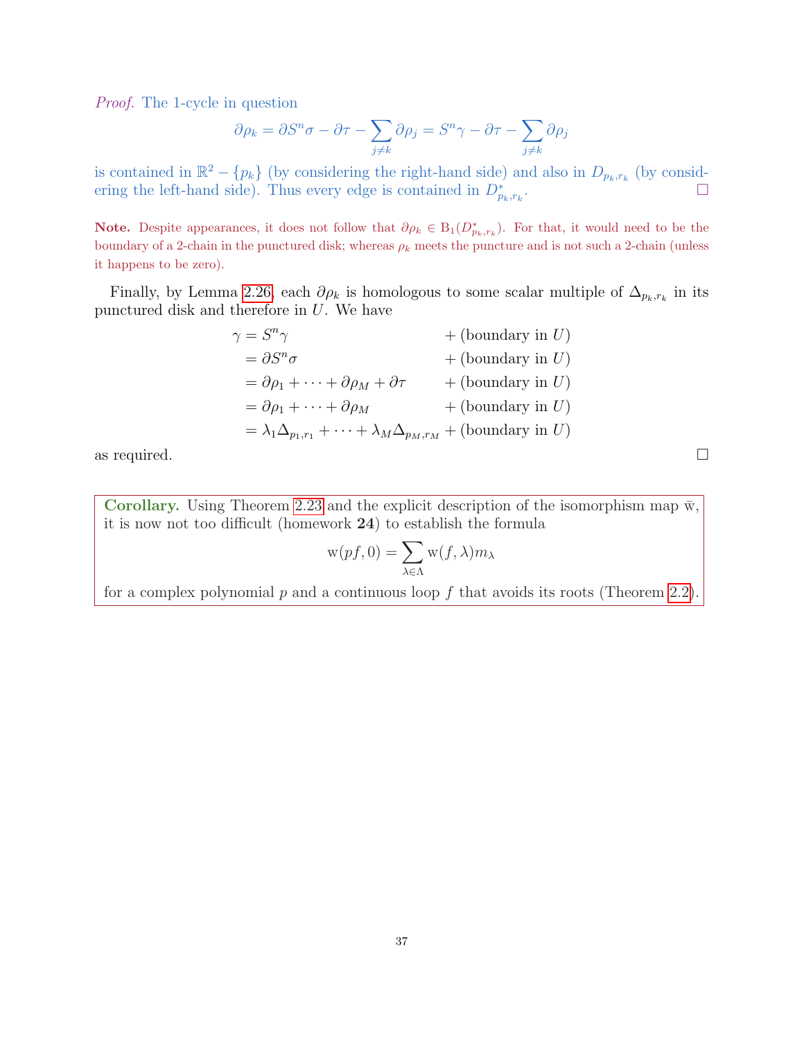*Proof.* The 1-cycle in question

$$\partial\rho_k = \partial S^n\sigma - \partial\tau - \sum_{j\neq k}\partial\rho_j = S^n\gamma - \partial\tau - \sum_{j\neq k}\partial\rho_j$$

is contained in $\mathbb{R}^2 - \{p_k\}$ (by considering the right-hand side) and also in $D_{p_k,r_k}$ (by considering the left-hand side). Thus every edge is contained in $D^*_{p_k,r_k}$. ☐

**Note.** Despite appearances, it does not follow that $\partial\rho_k \in \mathrm{B}_1(D^*_{p_k,r_k})$. For that, it would need to be the boundary of a 2-chain in the punctured disk; whereas $\rho_k$ meets the puncture and is not such a 2-chain (unless it happens to be zero).

Finally, by Lemma 2.26, each $\partial\rho_k$ is homologous to some scalar multiple of $\Delta_{p_k,r_k}$ in its punctured disk and therefore in $U$. We have

$$\begin{aligned}
\gamma &= S^n\gamma && + (\text{boundary in } U)\\
&= \partial S^n\sigma && + (\text{boundary in } U)\\
&= \partial\rho_1 + \cdots + \partial\rho_M + \partial\tau && + (\text{boundary in } U)\\
&= \partial\rho_1 + \cdots + \partial\rho_M && + (\text{boundary in } U)\\
&= \lambda_1\Delta_{p_1,r_1} + \cdots + \lambda_M\Delta_{p_M,r_M} && + (\text{boundary in } U)
\end{aligned}$$

as required. ☐

**Corollary.** Using Theorem 2.23 and the explicit description of the isomorphism map $\bar{\mathrm{w}}$, it is now not too difficult (homework **24**) to establish the formula

$$\mathrm{w}(pf, 0) = \sum_{\lambda\in\Lambda} \mathrm{w}(f,\lambda)m_\lambda$$

for a complex polynomial $p$ and a continuous loop $f$ that avoids its roots (Theorem 2.2).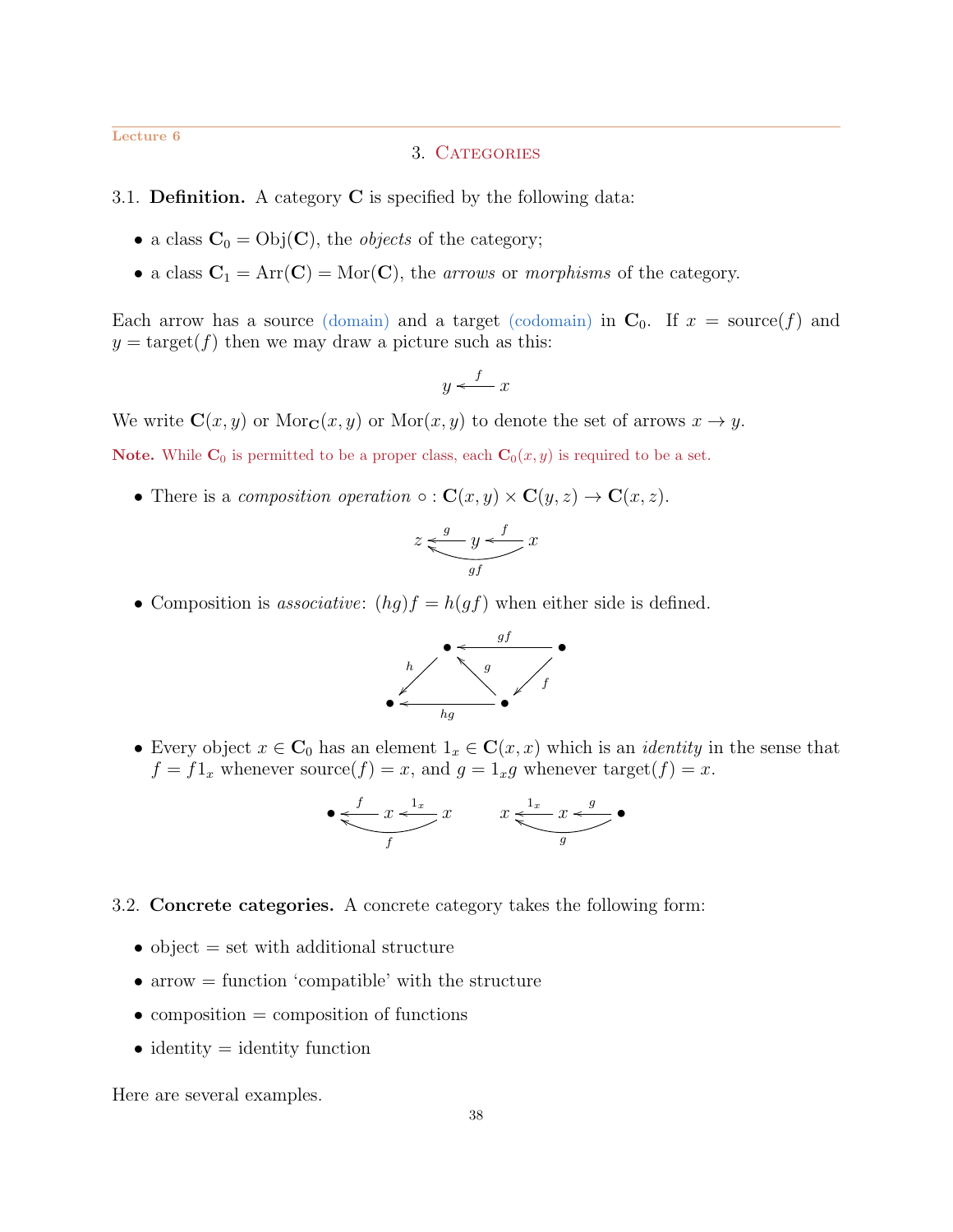Lecture 6

## 3. Categories

**3.1. Definition.** A category $\mathbf{C}$ is specified by the following data:

- a class $\mathbf{C}_0 = \mathrm{Obj}(\mathbf{C})$, the *objects* of the category;
- a class $\mathbf{C}_1 = \mathrm{Arr}(\mathbf{C}) = \mathrm{Mor}(\mathbf{C})$, the *arrows* or *morphisms* of the category.

Each arrow has a source (domain) and a target (codomain) in $\mathbf{C}_0$. If $x = \mathrm{source}(f)$ and $y = \mathrm{target}(f)$ then we may draw a picture such as this:

$$y \xleftarrow{\ f\ } x$$

We write $\mathbf{C}(x, y)$ or $\mathrm{Mor}_{\mathbf{C}}(x, y)$ or $\mathrm{Mor}(x, y)$ to denote the set of arrows $x \to y$.

**Note.** While $\mathbf{C}_0$ is permitted to be a proper class, each $\mathbf{C}_0(x, y)$ is required to be a set.

- There is a *composition operation* $\circ : \mathbf{C}(x, y) \times \mathbf{C}(y, z) \to \mathbf{C}(x, z)$.

$$z \xleftarrow{\ g\ } y \xleftarrow{\ f\ } x, \qquad z \xleftarrow{\ gf\ } x$$

- Composition is *associative*: $(hg)f = h(gf)$ when either side is defined.

$$\bullet \xleftarrow{\ gf\ } \bullet, \quad \bullet \xleftarrow{\ hg\ } \bullet \quad (\text{with } h, g, f \text{ as shown})$$

- Every object $x \in \mathbf{C}_0$ has an element $1_x \in \mathbf{C}(x, x)$ which is an *identity* in the sense that $f = f1_x$ whenever $\mathrm{source}(f) = x$, and $g = 1_x g$ whenever $\mathrm{target}(f) = x$.

$$\bullet \xleftarrow{\ f\ } x \xleftarrow{\ 1_x\ } x \quad (\text{composite } f) \qquad x \xleftarrow{\ 1_x\ } x \xleftarrow{\ g\ } \bullet \quad (\text{composite } g)$$

**3.2. Concrete categories.** A concrete category takes the following form:

- object = set with additional structure
- arrow = function 'compatible' with the structure
- composition = composition of functions
- identity = identity function

Here are several examples.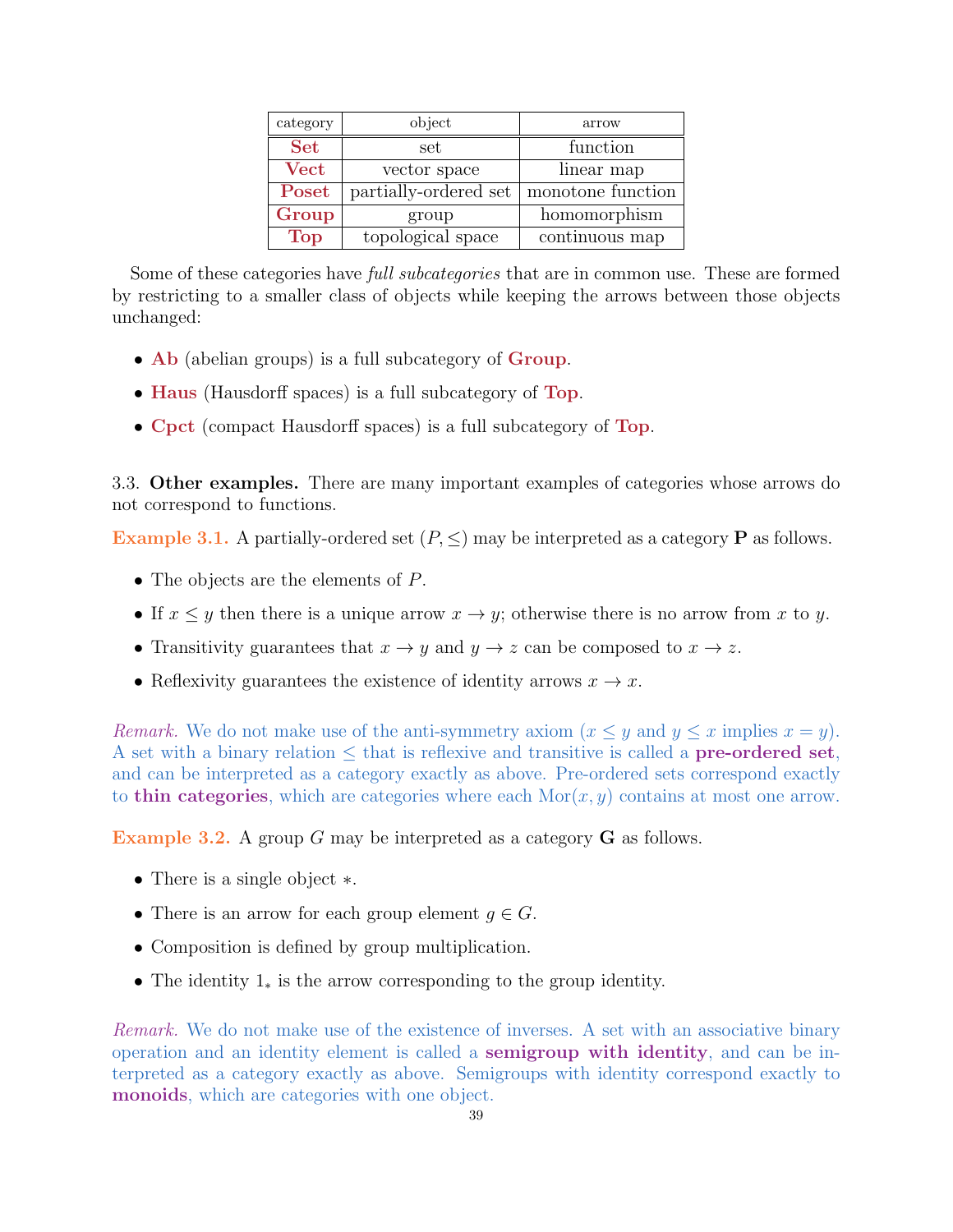| category | object | arrow |
|---|---|---|
| **Set** | set | function |
| **Vect** | vector space | linear map |
| **Poset** | partially-ordered set | monotone function |
| **Group** | group | homomorphism |
| **Top** | topological space | continuous map |

Some of these categories have *full subcategories* that are in common use. These are formed by restricting to a smaller class of objects while keeping the arrows between those objects unchanged:

- **Ab** (abelian groups) is a full subcategory of **Group**.
- **Haus** (Hausdorff spaces) is a full subcategory of **Top**.
- **Cpct** (compact Hausdorff spaces) is a full subcategory of **Top**.

3.3. **Other examples.** There are many important examples of categories whose arrows do not correspond to functions.

**Example 3.1.** A partially-ordered set $(P, \leq)$ may be interpreted as a category $\mathbf{P}$ as follows.

- The objects are the elements of $P$.
- If $x \leq y$ then there is a unique arrow $x \to y$; otherwise there is no arrow from $x$ to $y$.
- Transitivity guarantees that $x \to y$ and $y \to z$ can be composed to $x \to z$.
- Reflexivity guarantees the existence of identity arrows $x \to x$.

*Remark.* We do not make use of the anti-symmetry axiom ($x \leq y$ and $y \leq x$ implies $x = y$). A set with a binary relation $\leq$ that is reflexive and transitive is called a **pre-ordered set**, and can be interpreted as a category exactly as above. Pre-ordered sets correspond exactly to **thin categories**, which are categories where each $\mathrm{Mor}(x, y)$ contains at most one arrow.

**Example 3.2.** A group $G$ may be interpreted as a category $\mathbf{G}$ as follows.

- There is a single object $*$.
- There is an arrow for each group element $g \in G$.
- Composition is defined by group multiplication.
- The identity $1_*$ is the arrow corresponding to the group identity.

*Remark.* We do not make use of the existence of inverses. A set with an associative binary operation and an identity element is called a **semigroup with identity**, and can be interpreted as a category exactly as above. Semigroups with identity correspond exactly to **monoids**, which are categories with one object.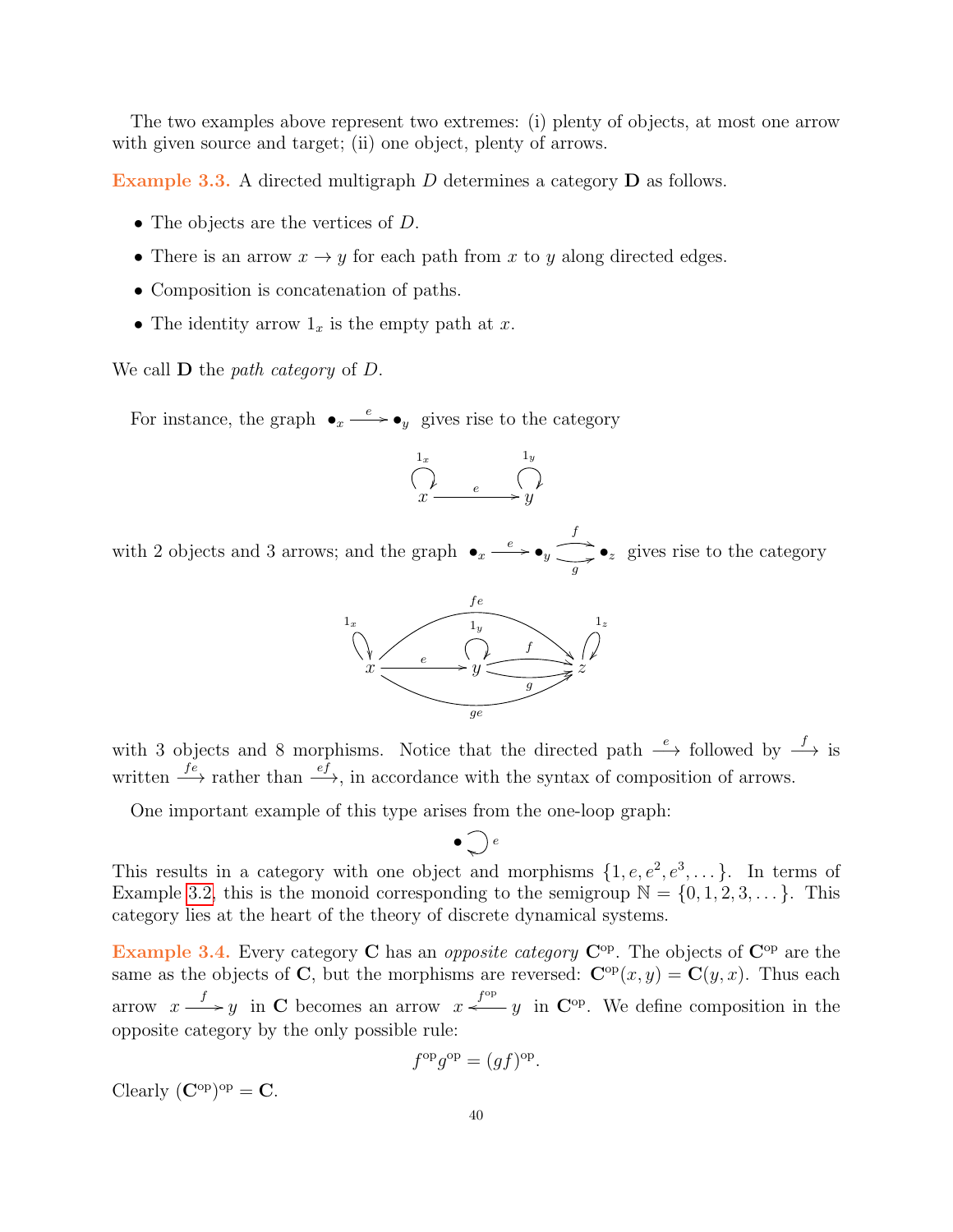The two examples above represent two extremes: (i) plenty of objects, at most one arrow with given source and target; (ii) one object, plenty of arrows.

**Example 3.3.** A directed multigraph $D$ determines a category $\mathbf{D}$ as follows.

- The objects are the vertices of $D$.
- There is an arrow $x \to y$ for each path from $x$ to $y$ along directed edges.
- Composition is concatenation of paths.
- The identity arrow $1_x$ is the empty path at $x$.

We call $\mathbf{D}$ the *path category* of $D$.

For instance, the graph $\bullet_x \xrightarrow{e} \bullet_y$ gives rise to the category

$$\overset{1_x}{\circlearrowright} x \xrightarrow{e} y \overset{1_y}{\circlearrowright}$$

with 2 objects and 3 arrows; and the graph $\bullet_x \xrightarrow{e} \bullet_y \overset{f}{\underset{g}{\rightrightarrows}} \bullet_z$ gives rise to the category

$$x \xrightarrow{e} y \overset{f}{\underset{g}{\rightrightarrows}} z, \quad fe, ge : x \to z, \quad 1_x, 1_y, 1_z$$

with 3 objects and 8 morphisms. Notice that the directed path $\xrightarrow{e}$ followed by $\xrightarrow{f}$ is written $\xrightarrow{fe}$ rather than $\xrightarrow{ef}$, in accordance with the syntax of composition of arrows.

One important example of this type arises from the one-loop graph:

$$\bullet \circlearrowright e$$

This results in a category with one object and morphisms $\{1, e, e^2, e^3, \dots\}$. In terms of Example 3.2, this is the monoid corresponding to the semigroup $\mathbb{N} = \{0, 1, 2, 3, \dots\}$. This category lies at the heart of the theory of discrete dynamical systems.

**Example 3.4.** Every category $\mathbf{C}$ has an *opposite category* $\mathbf{C}^{\text{op}}$. The objects of $\mathbf{C}^{\text{op}}$ are the same as the objects of $\mathbf{C}$, but the morphisms are reversed: $\mathbf{C}^{\text{op}}(x, y) = \mathbf{C}(y, x)$. Thus each arrow $x \xrightarrow{f} y$ in $\mathbf{C}$ becomes an arrow $x \xleftarrow{f^{\text{op}}} y$ in $\mathbf{C}^{\text{op}}$. We define composition in the opposite category by the only possible rule:

$$f^{\text{op}} g^{\text{op}} = (gf)^{\text{op}}.$$

Clearly $(\mathbf{C}^{\text{op}})^{\text{op}} = \mathbf{C}$.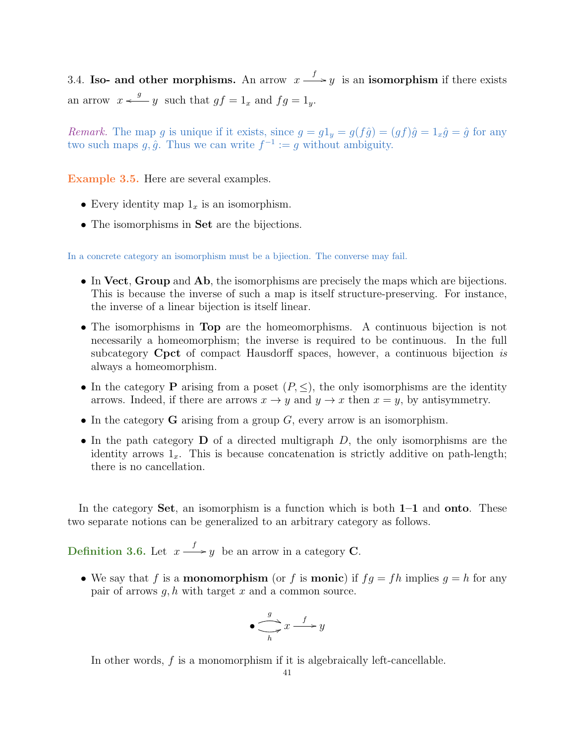3.4. **Iso- and other morphisms.** An arrow $x \xrightarrow{f} y$ is an **isomorphism** if there exists an arrow $x \xleftarrow{g} y$ such that $gf = 1_x$ and $fg = 1_y$.

*Remark.* The map $g$ is unique if it exists, since $g = g1_y = g(f\hat{g}) = (gf)\hat{g} = 1_x\hat{g} = \hat{g}$ for any two such maps $g, \hat{g}$. Thus we can write $f^{-1} := g$ without ambiguity.

**Example 3.5.** Here are several examples.

- Every identity map $1_x$ is an isomorphism.
- The isomorphisms in **Set** are the bijections.

In a concrete category an isomorphism must be a bjiection. The converse may fail.

- In **Vect**, **Group** and **Ab**, the isomorphisms are precisely the maps which are bijections. This is because the inverse of such a map is itself structure-preserving. For instance, the inverse of a linear bijection is itself linear.
- The isomorphisms in **Top** are the homeomorphisms. A continuous bijection is not necessarily a homeomorphism; the inverse is required to be continuous. In the full subcategory **Cpct** of compact Hausdorff spaces, however, a continuous bijection *is* always a homeomorphism.
- In the category **P** arising from a poset $(P, \leq)$, the only isomorphisms are the identity arrows. Indeed, if there are arrows $x \to y$ and $y \to x$ then $x = y$, by antisymmetry.
- In the category **G** arising from a group $G$, every arrow is an isomorphism.
- In the path category **D** of a directed multigraph $D$, the only isomorphisms are the identity arrows $1_x$. This is because concatenation is strictly additive on path-length; there is no cancellation.

In the category **Set**, an isomorphism is a function which is both **1–1** and **onto**. These two separate notions can be generalized to an arbitrary category as follows.

**Definition 3.6.** Let $x \xrightarrow{f} y$ be an arrow in a category **C**.

- We say that $f$ is a **monomorphism** (or $f$ is **monic**) if $fg = fh$ implies $g = h$ for any pair of arrows $g, h$ with target $x$ and a common source.

$$\bullet \underset{h}{\overset{g}{\rightrightarrows}} x \xrightarrow{f} y$$

  In other words, $f$ is a monomorphism if it is algebraically left-cancellable.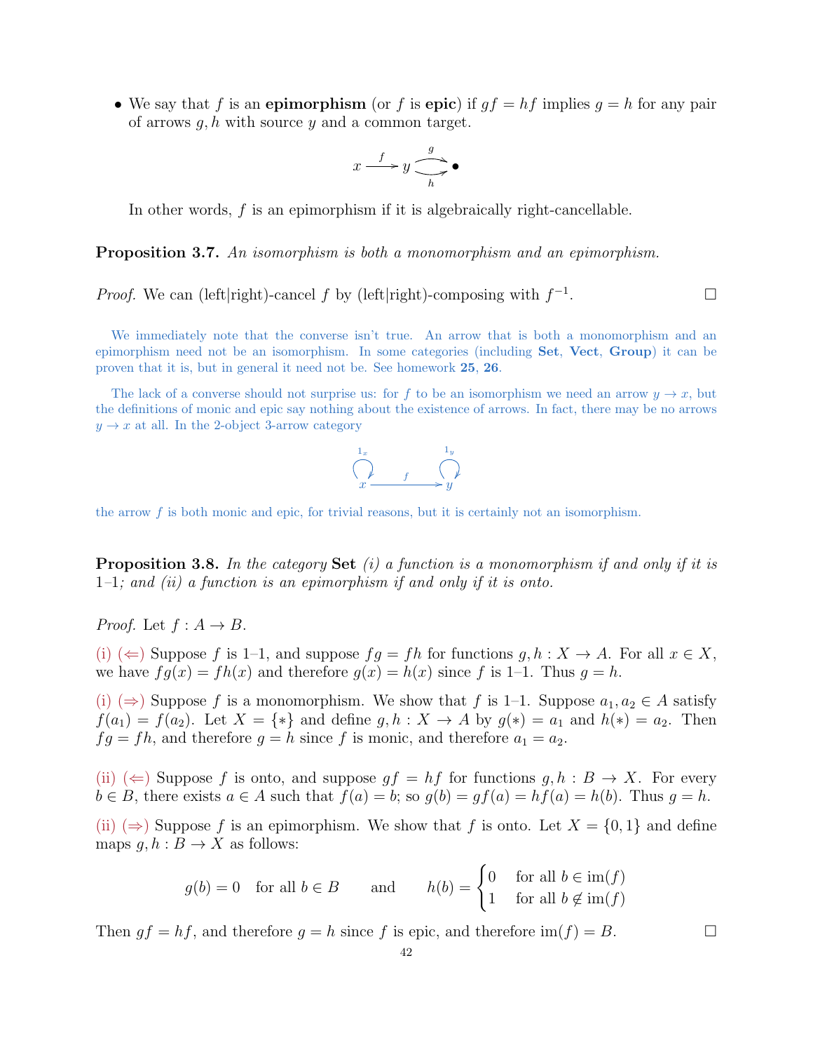- We say that $f$ is an **epimorphism** (or $f$ is **epic**) if $gf = hf$ implies $g = h$ for any pair of arrows $g, h$ with source $y$ and a common target.

$$x \xrightarrow{f} y \overset{g}{\underset{h}{\rightrightarrows}} \bullet$$

In other words, $f$ is an epimorphism if it is algebraically right-cancellable.

**Proposition 3.7.** *An isomorphism is both a monomorphism and an epimorphism.*

*Proof.* We can (left|right)-cancel $f$ by (left|right)-composing with $f^{-1}$. □

We immediately note that the converse isn't true. An arrow that is both a monomorphism and an epimorphism need not be an isomorphism. In some categories (including **Set**, **Vect**, **Group**) it can be proven that it is, but in general it need not be. See homework **25**, **26**.

The lack of a converse should not surprise us: for $f$ to be an isomorphism we need an arrow $y \to x$, but the definitions of monic and epic say nothing about the existence of arrows. In fact, there may be no arrows $y \to x$ at all. In the 2-object 3-arrow category

$$x \xrightarrow{f} y \quad \text{(with identity loops } 1_x, 1_y\text{)}$$

the arrow $f$ is both monic and epic, for trivial reasons, but it is certainly not an isomorphism.

**Proposition 3.8.** *In the category* **Set** *(i) a function is a monomorphism if and only if it is* 1–1*; and (ii) a function is an epimorphism if and only if it is onto.*

*Proof.* Let $f : A \to B$.

(i) ($\Leftarrow$) Suppose $f$ is 1–1, and suppose $fg = fh$ for functions $g, h : X \to A$. For all $x \in X$, we have $fg(x) = fh(x)$ and therefore $g(x) = h(x)$ since $f$ is 1–1. Thus $g = h$.

(i) ($\Rightarrow$) Suppose $f$ is a monomorphism. We show that $f$ is 1–1. Suppose $a_1, a_2 \in A$ satisfy $f(a_1) = f(a_2)$. Let $X = \{*\}$ and define $g, h : X \to A$ by $g(*) = a_1$ and $h(*) = a_2$. Then $fg = fh$, and therefore $g = h$ since $f$ is monic, and therefore $a_1 = a_2$.

(ii) ($\Leftarrow$) Suppose $f$ is onto, and suppose $gf = hf$ for functions $g, h : B \to X$. For every $b \in B$, there exists $a \in A$ such that $f(a) = b$; so $g(b) = gf(a) = hf(a) = h(b)$. Thus $g = h$.

(ii) ($\Rightarrow$) Suppose $f$ is an epimorphism. We show that $f$ is onto. Let $X = \{0, 1\}$ and define maps $g, h : B \to X$ as follows:

$$g(b) = 0 \quad \text{for all } b \in B \qquad \text{and} \qquad h(b) = \begin{cases} 0 & \text{for all } b \in \text{im}(f) \\ 1 & \text{for all } b \notin \text{im}(f) \end{cases}$$

Then $gf = hf$, and therefore $g = h$ since $f$ is epic, and therefore $\text{im}(f) = B$. □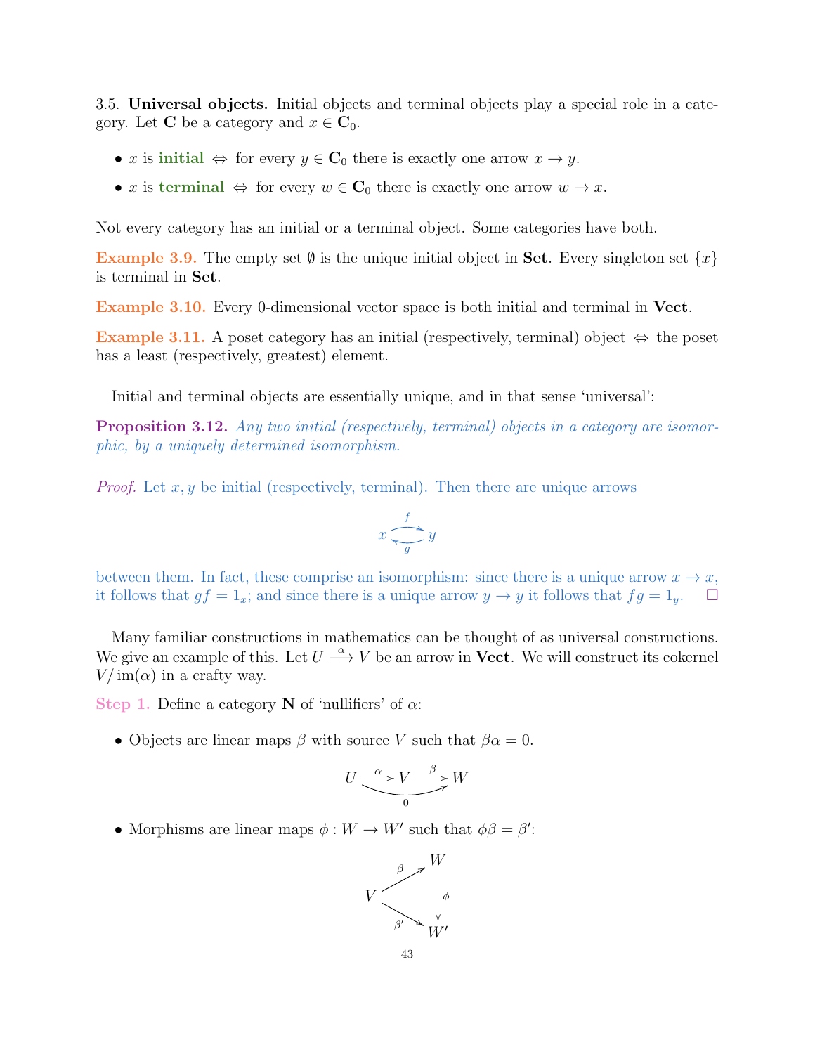3.5. **Universal objects.** Initial objects and terminal objects play a special role in a category. Let $\mathbf{C}$ be a category and $x \in \mathbf{C}_0$.

- $x$ is **initial** $\Leftrightarrow$ for every $y \in \mathbf{C}_0$ there is exactly one arrow $x \to y$.
- $x$ is **terminal** $\Leftrightarrow$ for every $w \in \mathbf{C}_0$ there is exactly one arrow $w \to x$.

Not every category has an initial or a terminal object. Some categories have both.

**Example 3.9.** The empty set $\emptyset$ is the unique initial object in **Set**. Every singleton set $\{x\}$ is terminal in **Set**.

**Example 3.10.** Every 0-dimensional vector space is both initial and terminal in **Vect**.

**Example 3.11.** A poset category has an initial (respectively, terminal) object $\Leftrightarrow$ the poset has a least (respectively, greatest) element.

Initial and terminal objects are essentially unique, and in that sense 'universal':

**Proposition 3.12.** *Any two initial (respectively, terminal) objects in a category are isomorphic, by a uniquely determined isomorphism.*

*Proof.* Let $x, y$ be initial (respectively, terminal). Then there are unique arrows

$$x \underset{g}{\overset{f}{\rightleftarrows}} y$$

between them. In fact, these comprise an isomorphism: since there is a unique arrow $x \to x$, it follows that $gf = 1_x$; and since there is a unique arrow $y \to y$ it follows that $fg = 1_y$. $\square$

Many familiar constructions in mathematics can be thought of as universal constructions. We give an example of this. Let $U \xrightarrow{\alpha} V$ be an arrow in **Vect**. We will construct its cokernel $V/\operatorname{im}(\alpha)$ in a crafty way.

**Step 1.** Define a category $\mathbf{N}$ of 'nullifiers' of $\alpha$:

- Objects are linear maps $\beta$ with source $V$ such that $\beta\alpha = 0$.

$$U \xrightarrow{\alpha} V \xrightarrow{\beta} W, \qquad \beta\alpha = 0 : U \to W$$

- Morphisms are linear maps $\phi : W \to W'$ such that $\phi\beta = \beta'$:

$$\begin{array}{ccc} & & W \\ & \overset{\beta}{\nearrow} & \\ V & & \downarrow \phi \\ & \underset{\beta'}{\searrow} & \\ & & W' \end{array}$$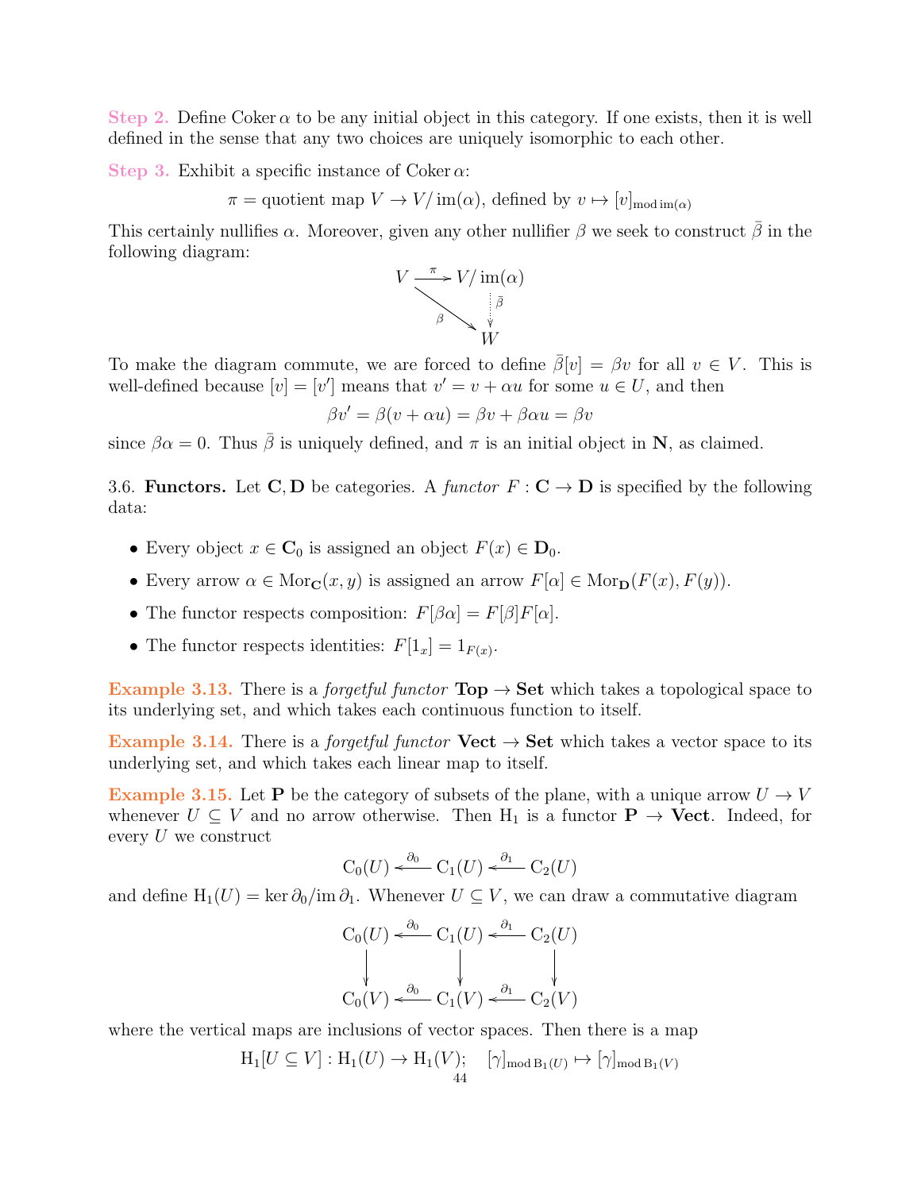**Step 2.** Define $\operatorname{Coker}\alpha$ to be any initial object in this category. If one exists, then it is well defined in the sense that any two choices are uniquely isomorphic to each other.

**Step 3.** Exhibit a specific instance of $\operatorname{Coker}\alpha$:

$$\pi = \text{quotient map } V \to V/\operatorname{im}(\alpha), \text{ defined by } v \mapsto [v]_{\operatorname{mod}\operatorname{im}(\alpha)}$$

This certainly nullifies $\alpha$. Moreover, given any other nullifier $\beta$ we seek to construct $\bar{\beta}$ in the following diagram:

$$\begin{array}{ccc} V & \xrightarrow{\pi} & V/\operatorname{im}(\alpha) \\ & \searrow^{\beta} & \downarrow{\scriptstyle \bar{\beta}} \\ & & W \end{array}$$

To make the diagram commute, we are forced to define $\bar{\beta}[v] = \beta v$ for all $v \in V$. This is well-defined because $[v] = [v']$ means that $v' = v + \alpha u$ for some $u \in U$, and then

$$\beta v' = \beta(v + \alpha u) = \beta v + \beta\alpha u = \beta v$$

since $\beta\alpha = 0$. Thus $\bar{\beta}$ is uniquely defined, and $\pi$ is an initial object in $\mathbf{N}$, as claimed.

3.6. **Functors.** Let $\mathbf{C}, \mathbf{D}$ be categories. A *functor* $F : \mathbf{C} \to \mathbf{D}$ is specified by the following data:

- Every object $x \in \mathbf{C}_0$ is assigned an object $F(x) \in \mathbf{D}_0$.
- Every arrow $\alpha \in \operatorname{Mor}_{\mathbf{C}}(x, y)$ is assigned an arrow $F[\alpha] \in \operatorname{Mor}_{\mathbf{D}}(F(x), F(y))$.
- The functor respects composition: $F[\beta\alpha] = F[\beta]F[\alpha]$.
- The functor respects identities: $F[1_x] = 1_{F(x)}$.

**Example 3.13.** There is a *forgetful functor* $\mathbf{Top} \to \mathbf{Set}$ which takes a topological space to its underlying set, and which takes each continuous function to itself.

**Example 3.14.** There is a *forgetful functor* $\mathbf{Vect} \to \mathbf{Set}$ which takes a vector space to its underlying set, and which takes each linear map to itself.

**Example 3.15.** Let $\mathbf{P}$ be the category of subsets of the plane, with a unique arrow $U \to V$ whenever $U \subseteq V$ and no arrow otherwise. Then $\mathrm{H}_1$ is a functor $\mathbf{P} \to \mathbf{Vect}$. Indeed, for every $U$ we construct

$$\mathrm{C}_0(U) \xleftarrow{\partial_0} \mathrm{C}_1(U) \xleftarrow{\partial_1} \mathrm{C}_2(U)$$

and define $\mathrm{H}_1(U) = \ker\partial_0/\operatorname{im}\partial_1$. Whenever $U \subseteq V$, we can draw a commutative diagram

$$\begin{array}{ccccc} \mathrm{C}_0(U) & \xleftarrow{\partial_0} & \mathrm{C}_1(U) & \xleftarrow{\partial_1} & \mathrm{C}_2(U) \\ \downarrow & & \downarrow & & \downarrow \\ \mathrm{C}_0(V) & \xleftarrow{\partial_0} & \mathrm{C}_1(V) & \xleftarrow{\partial_1} & \mathrm{C}_2(V) \end{array}$$

where the vertical maps are inclusions of vector spaces. Then there is a map

$$\mathrm{H}_1[U \subseteq V] : \mathrm{H}_1(U) \to \mathrm{H}_1(V); \quad [\gamma]_{\operatorname{mod}\mathrm{B}_1(U)} \mapsto [\gamma]_{\operatorname{mod}\mathrm{B}_1(V)}$$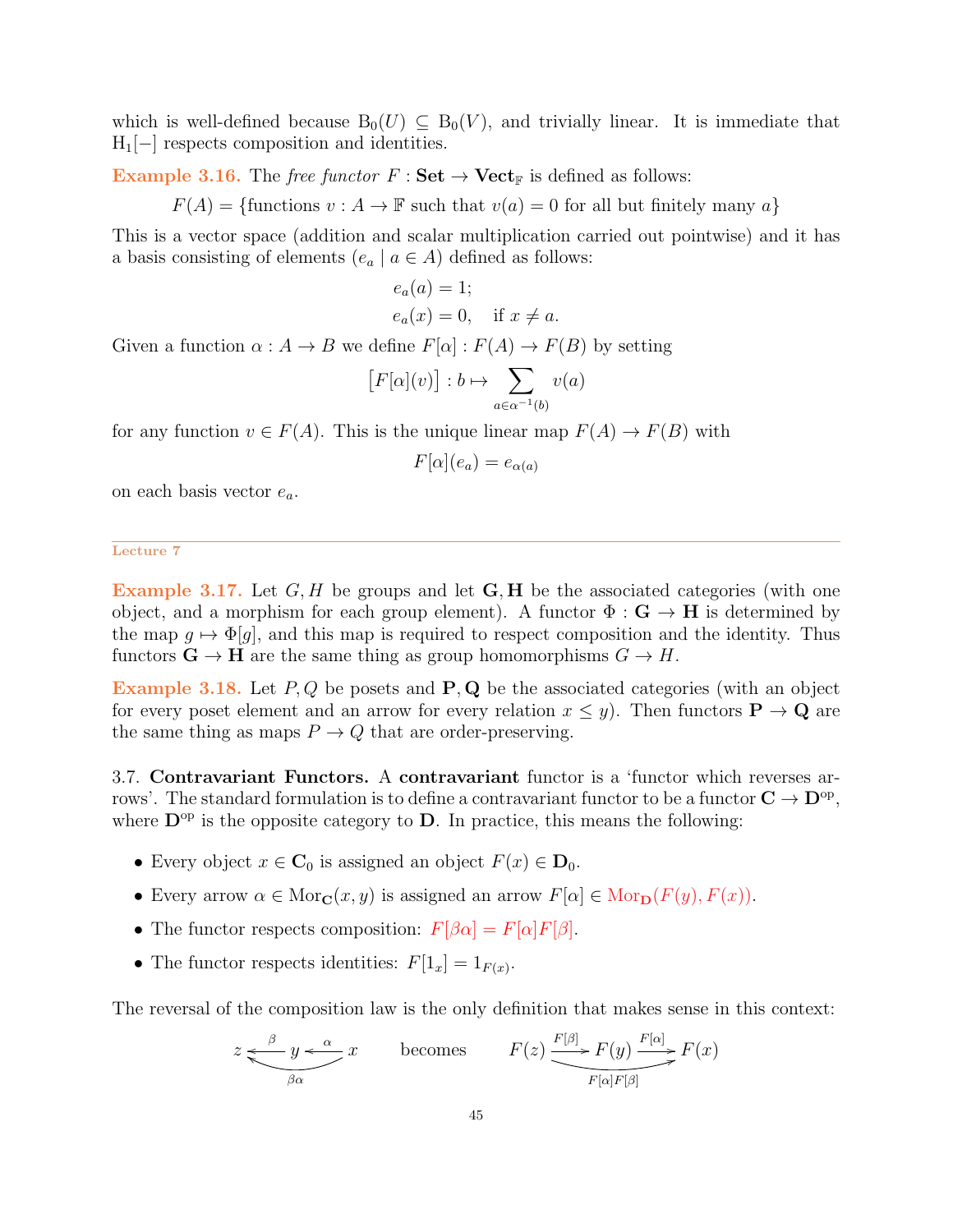which is well-defined because $\mathrm{B}_0(U) \subseteq \mathrm{B}_0(V)$, and trivially linear. It is immediate that $\mathrm{H}_1[-]$ respects composition and identities.

**Example 3.16.** The *free functor* $F : \mathbf{Set} \to \mathbf{Vect}_{\mathbb{F}}$ is defined as follows:

$$F(A) = \{\text{functions } v : A \to \mathbb{F} \text{ such that } v(a) = 0 \text{ for all but finitely many } a\}$$

This is a vector space (addition and scalar multiplication carried out pointwise) and it has a basis consisting of elements $(e_a \mid a \in A)$ defined as follows:

$$\begin{aligned} e_a(a) &= 1; \\ e_a(x) &= 0, \quad \text{if } x \neq a. \end{aligned}$$

Given a function $\alpha : A \to B$ we define $F[\alpha] : F(A) \to F(B)$ by setting

$$\big[F[\alpha](v)\big] : b \mapsto \sum_{a \in \alpha^{-1}(b)} v(a)$$

for any function $v \in F(A)$. This is the unique linear map $F(A) \to F(B)$ with

$$F[\alpha](e_a) = e_{\alpha(a)}$$

on each basis vector $e_a$.

---

Lecture 7

**Example 3.17.** Let $G, H$ be groups and let $\mathbf{G}, \mathbf{H}$ be the associated categories (with one object, and a morphism for each group element). A functor $\Phi : \mathbf{G} \to \mathbf{H}$ is determined by the map $g \mapsto \Phi[g]$, and this map is required to respect composition and the identity. Thus functors $\mathbf{G} \to \mathbf{H}$ are the same thing as group homomorphisms $G \to H$.

**Example 3.18.** Let $P, Q$ be posets and $\mathbf{P}, \mathbf{Q}$ be the associated categories (with an object for every poset element and an arrow for every relation $x \leq y$). Then functors $\mathbf{P} \to \mathbf{Q}$ are the same thing as maps $P \to Q$ that are order-preserving.

3.7. **Contravariant Functors.** A **contravariant** functor is a 'functor which reverses arrows'. The standard formulation is to define a contravariant functor to be a functor $\mathbf{C} \to \mathbf{D}^{\mathrm{op}}$, where $\mathbf{D}^{\mathrm{op}}$ is the opposite category to $\mathbf{D}$. In practice, this means the following:

- Every object $x \in \mathbf{C}_0$ is assigned an object $F(x) \in \mathbf{D}_0$.
- Every arrow $\alpha \in \mathrm{Mor}_{\mathbf{C}}(x, y)$ is assigned an arrow $F[\alpha] \in \mathrm{Mor}_{\mathbf{D}}(F(y), F(x))$.
- The functor respects composition: $F[\beta\alpha] = F[\alpha]F[\beta]$.
- The functor respects identities: $F[1_x] = 1_{F(x)}$.

The reversal of the composition law is the only definition that makes sense in this context:

$$z \xleftarrow{\beta} y \xleftarrow{\alpha} x \ \ (\text{composite } \beta\alpha : x \to z) \qquad \text{becomes} \qquad F(z) \xrightarrow{F[\beta]} F(y) \xrightarrow{F[\alpha]} F(x) \ \ (\text{composite } F[\alpha]F[\beta])$$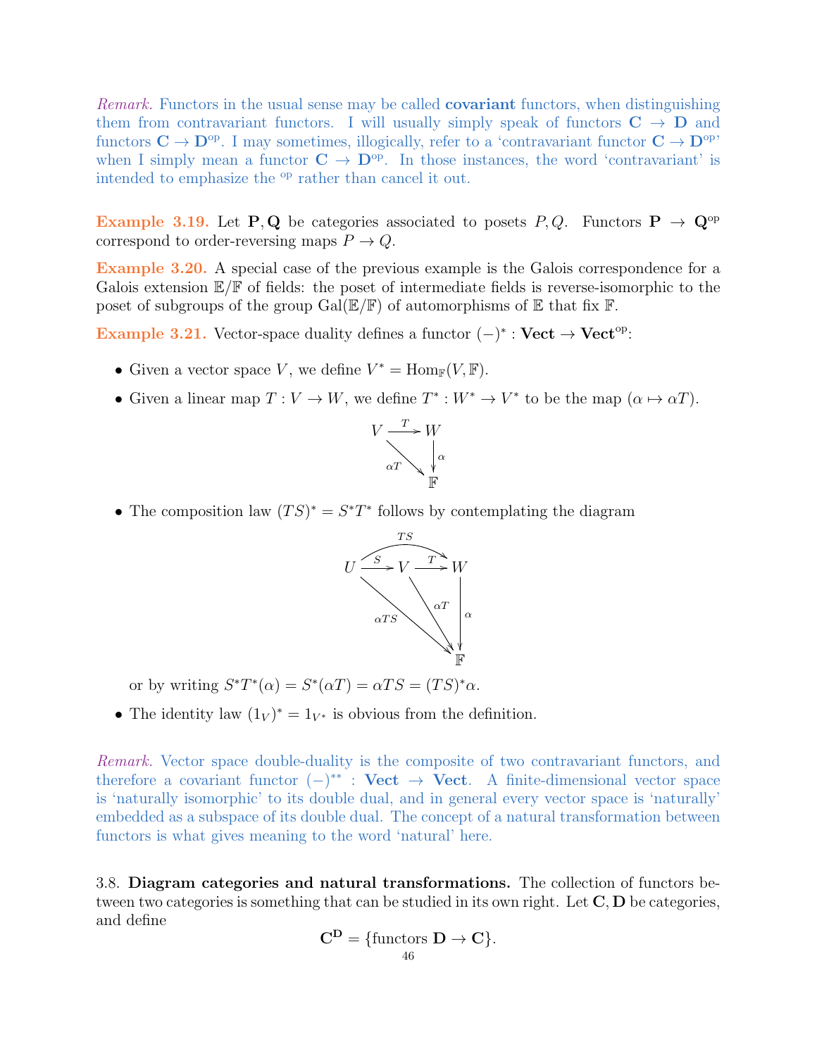*Remark.* Functors in the usual sense may be called **covariant** functors, when distinguishing them from contravariant functors. I will usually simply speak of functors $\mathbf{C} \to \mathbf{D}$ and functors $\mathbf{C} \to \mathbf{D}^{\text{op}}$. I may sometimes, illogically, refer to a 'contravariant functor $\mathbf{C} \to \mathbf{D}^{\text{op}}$' when I simply mean a functor $\mathbf{C} \to \mathbf{D}^{\text{op}}$. In those instances, the word 'contravariant' is intended to emphasize the $^{\text{op}}$ rather than cancel it out.

**Example 3.19.** Let $\mathbf{P}, \mathbf{Q}$ be categories associated to posets $P, Q$. Functors $\mathbf{P} \to \mathbf{Q}^{\text{op}}$ correspond to order-reversing maps $P \to Q$.

**Example 3.20.** A special case of the previous example is the Galois correspondence for a Galois extension $\mathbb{E}/\mathbb{F}$ of fields: the poset of intermediate fields is reverse-isomorphic to the poset of subgroups of the group $\text{Gal}(\mathbb{E}/\mathbb{F})$ of automorphisms of $\mathbb{E}$ that fix $\mathbb{F}$.

**Example 3.21.** Vector-space duality defines a functor $(-)^* : \mathbf{Vect} \to \mathbf{Vect}^{\text{op}}$:

- Given a vector space $V$, we define $V^* = \text{Hom}_{\mathbb{F}}(V, \mathbb{F})$.
- Given a linear map $T : V \to W$, we define $T^* : W^* \to V^*$ to be the map $(\alpha \mapsto \alpha T)$.

$$\begin{array}{ccc} V & \xrightarrow{T} & W \\ & \underset{\alpha T}{\searrow} & \downarrow \alpha \\ & & \mathbb{F} \end{array}$$

- The composition law $(TS)^* = S^* T^*$ follows by contemplating the diagram

$$\begin{array}{ccccc} U & \xrightarrow{S} & V & \xrightarrow{T} & W \\ & \underset{\alpha TS}{\searrow} & & \underset{\alpha T}{\searrow} & \downarrow \alpha \\ & & & & \mathbb{F} \end{array}$$

(with the composite $TS : U \to W$ drawn above)

  or by writing $S^*T^*(\alpha) = S^*(\alpha T) = \alpha TS = (TS)^*\alpha$.

- The identity law $(1_V)^* = 1_{V^*}$ is obvious from the definition.

*Remark.* Vector space double-duality is the composite of two contravariant functors, and therefore a covariant functor $(-)^{**} : \mathbf{Vect} \to \mathbf{Vect}$. A finite-dimensional vector space is 'naturally isomorphic' to its double dual, and in general every vector space is 'naturally' embedded as a subspace of its double dual. The concept of a natural transformation between functors is what gives meaning to the word 'natural' here.

3.8. **Diagram categories and natural transformations.** The collection of functors between two categories is something that can be studied in its own right. Let $\mathbf{C}, \mathbf{D}$ be categories, and define

$$\mathbf{C}^{\mathbf{D}} = \{\text{functors } \mathbf{D} \to \mathbf{C}\}.$$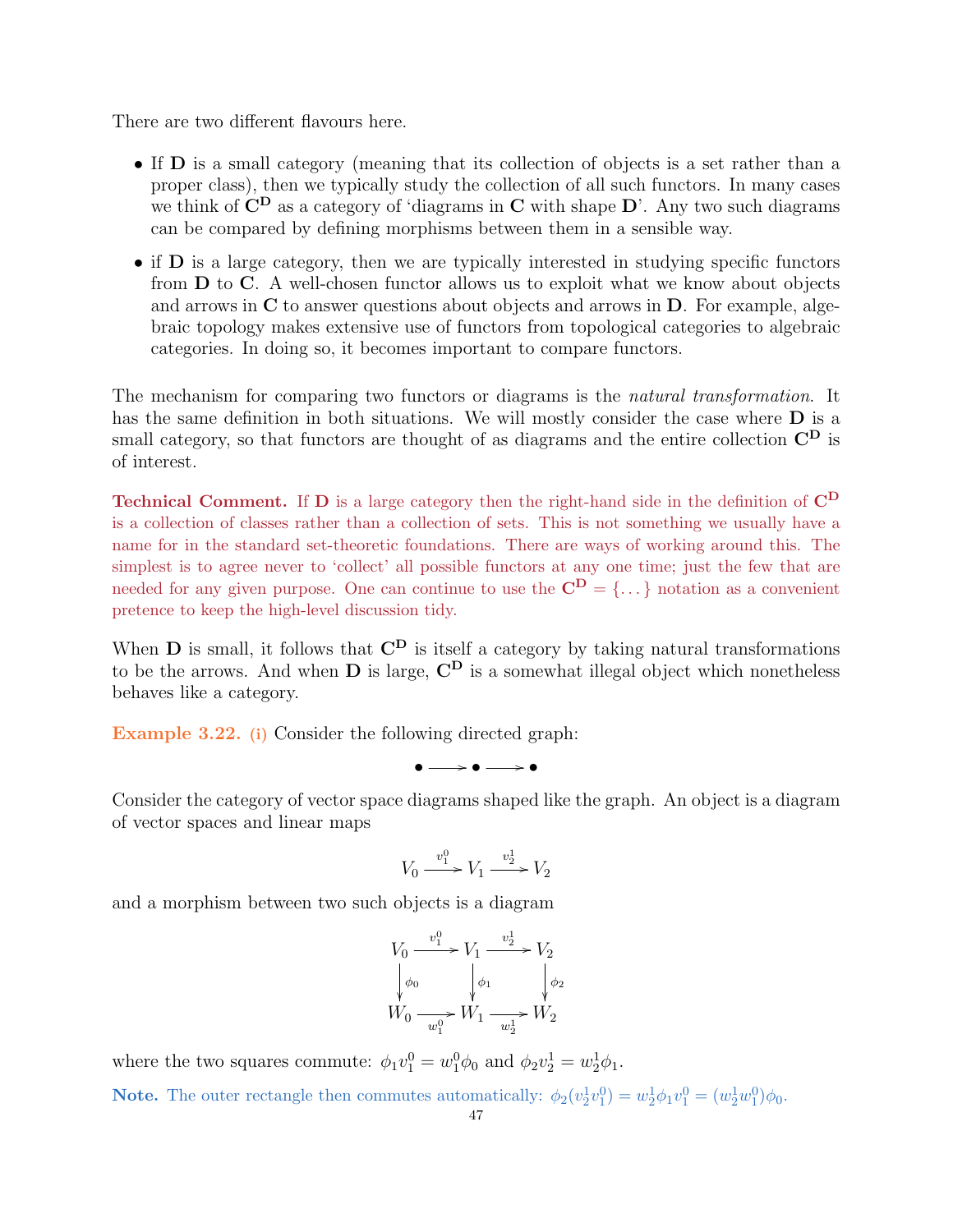There are two different flavours here.

- If $\mathbf{D}$ is a small category (meaning that its collection of objects is a set rather than a proper class), then we typically study the collection of all such functors. In many cases we think of $\mathbf{C}^{\mathbf{D}}$ as a category of 'diagrams in $\mathbf{C}$ with shape $\mathbf{D}$'. Any two such diagrams can be compared by defining morphisms between them in a sensible way.
- if $\mathbf{D}$ is a large category, then we are typically interested in studying specific functors from $\mathbf{D}$ to $\mathbf{C}$. A well-chosen functor allows us to exploit what we know about objects and arrows in $\mathbf{C}$ to answer questions about objects and arrows in $\mathbf{D}$. For example, algebraic topology makes extensive use of functors from topological categories to algebraic categories. In doing so, it becomes important to compare functors.

The mechanism for comparing two functors or diagrams is the *natural transformation*. It has the same definition in both situations. We will mostly consider the case where $\mathbf{D}$ is a small category, so that functors are thought of as diagrams and the entire collection $\mathbf{C}^{\mathbf{D}}$ is of interest.

**Technical Comment.** If $\mathbf{D}$ is a large category then the right-hand side in the definition of $\mathbf{C}^{\mathbf{D}}$ is a collection of classes rather than a collection of sets. This is not something we usually have a name for in the standard set-theoretic foundations. There are ways of working around this. The simplest is to agree never to 'collect' all possible functors at any one time; just the few that are needed for any given purpose. One can continue to use the $\mathbf{C}^{\mathbf{D}} = \{\dots\}$ notation as a convenient pretence to keep the high-level discussion tidy.

When $\mathbf{D}$ is small, it follows that $\mathbf{C}^{\mathbf{D}}$ is itself a category by taking natural transformations to be the arrows. And when $\mathbf{D}$ is large, $\mathbf{C}^{\mathbf{D}}$ is a somewhat illegal object which nonetheless behaves like a category.

**Example 3.22.** (i) Consider the following directed graph:

$$\bullet \longrightarrow \bullet \longrightarrow \bullet$$

Consider the category of vector space diagrams shaped like the graph. An object is a diagram of vector spaces and linear maps

$$V_0 \xrightarrow{v_1^0} V_1 \xrightarrow{v_2^1} V_2$$

and a morphism between two such objects is a diagram

$$\begin{array}{ccccc}
V_0 & \xrightarrow{v_1^0} & V_1 & \xrightarrow{v_2^1} & V_2 \\
\downarrow{\scriptstyle \phi_0} & & \downarrow{\scriptstyle \phi_1} & & \downarrow{\scriptstyle \phi_2} \\
W_0 & \xrightarrow[w_1^0]{} & W_1 & \xrightarrow[w_2^1]{} & W_2
\end{array}$$

where the two squares commute: $\phi_1 v_1^0 = w_1^0 \phi_0$ and $\phi_2 v_2^1 = w_2^1 \phi_1$.

**Note.** The outer rectangle then commutes automatically: $\phi_2(v_2^1 v_1^0) = w_2^1 \phi_1 v_1^0 = (w_2^1 w_1^0)\phi_0$.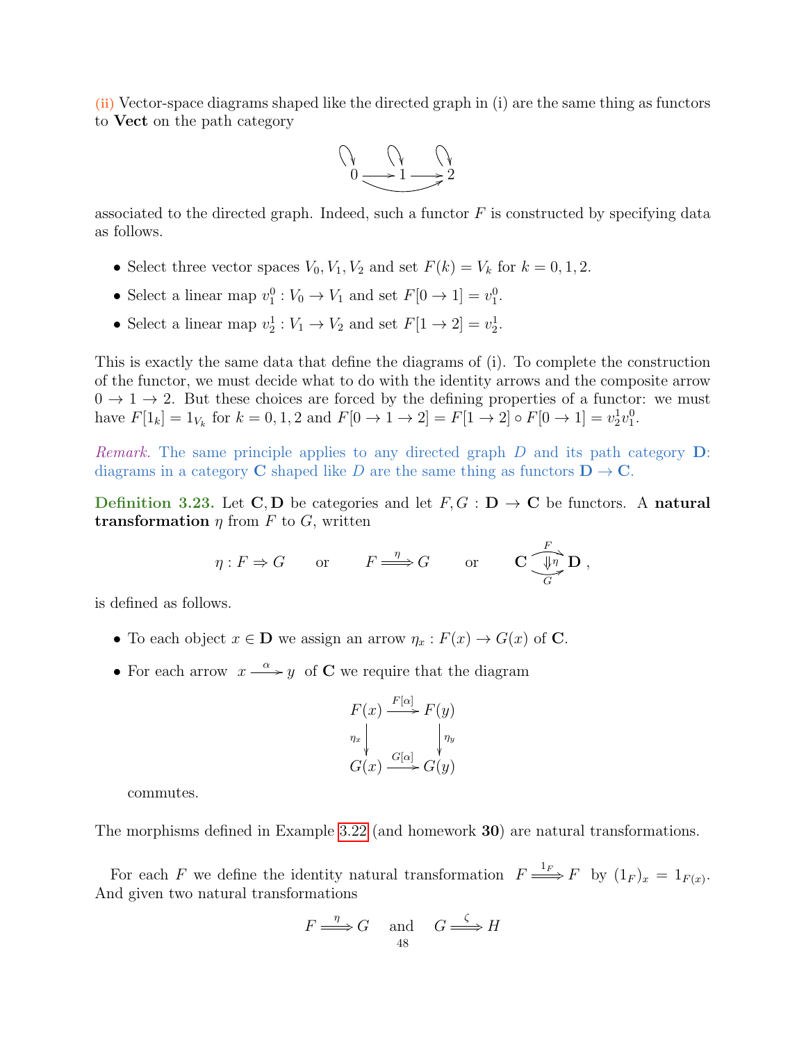**(ii)** Vector-space diagrams shaped like the directed graph in (i) are the same thing as functors to **Vect** on the path category

$$\begin{array}{c} \circlearrowleft \quad \circlearrowleft \quad \circlearrowleft \\ 0 \longrightarrow 1 \longrightarrow 2 \end{array}$$

associated to the directed graph. Indeed, such a functor $F$ is constructed by specifying data as follows.

- Select three vector spaces $V_0, V_1, V_2$ and set $F(k) = V_k$ for $k = 0, 1, 2$.
- Select a linear map $v_1^0 : V_0 \to V_1$ and set $F[0 \to 1] = v_1^0$.
- Select a linear map $v_2^1 : V_1 \to V_2$ and set $F[1 \to 2] = v_2^1$.

This is exactly the same data that define the diagrams of (i). To complete the construction of the functor, we must decide what to do with the identity arrows and the composite arrow $0 \to 1 \to 2$. But these choices are forced by the defining properties of a functor: we must have $F[1_k] = 1_{V_k}$ for $k = 0, 1, 2$ and $F[0 \to 1 \to 2] = F[1 \to 2] \circ F[0 \to 1] = v_2^1 v_1^0$.

*Remark.* The same principle applies to any directed graph $D$ and its path category $\mathbf{D}$: diagrams in a category $\mathbf{C}$ shaped like $D$ are the same thing as functors $\mathbf{D} \to \mathbf{C}$.

**Definition 3.23.** Let $\mathbf{C}, \mathbf{D}$ be categories and let $F, G : \mathbf{D} \to \mathbf{C}$ be functors. A **natural transformation** $\eta$ from $F$ to $G$, written

$$\eta : F \Rightarrow G \qquad \text{or} \qquad F \overset{\eta}{\Longrightarrow} G \qquad \text{or} \qquad \mathbf{C} \underset{G}{\overset{F}{\curvearrowright}} \Downarrow \eta \; \mathbf{D},$$

is defined as follows.

- To each object $x \in \mathbf{D}$ we assign an arrow $\eta_x : F(x) \to G(x)$ of $\mathbf{C}$.
- For each arrow $x \xrightarrow{\alpha} y$ of $\mathbf{C}$ we require that the diagram

$$\begin{array}{ccc} F(x) & \xrightarrow{F[\alpha]} & F(y) \\ {\scriptstyle \eta_x} \downarrow & & \downarrow {\scriptstyle \eta_y} \\ G(x) & \xrightarrow{G[\alpha]} & G(y) \end{array}$$

  commutes.

The morphisms defined in Example 3.22 (and homework **30**) are natural transformations.

For each $F$ we define the identity natural transformation $F \overset{1_F}{\Longrightarrow} F$ by $(1_F)_x = 1_{F(x)}$. And given two natural transformations

$$F \overset{\eta}{\Longrightarrow} G \quad \text{and} \quad G \overset{\zeta}{\Longrightarrow} H$$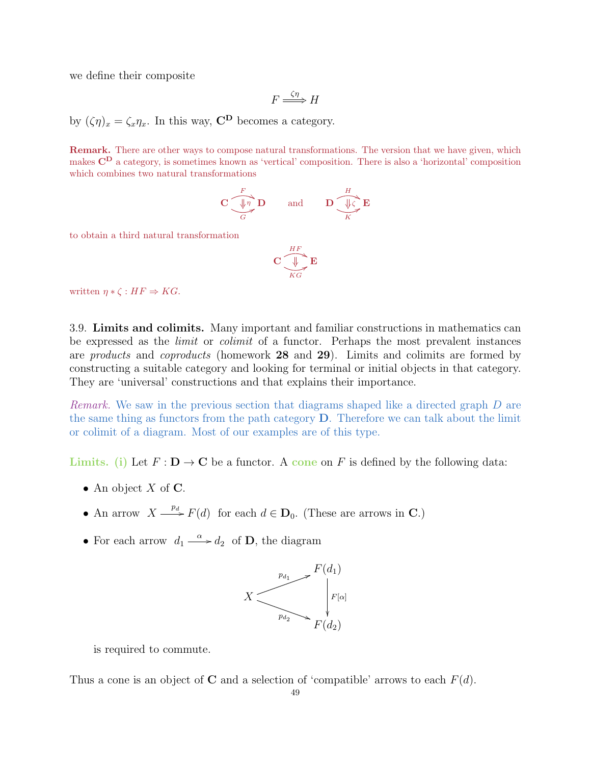we define their composite

$$F \overset{\zeta\eta}{\Longrightarrow} H$$

by $(\zeta\eta)_x = \zeta_x \eta_x$. In this way, $\mathbf{C}^{\mathbf{D}}$ becomes a category.

**Remark.** There are other ways to compose natural transformations. The version that we have given, which makes $\mathbf{C}^{\mathbf{D}}$ a category, is sometimes known as 'vertical' composition. There is also a 'horizontal' composition which combines two natural transformations

$$\mathbf{C} \underset{G}{\overset{F}{\rightrightarrows}} \mathbf{D} \ (\Downarrow \eta) \qquad \text{and} \qquad \mathbf{D} \underset{K}{\overset{H}{\rightrightarrows}} \mathbf{E} \ (\Downarrow \zeta)$$

to obtain a third natural transformation

$$\mathbf{C} \underset{KG}{\overset{HF}{\rightrightarrows}} \mathbf{E} \ (\Downarrow)$$

written $\eta * \zeta : HF \Rightarrow KG$.

3.9. **Limits and colimits.** Many important and familiar constructions in mathematics can be expressed as the *limit* or *colimit* of a functor. Perhaps the most prevalent instances are *products* and *coproducts* (homework **28** and **29**). Limits and colimits are formed by constructing a suitable category and looking for terminal or initial objects in that category. They are 'universal' constructions and that explains their importance.

*Remark.* We saw in the previous section that diagrams shaped like a directed graph $D$ are the same thing as functors from the path category $\mathbf{D}$. Therefore we can talk about the limit or colimit of a diagram. Most of our examples are of this type.

**Limits. (i)** Let $F : \mathbf{D} \to \mathbf{C}$ be a functor. A **cone** on $F$ is defined by the following data:

- An object $X$ of $\mathbf{C}$.
- An arrow $X \xrightarrow{p_d} F(d)$ for each $d \in \mathbf{D}_0$. (These are arrows in $\mathbf{C}$.)
- For each arrow $d_1 \xrightarrow{\alpha} d_2$ of $\mathbf{D}$, the diagram

$$\begin{array}{ccc} & & F(d_1) \\ & \overset{p_{d_1}}{\nearrow} & \\ X & & \big\downarrow F[\alpha] \\ & \underset{p_{d_2}}{\searrow} & \\ & & F(d_2) \end{array}$$

  is required to commute.

Thus a cone is an object of $\mathbf{C}$ and a selection of 'compatible' arrows to each $F(d)$.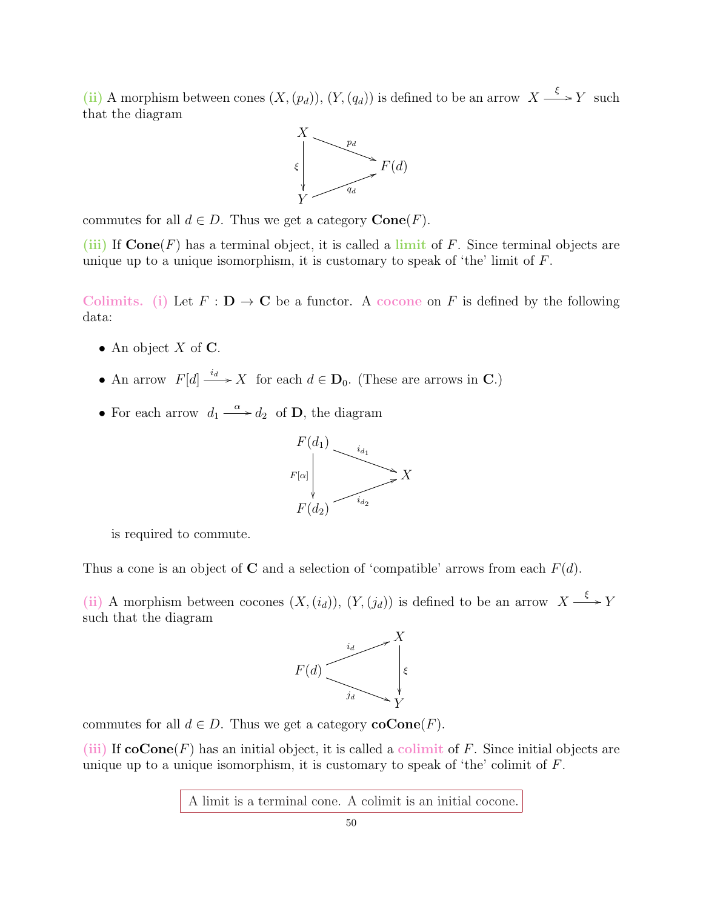**(ii)** A morphism between cones $(X, (p_d))$, $(Y, (q_d))$ is defined to be an arrow $X \xrightarrow{\xi} Y$ such that the diagram

$$\begin{array}{ccc} X & \xrightarrow{p_d} & F(d) \\ {\scriptstyle \xi}\downarrow & \nearrow_{q_d} & \\ Y & & \end{array}$$

commutes for all $d \in D$. Thus we get a category $\mathbf{Cone}(F)$.

**(iii)** If $\mathbf{Cone}(F)$ has a terminal object, it is called a **limit** of $F$. Since terminal objects are unique up to a unique isomorphism, it is customary to speak of 'the' limit of $F$.

**Colimits.** **(i)** Let $F : \mathbf{D} \to \mathbf{C}$ be a functor. A **cocone** on $F$ is defined by the following data:

- An object $X$ of $\mathbf{C}$.
- An arrow $F[d] \xrightarrow{i_d} X$ for each $d \in \mathbf{D}_0$. (These are arrows in $\mathbf{C}$.)
- For each arrow $d_1 \xrightarrow{\alpha} d_2$ of $\mathbf{D}$, the diagram

  $$\begin{array}{ccc} F(d_1) & \xrightarrow{i_{d_1}} & X \\ {\scriptstyle F[\alpha]}\downarrow & \nearrow_{i_{d_2}} & \\ F(d_2) & & \end{array}$$

  is required to commute.

Thus a cone is an object of $\mathbf{C}$ and a selection of 'compatible' arrows from each $F(d)$.

**(ii)** A morphism between cocones $(X, (i_d))$, $(Y, (j_d))$ is defined to be an arrow $X \xrightarrow{\xi} Y$ such that the diagram

$$\begin{array}{ccc} F(d) & \xrightarrow{i_d} & X \\ & \searrow_{j_d} & \downarrow{\scriptstyle \xi} \\ & & Y \end{array}$$

commutes for all $d \in D$. Thus we get a category $\mathbf{coCone}(F)$.

**(iii)** If $\mathbf{coCone}(F)$ has an initial object, it is called a **colimit** of $F$. Since initial objects are unique up to a unique isomorphism, it is customary to speak of 'the' colimit of $F$.

> A limit is a terminal cone. A colimit is an initial cocone.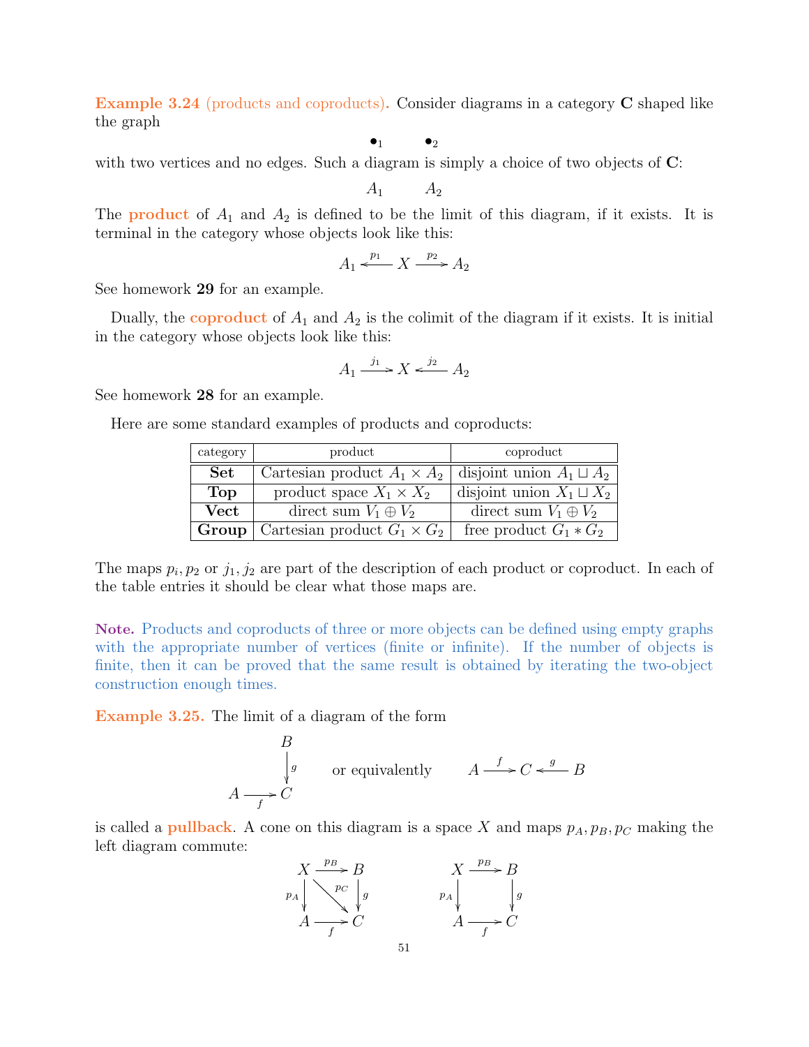**Example 3.24** (products and coproducts). Consider diagrams in a category $\mathbf{C}$ shaped like the graph

$$\bullet_1 \qquad \bullet_2$$

with two vertices and no edges. Such a diagram is simply a choice of two objects of $\mathbf{C}$:

$$A_1 \qquad A_2$$

The **product** of $A_1$ and $A_2$ is defined to be the limit of this diagram, if it exists. It is terminal in the category whose objects look like this:

$$A_1 \xleftarrow{p_1} X \xrightarrow{p_2} A_2$$

See homework **29** for an example.

Dually, the **coproduct** of $A_1$ and $A_2$ is the colimit of the diagram if it exists. It is initial in the category whose objects look like this:

$$A_1 \xrightarrow{j_1} X \xleftarrow{j_2} A_2$$

See homework **28** for an example.

Here are some standard examples of products and coproducts:

| category | product | coproduct |
|---|---|---|
| **Set** | Cartesian product $A_1 \times A_2$ | disjoint union $A_1 \sqcup A_2$ |
| **Top** | product space $X_1 \times X_2$ | disjoint union $X_1 \sqcup X_2$ |
| **Vect** | direct sum $V_1 \oplus V_2$ | direct sum $V_1 \oplus V_2$ |
| **Group** | Cartesian product $G_1 \times G_2$ | free product $G_1 * G_2$ |

The maps $p_i, p_2$ or $j_1, j_2$ are part of the description of each product or coproduct. In each of the table entries it should be clear what those maps are.

**Note.** Products and coproducts of three or more objects can be defined using empty graphs with the appropriate number of vertices (finite or infinite). If the number of objects is finite, then it can be proved that the same result is obtained by iterating the two-object construction enough times.

**Example 3.25.** The limit of a diagram of the form

$$\begin{array}{ccc} & & B \\ & & \big\downarrow g \\ A & \xrightarrow{f} & C \end{array} \qquad \text{or equivalently} \qquad A \xrightarrow{f} C \xleftarrow{g} B$$

is called a **pullback**. A cone on this diagram is a space $X$ and maps $p_A, p_B, p_C$ making the left diagram commute:

$$\begin{array}{ccc} X & \xrightarrow{p_B} & B \\ {\scriptstyle p_A}\big\downarrow & \searrow^{p_C} & \big\downarrow{\scriptstyle g} \\ A & \xrightarrow[f]{} & C \end{array} \qquad\qquad \begin{array}{ccc} X & \xrightarrow{p_B} & B \\ {\scriptstyle p_A}\big\downarrow & & \big\downarrow{\scriptstyle g} \\ A & \xrightarrow[f]{} & C \end{array}$$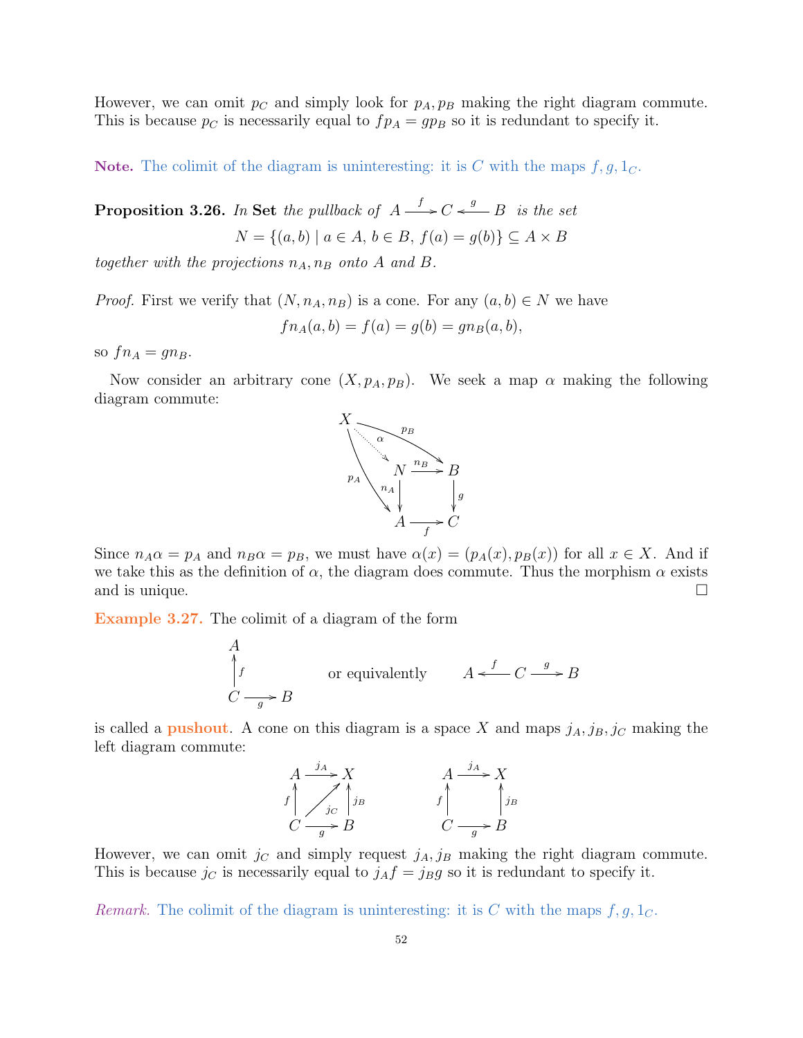However, we can omit $p_C$ and simply look for $p_A, p_B$ making the right diagram commute. This is because $p_C$ is necessarily equal to $fp_A = gp_B$ so it is redundant to specify it.

**Note.** The colimit of the diagram is uninteresting: it is $C$ with the maps $f, g, 1_C$.

**Proposition 3.26.** *In* **Set** *the pullback of* $A \xrightarrow{f} C \xleftarrow{g} B$ *is the set*

$$N = \{(a,b) \mid a \in A,\, b \in B,\, f(a) = g(b)\} \subseteq A \times B$$

*together with the projections* $n_A, n_B$ *onto* $A$ *and* $B$.

*Proof.* First we verify that $(N, n_A, n_B)$ is a cone. For any $(a,b) \in N$ we have

$$fn_A(a,b) = f(a) = g(b) = gn_B(a,b),$$

so $fn_A = gn_B$.

Now consider an arbitrary cone $(X, p_A, p_B)$. We seek a map $\alpha$ making the following diagram commute:

$$\begin{array}{ccccc} X & & & & \\ & \overset{\alpha}{\searrow} & & \overset{p_B}{\searrow} & \\ & & N & \xrightarrow{n_B} & B \\ & {\scriptstyle p_A} \searrow & \downarrow{\scriptstyle n_A} & & \downarrow{\scriptstyle g} \\ & & A & \xrightarrow{f} & C \end{array}$$

Since $n_A\alpha = p_A$ and $n_B\alpha = p_B$, we must have $\alpha(x) = (p_A(x), p_B(x))$ for all $x \in X$. And if we take this as the definition of $\alpha$, the diagram does commute. Thus the morphism $\alpha$ exists and is unique. $\square$

**Example 3.27.** The colimit of a diagram of the form

$$\begin{array}{ccc} A & & \\ \uparrow{\scriptstyle f} & & \\ C & \xrightarrow{g} & B \end{array} \qquad \text{or equivalently} \qquad A \xleftarrow{f} C \xrightarrow{g} B$$

is called a **pushout**. A cone on this diagram is a space $X$ and maps $j_A, j_B, j_C$ making the left diagram commute:

$$\begin{array}{ccc} A & \xrightarrow{j_A} & X \\ \uparrow{\scriptstyle f} & \nearrow{\scriptstyle j_C} & \uparrow{\scriptstyle j_B} \\ C & \xrightarrow{g} & B \end{array} \qquad\qquad \begin{array}{ccc} A & \xrightarrow{j_A} & X \\ \uparrow{\scriptstyle f} & & \uparrow{\scriptstyle j_B} \\ C & \xrightarrow{g} & B \end{array}$$

However, we can omit $j_C$ and simply request $j_A, j_B$ making the right diagram commute. This is because $j_C$ is necessarily equal to $j_A f = j_B g$ so it is redundant to specify it.

*Remark.* The colimit of the diagram is uninteresting: it is $C$ with the maps $f, g, 1_C$.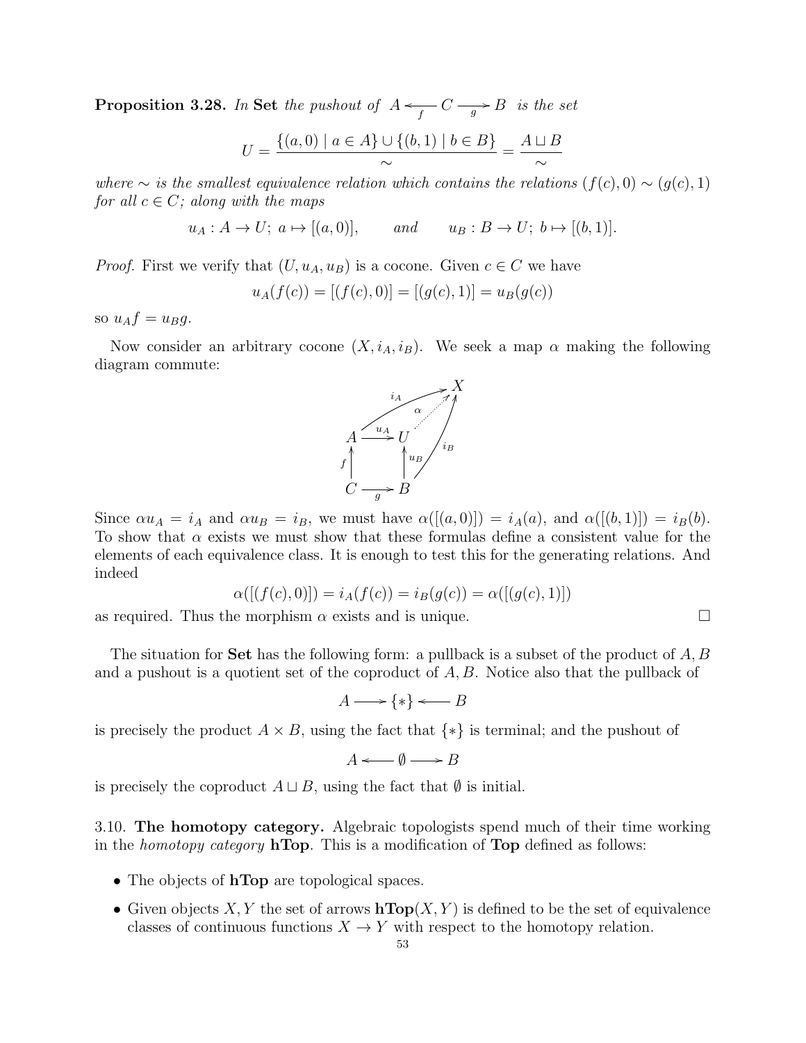**Proposition 3.28.** *In* **Set** *the pushout of* $A \xleftarrow{f} C \xrightarrow{g} B$ *is the set*

$$U = \frac{\{(a,0) \mid a \in A\} \cup \{(b,1) \mid b \in B\}}{\sim} = \frac{A \sqcup B}{\sim}$$

*where* $\sim$ *is the smallest equivalence relation which contains the relations* $(f(c), 0) \sim (g(c), 1)$ *for all* $c \in C$*; along with the maps*

$$u_A : A \to U;\ a \mapsto [(a,0)], \qquad \textit{and} \qquad u_B : B \to U;\ b \mapsto [(b,1)].$$

*Proof.* First we verify that $(U, u_A, u_B)$ is a cocone. Given $c \in C$ we have

$$u_A(f(c)) = [(f(c),0)] = [(g(c),1)] = u_B(g(c))$$

so $u_A f = u_B g$.

Now consider an arbitrary cocone $(X, i_A, i_B)$. We seek a map $\alpha$ making the following diagram commute:

$$\begin{array}{ccc} A & \xrightarrow{u_A} & U \\ {\scriptstyle f}\uparrow & & \uparrow{\scriptstyle u_B} \\ C & \xrightarrow[g]{} & B \end{array} \qquad \text{with } i_A : A \to X,\ i_B : B \to X,\ \alpha : U \dashrightarrow X$$

Since $\alpha u_A = i_A$ and $\alpha u_B = i_B$, we must have $\alpha([(a,0)]) = i_A(a)$, and $\alpha([(b,1)]) = i_B(b)$. To show that $\alpha$ exists we must show that these formulas define a consistent value for the elements of each equivalence class. It is enough to test this for the generating relations. And indeed

$$\alpha([(f(c),0)]) = i_A(f(c)) = i_B(g(c)) = \alpha([(g(c),1)])$$

as required. Thus the morphism $\alpha$ exists and is unique. $\square$

The situation for **Set** has the following form: a pullback is a subset of the product of $A, B$ and a pushout is a quotient set of the coproduct of $A, B$. Notice also that the pullback of

$$A \longrightarrow \{*\} \longleftarrow B$$

is precisely the product $A \times B$, using the fact that $\{*\}$ is terminal; and the pushout of

$$A \longleftarrow \emptyset \longrightarrow B$$

is precisely the coproduct $A \sqcup B$, using the fact that $\emptyset$ is initial.

3.10. **The homotopy category.** Algebraic topologists spend much of their time working in the *homotopy category* **hTop**. This is a modification of **Top** defined as follows:

- The objects of **hTop** are topological spaces.
- Given objects $X, Y$ the set of arrows $\mathbf{hTop}(X, Y)$ is defined to be the set of equivalence classes of continuous functions $X \to Y$ with respect to the homotopy relation.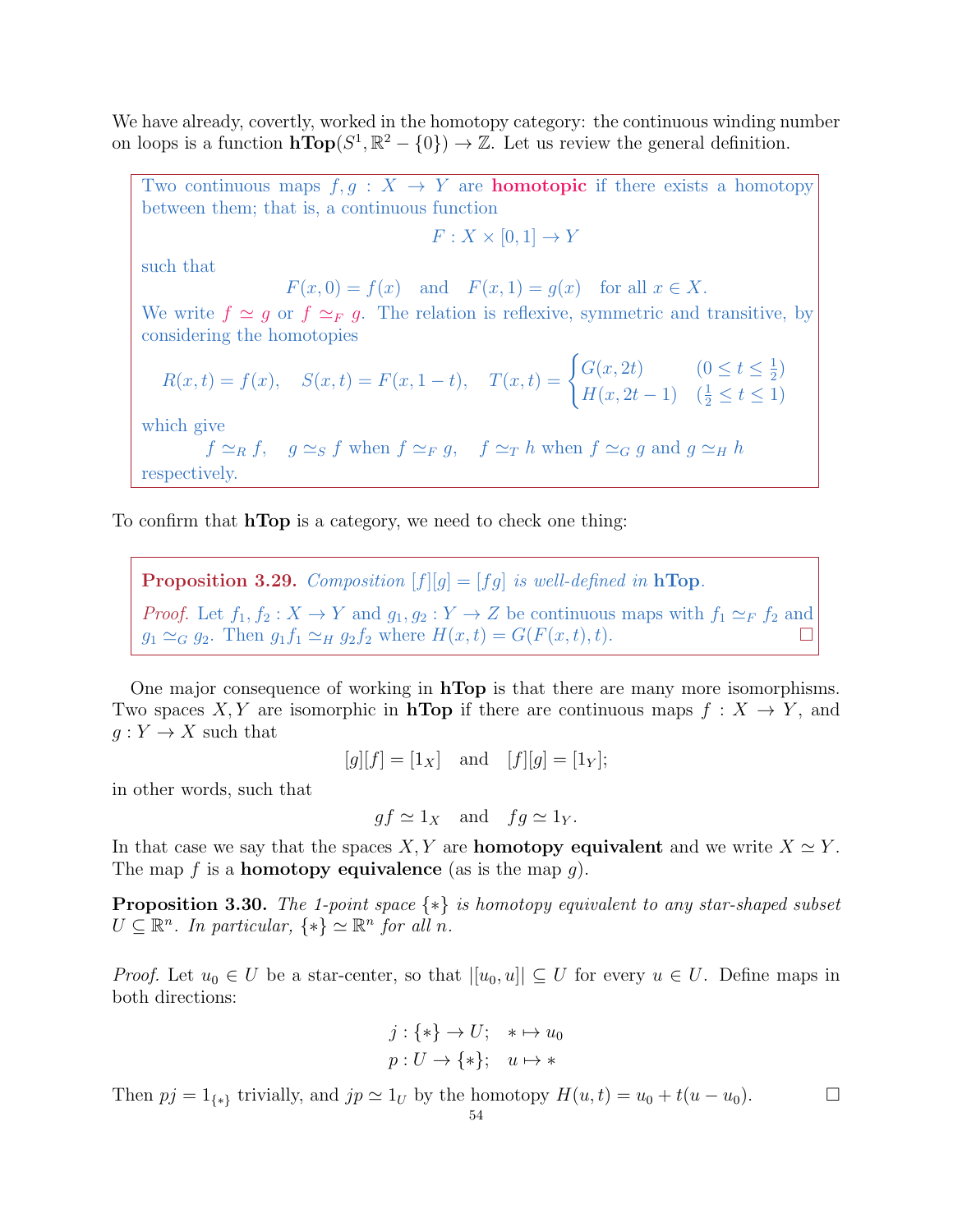We have already, covertly, worked in the homotopy category: the continuous winding number on loops is a function $\mathbf{hTop}(S^1, \mathbb{R}^2 - \{0\}) \to \mathbb{Z}$. Let us review the general definition.

> Two continuous maps $f, g : X \to Y$ are **homotopic** if there exists a homotopy between them; that is, a continuous function
>
> $$F : X \times [0,1] \to Y$$
>
> such that
>
> $$F(x,0) = f(x) \quad \text{and} \quad F(x,1) = g(x) \quad \text{for all } x \in X.$$
>
> We write $f \simeq g$ or $f \simeq_F g$. The relation is reflexive, symmetric and transitive, by considering the homotopies
>
> $$R(x,t) = f(x), \quad S(x,t) = F(x, 1-t), \quad T(x,t) = \begin{cases} G(x, 2t) & (0 \le t \le \frac{1}{2}) \\ H(x, 2t-1) & (\frac{1}{2} \le t \le 1) \end{cases}$$
>
> which give
>
> $$f \simeq_R f, \quad g \simeq_S f \text{ when } f \simeq_F g, \quad f \simeq_T h \text{ when } f \simeq_G g \text{ and } g \simeq_H h$$
>
> respectively.

To confirm that **hTop** is a category, we need to check one thing:

> **Proposition 3.29.** *Composition $[f][g] = [fg]$ is well-defined in* **hTop**.
>
> *Proof.* Let $f_1, f_2 : X \to Y$ and $g_1, g_2 : Y \to Z$ be continuous maps with $f_1 \simeq_F f_2$ and $g_1 \simeq_G g_2$. Then $g_1 f_1 \simeq_H g_2 f_2$ where $H(x,t) = G(F(x,t),t)$. □

One major consequence of working in **hTop** is that there are many more isomorphisms. Two spaces $X, Y$ are isomorphic in **hTop** if there are continuous maps $f : X \to Y$, and $g : Y \to X$ such that

$$[g][f] = [1_X] \quad \text{and} \quad [f][g] = [1_Y];$$

in other words, such that

$$gf \simeq 1_X \quad \text{and} \quad fg \simeq 1_Y.$$

In that case we say that the spaces $X, Y$ are **homotopy equivalent** and we write $X \simeq Y$. The map $f$ is a **homotopy equivalence** (as is the map $g$).

**Proposition 3.30.** *The 1-point space $\{*\}$ is homotopy equivalent to any star-shaped subset $U \subseteq \mathbb{R}^n$. In particular, $\{*\} \simeq \mathbb{R}^n$ for all $n$.*

*Proof.* Let $u_0 \in U$ be a star-center, so that $|[u_0, u]| \subseteq U$ for every $u \in U$. Define maps in both directions:

$$j : \{*\} \to U; \quad * \mapsto u_0$$
$$p : U \to \{*\}; \quad u \mapsto *$$

Then $pj = 1_{\{*\}}$ trivially, and $jp \simeq 1_U$ by the homotopy $H(u,t) = u_0 + t(u - u_0)$. □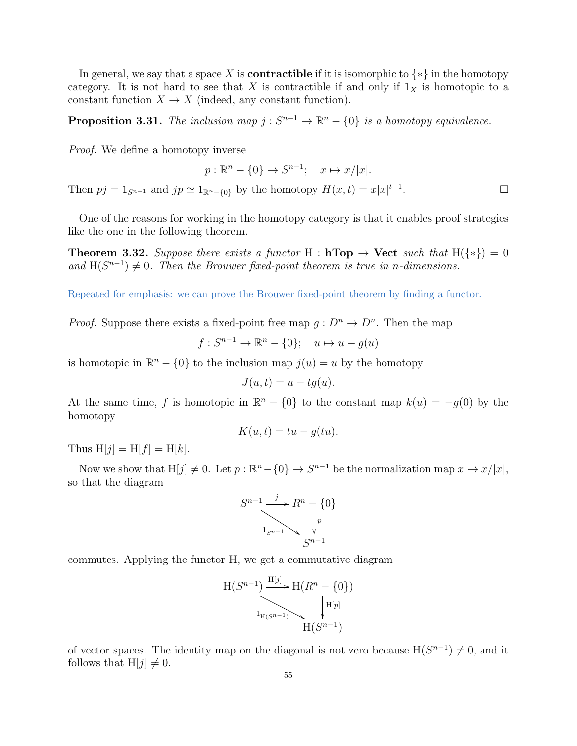In general, we say that a space $X$ is **contractible** if it is isomorphic to $\{*\}$ in the homotopy category. It is not hard to see that $X$ is contractible if and only if $1_X$ is homotopic to a constant function $X \to X$ (indeed, any constant function).

**Proposition 3.31.** *The inclusion map $j : S^{n-1} \to \mathbb{R}^n - \{0\}$ is a homotopy equivalence.*

*Proof.* We define a homotopy inverse

$$p : \mathbb{R}^n - \{0\} \to S^{n-1}; \quad x \mapsto x/|x|.$$

Then $pj = 1_{S^{n-1}}$ and $jp \simeq 1_{\mathbb{R}^n - \{0\}}$ by the homotopy $H(x,t) = x|x|^{t-1}$. □

One of the reasons for working in the homotopy category is that it enables proof strategies like the one in the following theorem.

**Theorem 3.32.** *Suppose there exists a functor $\mathrm{H} : \mathbf{hTop} \to \mathbf{Vect}$ such that $\mathrm{H}(\{*\}) = 0$ and $\mathrm{H}(S^{n-1}) \neq 0$. Then the Brouwer fixed-point theorem is true in $n$-dimensions.*

Repeated for emphasis: we can prove the Brouwer fixed-point theorem by finding a functor.

*Proof.* Suppose there exists a fixed-point free map $g : D^n \to D^n$. Then the map

$$f : S^{n-1} \to \mathbb{R}^n - \{0\}; \quad u \mapsto u - g(u)$$

is homotopic in $\mathbb{R}^n - \{0\}$ to the inclusion map $j(u) = u$ by the homotopy

$$J(u,t) = u - tg(u).$$

At the same time, $f$ is homotopic in $\mathbb{R}^n - \{0\}$ to the constant map $k(u) = -g(0)$ by the homotopy

$$K(u,t) = tu - g(tu).$$

Thus $\mathrm{H}[j] = \mathrm{H}[f] = \mathrm{H}[k]$.

Now we show that $\mathrm{H}[j] \neq 0$. Let $p : \mathbb{R}^n - \{0\} \to S^{n-1}$ be the normalization map $x \mapsto x/|x|$, so that the diagram

$$\begin{array}{ccc} S^{n-1} & \xrightarrow{j} & R^n - \{0\} \\ & \searrow^{1_{S^{n-1}}} & \downarrow p \\ & & S^{n-1} \end{array}$$

commutes. Applying the functor H, we get a commutative diagram

$$\begin{array}{ccc} \mathrm{H}(S^{n-1}) & \xrightarrow{\mathrm{H}[j]} & \mathrm{H}(R^n - \{0\}) \\ & \searrow^{1_{\mathrm{H}(S^{n-1})}} & \downarrow \mathrm{H}[p] \\ & & \mathrm{H}(S^{n-1}) \end{array}$$

of vector spaces. The identity map on the diagonal is not zero because $\mathrm{H}(S^{n-1}) \neq 0$, and it follows that $\mathrm{H}[j] \neq 0$.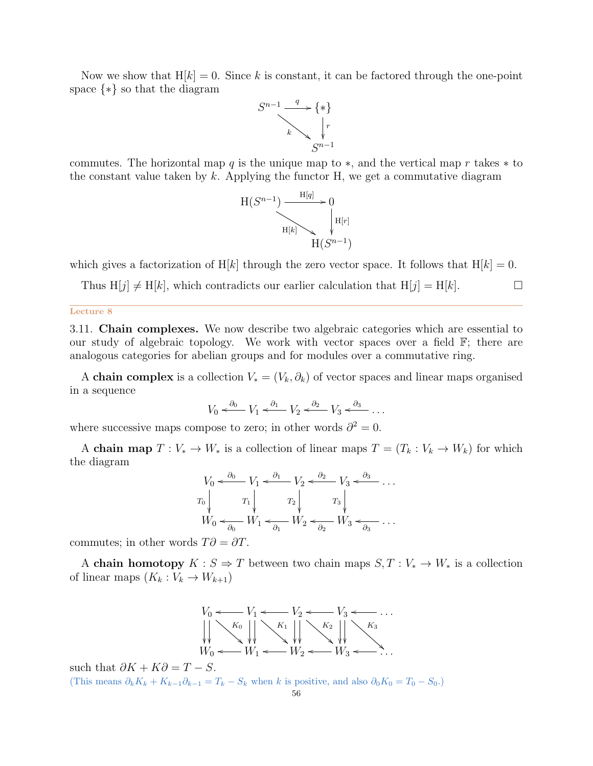Now we show that $\mathrm{H}[k] = 0$. Since $k$ is constant, it can be factored through the one-point space $\{*\}$ so that the diagram

$$\begin{array}{ccc} S^{n-1} & \xrightarrow{q} & \{*\} \\ & \searrow^{k} & \downarrow r \\ & & S^{n-1} \end{array}$$

commutes. The horizontal map $q$ is the unique map to $*$, and the vertical map $r$ takes $*$ to the constant value taken by $k$. Applying the functor H, we get a commutative diagram

$$\begin{array}{ccc} \mathrm{H}(S^{n-1}) & \xrightarrow{\mathrm{H}[q]} & 0 \\ & \searrow^{\mathrm{H}[k]} & \downarrow \mathrm{H}[r] \\ & & \mathrm{H}(S^{n-1}) \end{array}$$

which gives a factorization of $\mathrm{H}[k]$ through the zero vector space. It follows that $\mathrm{H}[k] = 0$.

Thus $\mathrm{H}[j] \neq \mathrm{H}[k]$, which contradicts our earlier calculation that $\mathrm{H}[j] = \mathrm{H}[k]$. □

---

**Lecture 8**

3.11. **Chain complexes.** We now describe two algebraic categories which are essential to our study of algebraic topology. We work with vector spaces over a field $\mathbb{F}$; there are analogous categories for abelian groups and for modules over a commutative ring.

A **chain complex** is a collection $V_* = (V_k, \partial_k)$ of vector spaces and linear maps organised in a sequence

$$V_0 \xleftarrow{\partial_0} V_1 \xleftarrow{\partial_1} V_2 \xleftarrow{\partial_2} V_3 \xleftarrow{\partial_3} \ldots$$

where successive maps compose to zero; in other words $\partial^2 = 0$.

A **chain map** $T : V_* \to W_*$ is a collection of linear maps $T = (T_k : V_k \to W_k)$ for which the diagram

$$\begin{array}{ccccccccc} V_0 & \xleftarrow{\partial_0} & V_1 & \xleftarrow{\partial_1} & V_2 & \xleftarrow{\partial_2} & V_3 & \xleftarrow{\partial_3} & \ldots \\ \downarrow T_0 & & \downarrow T_1 & & \downarrow T_2 & & \downarrow T_3 & & \\ W_0 & \xleftarrow{\partial_0} & W_1 & \xleftarrow{\partial_1} & W_2 & \xleftarrow{\partial_2} & W_3 & \xleftarrow{\partial_3} & \ldots \end{array}$$

commutes; in other words $T\partial = \partial T$.

A **chain homotopy** $K : S \Rightarrow T$ between two chain maps $S, T : V_* \to W_*$ is a collection of linear maps $(K_k : V_k \to W_{k+1})$

$$\begin{array}{ccccccccc} V_0 & \longleftarrow & V_1 & \longleftarrow & V_2 & \longleftarrow & V_3 & \longleftarrow & \ldots \\ \downarrow\downarrow & \searrow^{K_0} & \downarrow\downarrow & \searrow^{K_1} & \downarrow\downarrow & \searrow^{K_2} & \downarrow\downarrow & \searrow^{K_3} & \\ W_0 & \longleftarrow & W_1 & \longleftarrow & W_2 & \longleftarrow & W_3 & \longleftarrow & \ldots \end{array}$$

such that $\partial K + K\partial = T - S$.

(This means $\partial_k K_k + K_{k-1}\partial_{k-1} = T_k - S_k$ when $k$ is positive, and also $\partial_0 K_0 = T_0 - S_0$.)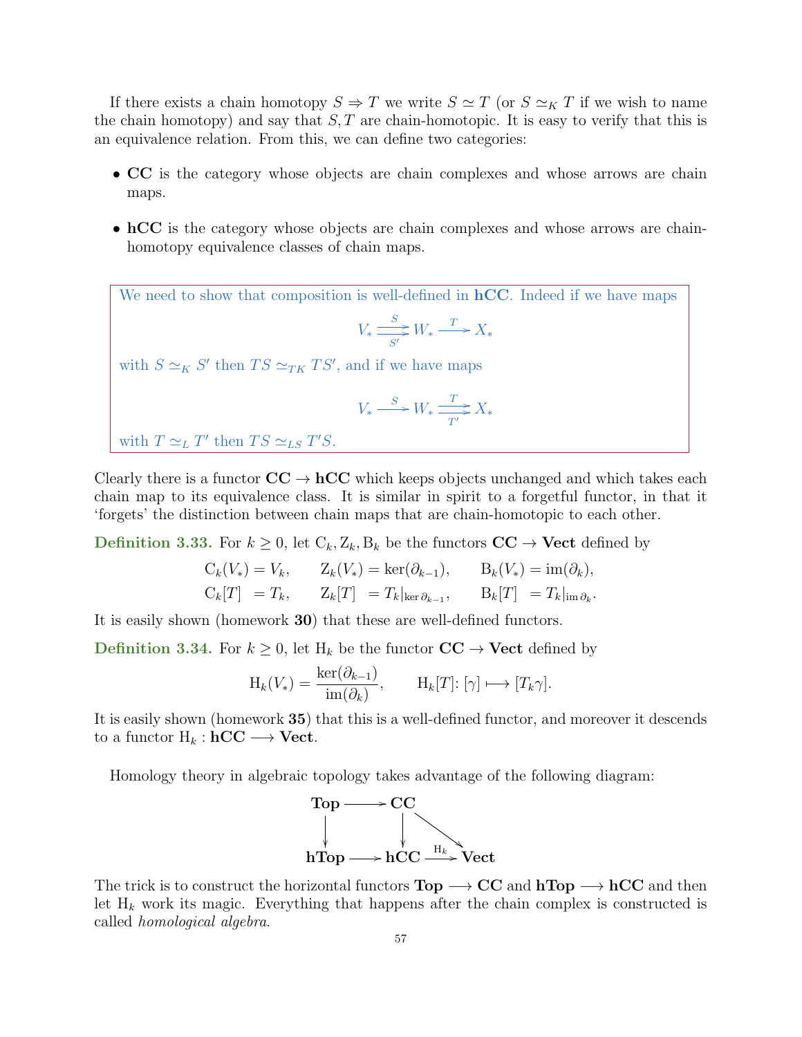If there exists a chain homotopy $S \Rightarrow T$ we write $S \simeq T$ (or $S \simeq_K T$ if we wish to name the chain homotopy) and say that $S, T$ are chain-homotopic. It is easy to verify that this is an equivalence relation. From this, we can define two categories:

- **CC** is the category whose objects are chain complexes and whose arrows are chain maps.
- **hCC** is the category whose objects are chain complexes and whose arrows are chain-homotopy equivalence classes of chain maps.

> We need to show that composition is well-defined in **hCC**. Indeed if we have maps
>
> $$V_* \underset{S'}{\overset{S}{\rightrightarrows}} W_* \xrightarrow{T} X_*$$
>
> with $S \simeq_K S'$ then $TS \simeq_{TK} TS'$, and if we have maps
>
> $$V_* \xrightarrow{S} W_* \underset{T'}{\overset{T}{\rightrightarrows}} X_*$$
>
> with $T \simeq_L T'$ then $TS \simeq_{LS} T'S$.

Clearly there is a functor $\mathbf{CC} \to \mathbf{hCC}$ which keeps objects unchanged and which takes each chain map to its equivalence class. It is similar in spirit to a forgetful functor, in that it 'forgets' the distinction between chain maps that are chain-homotopic to each other.

**Definition 3.33.** For $k \geq 0$, let $\mathrm{C}_k, \mathrm{Z}_k, \mathrm{B}_k$ be the functors $\mathbf{CC} \to \mathbf{Vect}$ defined by

$$\begin{aligned}
\mathrm{C}_k(V_*) &= V_k, & \mathrm{Z}_k(V_*) &= \ker(\partial_{k-1}), & \mathrm{B}_k(V_*) &= \mathrm{im}(\partial_k), \\
\mathrm{C}_k[T] &= T_k, & \mathrm{Z}_k[T] &= T_k|_{\ker \partial_{k-1}}, & \mathrm{B}_k[T] &= T_k|_{\mathrm{im}\, \partial_k}.
\end{aligned}$$

It is easily shown (homework **30**) that these are well-defined functors.

**Definition 3.34.** For $k \geq 0$, let $\mathrm{H}_k$ be the functor $\mathbf{CC} \to \mathbf{Vect}$ defined by

$$\mathrm{H}_k(V_*) = \frac{\ker(\partial_{k-1})}{\mathrm{im}(\partial_k)}, \qquad \mathrm{H}_k[T] \colon [\gamma] \longmapsto [T_k \gamma].$$

It is easily shown (homework **35**) that this is a well-defined functor, and moreover it descends to a functor $\mathrm{H}_k : \mathbf{hCC} \longrightarrow \mathbf{Vect}$.

Homology theory in algebraic topology takes advantage of the following diagram:

$$\begin{array}{ccccc}
\mathbf{Top} & \longrightarrow & \mathbf{CC} & & \\
\downarrow & & \downarrow & \searrow & \\
\mathbf{hTop} & \longrightarrow & \mathbf{hCC} & \xrightarrow{\mathrm{H}_k} & \mathbf{Vect}
\end{array}$$

The trick is to construct the horizontal functors $\mathbf{Top} \longrightarrow \mathbf{CC}$ and $\mathbf{hTop} \longrightarrow \mathbf{hCC}$ and then let $\mathrm{H}_k$ work its magic. Everything that happens after the chain complex is constructed is called *homological algebra*.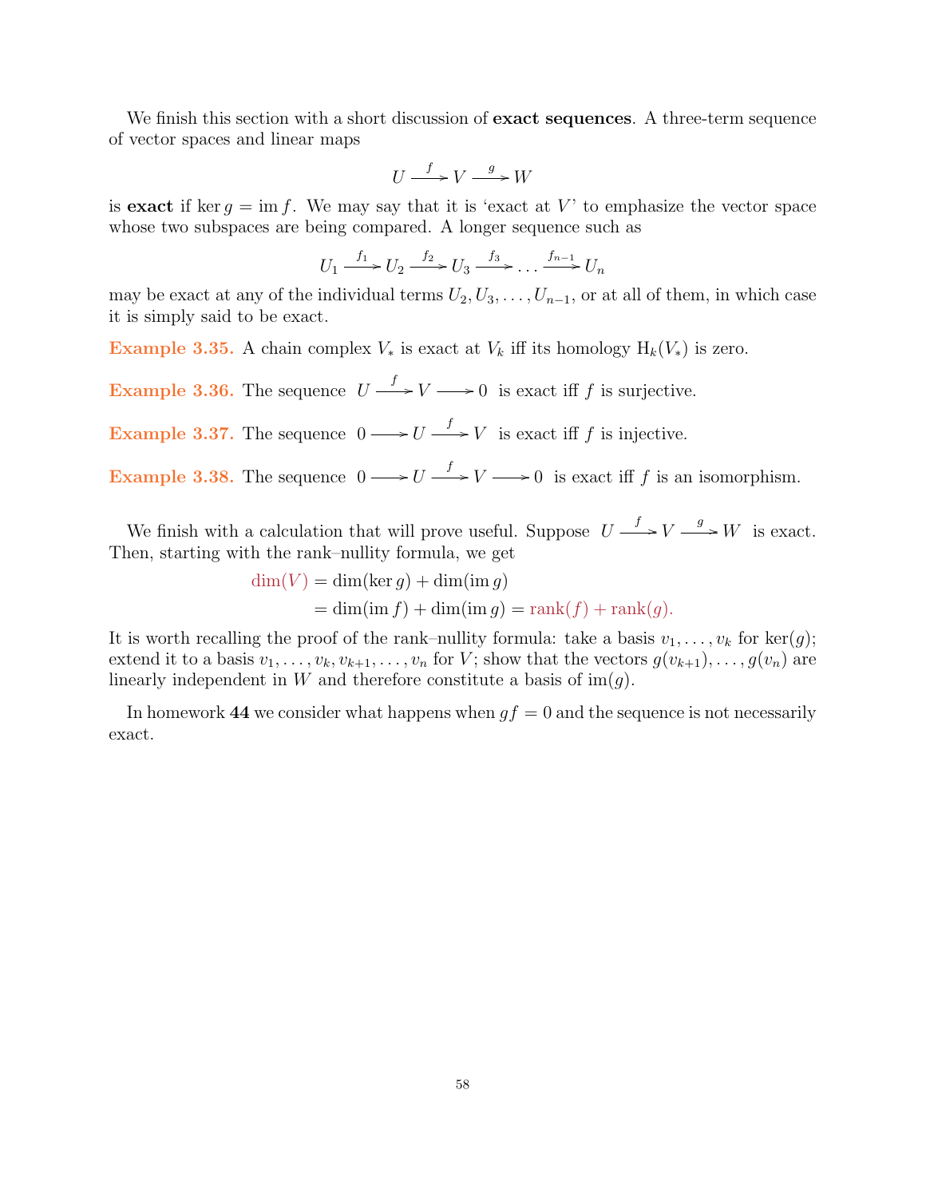We finish this section with a short discussion of **exact sequences**. A three-term sequence of vector spaces and linear maps

$$U \xrightarrow{f} V \xrightarrow{g} W$$

is **exact** if $\ker g = \operatorname{im} f$. We may say that it is 'exact at $V$' to emphasize the vector space whose two subspaces are being compared. A longer sequence such as

$$U_1 \xrightarrow{f_1} U_2 \xrightarrow{f_2} U_3 \xrightarrow{f_3} \dots \xrightarrow{f_{n-1}} U_n$$

may be exact at any of the individual terms $U_2, U_3, \dots, U_{n-1}$, or at all of them, in which case it is simply said to be exact.

**Example 3.35.** A chain complex $V_*$ is exact at $V_k$ iff its homology $\mathrm{H}_k(V_*)$ is zero.

**Example 3.36.** The sequence $U \xrightarrow{f} V \longrightarrow 0$ is exact iff $f$ is surjective.

**Example 3.37.** The sequence $0 \longrightarrow U \xrightarrow{f} V$ is exact iff $f$ is injective.

**Example 3.38.** The sequence $0 \longrightarrow U \xrightarrow{f} V \longrightarrow 0$ is exact iff $f$ is an isomorphism.

We finish with a calculation that will prove useful. Suppose $U \xrightarrow{f} V \xrightarrow{g} W$ is exact. Then, starting with the rank–nullity formula, we get

$$\begin{aligned}
\dim(V) &= \dim(\ker g) + \dim(\operatorname{im} g) \\
&= \dim(\operatorname{im} f) + \dim(\operatorname{im} g) = \operatorname{rank}(f) + \operatorname{rank}(g).
\end{aligned}$$

It is worth recalling the proof of the rank–nullity formula: take a basis $v_1, \dots, v_k$ for $\ker(g)$; extend it to a basis $v_1, \dots, v_k, v_{k+1}, \dots, v_n$ for $V$; show that the vectors $g(v_{k+1}), \dots, g(v_n)$ are linearly independent in $W$ and therefore constitute a basis of $\operatorname{im}(g)$.

In homework **44** we consider what happens when $gf = 0$ and the sequence is not necessarily exact.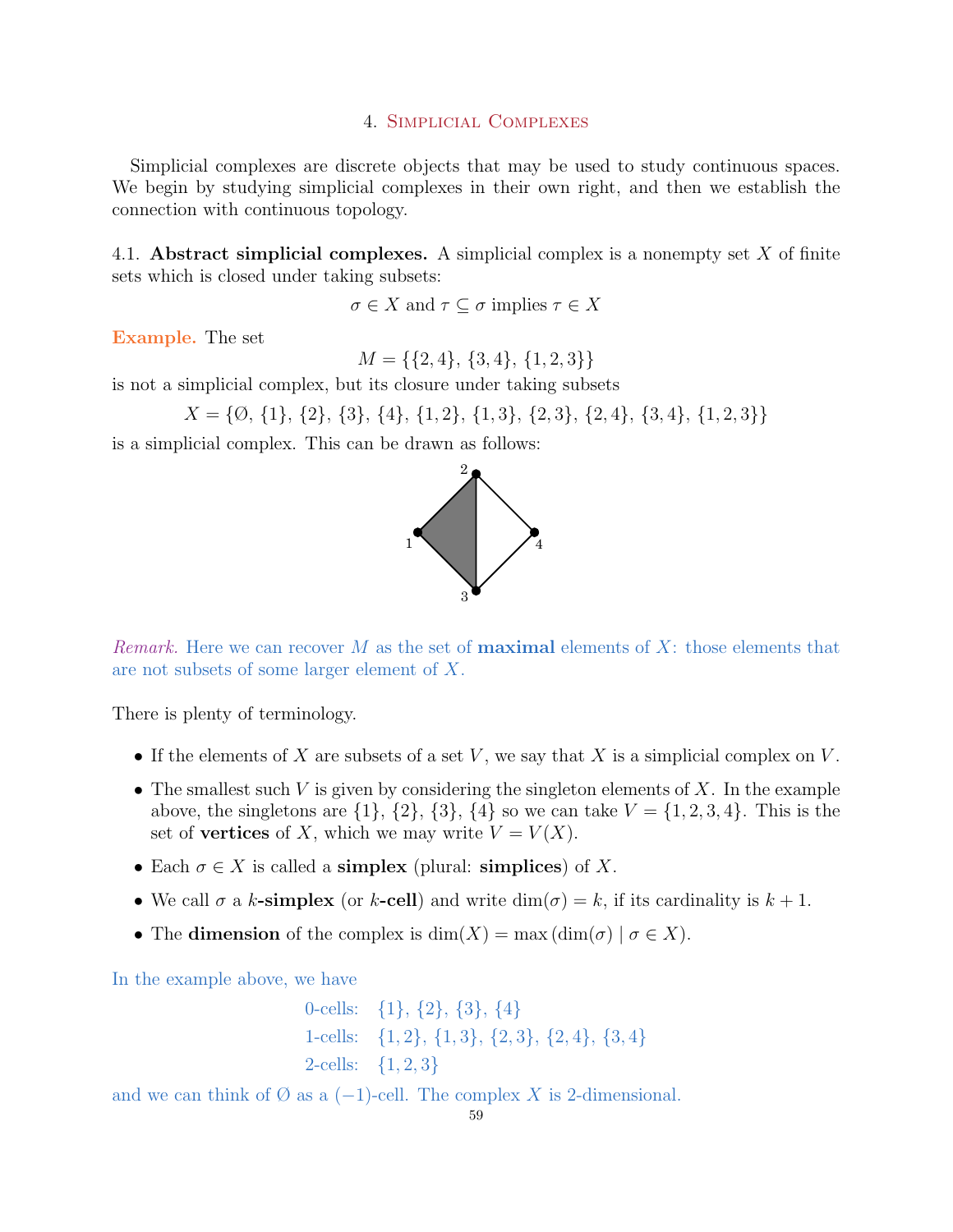# 4. Simplicial Complexes

Simplicial complexes are discrete objects that may be used to study continuous spaces. We begin by studying simplicial complexes in their own right, and then we establish the connection with continuous topology.

## 4.1. Abstract simplicial complexes.

A simplicial complex is a nonempty set $X$ of finite sets which is closed under taking subsets:

$$\sigma \in X \text{ and } \tau \subseteq \sigma \text{ implies } \tau \in X$$

**Example.** The set

$$M = \{\{2,4\}, \{3,4\}, \{1,2,3\}\}$$

is not a simplicial complex, but its closure under taking subsets

$$X = \{\emptyset, \{1\}, \{2\}, \{3\}, \{4\}, \{1,2\}, \{1,3\}, \{2,3\}, \{2,4\}, \{3,4\}, \{1,2,3\}\}$$

is a simplicial complex. This can be drawn as follows:

*Remark.* Here we can recover $M$ as the set of **maximal** elements of $X$: those elements that are not subsets of some larger element of $X$.

There is plenty of terminology.

- If the elements of $X$ are subsets of a set $V$, we say that $X$ is a simplicial complex on $V$.
- The smallest such $V$ is given by considering the singleton elements of $X$. In the example above, the singletons are $\{1\}$, $\{2\}$, $\{3\}$, $\{4\}$ so we can take $V = \{1,2,3,4\}$. This is the set of **vertices** of $X$, which we may write $V = V(X)$.
- Each $\sigma \in X$ is called a **simplex** (plural: **simplices**) of $X$.
- We call $\sigma$ a **$k$-simplex** (or **$k$-cell**) and write $\dim(\sigma) = k$, if its cardinality is $k+1$.
- The **dimension** of the complex is $\dim(X) = \max(\dim(\sigma) \mid \sigma \in X)$.

In the example above, we have

0-cells: $\{1\}$, $\{2\}$, $\{3\}$, $\{4\}$

1-cells: $\{1,2\}$, $\{1,3\}$, $\{2,3\}$, $\{2,4\}$, $\{3,4\}$

2-cells: $\{1,2,3\}$

and we can think of $\emptyset$ as a $(-1)$-cell. The complex $X$ is 2-dimensional.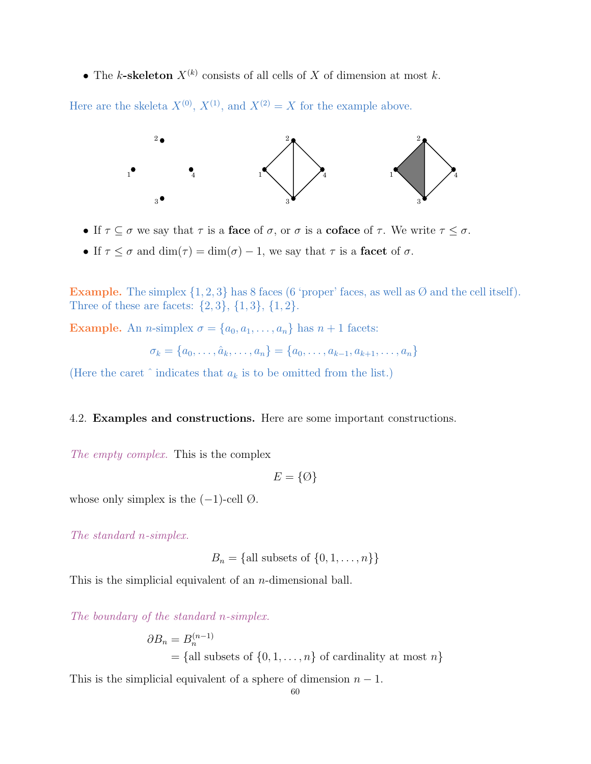- The **$k$-skeleton** $X^{(k)}$ consists of all cells of $X$ of dimension at most $k$.

Here are the skeleta $X^{(0)}$, $X^{(1)}$, and $X^{(2)} = X$ for the example above.

- If $\tau \subseteq \sigma$ we say that $\tau$ is a **face** of $\sigma$, or $\sigma$ is a **coface** of $\tau$. We write $\tau \leq \sigma$.
- If $\tau \leq \sigma$ and $\dim(\tau) = \dim(\sigma) - 1$, we say that $\tau$ is a **facet** of $\sigma$.

**Example.** The simplex $\{1, 2, 3\}$ has 8 faces (6 'proper' faces, as well as $\emptyset$ and the cell itself). Three of these are facets: $\{2, 3\}$, $\{1, 3\}$, $\{1, 2\}$.

**Example.** An $n$-simplex $\sigma = \{a_0, a_1, \ldots, a_n\}$ has $n + 1$ facets:

$$\sigma_k = \{a_0, \ldots, \hat{a}_k, \ldots, a_n\} = \{a_0, \ldots, a_{k-1}, a_{k+1}, \ldots, a_n\}$$

(Here the caret $\hat{}$ indicates that $a_k$ is to be omitted from the list.)

4.2. **Examples and constructions.** Here are some important constructions.

*The empty complex.* This is the complex

$$E = \{\emptyset\}$$

whose only simplex is the $(-1)$-cell $\emptyset$.

*The standard $n$-simplex.*

$$B_n = \{\text{all subsets of } \{0, 1, \ldots, n\}\}$$

This is the simplicial equivalent of an $n$-dimensional ball.

*The boundary of the standard $n$-simplex.*

$$\begin{aligned} \partial B_n &= B_n^{(n-1)} \\ &= \{\text{all subsets of } \{0, 1, \ldots, n\} \text{ of cardinality at most } n\} \end{aligned}$$

This is the simplicial equivalent of a sphere of dimension $n - 1$.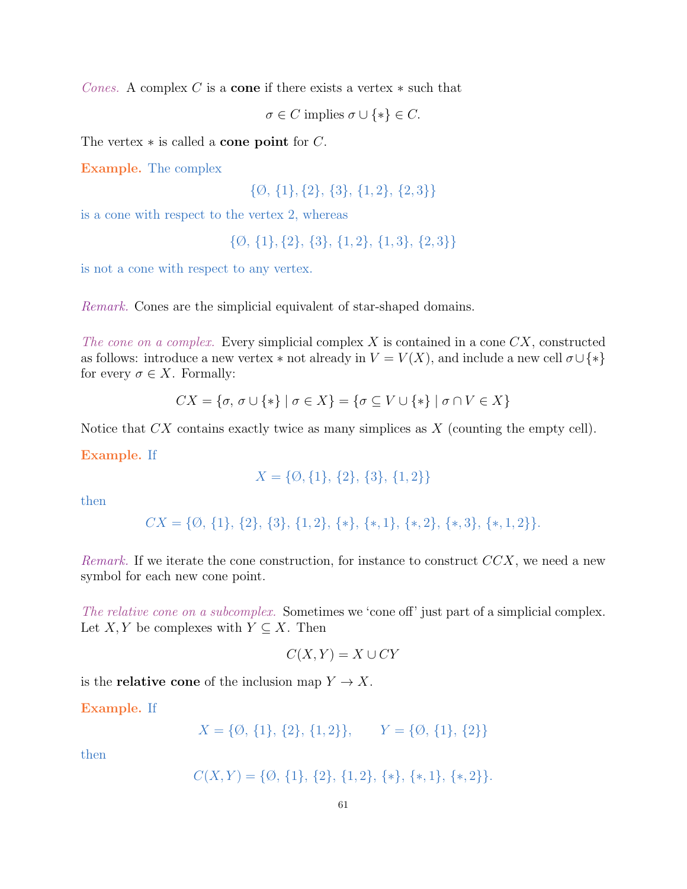*Cones.* A complex $C$ is a **cone** if there exists a vertex $*$ such that

$$\sigma \in C \text{ implies } \sigma \cup \{*\} \in C.$$

The vertex $*$ is called a **cone point** for $C$.

**Example.** The complex

$$\{\emptyset, \{1\}, \{2\}, \{3\}, \{1,2\}, \{2,3\}\}$$

is a cone with respect to the vertex 2, whereas

$$\{\emptyset, \{1\}, \{2\}, \{3\}, \{1,2\}, \{1,3\}, \{2,3\}\}$$

is not a cone with respect to any vertex.

*Remark.* Cones are the simplicial equivalent of star-shaped domains.

*The cone on a complex.* Every simplicial complex $X$ is contained in a cone $CX$, constructed as follows: introduce a new vertex $*$ not already in $V = V(X)$, and include a new cell $\sigma \cup \{*\}$ for every $\sigma \in X$. Formally:

$$CX = \{\sigma,\, \sigma \cup \{*\} \mid \sigma \in X\} = \{\sigma \subseteq V \cup \{*\} \mid \sigma \cap V \in X\}$$

Notice that $CX$ contains exactly twice as many simplices as $X$ (counting the empty cell).

**Example.** If

$$X = \{\emptyset, \{1\}, \{2\}, \{3\}, \{1,2\}\}$$

then

$$CX = \{\emptyset, \{1\}, \{2\}, \{3\}, \{1,2\}, \{*\}, \{*,1\}, \{*,2\}, \{*,3\}, \{*,1,2\}\}.$$

*Remark.* If we iterate the cone construction, for instance to construct $CCX$, we need a new symbol for each new cone point.

*The relative cone on a subcomplex.* Sometimes we 'cone off' just part of a simplicial complex. Let $X, Y$ be complexes with $Y \subseteq X$. Then

$$C(X,Y) = X \cup CY$$

is the **relative cone** of the inclusion map $Y \to X$.

**Example.** If

$$X = \{\emptyset, \{1\}, \{2\}, \{1,2\}\}, \qquad Y = \{\emptyset, \{1\}, \{2\}\}$$

then

$$C(X,Y) = \{\emptyset, \{1\}, \{2\}, \{1,2\}, \{*\}, \{*,1\}, \{*,2\}\}.$$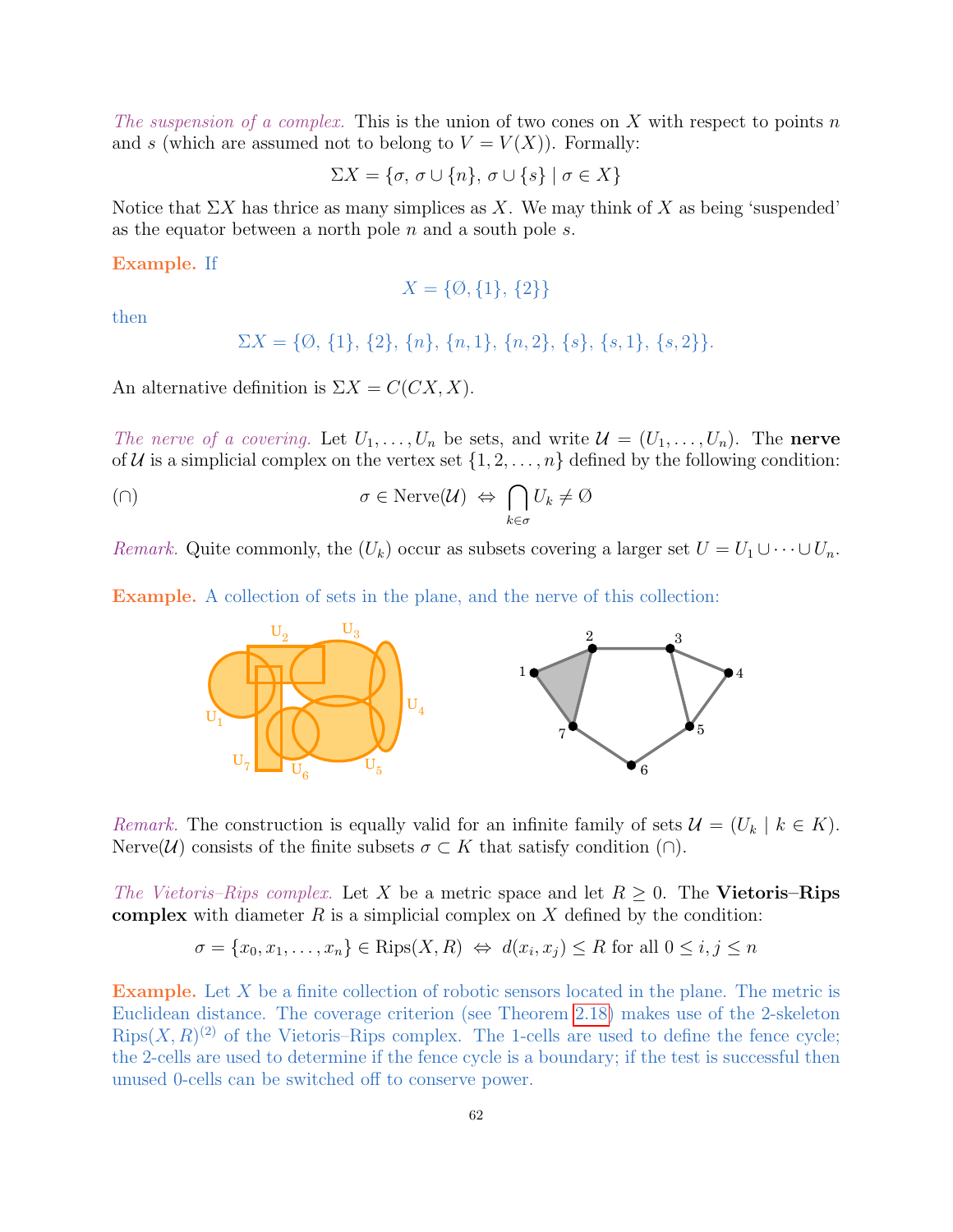*The suspension of a complex.* This is the union of two cones on $X$ with respect to points $n$ and $s$ (which are assumed not to belong to $V = V(X)$). Formally:

$$\Sigma X = \{\sigma,\, \sigma \cup \{n\},\, \sigma \cup \{s\} \mid \sigma \in X\}$$

Notice that $\Sigma X$ has thrice as many simplices as $X$. We may think of $X$ as being 'suspended' as the equator between a north pole $n$ and a south pole $s$.

**Example.** If

$$X = \{\emptyset, \{1\}, \{2\}\}$$

then

$$\Sigma X = \{\emptyset, \{1\}, \{2\}, \{n\}, \{n, 1\}, \{n, 2\}, \{s\}, \{s, 1\}, \{s, 2\}\}.$$

An alternative definition is $\Sigma X = C(CX, X)$.

*The nerve of a covering.* Let $U_1, \ldots, U_n$ be sets, and write $\mathcal{U} = (U_1, \ldots, U_n)$. The **nerve** of $\mathcal{U}$ is a simplicial complex on the vertex set $\{1, 2, \ldots, n\}$ defined by the following condition:

$$(\cap) \qquad \sigma \in \mathrm{Nerve}(\mathcal{U}) \;\Leftrightarrow\; \bigcap_{k \in \sigma} U_k \neq \emptyset$$

*Remark.* Quite commonly, the $(U_k)$ occur as subsets covering a larger set $U = U_1 \cup \cdots \cup U_n$.

**Example.** A collection of sets in the plane, and the nerve of this collection:

*Remark.* The construction is equally valid for an infinite family of sets $\mathcal{U} = (U_k \mid k \in K)$. $\mathrm{Nerve}(\mathcal{U})$ consists of the finite subsets $\sigma \subset K$ that satisfy condition $(\cap)$.

*The Vietoris–Rips complex.* Let $X$ be a metric space and let $R \geq 0$. The **Vietoris–Rips complex** with diameter $R$ is a simplicial complex on $X$ defined by the condition:

$$\sigma = \{x_0, x_1, \ldots, x_n\} \in \mathrm{Rips}(X, R) \;\Leftrightarrow\; d(x_i, x_j) \leq R \text{ for all } 0 \leq i, j \leq n$$

**Example.** Let $X$ be a finite collection of robotic sensors located in the plane. The metric is Euclidean distance. The coverage criterion (see Theorem 2.18) makes use of the 2-skeleton $\mathrm{Rips}(X, R)^{(2)}$ of the Vietoris–Rips complex. The 1-cells are used to define the fence cycle; the 2-cells are used to determine if the fence cycle is a boundary; if the test is successful then unused 0-cells can be switched off to conserve power.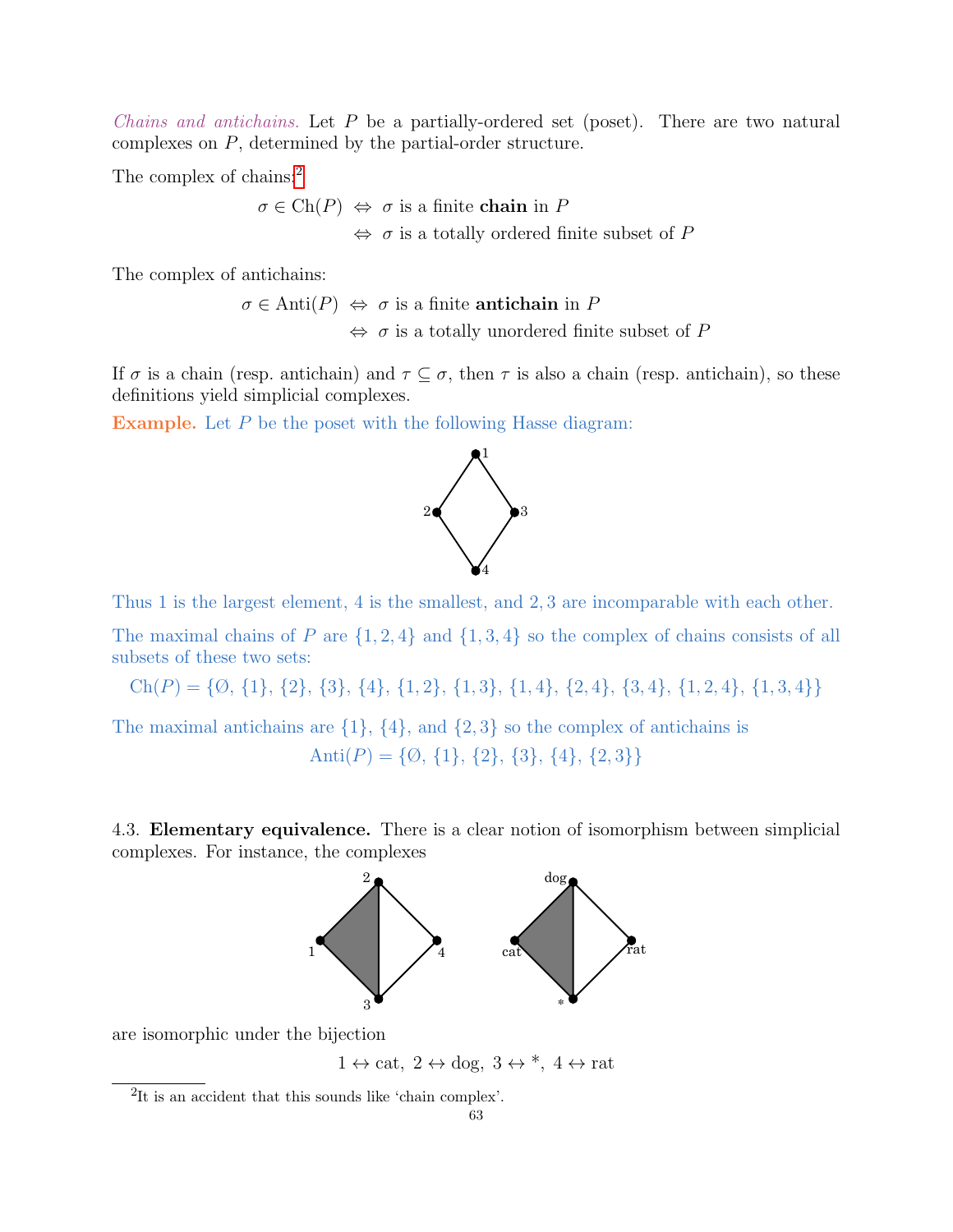*Chains and antichains.* Let $P$ be a partially-ordered set (poset). There are two natural complexes on $P$, determined by the partial-order structure.

The complex of chains:[2]

$$\begin{aligned} \sigma \in \mathrm{Ch}(P) &\Leftrightarrow \sigma \text{ is a finite } \textbf{chain} \text{ in } P \\ &\Leftrightarrow \sigma \text{ is a totally ordered finite subset of } P \end{aligned}$$

The complex of antichains:

$$\begin{aligned} \sigma \in \mathrm{Anti}(P) &\Leftrightarrow \sigma \text{ is a finite } \textbf{antichain} \text{ in } P \\ &\Leftrightarrow \sigma \text{ is a totally unordered finite subset of } P \end{aligned}$$

If $\sigma$ is a chain (resp. antichain) and $\tau \subseteq \sigma$, then $\tau$ is also a chain (resp. antichain), so these definitions yield simplicial complexes.

**Example.** Let $P$ be the poset with the following Hasse diagram:

Thus 1 is the largest element, 4 is the smallest, and $2, 3$ are incomparable with each other.

The maximal chains of $P$ are $\{1, 2, 4\}$ and $\{1, 3, 4\}$ so the complex of chains consists of all subsets of these two sets:

$$\mathrm{Ch}(P) = \{\varnothing, \{1\}, \{2\}, \{3\}, \{4\}, \{1, 2\}, \{1, 3\}, \{1, 4\}, \{2, 4\}, \{3, 4\}, \{1, 2, 4\}, \{1, 3, 4\}\}$$

The maximal antichains are $\{1\}$, $\{4\}$, and $\{2, 3\}$ so the complex of antichains is

$$\mathrm{Anti}(P) = \{\varnothing, \{1\}, \{2\}, \{3\}, \{4\}, \{2, 3\}\}$$

4.3. **Elementary equivalence.** There is a clear notion of isomorphism between simplicial complexes. For instance, the complexes

are isomorphic under the bijection

$$1 \leftrightarrow \text{cat},\ 2 \leftrightarrow \text{dog},\ 3 \leftrightarrow *,\ 4 \leftrightarrow \text{rat}$$

[2] It is an accident that this sounds like 'chain complex'.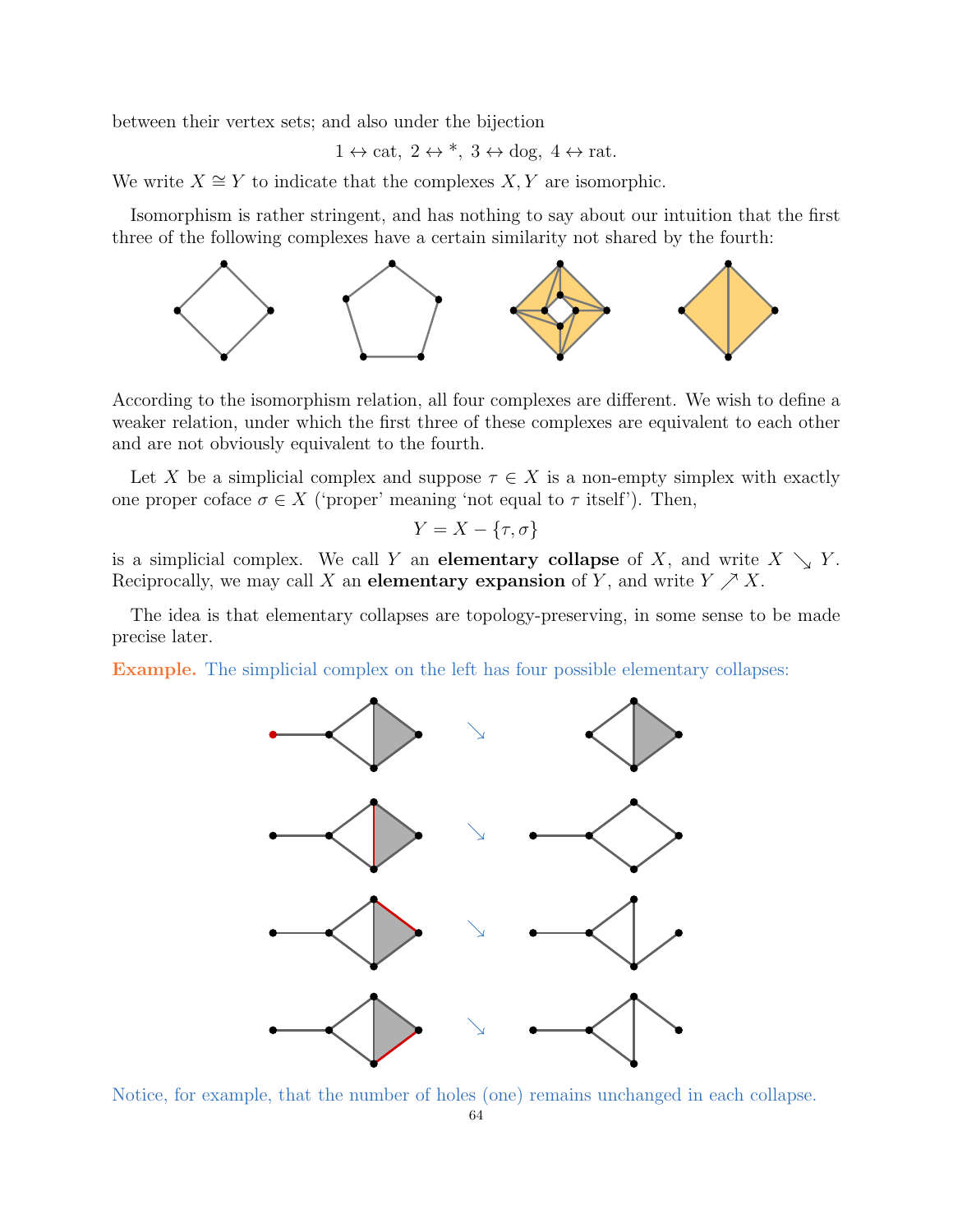between their vertex sets; and also under the bijection

$$1 \leftrightarrow \text{cat},\ 2 \leftrightarrow *,\ 3 \leftrightarrow \text{dog},\ 4 \leftrightarrow \text{rat}.$$

We write $X \cong Y$ to indicate that the complexes $X, Y$ are isomorphic.

Isomorphism is rather stringent, and has nothing to say about our intuition that the first three of the following complexes have a certain similarity not shared by the fourth:

According to the isomorphism relation, all four complexes are different. We wish to define a weaker relation, under which the first three of these complexes are equivalent to each other and are not obviously equivalent to the fourth.

Let $X$ be a simplicial complex and suppose $\tau \in X$ is a non-empty simplex with exactly one proper coface $\sigma \in X$ ('proper' meaning 'not equal to $\tau$ itself'). Then,

$$Y = X - \{\tau, \sigma\}$$

is a simplicial complex. We call $Y$ an **elementary collapse** of $X$, and write $X \searrow Y$. Reciprocally, we may call $X$ an **elementary expansion** of $Y$, and write $Y \nearrow X$.

The idea is that elementary collapses are topology-preserving, in some sense to be made precise later.

**Example.** The simplicial complex on the left has four possible elementary collapses:

Notice, for example, that the number of holes (one) remains unchanged in each collapse.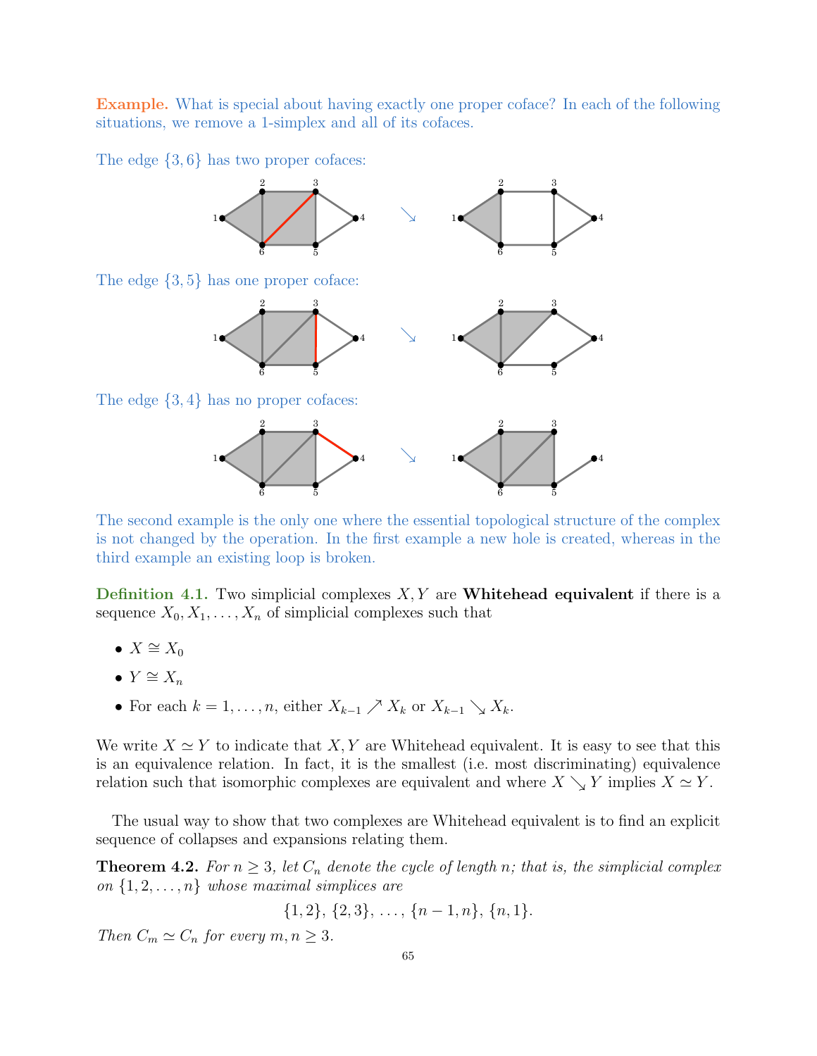**Example.** What is special about having exactly one proper coface? In each of the following situations, we remove a 1-simplex and all of its cofaces.

The edge $\{3, 6\}$ has two proper cofaces:

The edge $\{3, 5\}$ has one proper coface:

The edge $\{3, 4\}$ has no proper cofaces:

The second example is the only one where the essential topological structure of the complex is not changed by the operation. In the first example a new hole is created, whereas in the third example an existing loop is broken.

**Definition 4.1.** Two simplicial complexes $X, Y$ are **Whitehead equivalent** if there is a sequence $X_0, X_1, \dots, X_n$ of simplicial complexes such that

- $X \cong X_0$
- $Y \cong X_n$
- For each $k = 1, \dots, n$, either $X_{k-1} \nearrow X_k$ or $X_{k-1} \searrow X_k$.

We write $X \simeq Y$ to indicate that $X, Y$ are Whitehead equivalent. It is easy to see that this is an equivalence relation. In fact, it is the smallest (i.e. most discriminating) equivalence relation such that isomorphic complexes are equivalent and where $X \searrow Y$ implies $X \simeq Y$.

The usual way to show that two complexes are Whitehead equivalent is to find an explicit sequence of collapses and expansions relating them.

**Theorem 4.2.** *For $n \geq 3$, let $C_n$ denote the cycle of length $n$; that is, the simplicial complex on $\{1, 2, \dots, n\}$ whose maximal simplices are*

$$\{1, 2\}, \{2, 3\}, \dots, \{n-1, n\}, \{n, 1\}.$$

*Then $C_m \simeq C_n$ for every $m, n \geq 3$.*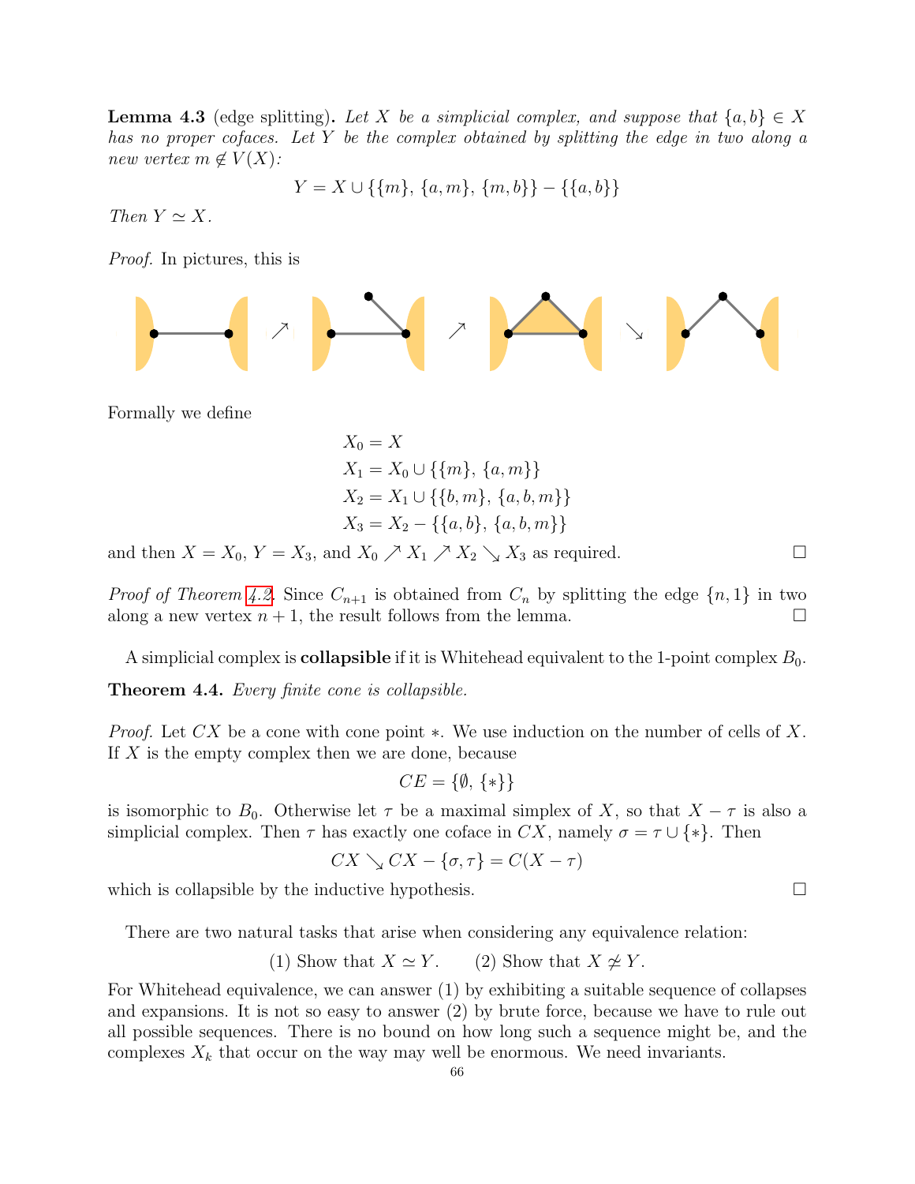**Lemma 4.3** (edge splitting)**.** *Let $X$ be a simplicial complex, and suppose that $\{a, b\} \in X$ has no proper cofaces. Let $Y$ be the complex obtained by splitting the edge in two along a new vertex $m \notin V(X)$:*

$$Y = X \cup \{\{m\}, \{a, m\}, \{m, b\}\} - \{\{a, b\}\}$$

*Then $Y \simeq X$.*

*Proof.* In pictures, this is

Formally we define

$$\begin{aligned}
X_0 &= X \\
X_1 &= X_0 \cup \{\{m\}, \{a, m\}\} \\
X_2 &= X_1 \cup \{\{b, m\}, \{a, b, m\}\} \\
X_3 &= X_2 - \{\{a, b\}, \{a, b, m\}\}
\end{aligned}$$

and then $X = X_0$, $Y = X_3$, and $X_0 \nearrow X_1 \nearrow X_2 \searrow X_3$ as required. □

*Proof of Theorem 4.2.* Since $C_{n+1}$ is obtained from $C_n$ by splitting the edge $\{n, 1\}$ in two along a new vertex $n + 1$, the result follows from the lemma. □

A simplicial complex is **collapsible** if it is Whitehead equivalent to the 1-point complex $B_0$.

**Theorem 4.4.** *Every finite cone is collapsible.*

*Proof.* Let $CX$ be a cone with cone point $*$. We use induction on the number of cells of $X$. If $X$ is the empty complex then we are done, because

$$CE = \{\emptyset, \{*\}\}$$

is isomorphic to $B_0$. Otherwise let $\tau$ be a maximal simplex of $X$, so that $X - \tau$ is also a simplicial complex. Then $\tau$ has exactly one coface in $CX$, namely $\sigma = \tau \cup \{*\}$. Then

$$CX \searrow CX - \{\sigma, \tau\} = C(X - \tau)$$

which is collapsible by the inductive hypothesis. □

There are two natural tasks that arise when considering any equivalence relation:

$$\text{(1) Show that } X \simeq Y. \qquad \text{(2) Show that } X \not\simeq Y.$$

For Whitehead equivalence, we can answer (1) by exhibiting a suitable sequence of collapses and expansions. It is not so easy to answer (2) by brute force, because we have to rule out all possible sequences. There is no bound on how long such a sequence might be, and the complexes $X_k$ that occur on the way may well be enormous. We need invariants.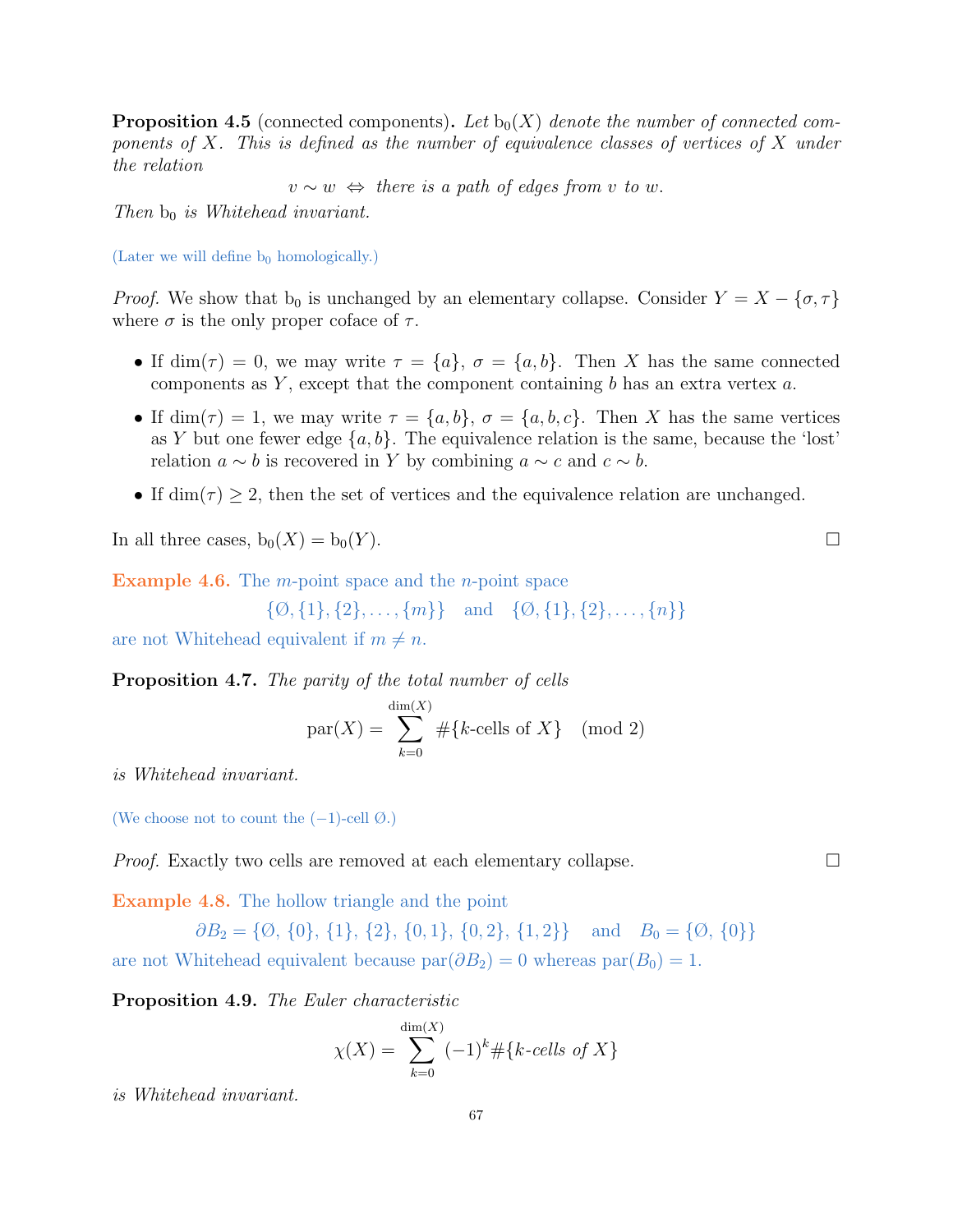**Proposition 4.5** (connected components)**.** *Let* $\mathrm{b}_0(X)$ *denote the number of connected components of* $X$*. This is defined as the number of equivalence classes of vertices of* $X$ *under the relation*

$$v \sim w \;\Leftrightarrow\; \text{there is a path of edges from } v \text{ to } w.$$

*Then* $\mathrm{b}_0$ *is Whitehead invariant.*

(Later we will define $\mathrm{b}_0$ homologically.)

*Proof.* We show that $\mathrm{b}_0$ is unchanged by an elementary collapse. Consider $Y = X - \{\sigma, \tau\}$ where $\sigma$ is the only proper coface of $\tau$.

- If $\dim(\tau) = 0$, we may write $\tau = \{a\}$, $\sigma = \{a, b\}$. Then $X$ has the same connected components as $Y$, except that the component containing $b$ has an extra vertex $a$.
- If $\dim(\tau) = 1$, we may write $\tau = \{a, b\}$, $\sigma = \{a, b, c\}$. Then $X$ has the same vertices as $Y$ but one fewer edge $\{a, b\}$. The equivalence relation is the same, because the 'lost' relation $a \sim b$ is recovered in $Y$ by combining $a \sim c$ and $c \sim b$.
- If $\dim(\tau) \geq 2$, then the set of vertices and the equivalence relation are unchanged.

In all three cases, $\mathrm{b}_0(X) = \mathrm{b}_0(Y)$. □

**Example 4.6.** The $m$-point space and the $n$-point space

$$\{\varnothing, \{1\}, \{2\}, \ldots, \{m\}\} \quad \text{and} \quad \{\varnothing, \{1\}, \{2\}, \ldots, \{n\}\}$$

are not Whitehead equivalent if $m \neq n$.

**Proposition 4.7.** *The parity of the total number of cells*

$$\mathrm{par}(X) = \sum_{k=0}^{\dim(X)} \#\{k\text{-cells of } X\} \pmod 2$$

*is Whitehead invariant.*

(We choose not to count the $(-1)$-cell $\varnothing$.)

*Proof.* Exactly two cells are removed at each elementary collapse. □

**Example 4.8.** The hollow triangle and the point

$$\partial B_2 = \{\varnothing,\ \{0\},\ \{1\},\ \{2\},\ \{0,1\},\ \{0,2\},\ \{1,2\}\} \quad \text{and} \quad B_0 = \{\varnothing,\ \{0\}\}$$

are not Whitehead equivalent because $\mathrm{par}(\partial B_2) = 0$ whereas $\mathrm{par}(B_0) = 1$.

**Proposition 4.9.** *The Euler characteristic*

$$\chi(X) = \sum_{k=0}^{\dim(X)} (-1)^k \#\{k\text{-cells of } X\}$$

*is Whitehead invariant.*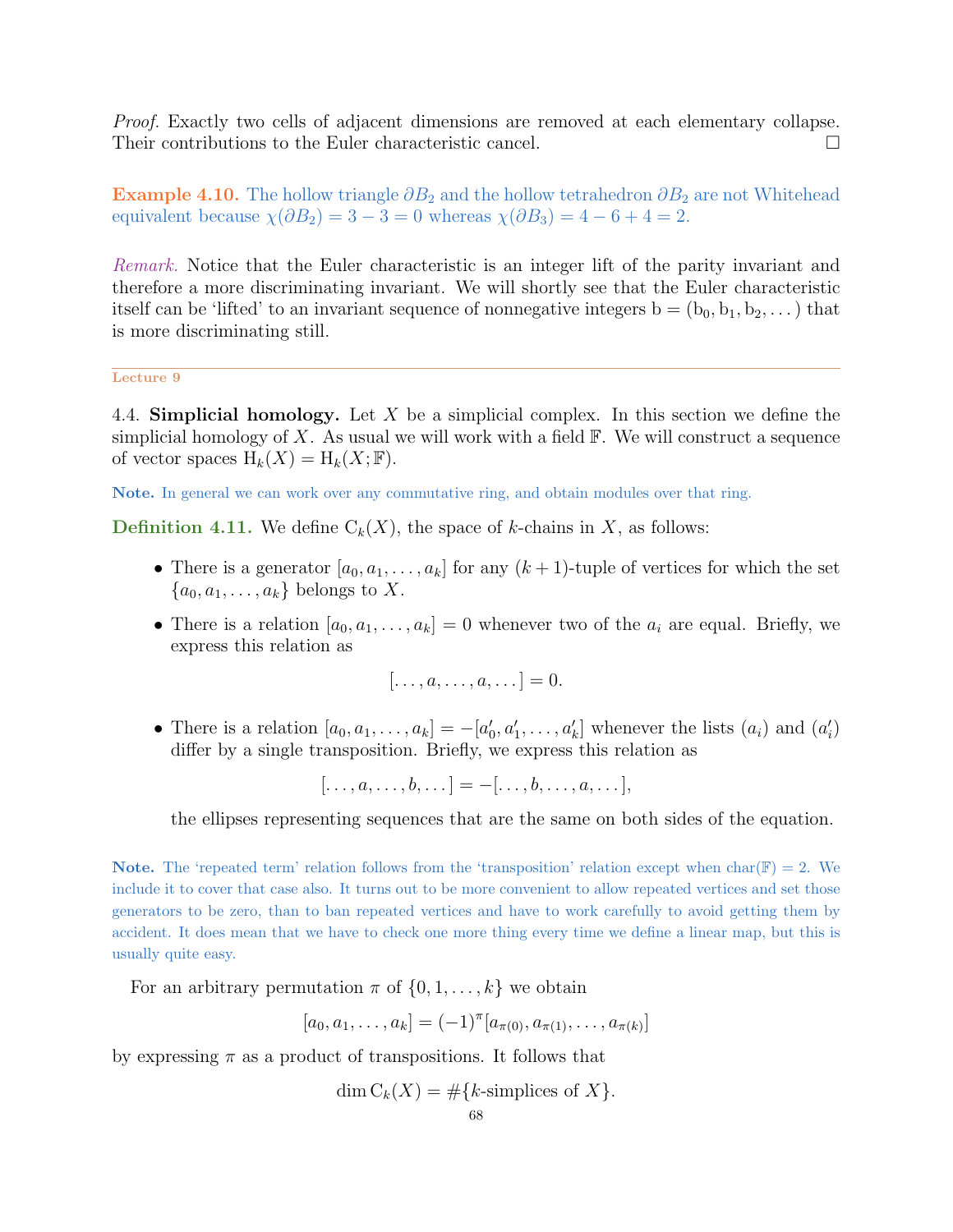*Proof.* Exactly two cells of adjacent dimensions are removed at each elementary collapse. Their contributions to the Euler characteristic cancel. □

**Example 4.10.** The hollow triangle $\partial B_2$ and the hollow tetrahedron $\partial B_2$ are not Whitehead equivalent because $\chi(\partial B_2) = 3 - 3 = 0$ whereas $\chi(\partial B_3) = 4 - 6 + 4 = 2$.

*Remark.* Notice that the Euler characteristic is an integer lift of the parity invariant and therefore a more discriminating invariant. We will shortly see that the Euler characteristic itself can be 'lifted' to an invariant sequence of nonnegative integers $\mathrm{b} = (\mathrm{b}_0, \mathrm{b}_1, \mathrm{b}_2, \dots)$ that is more discriminating still.

---

Lecture 9

4.4. **Simplicial homology.** Let $X$ be a simplicial complex. In this section we define the simplicial homology of $X$. As usual we will work with a field $\mathbb{F}$. We will construct a sequence of vector spaces $\mathrm{H}_k(X) = \mathrm{H}_k(X; \mathbb{F})$.

**Note.** In general we can work over any commutative ring, and obtain modules over that ring.

**Definition 4.11.** We define $\mathrm{C}_k(X)$, the space of $k$-chains in $X$, as follows:

- There is a generator $[a_0, a_1, \dots, a_k]$ for any $(k+1)$-tuple of vertices for which the set $\{a_0, a_1, \dots, a_k\}$ belongs to $X$.
- There is a relation $[a_0, a_1, \dots, a_k] = 0$ whenever two of the $a_i$ are equal. Briefly, we express this relation as
$$[\dots, a, \dots, a, \dots] = 0.$$
- There is a relation $[a_0, a_1, \dots, a_k] = -[a'_0, a'_1, \dots, a'_k]$ whenever the lists $(a_i)$ and $(a'_i)$ differ by a single transposition. Briefly, we express this relation as
$$[\dots, a, \dots, b, \dots] = -[\dots, b, \dots, a, \dots],$$
the ellipses representing sequences that are the same on both sides of the equation.

**Note.** The 'repeated term' relation follows from the 'transposition' relation except when $\mathrm{char}(\mathbb{F}) = 2$. We include it to cover that case also. It turns out to be more convenient to allow repeated vertices and set those generators to be zero, than to ban repeated vertices and have to work carefully to avoid getting them by accident. It does mean that we have to check one more thing every time we define a linear map, but this is usually quite easy.

For an arbitrary permutation $\pi$ of $\{0, 1, \dots, k\}$ we obtain
$$[a_0, a_1, \dots, a_k] = (-1)^{\pi}[a_{\pi(0)}, a_{\pi(1)}, \dots, a_{\pi(k)}]$$
by expressing $\pi$ as a product of transpositions. It follows that
$$\dim \mathrm{C}_k(X) = \#\{k\text{-simplices of } X\}.$$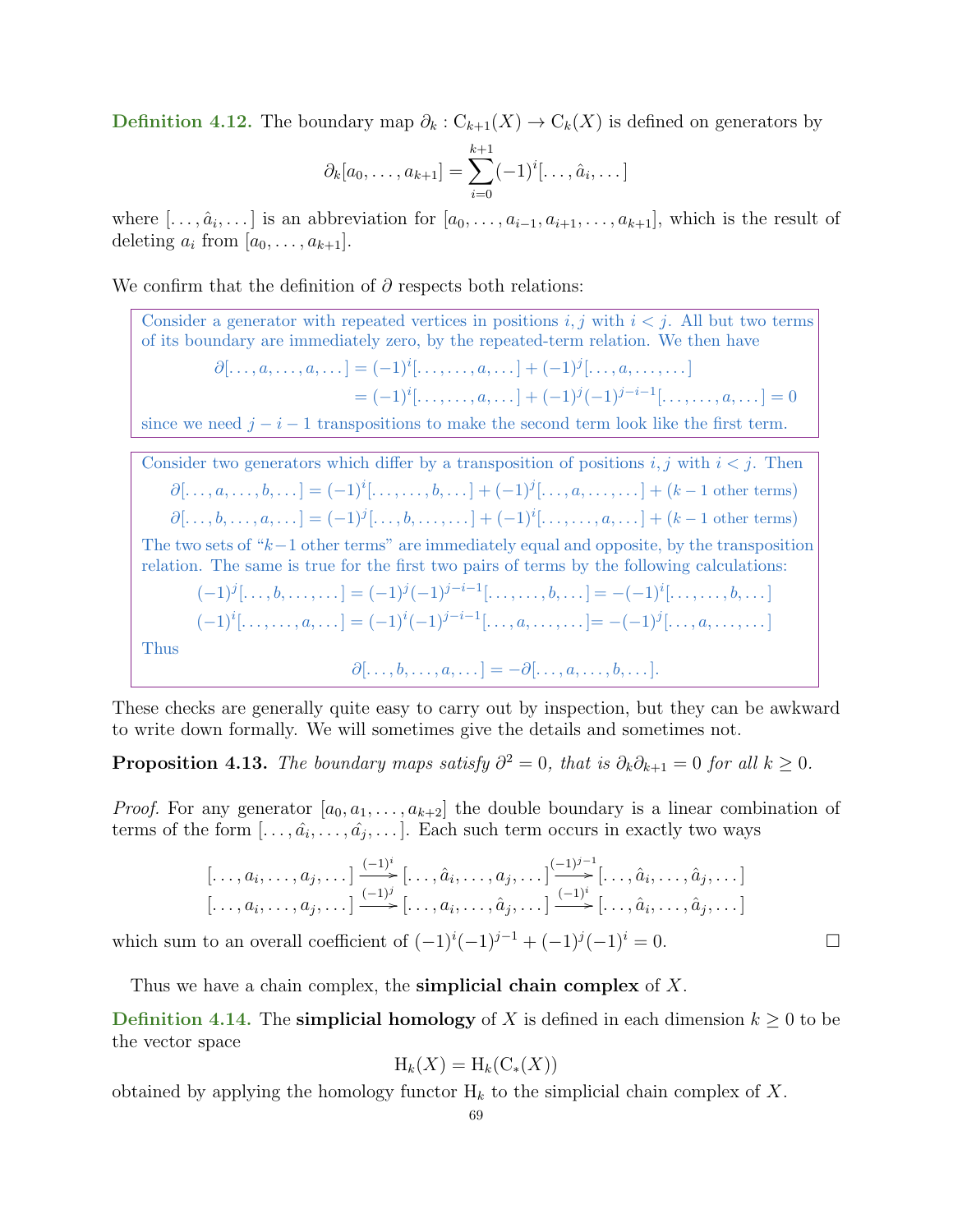**Definition 4.12.** The boundary map $\partial_k : \mathrm{C}_{k+1}(X) \to \mathrm{C}_k(X)$ is defined on generators by

$$\partial_k[a_0, \dots, a_{k+1}] = \sum_{i=0}^{k+1} (-1)^i [\dots, \hat{a}_i, \dots]$$

where $[\dots, \hat{a}_i, \dots]$ is an abbreviation for $[a_0, \dots, a_{i-1}, a_{i+1}, \dots, a_{k+1}]$, which is the result of deleting $a_i$ from $[a_0, \dots, a_{k+1}]$.

We confirm that the definition of $\partial$ respects both relations:

> Consider a generator with repeated vertices in positions $i, j$ with $i < j$. All but two terms of its boundary are immediately zero, by the repeated-term relation. We then have
>
> $$\begin{aligned}\partial[\dots, a, \dots, a, \dots] &= (-1)^i[\dots, \dots, a, \dots] + (-1)^j[\dots, a, \dots, \dots] \\ &= (-1)^i[\dots, \dots, a, \dots] + (-1)^j(-1)^{j-i-1}[\dots, \dots, a, \dots] = 0\end{aligned}$$
>
> since we need $j - i - 1$ transpositions to make the second term look like the first term.

> Consider two generators which differ by a transposition of positions $i, j$ with $i < j$. Then
>
> $$\partial[\dots, a, \dots, b, \dots] = (-1)^i[\dots, \dots, b, \dots] + (-1)^j[\dots, a, \dots, \dots] + (k-1 \text{ other terms})$$
> $$\partial[\dots, b, \dots, a, \dots] = (-1)^j[\dots, b, \dots, \dots] + (-1)^i[\dots, \dots, a, \dots] + (k-1 \text{ other terms})$$
>
> The two sets of "$k-1$ other terms" are immediately equal and opposite, by the transposition relation. The same is true for the first two pairs of terms by the following calculations:
>
> $$(-1)^j[\dots, b, \dots, \dots] = (-1)^j(-1)^{j-i-1}[\dots, \dots, b, \dots] = -(-1)^i[\dots, \dots, b, \dots]$$
> $$(-1)^i[\dots, \dots, a, \dots] = (-1)^i(-1)^{j-i-1}[\dots, a, \dots, \dots] = -(-1)^j[\dots, a, \dots, \dots]$$
>
> Thus
>
> $$\partial[\dots, b, \dots, a, \dots] = -\partial[\dots, a, \dots, b, \dots].$$

These checks are generally quite easy to carry out by inspection, but they can be awkward to write down formally. We will sometimes give the details and sometimes not.

**Proposition 4.13.** *The boundary maps satisfy $\partial^2 = 0$, that is $\partial_k \partial_{k+1} = 0$ for all $k \geq 0$.*

*Proof.* For any generator $[a_0, a_1, \dots, a_{k+2}]$ the double boundary is a linear combination of terms of the form $[\dots, \hat{a}_i, \dots, \hat{a}_j, \dots]$. Each such term occurs in exactly two ways

$$[\dots, a_i, \dots, a_j, \dots] \xrightarrow{(-1)^i} [\dots, \hat{a}_i, \dots, a_j, \dots] \xrightarrow{(-1)^{j-1}} [\dots, \hat{a}_i, \dots, \hat{a}_j, \dots]$$
$$[\dots, a_i, \dots, a_j, \dots] \xrightarrow{(-1)^j} [\dots, a_i, \dots, \hat{a}_j, \dots] \xrightarrow{(-1)^i} [\dots, \hat{a}_i, \dots, \hat{a}_j, \dots]$$

which sum to an overall coefficient of $(-1)^i(-1)^{j-1} + (-1)^j(-1)^i = 0$. □

Thus we have a chain complex, the **simplicial chain complex** of $X$.

**Definition 4.14.** The **simplicial homology** of $X$ is defined in each dimension $k \geq 0$ to be the vector space

$$\mathrm{H}_k(X) = \mathrm{H}_k(\mathrm{C}_*(X))$$

obtained by applying the homology functor $\mathrm{H}_k$ to the simplicial chain complex of $X$.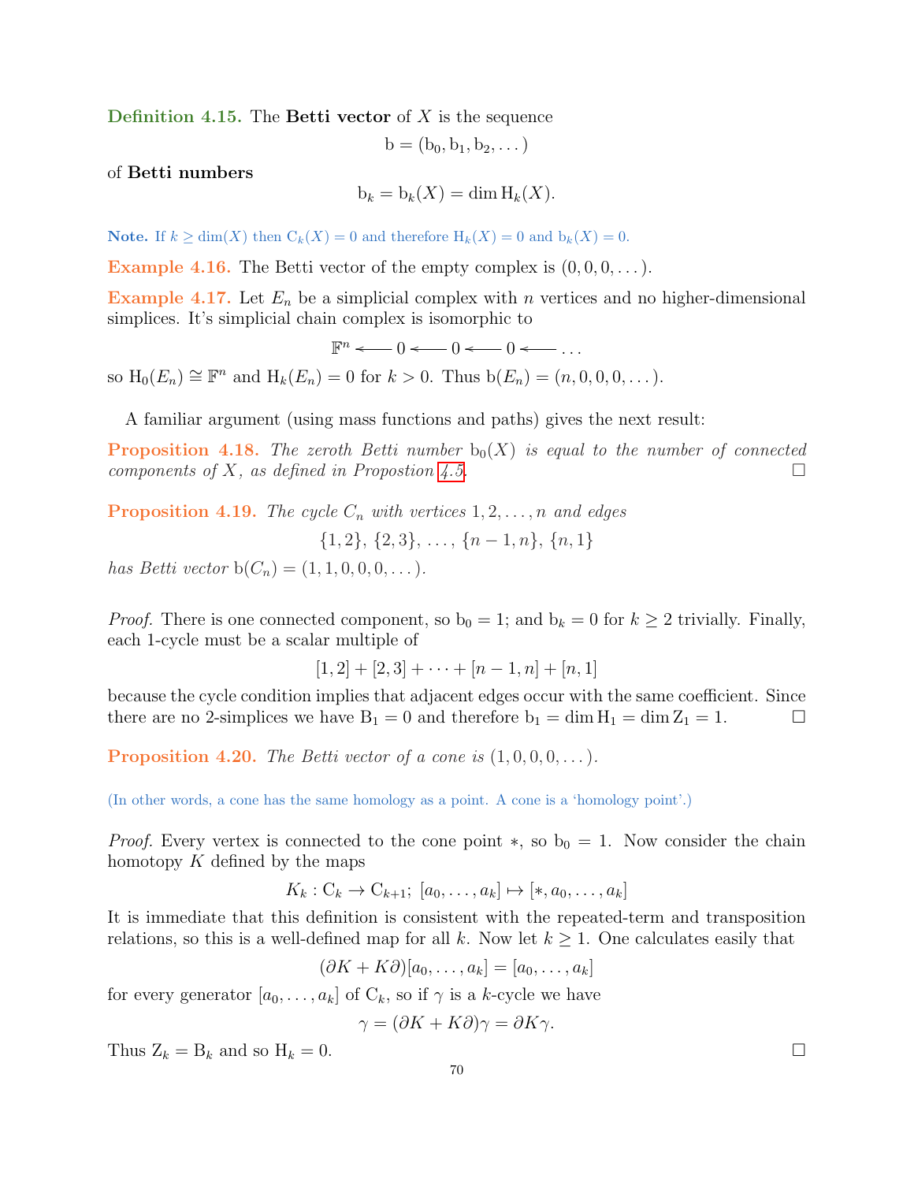**Definition 4.15.** The **Betti vector** of $X$ is the sequence

$$\mathrm{b} = (\mathrm{b}_0, \mathrm{b}_1, \mathrm{b}_2, \dots)$$

of **Betti numbers**

$$\mathrm{b}_k = \mathrm{b}_k(X) = \dim \mathrm{H}_k(X).$$

**Note.** If $k \geq \dim(X)$ then $\mathrm{C}_k(X) = 0$ and therefore $\mathrm{H}_k(X) = 0$ and $\mathrm{b}_k(X) = 0$.

**Example 4.16.** The Betti vector of the empty complex is $(0, 0, 0, \dots)$.

**Example 4.17.** Let $E_n$ be a simplicial complex with $n$ vertices and no higher-dimensional simplices. It's simplicial chain complex is isomorphic to

$$\mathbb{F}^n \longleftarrow 0 \longleftarrow 0 \longleftarrow 0 \longleftarrow \dots$$

so $\mathrm{H}_0(E_n) \cong \mathbb{F}^n$ and $\mathrm{H}_k(E_n) = 0$ for $k > 0$. Thus $\mathrm{b}(E_n) = (n, 0, 0, 0, \dots)$.

A familiar argument (using mass functions and paths) gives the next result:

**Proposition 4.18.** *The zeroth Betti number $\mathrm{b}_0(X)$ is equal to the number of connected components of $X$, as defined in Propostion 4.5.* □

**Proposition 4.19.** *The cycle $C_n$ with vertices $1, 2, \dots, n$ and edges*

$$\{1, 2\},\ \{2, 3\},\ \dots,\ \{n-1, n\},\ \{n, 1\}$$

*has Betti vector $\mathrm{b}(C_n) = (1, 1, 0, 0, 0, \dots)$.*

*Proof.* There is one connected component, so $\mathrm{b}_0 = 1$; and $\mathrm{b}_k = 0$ for $k \geq 2$ trivially. Finally, each 1-cycle must be a scalar multiple of

$$[1, 2] + [2, 3] + \dots + [n-1, n] + [n, 1]$$

because the cycle condition implies that adjacent edges occur with the same coefficient. Since there are no 2-simplices we have $\mathrm{B}_1 = 0$ and therefore $\mathrm{b}_1 = \dim \mathrm{H}_1 = \dim \mathrm{Z}_1 = 1$. □

**Proposition 4.20.** *The Betti vector of a cone is $(1, 0, 0, 0, \dots)$.*

(In other words, a cone has the same homology as a point. A cone is a 'homology point'.)

*Proof.* Every vertex is connected to the cone point $*$, so $\mathrm{b}_0 = 1$. Now consider the chain homotopy $K$ defined by the maps

$$K_k : \mathrm{C}_k \to \mathrm{C}_{k+1};\ [a_0, \dots, a_k] \mapsto [*, a_0, \dots, a_k]$$

It is immediate that this definition is consistent with the repeated-term and transposition relations, so this is a well-defined map for all $k$. Now let $k \geq 1$. One calculates easily that

$$(\partial K + K\partial)[a_0, \dots, a_k] = [a_0, \dots, a_k]$$

for every generator $[a_0, \dots, a_k]$ of $\mathrm{C}_k$, so if $\gamma$ is a $k$-cycle we have

$$\gamma = (\partial K + K\partial)\gamma = \partial K \gamma.$$

Thus $\mathrm{Z}_k = \mathrm{B}_k$ and so $\mathrm{H}_k = 0$. □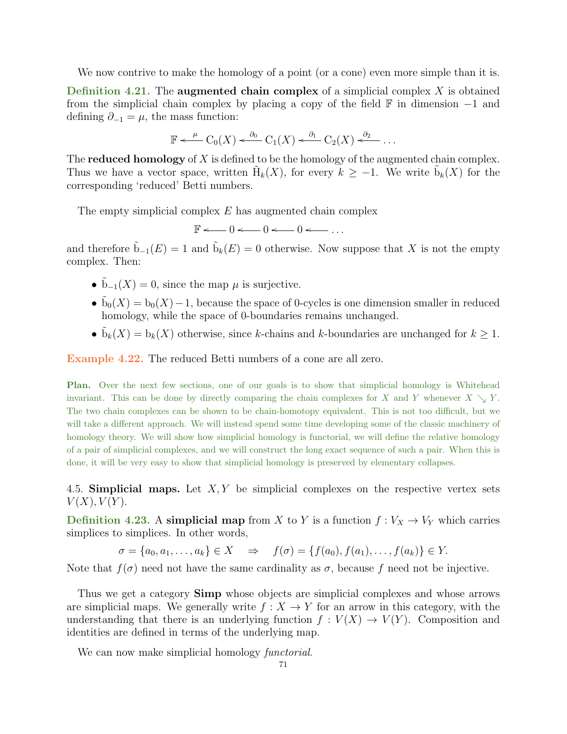We now contrive to make the homology of a point (or a cone) even more simple than it is.

**Definition 4.21.** The **augmented chain complex** of a simplicial complex $X$ is obtained from the simplicial chain complex by placing a copy of the field $\mathbb{F}$ in dimension $-1$ and defining $\partial_{-1} = \mu$, the mass function:

$$\mathbb{F} \xleftarrow{\ \mu\ } \mathrm{C}_0(X) \xleftarrow{\ \partial_0\ } \mathrm{C}_1(X) \xleftarrow{\ \partial_1\ } \mathrm{C}_2(X) \xleftarrow{\ \partial_2\ } \dots$$

The **reduced homology** of $X$ is defined to be the homology of the augmented chain complex. Thus we have a vector space, written $\tilde{\mathrm{H}}_k(X)$, for every $k \geq -1$. We write $\tilde{\mathrm{b}}_k(X)$ for the corresponding 'reduced' Betti numbers.

The empty simplicial complex $E$ has augmented chain complex

$$\mathbb{F} \longleftarrow 0 \longleftarrow 0 \longleftarrow 0 \longleftarrow \dots$$

and therefore $\tilde{\mathrm{b}}_{-1}(E) = 1$ and $\tilde{\mathrm{b}}_k(E) = 0$ otherwise. Now suppose that $X$ is not the empty complex. Then:

- $\tilde{\mathrm{b}}_{-1}(X) = 0$, since the map $\mu$ is surjective.
- $\tilde{\mathrm{b}}_0(X) = \mathrm{b}_0(X) - 1$, because the space of 0-cycles is one dimension smaller in reduced homology, while the space of 0-boundaries remains unchanged.
- $\tilde{\mathrm{b}}_k(X) = \mathrm{b}_k(X)$ otherwise, since $k$-chains and $k$-boundaries are unchanged for $k \geq 1$.

**Example 4.22.** The reduced Betti numbers of a cone are all zero.

**Plan.** Over the next few sections, one of our goals is to show that simplicial homology is Whitehead invariant. This can be done by directly comparing the chain complexes for $X$ and $Y$ whenever $X \searrow Y$. The two chain complexes can be shown to be chain-homotopy equivalent. This is not too difficult, but we will take a different approach. We will instead spend some time developing some of the classic machinery of homology theory. We will show how simplicial homology is functorial, we will define the relative homology of a pair of simplicial complexes, and we will construct the long exact sequence of such a pair. When this is done, it will be very easy to show that simplicial homology is preserved by elementary collapses.

4.5. **Simplicial maps.** Let $X, Y$ be simplicial complexes on the respective vertex sets $V(X), V(Y)$.

**Definition 4.23.** A **simplicial map** from $X$ to $Y$ is a function $f : V_X \to V_Y$ which carries simplices to simplices. In other words,

$$\sigma = \{a_0, a_1, \dots, a_k\} \in X \quad \Rightarrow \quad f(\sigma) = \{f(a_0), f(a_1), \dots, f(a_k)\} \in Y.$$

Note that $f(\sigma)$ need not have the same cardinality as $\sigma$, because $f$ need not be injective.

Thus we get a category **Simp** whose objects are simplicial complexes and whose arrows are simplicial maps. We generally write $f : X \to Y$ for an arrow in this category, with the understanding that there is an underlying function $f : V(X) \to V(Y)$. Composition and identities are defined in terms of the underlying map.

We can now make simplicial homology *functorial*.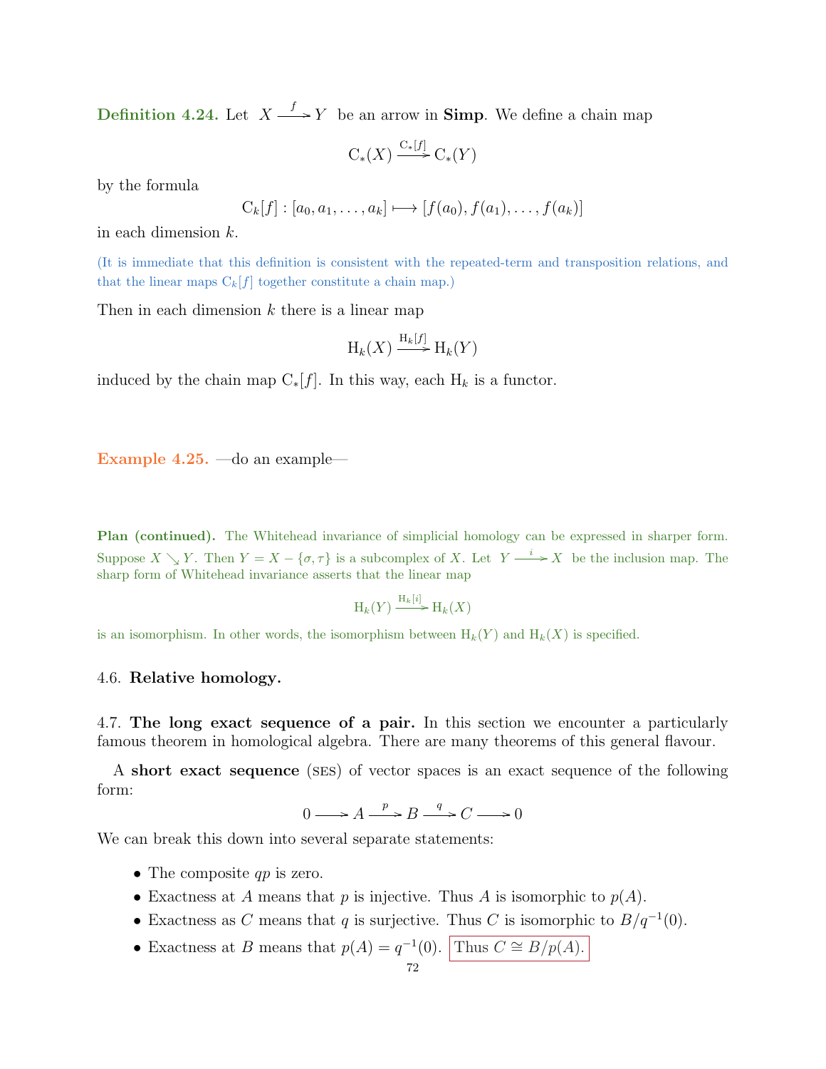**Definition 4.24.** Let $X \xrightarrow{f} Y$ be an arrow in **Simp**. We define a chain map

$$\mathrm{C}_*(X) \xrightarrow{\mathrm{C}_*[f]} \mathrm{C}_*(Y)$$

by the formula

$$\mathrm{C}_k[f] : [a_0, a_1, \ldots, a_k] \longmapsto [f(a_0), f(a_1), \ldots, f(a_k)]$$

in each dimension $k$.

(It is immediate that this definition is consistent with the repeated-term and transposition relations, and that the linear maps $\mathrm{C}_k[f]$ together constitute a chain map.)

Then in each dimension $k$ there is a linear map

$$\mathrm{H}_k(X) \xrightarrow{\mathrm{H}_k[f]} \mathrm{H}_k(Y)$$

induced by the chain map $\mathrm{C}_*[f]$. In this way, each $\mathrm{H}_k$ is a functor.

**Example 4.25.** —do an example—

**Plan (continued).** The Whitehead invariance of simplicial homology can be expressed in sharper form. Suppose $X \searrow Y$. Then $Y = X - \{\sigma, \tau\}$ is a subcomplex of $X$. Let $Y \xrightarrow{i} X$ be the inclusion map. The sharp form of Whitehead invariance asserts that the linear map

$$\mathrm{H}_k(Y) \xrightarrow{\mathrm{H}_k[i]} \mathrm{H}_k(X)$$

is an isomorphism. In other words, the isomorphism between $\mathrm{H}_k(Y)$ and $\mathrm{H}_k(X)$ is specified.

### 4.6. Relative homology.

### 4.7. The long exact sequence of a pair.

In this section we encounter a particularly famous theorem in homological algebra. There are many theorems of this general flavour.

A **short exact sequence** (SES) of vector spaces is an exact sequence of the following form:

$$0 \longrightarrow A \xrightarrow{p} B \xrightarrow{q} C \longrightarrow 0$$

We can break this down into several separate statements:

- The composite $qp$ is zero.
- Exactness at $A$ means that $p$ is injective. Thus $A$ is isomorphic to $p(A)$.
- Exactness as $C$ means that $q$ is surjective. Thus $C$ is isomorphic to $B/q^{-1}(0)$.
- Exactness at $B$ means that $p(A) = q^{-1}(0)$. Thus $C \cong B/p(A)$.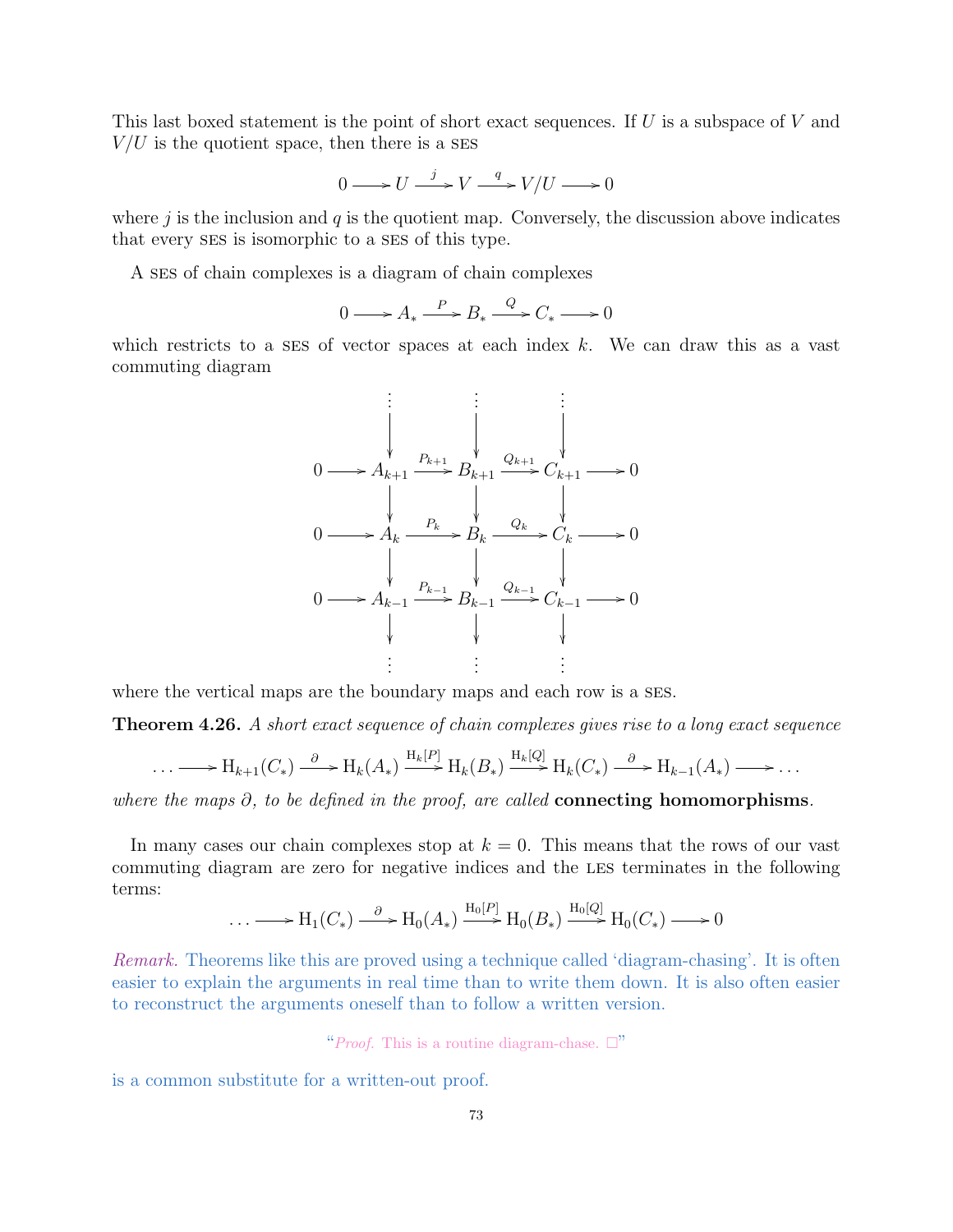This last boxed statement is the point of short exact sequences. If $U$ is a subspace of $V$ and $V/U$ is the quotient space, then there is a SES

$$0 \longrightarrow U \xrightarrow{j} V \xrightarrow{q} V/U \longrightarrow 0$$

where $j$ is the inclusion and $q$ is the quotient map. Conversely, the discussion above indicates that every SES is isomorphic to a SES of this type.

A SES of chain complexes is a diagram of chain complexes

$$0 \longrightarrow A_* \xrightarrow{P} B_* \xrightarrow{Q} C_* \longrightarrow 0$$

which restricts to a SES of vector spaces at each index $k$. We can draw this as a vast commuting diagram

$$\begin{array}{ccccccccc}
 & & \vdots & & \vdots & & \vdots & & \\
 & & \downarrow & & \downarrow & & \downarrow & & \\
0 & \longrightarrow & A_{k+1} & \xrightarrow{P_{k+1}} & B_{k+1} & \xrightarrow{Q_{k+1}} & C_{k+1} & \longrightarrow & 0 \\
 & & \downarrow & & \downarrow & & \downarrow & & \\
0 & \longrightarrow & A_k & \xrightarrow{P_k} & B_k & \xrightarrow{Q_k} & C_k & \longrightarrow & 0 \\
 & & \downarrow & & \downarrow & & \downarrow & & \\
0 & \longrightarrow & A_{k-1} & \xrightarrow{P_{k-1}} & B_{k-1} & \xrightarrow{Q_{k-1}} & C_{k-1} & \longrightarrow & 0 \\
 & & \downarrow & & \downarrow & & \downarrow & & \\
 & & \vdots & & \vdots & & \vdots & &
\end{array}$$

where the vertical maps are the boundary maps and each row is a SES.

**Theorem 4.26.** *A short exact sequence of chain complexes gives rise to a long exact sequence*

$$\dots \longrightarrow \mathrm{H}_{k+1}(C_*) \xrightarrow{\partial} \mathrm{H}_k(A_*) \xrightarrow{\mathrm{H}_k[P]} \mathrm{H}_k(B_*) \xrightarrow{\mathrm{H}_k[Q]} \mathrm{H}_k(C_*) \xrightarrow{\partial} \mathrm{H}_{k-1}(A_*) \longrightarrow \dots$$

*where the maps $\partial$, to be defined in the proof, are called* **connecting homomorphisms**.

In many cases our chain complexes stop at $k = 0$. This means that the rows of our vast commuting diagram are zero for negative indices and the LES terminates in the following terms:

$$\dots \longrightarrow \mathrm{H}_1(C_*) \xrightarrow{\partial} \mathrm{H}_0(A_*) \xrightarrow{\mathrm{H}_0[P]} \mathrm{H}_0(B_*) \xrightarrow{\mathrm{H}_0[Q]} \mathrm{H}_0(C_*) \longrightarrow 0$$

*Remark.* Theorems like this are proved using a technique called 'diagram-chasing'. It is often easier to explain the arguments in real time than to write them down. It is also often easier to reconstruct the arguments oneself than to follow a written version.

"*Proof.* This is a routine diagram-chase. □"

is a common substitute for a written-out proof.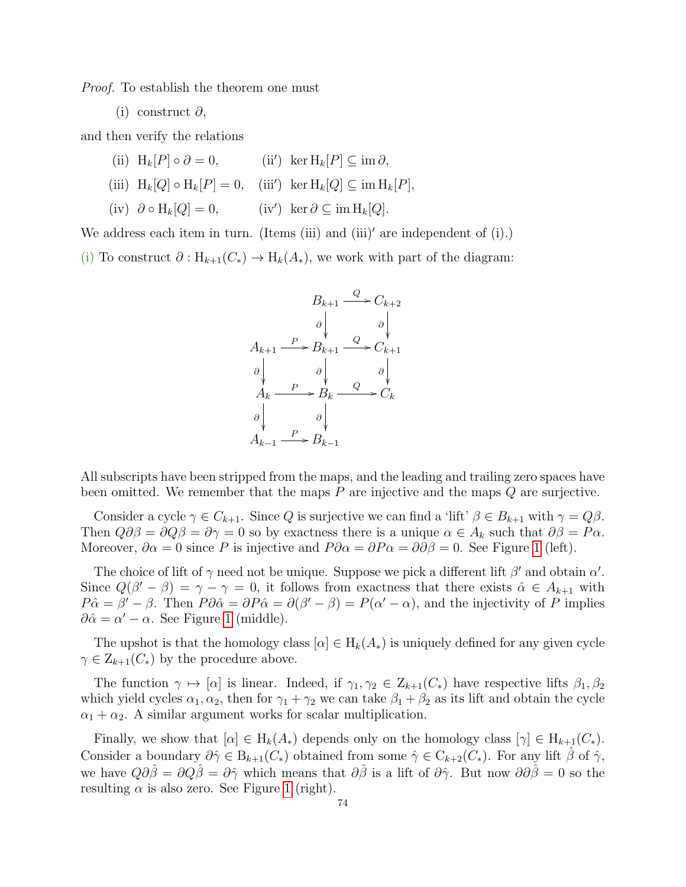*Proof.* To establish the theorem one must

(i) construct $\partial$,

and then verify the relations

(ii) $\mathrm{H}_k[P] \circ \partial = 0$, (ii′) $\ker \mathrm{H}_k[P] \subseteq \operatorname{im} \partial$,

(iii) $\mathrm{H}_k[Q] \circ \mathrm{H}_k[P] = 0$, (iii′) $\ker \mathrm{H}_k[Q] \subseteq \operatorname{im} \mathrm{H}_k[P]$,

(iv) $\partial \circ \mathrm{H}_k[Q] = 0$, (iv′) $\ker \partial \subseteq \operatorname{im} \mathrm{H}_k[Q]$.

We address each item in turn. (Items (iii) and (iii)′ are independent of (i).)

(i) To construct $\partial : \mathrm{H}_{k+1}(C_*) \to \mathrm{H}_k(A_*)$, we work with part of the diagram:

$$
\begin{array}{ccccc}
 & & B_{k+1} & \xrightarrow{Q} & C_{k+2} \\
 & & \downarrow{\scriptstyle\partial} & & \downarrow{\scriptstyle\partial} \\
A_{k+1} & \xrightarrow{P} & B_{k+1} & \xrightarrow{Q} & C_{k+1} \\
\downarrow{\scriptstyle\partial} & & \downarrow{\scriptstyle\partial} & & \downarrow{\scriptstyle\partial} \\
A_k & \xrightarrow{P} & B_k & \xrightarrow{Q} & C_k \\
\downarrow{\scriptstyle\partial} & & \downarrow{\scriptstyle\partial} & & \\
A_{k-1} & \xrightarrow{P} & B_{k-1} & &
\end{array}
$$

All subscripts have been stripped from the maps, and the leading and trailing zero spaces have been omitted. We remember that the maps $P$ are injective and the maps $Q$ are surjective.

Consider a cycle $\gamma \in C_{k+1}$. Since $Q$ is surjective we can find a 'lift' $\beta \in B_{k+1}$ with $\gamma = Q\beta$. Then $Q\partial\beta = \partial Q\beta = \partial\gamma = 0$ so by exactness there is a unique $\alpha \in A_k$ such that $\partial\beta = P\alpha$. Moreover, $\partial\alpha = 0$ since $P$ is injective and $P\partial\alpha = \partial P\alpha = \partial\partial\beta = 0$. See Figure 1 (left).

The choice of lift of $\gamma$ need not be unique. Suppose we pick a different lift $\beta'$ and obtain $\alpha'$. Since $Q(\beta' - \beta) = \gamma - \gamma = 0$, it follows from exactness that there exists $\hat{\alpha} \in A_{k+1}$ with $P\hat{\alpha} = \beta' - \beta$. Then $P\partial\hat{\alpha} = \partial P\hat{\alpha} = \partial(\beta' - \beta) = P(\alpha' - \alpha)$, and the injectivity of $P$ implies $\partial\hat{\alpha} = \alpha' - \alpha$. See Figure 1 (middle).

The upshot is that the homology class $[\alpha] \in \mathrm{H}_k(A_*)$ is uniquely defined for any given cycle $\gamma \in \mathrm{Z}_{k+1}(C_*)$ by the procedure above.

The function $\gamma \mapsto [\alpha]$ is linear. Indeed, if $\gamma_1, \gamma_2 \in \mathrm{Z}_{k+1}(C_*)$ have respective lifts $\beta_1, \beta_2$ which yield cycles $\alpha_1, \alpha_2$, then for $\gamma_1 + \gamma_2$ we can take $\beta_1 + \beta_2$ as its lift and obtain the cycle $\alpha_1 + \alpha_2$. A similar argument works for scalar multiplication.

Finally, we show that $[\alpha] \in \mathrm{H}_k(A_*)$ depends only on the homology class $[\gamma] \in \mathrm{H}_{k+1}(C_*)$. Consider a boundary $\partial\hat{\gamma} \in \mathrm{B}_{k+1}(C_*)$ obtained from some $\hat{\gamma} \in \mathrm{C}_{k+2}(C_*)$. For any lift $\hat{\beta}$ of $\hat{\gamma}$, we have $Q\partial\hat{\beta} = \partial Q\hat{\beta} = \partial\hat{\gamma}$ which means that $\partial\hat{\beta}$ is a lift of $\partial\hat{\gamma}$. But now $\partial\partial\hat{\beta} = 0$ so the resulting $\alpha$ is also zero. See Figure 1 (right).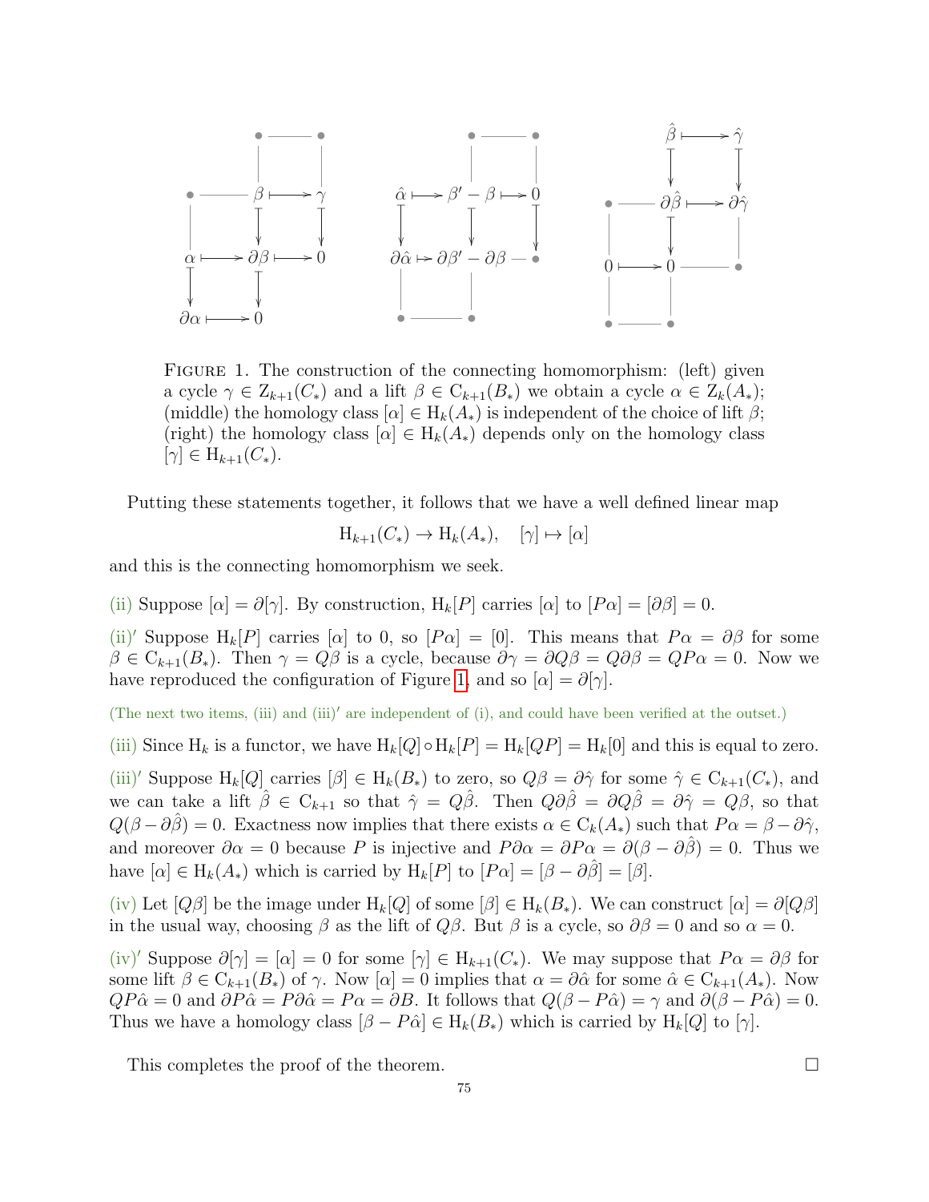FIGURE 1. The construction of the connecting homomorphism: (left) given a cycle $\gamma \in \mathrm{Z}_{k+1}(C_*)$ and a lift $\beta \in \mathrm{C}_{k+1}(B_*)$ we obtain a cycle $\alpha \in \mathrm{Z}_k(A_*)$; (middle) the homology class $[\alpha] \in \mathrm{H}_k(A_*)$ is independent of the choice of lift $\beta$; (right) the homology class $[\alpha] \in \mathrm{H}_k(A_*)$ depends only on the homology class $[\gamma] \in \mathrm{H}_{k+1}(C_*)$.

Putting these statements together, it follows that we have a well defined linear map

$$\mathrm{H}_{k+1}(C_*) \to \mathrm{H}_k(A_*), \quad [\gamma] \mapsto [\alpha]$$

and this is the connecting homomorphism we seek.

(ii) Suppose $[\alpha] = \partial[\gamma]$. By construction, $\mathrm{H}_k[P]$ carries $[\alpha]$ to $[P\alpha] = [\partial\beta] = 0$.

(ii)′ Suppose $\mathrm{H}_k[P]$ carries $[\alpha]$ to 0, so $[P\alpha] = [0]$. This means that $P\alpha = \partial\beta$ for some $\beta \in \mathrm{C}_{k+1}(B_*)$. Then $\gamma = Q\beta$ is a cycle, because $\partial\gamma = \partial Q\beta = Q\partial\beta = QP\alpha = 0$. Now we have reproduced the configuration of Figure 1, and so $[\alpha] = \partial[\gamma]$.

(The next two items, (iii) and (iii)′ are independent of (i), and could have been verified at the outset.)

(iii) Since $\mathrm{H}_k$ is a functor, we have $\mathrm{H}_k[Q] \circ \mathrm{H}_k[P] = \mathrm{H}_k[QP] = \mathrm{H}_k[0]$ and this is equal to zero.

(iii)′ Suppose $\mathrm{H}_k[Q]$ carries $[\beta] \in \mathrm{H}_k(B_*)$ to zero, so $Q\beta = \partial\hat{\gamma}$ for some $\hat{\gamma} \in \mathrm{C}_{k+1}(C_*)$, and we can take a lift $\hat{\beta} \in \mathrm{C}_{k+1}$ so that $\hat{\gamma} = Q\hat{\beta}$. Then $Q\partial\hat{\beta} = \partial Q\hat{\beta} = \partial\hat{\gamma} = Q\beta$, so that $Q(\beta - \partial\hat{\beta}) = 0$. Exactness now implies that there exists $\alpha \in \mathrm{C}_k(A_*)$ such that $P\alpha = \beta - \partial\hat{\gamma}$, and moreover $\partial\alpha = 0$ because $P$ is injective and $P\partial\alpha = \partial P\alpha = \partial(\beta - \partial\hat{\beta}) = 0$. Thus we have $[\alpha] \in \mathrm{H}_k(A_*)$ which is carried by $\mathrm{H}_k[P]$ to $[P\alpha] = [\beta - \partial\hat{\beta}] = [\beta]$.

(iv) Let $[Q\beta]$ be the image under $\mathrm{H}_k[Q]$ of some $[\beta] \in \mathrm{H}_k(B_*)$. We can construct $[\alpha] = \partial[Q\beta]$ in the usual way, choosing $\beta$ as the lift of $Q\beta$. But $\beta$ is a cycle, so $\partial\beta = 0$ and so $\alpha = 0$.

(iv)′ Suppose $\partial[\gamma] = [\alpha] = 0$ for some $[\gamma] \in \mathrm{H}_{k+1}(C_*)$. We may suppose that $P\alpha = \partial\beta$ for some lift $\beta \in \mathrm{C}_{k+1}(B_*)$ of $\gamma$. Now $[\alpha] = 0$ implies that $\alpha = \partial\hat{\alpha}$ for some $\hat{\alpha} \in \mathrm{C}_{k+1}(A_*)$. Now $QP\hat{\alpha} = 0$ and $\partial P\hat{\alpha} = P\partial\hat{\alpha} = P\alpha = \partial B$. It follows that $Q(\beta - P\hat{\alpha}) = \gamma$ and $\partial(\beta - P\hat{\alpha}) = 0$. Thus we have a homology class $[\beta - P\hat{\alpha}] \in \mathrm{H}_k(B_*)$ which is carried by $\mathrm{H}_k[Q]$ to $[\gamma]$.

This completes the proof of the theorem. □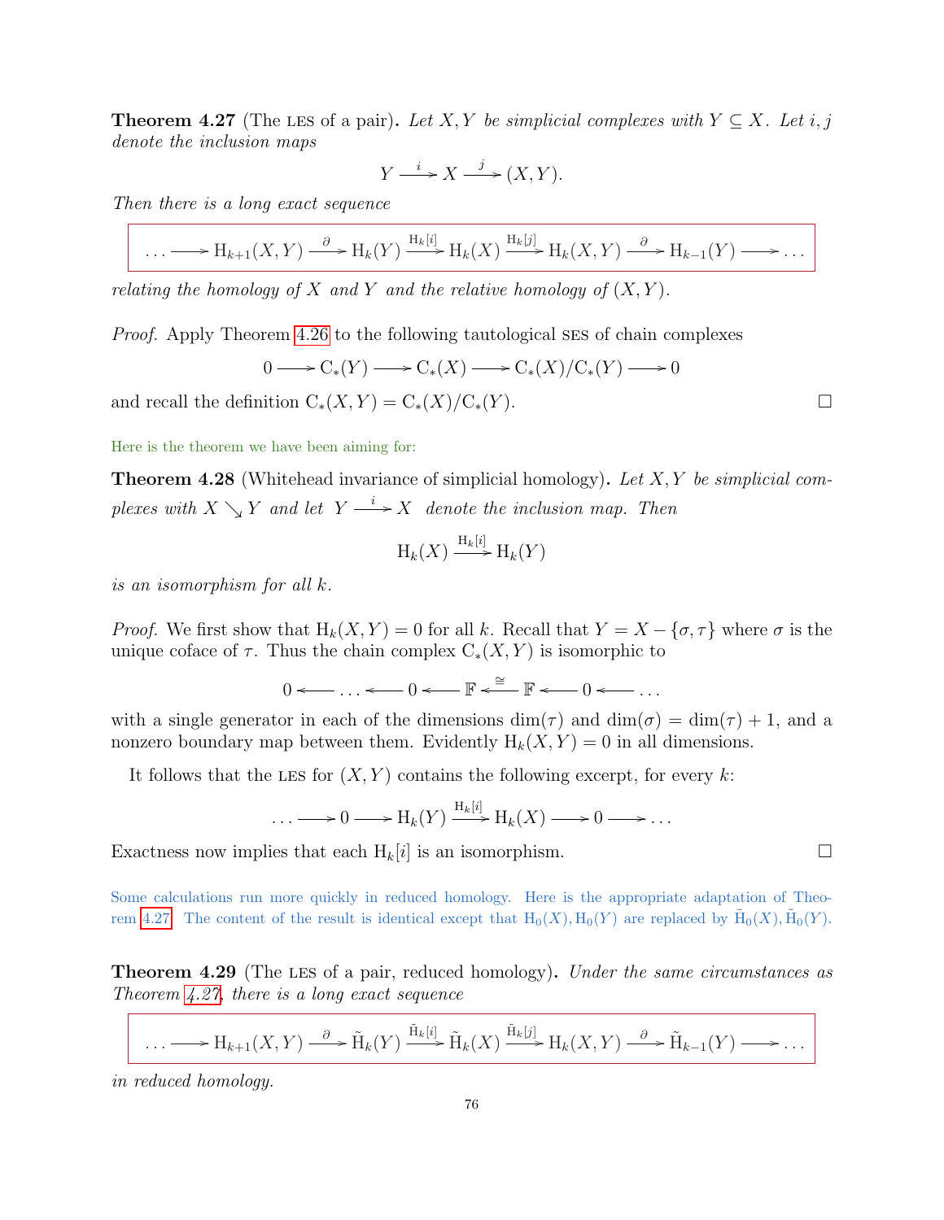**Theorem 4.27** (The LES of a pair)**.** *Let $X, Y$ be simplicial complexes with $Y \subseteq X$. Let $i, j$ denote the inclusion maps*

$$Y \xrightarrow{\ i\ } X \xrightarrow{\ j\ } (X, Y).$$

*Then there is a long exact sequence*

$$\ldots \longrightarrow \mathrm{H}_{k+1}(X,Y) \xrightarrow{\ \partial\ } \mathrm{H}_k(Y) \xrightarrow{\mathrm{H}_k[i]} \mathrm{H}_k(X) \xrightarrow{\mathrm{H}_k[j]} \mathrm{H}_k(X,Y) \xrightarrow{\ \partial\ } \mathrm{H}_{k-1}(Y) \longrightarrow \ldots$$

*relating the homology of $X$ and $Y$ and the relative homology of $(X, Y)$.*

*Proof.* Apply Theorem 4.26 to the following tautological SES of chain complexes

$$0 \longrightarrow \mathrm{C}_*(Y) \longrightarrow \mathrm{C}_*(X) \longrightarrow \mathrm{C}_*(X)/\mathrm{C}_*(Y) \longrightarrow 0$$

and recall the definition $\mathrm{C}_*(X,Y) = \mathrm{C}_*(X)/\mathrm{C}_*(Y)$. □

Here is the theorem we have been aiming for:

**Theorem 4.28** (Whitehead invariance of simplicial homology)**.** *Let $X, Y$ be simplicial complexes with $X \searrow Y$ and let $Y \xrightarrow{\ i\ } X$ denote the inclusion map. Then*

$$\mathrm{H}_k(X) \xrightarrow{\mathrm{H}_k[i]} \mathrm{H}_k(Y)$$

*is an isomorphism for all $k$.*

*Proof.* We first show that $\mathrm{H}_k(X,Y) = 0$ for all $k$. Recall that $Y = X - \{\sigma, \tau\}$ where $\sigma$ is the unique coface of $\tau$. Thus the chain complex $\mathrm{C}_*(X,Y)$ is isomorphic to

$$0 \longleftarrow \ldots \longleftarrow 0 \longleftarrow \mathbb{F} \xleftarrow{\ \cong\ } \mathbb{F} \longleftarrow 0 \longleftarrow \ldots$$

with a single generator in each of the dimensions $\dim(\tau)$ and $\dim(\sigma) = \dim(\tau) + 1$, and a nonzero boundary map between them. Evidently $\mathrm{H}_k(X,Y) = 0$ in all dimensions.

It follows that the LES for $(X, Y)$ contains the following excerpt, for every $k$:

$$\ldots \longrightarrow 0 \longrightarrow \mathrm{H}_k(Y) \xrightarrow{\mathrm{H}_k[i]} \mathrm{H}_k(X) \longrightarrow 0 \longrightarrow \ldots$$

Exactness now implies that each $\mathrm{H}_k[i]$ is an isomorphism. □

Some calculations run more quickly in reduced homology. Here is the appropriate adaptation of Theorem 4.27. The content of the result is identical except that $\mathrm{H}_0(X), \mathrm{H}_0(Y)$ are replaced by $\tilde{\mathrm{H}}_0(X), \tilde{\mathrm{H}}_0(Y)$.

**Theorem 4.29** (The LES of a pair, reduced homology)**.** *Under the same circumstances as Theorem 4.27, there is a long exact sequence*

$$\ldots \longrightarrow \mathrm{H}_{k+1}(X,Y) \xrightarrow{\ \partial\ } \tilde{\mathrm{H}}_k(Y) \xrightarrow{\tilde{\mathrm{H}}_k[i]} \tilde{\mathrm{H}}_k(X) \xrightarrow{\tilde{\mathrm{H}}_k[j]} \mathrm{H}_k(X,Y) \xrightarrow{\ \partial\ } \tilde{\mathrm{H}}_{k-1}(Y) \longrightarrow \ldots$$

*in reduced homology.*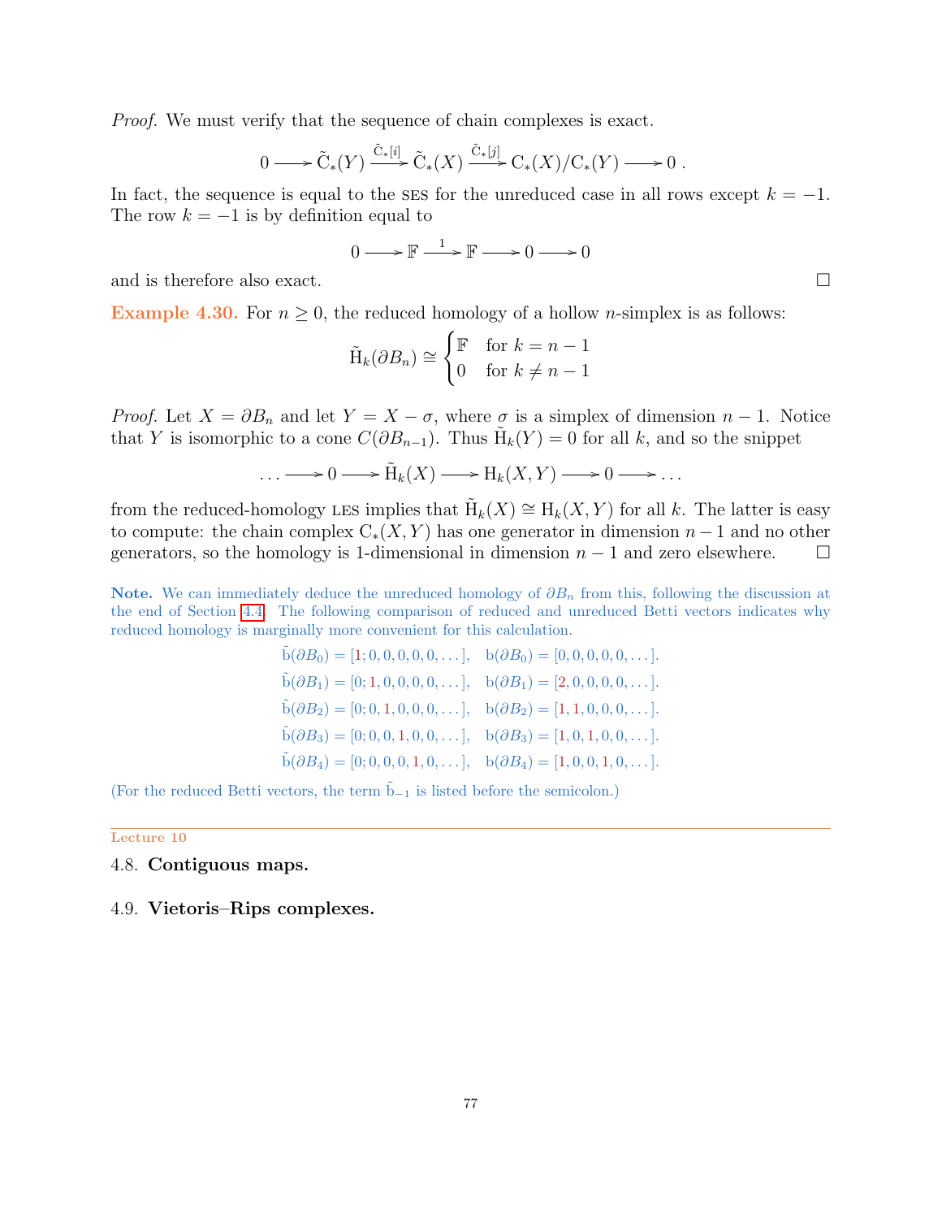*Proof.* We must verify that the sequence of chain complexes is exact.

$$0 \longrightarrow \tilde{\mathrm{C}}_*(Y) \xrightarrow{\tilde{\mathrm{C}}_*[i]} \tilde{\mathrm{C}}_*(X) \xrightarrow{\tilde{\mathrm{C}}_*[j]} \mathrm{C}_*(X)/\mathrm{C}_*(Y) \longrightarrow 0 \,.$$

In fact, the sequence is equal to the SES for the unreduced case in all rows except $k = -1$. The row $k = -1$ is by definition equal to

$$0 \longrightarrow \mathbb{F} \xrightarrow{1} \mathbb{F} \longrightarrow 0 \longrightarrow 0$$

and is therefore also exact. ☐

**Example 4.30.** For $n \geq 0$, the reduced homology of a hollow $n$-simplex is as follows:

$$\tilde{\mathrm{H}}_k(\partial B_n) \cong \begin{cases} \mathbb{F} & \text{for } k = n-1 \\ 0 & \text{for } k \neq n-1 \end{cases}$$

*Proof.* Let $X = \partial B_n$ and let $Y = X - \sigma$, where $\sigma$ is a simplex of dimension $n-1$. Notice that $Y$ is isomorphic to a cone $C(\partial B_{n-1})$. Thus $\tilde{\mathrm{H}}_k(Y) = 0$ for all $k$, and so the snippet

$$\ldots \longrightarrow 0 \longrightarrow \tilde{\mathrm{H}}_k(X) \longrightarrow \mathrm{H}_k(X,Y) \longrightarrow 0 \longrightarrow \ldots$$

from the reduced-homology LES implies that $\tilde{\mathrm{H}}_k(X) \cong \mathrm{H}_k(X,Y)$ for all $k$. The latter is easy to compute: the chain complex $\mathrm{C}_*(X,Y)$ has one generator in dimension $n-1$ and no other generators, so the homology is 1-dimensional in dimension $n-1$ and zero elsewhere. ☐

**Note.** We can immediately deduce the unreduced homology of $\partial B_n$ from this, following the discussion at the end of Section 4.4. The following comparison of reduced and unreduced Betti vectors indicates why reduced homology is marginally more convenient for this calculation.

$$\tilde{\mathrm{b}}(\partial B_0) = [1; 0, 0, 0, 0, 0, \ldots], \quad \mathrm{b}(\partial B_0) = [0, 0, 0, 0, 0, \ldots].$$

$$\tilde{\mathrm{b}}(\partial B_1) = [0; 1, 0, 0, 0, 0, \ldots], \quad \mathrm{b}(\partial B_1) = [2, 0, 0, 0, 0, \ldots].$$

$$\tilde{\mathrm{b}}(\partial B_2) = [0; 0, 1, 0, 0, 0, \ldots], \quad \mathrm{b}(\partial B_2) = [1, 1, 0, 0, 0, \ldots].$$

$$\tilde{\mathrm{b}}(\partial B_3) = [0; 0, 0, 1, 0, 0, \ldots], \quad \mathrm{b}(\partial B_3) = [1, 0, 1, 0, 0, \ldots].$$

$$\tilde{\mathrm{b}}(\partial B_4) = [0; 0, 0, 0, 1, 0, \ldots], \quad \mathrm{b}(\partial B_4) = [1, 0, 0, 1, 0, \ldots].$$

(For the reduced Betti vectors, the term $\tilde{\mathrm{b}}_{-1}$ is listed before the semicolon.)

---

Lecture 10

### 4.8. Contiguous maps.

### 4.9. Vietoris–Rips complexes.